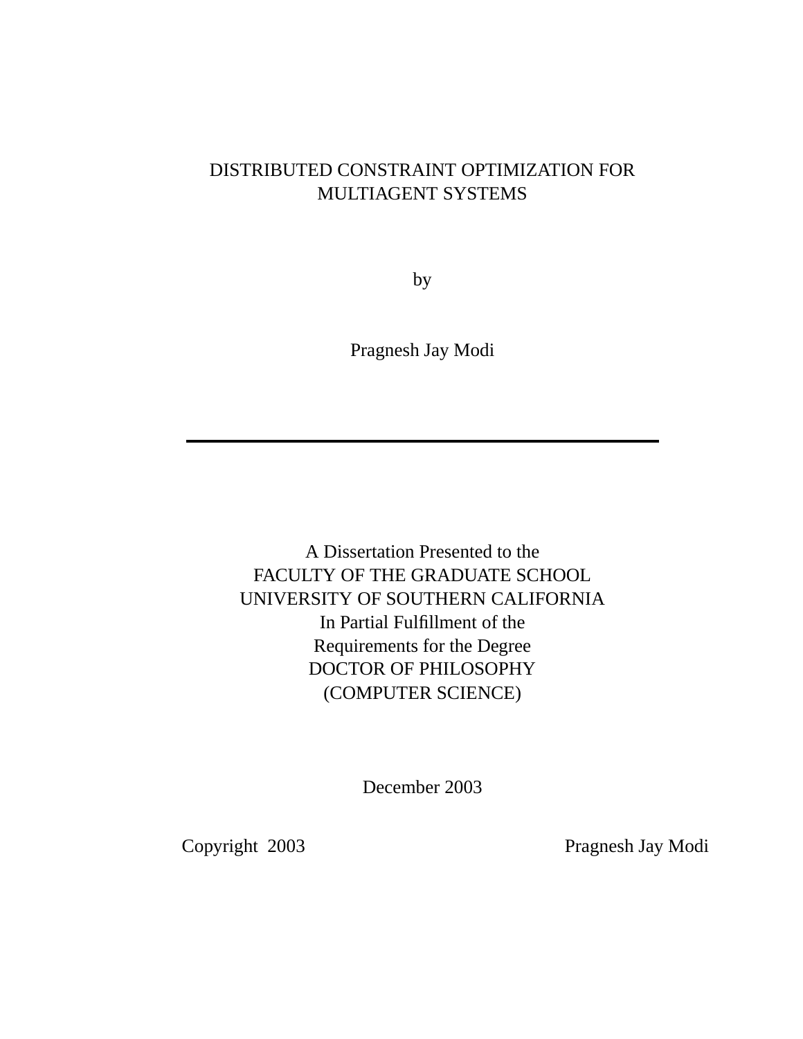# DISTRIBUTED CONSTRAINT OPTIMIZATION FOR MULTIAGENT SYSTEMS

by

Pragnesh Jay Modi

---

A Dissertation Presented to the
FACULTY OF THE GRADUATE SCHOOL
UNIVERSITY OF SOUTHERN CALIFORNIA
In Partial Fulfillment of the
Requirements for the Degree
DOCTOR OF PHILOSOPHY
(COMPUTER SCIENCE)

December 2003

Copyright 2003 Pragnesh Jay Modi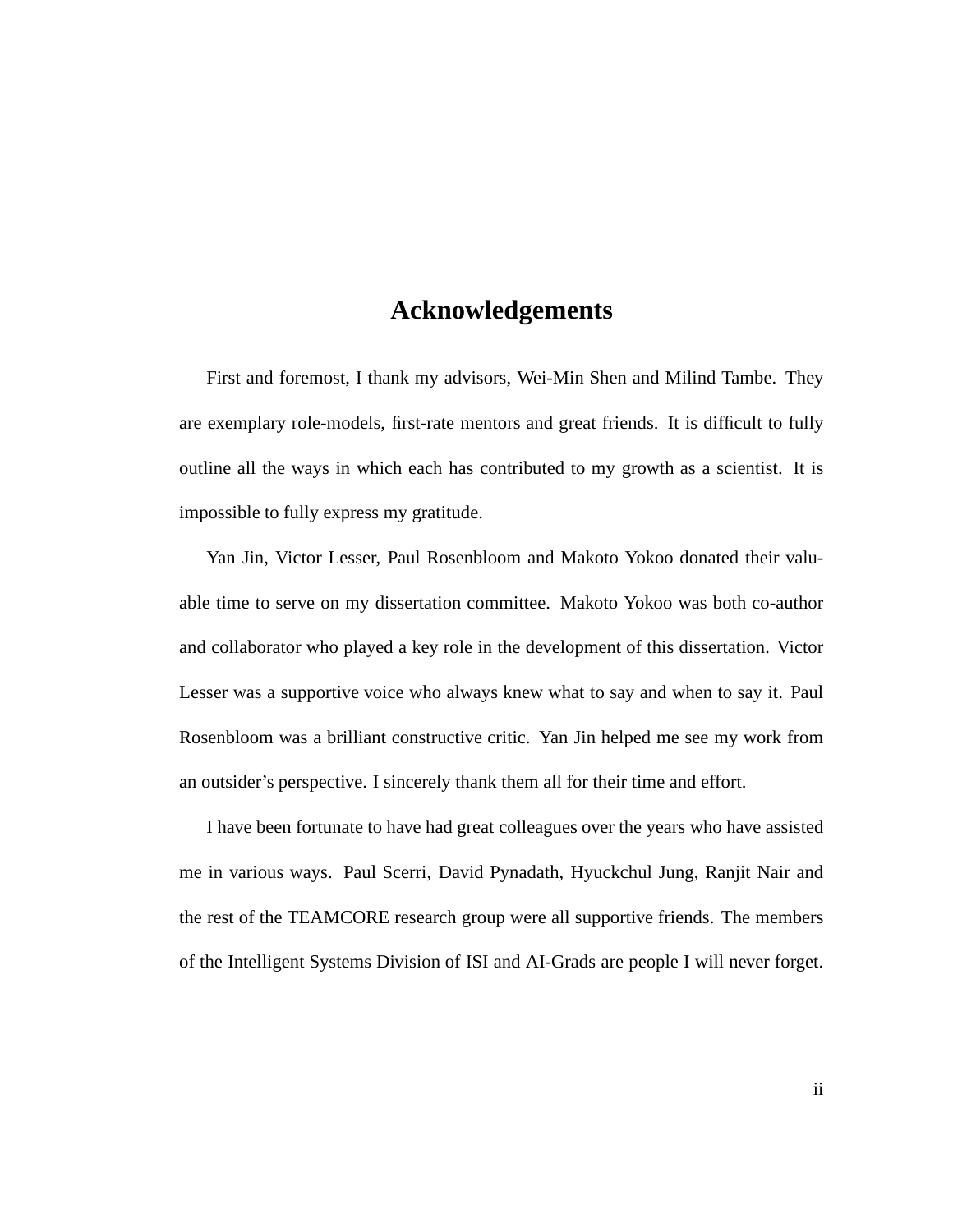# Acknowledgements

First and foremost, I thank my advisors, Wei-Min Shen and Milind Tambe. They are exemplary role-models, first-rate mentors and great friends. It is difficult to fully outline all the ways in which each has contributed to my growth as a scientist. It is impossible to fully express my gratitude.

Yan Jin, Victor Lesser, Paul Rosenbloom and Makoto Yokoo donated their valuable time to serve on my dissertation committee. Makoto Yokoo was both co-author and collaborator who played a key role in the development of this dissertation. Victor Lesser was a supportive voice who always knew what to say and when to say it. Paul Rosenbloom was a brilliant constructive critic. Yan Jin helped me see my work from an outsider's perspective. I sincerely thank them all for their time and effort.

I have been fortunate to have had great colleagues over the years who have assisted me in various ways. Paul Scerri, David Pynadath, Hyuckchul Jung, Ranjit Nair and the rest of the TEAMCORE research group were all supportive friends. The members of the Intelligent Systems Division of ISI and AI-Grads are people I will never forget.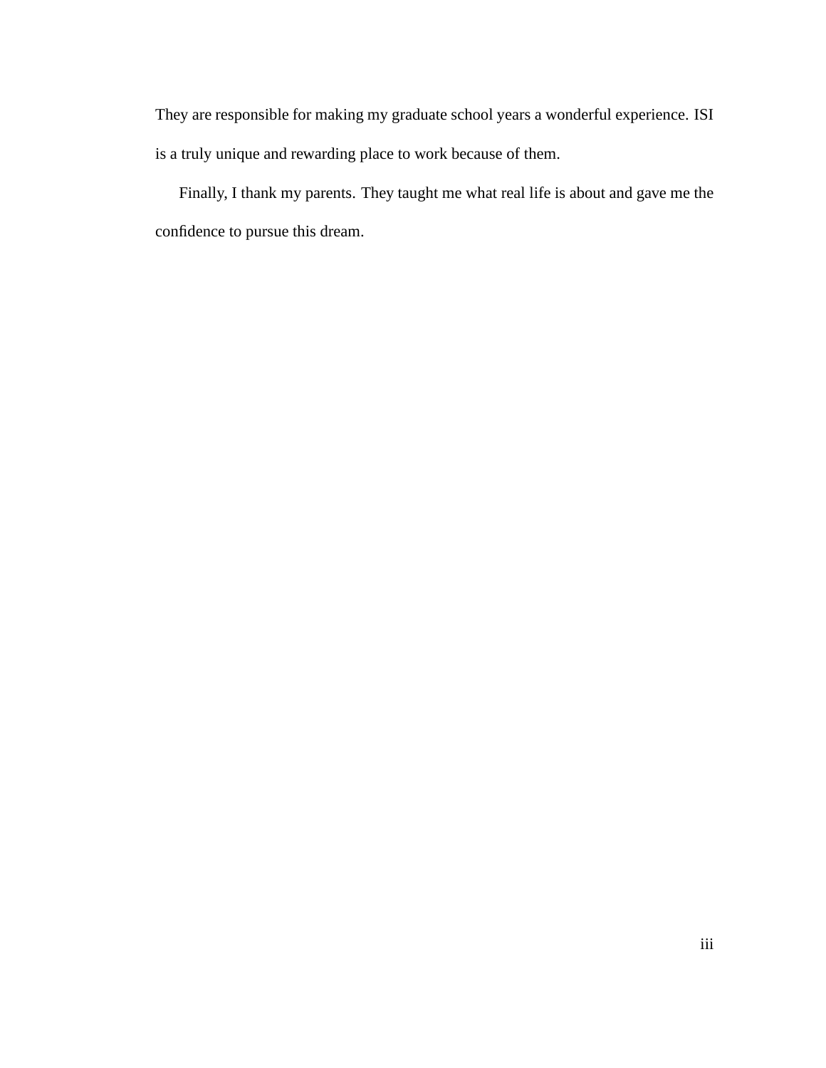They are responsible for making my graduate school years a wonderful experience. ISI is a truly unique and rewarding place to work because of them.

Finally, I thank my parents. They taught me what real life is about and gave me the confidence to pursue this dream.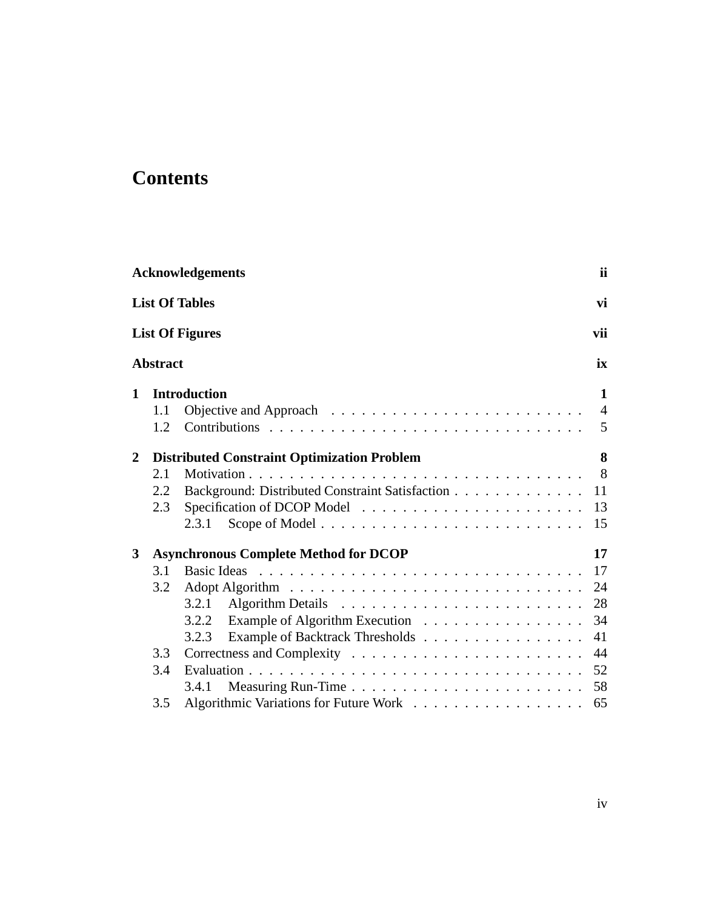# Contents

**Acknowledgements** **ii**

**List Of Tables** **vi**

**List Of Figures** **vii**

**Abstract** **ix**

**1 Introduction** **1**
- 1.1 Objective and Approach . . . . . . . . . . . . . . . . . . . . . . . . 4
- 1.2 Contributions . . . . . . . . . . . . . . . . . . . . . . . . . . . . . . 5

**2 Distributed Constraint Optimization Problem** **8**
- 2.1 Motivation . . . . . . . . . . . . . . . . . . . . . . . . . . . . . . . . 8
- 2.2 Background: Distributed Constraint Satisfaction . . . . . . . . . . . . 11
- 2.3 Specification of DCOP Model . . . . . . . . . . . . . . . . . . . . . 13
  - 2.3.1 Scope of Model . . . . . . . . . . . . . . . . . . . . . . . . 15

**3 Asynchronous Complete Method for DCOP** **17**
- 3.1 Basic Ideas . . . . . . . . . . . . . . . . . . . . . . . . . . . . . . . 17
- 3.2 Adopt Algorithm . . . . . . . . . . . . . . . . . . . . . . . . . . . . 24
  - 3.2.1 Algorithm Details . . . . . . . . . . . . . . . . . . . . . . . 28
  - 3.2.2 Example of Algorithm Execution . . . . . . . . . . . . . . . 34
  - 3.2.3 Example of Backtrack Thresholds . . . . . . . . . . . . . . . 41
- 3.3 Correctness and Complexity . . . . . . . . . . . . . . . . . . . . . . 44
- 3.4 Evaluation . . . . . . . . . . . . . . . . . . . . . . . . . . . . . . . . 52
  - 3.4.1 Measuring Run-Time . . . . . . . . . . . . . . . . . . . . . . 58
- 3.5 Algorithmic Variations for Future Work . . . . . . . . . . . . . . . . 65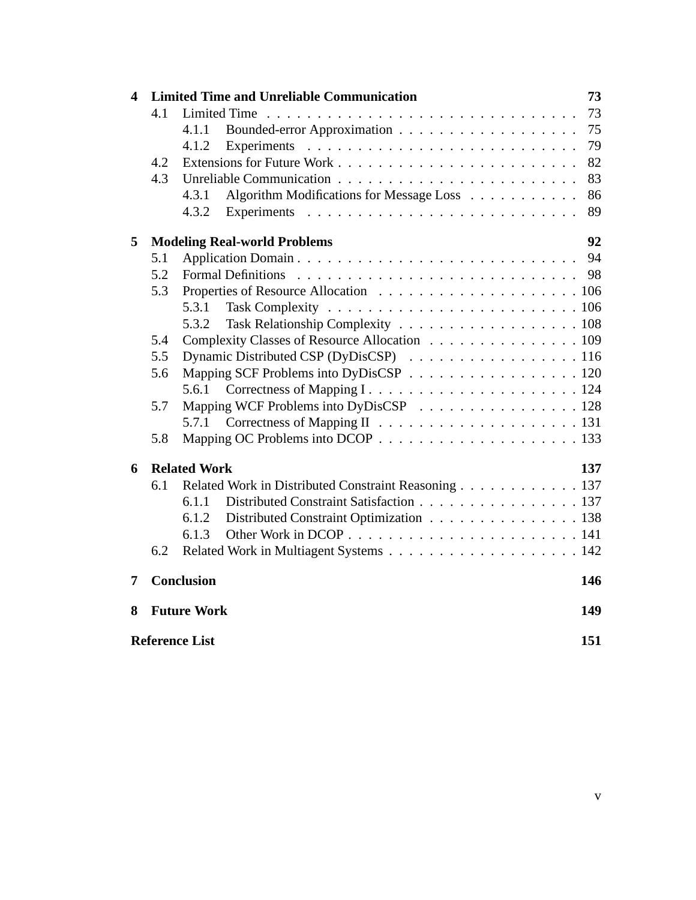**4 Limited Time and Unreliable Communication** **73**

- 4.1 Limited Time . . . . . . . . . . . . . . . . . . . . . . . . . . . . . . . 73
  - 4.1.1 Bounded-error Approximation . . . . . . . . . . . . . . . . . . 75
  - 4.1.2 Experiments . . . . . . . . . . . . . . . . . . . . . . . . . . . 79
- 4.2 Extensions for Future Work . . . . . . . . . . . . . . . . . . . . . . . 82
- 4.3 Unreliable Communication . . . . . . . . . . . . . . . . . . . . . . . 83
  - 4.3.1 Algorithm Modifications for Message Loss . . . . . . . . . . . 86
  - 4.3.2 Experiments . . . . . . . . . . . . . . . . . . . . . . . . . . . 89

**5 Modeling Real-world Problems** **92**

- 5.1 Application Domain . . . . . . . . . . . . . . . . . . . . . . . . . . . 94
- 5.2 Formal Definitions . . . . . . . . . . . . . . . . . . . . . . . . . . . 98
- 5.3 Properties of Resource Allocation . . . . . . . . . . . . . . . . . . . . 106
  - 5.3.1 Task Complexity . . . . . . . . . . . . . . . . . . . . . . . . . 106
  - 5.3.2 Task Relationship Complexity . . . . . . . . . . . . . . . . . . 108
- 5.4 Complexity Classes of Resource Allocation . . . . . . . . . . . . . . . 109
- 5.5 Dynamic Distributed CSP (DyDisCSP) . . . . . . . . . . . . . . . . . 116
- 5.6 Mapping SCF Problems into DyDisCSP . . . . . . . . . . . . . . . . . 120
  - 5.6.1 Correctness of Mapping I . . . . . . . . . . . . . . . . . . . . . 124
- 5.7 Mapping WCF Problems into DyDisCSP . . . . . . . . . . . . . . . . 128
  - 5.7.1 Correctness of Mapping II . . . . . . . . . . . . . . . . . . . . 131
- 5.8 Mapping OC Problems into DCOP . . . . . . . . . . . . . . . . . . . . 133

**6 Related Work** **137**

- 6.1 Related Work in Distributed Constraint Reasoning . . . . . . . . . . . . 137
  - 6.1.1 Distributed Constraint Satisfaction . . . . . . . . . . . . . . . . 137
  - 6.1.2 Distributed Constraint Optimization . . . . . . . . . . . . . . . 138
  - 6.1.3 Other Work in DCOP . . . . . . . . . . . . . . . . . . . . . . . 141
- 6.2 Related Work in Multiagent Systems . . . . . . . . . . . . . . . . . . . 142

**7 Conclusion** **146**

**8 Future Work** **149**

**Reference List** **151**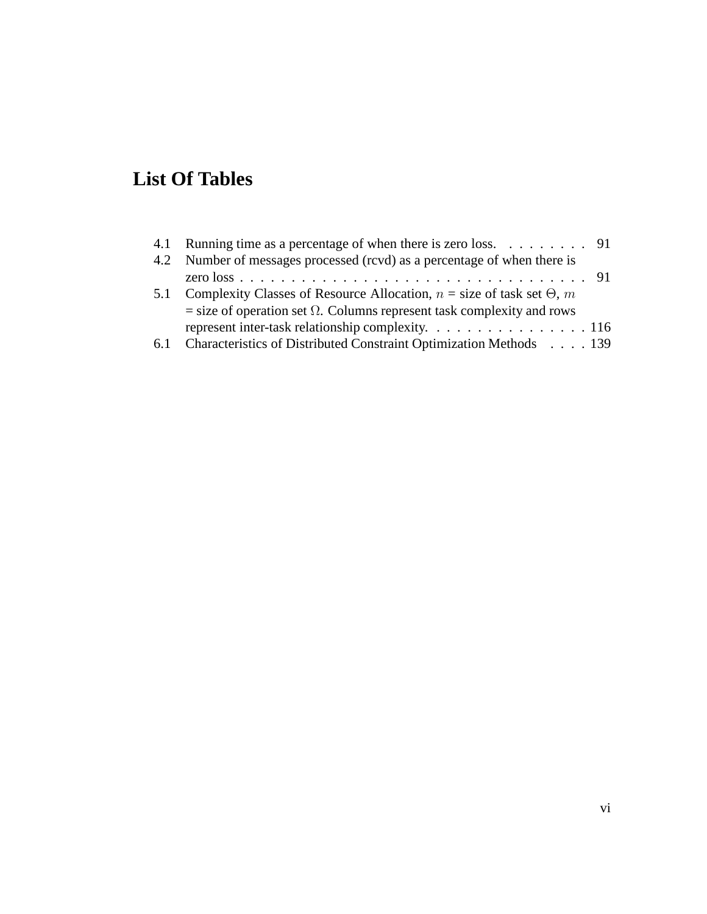# List Of Tables

4.1 Running time as a percentage of when there is zero loss. . . . . . . . . 91

4.2 Number of messages processed (rcvd) as a percentage of when there is zero loss . . . . . . . . . . . . . . . . . . . . . . . . . . . . . . . . . . 91

5.1 Complexity Classes of Resource Allocation, $n$ = size of task set $\Theta$, $m$ = size of operation set $\Omega$. Columns represent task complexity and rows represent inter-task relationship complexity. . . . . . . . . . . . . . . . 116

6.1 Characteristics of Distributed Constraint Optimization Methods . . . . 139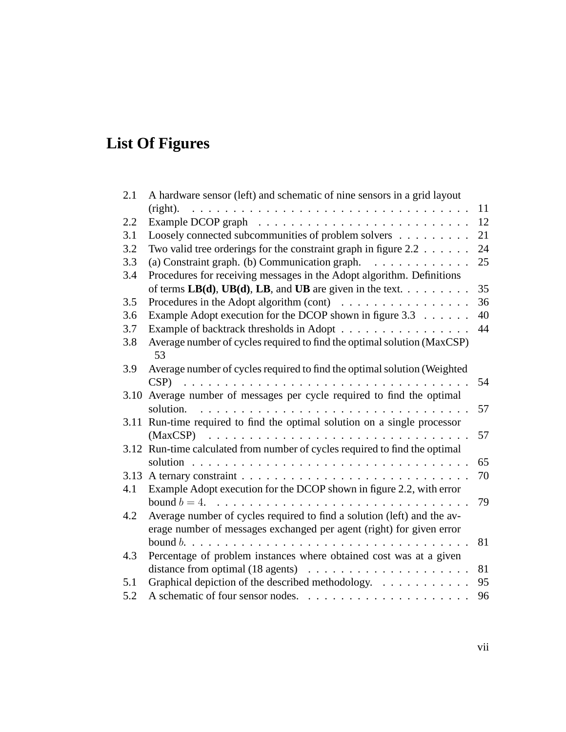# List Of Figures

| | | |
|---|---|---|
| 2.1 | A hardware sensor (left) and schematic of nine sensors in a grid layout (right). | 11 |
| 2.2 | Example DCOP graph | 12 |
| 3.1 | Loosely connected subcommunities of problem solvers | 21 |
| 3.2 | Two valid tree orderings for the constraint graph in figure 2.2 | 24 |
| 3.3 | (a) Constraint graph. (b) Communication graph. | 25 |
| 3.4 | Procedures for receiving messages in the Adopt algorithm. Definitions of terms **LB(d)**, **UB(d)**, **LB**, and **UB** are given in the text. | 35 |
| 3.5 | Procedures in the Adopt algorithm (cont) | 36 |
| 3.6 | Example Adopt execution for the DCOP shown in figure 3.3 | 40 |
| 3.7 | Example of backtrack thresholds in Adopt | 44 |
| 3.8 | Average number of cycles required to find the optimal solution (MaxCSP) | 53 |
| 3.9 | Average number of cycles required to find the optimal solution (Weighted CSP) | 54 |
| 3.10 | Average number of messages per cycle required to find the optimal solution. | 57 |
| 3.11 | Run-time required to find the optimal solution on a single processor (MaxCSP) | 57 |
| 3.12 | Run-time calculated from number of cycles required to find the optimal solution | 65 |
| 3.13 | A ternary constraint | 70 |
| 4.1 | Example Adopt execution for the DCOP shown in figure 2.2, with error bound $b = 4$. | 79 |
| 4.2 | Average number of cycles required to find a solution (left) and the average number of messages exchanged per agent (right) for given error bound $b$. | 81 |
| 4.3 | Percentage of problem instances where obtained cost was at a given distance from optimal (18 agents) | 81 |
| 5.1 | Graphical depiction of the described methodology. | 95 |
| 5.2 | A schematic of four sensor nodes. | 96 |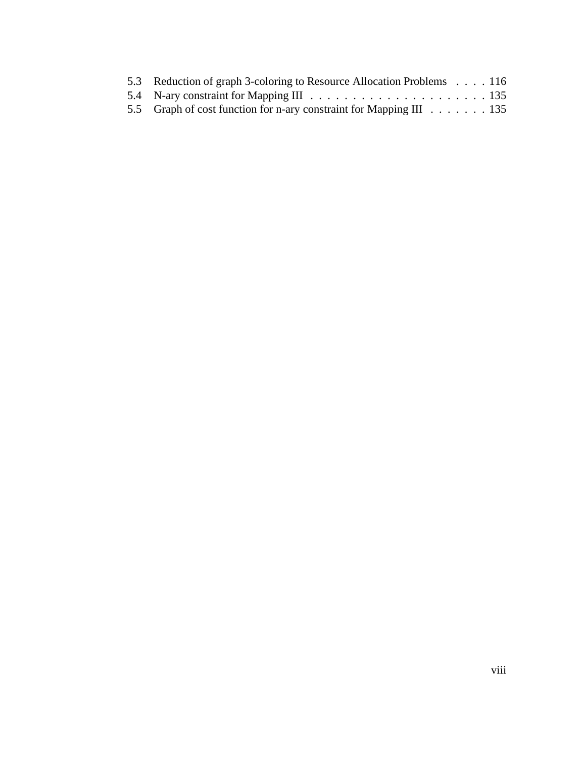5.3 Reduction of graph 3-coloring to Resource Allocation Problems . . . . 116
5.4 N-ary constraint for Mapping III . . . . . . . . . . . . . . . . . . . . . 135
5.5 Graph of cost function for n-ary constraint for Mapping III . . . . . . . 135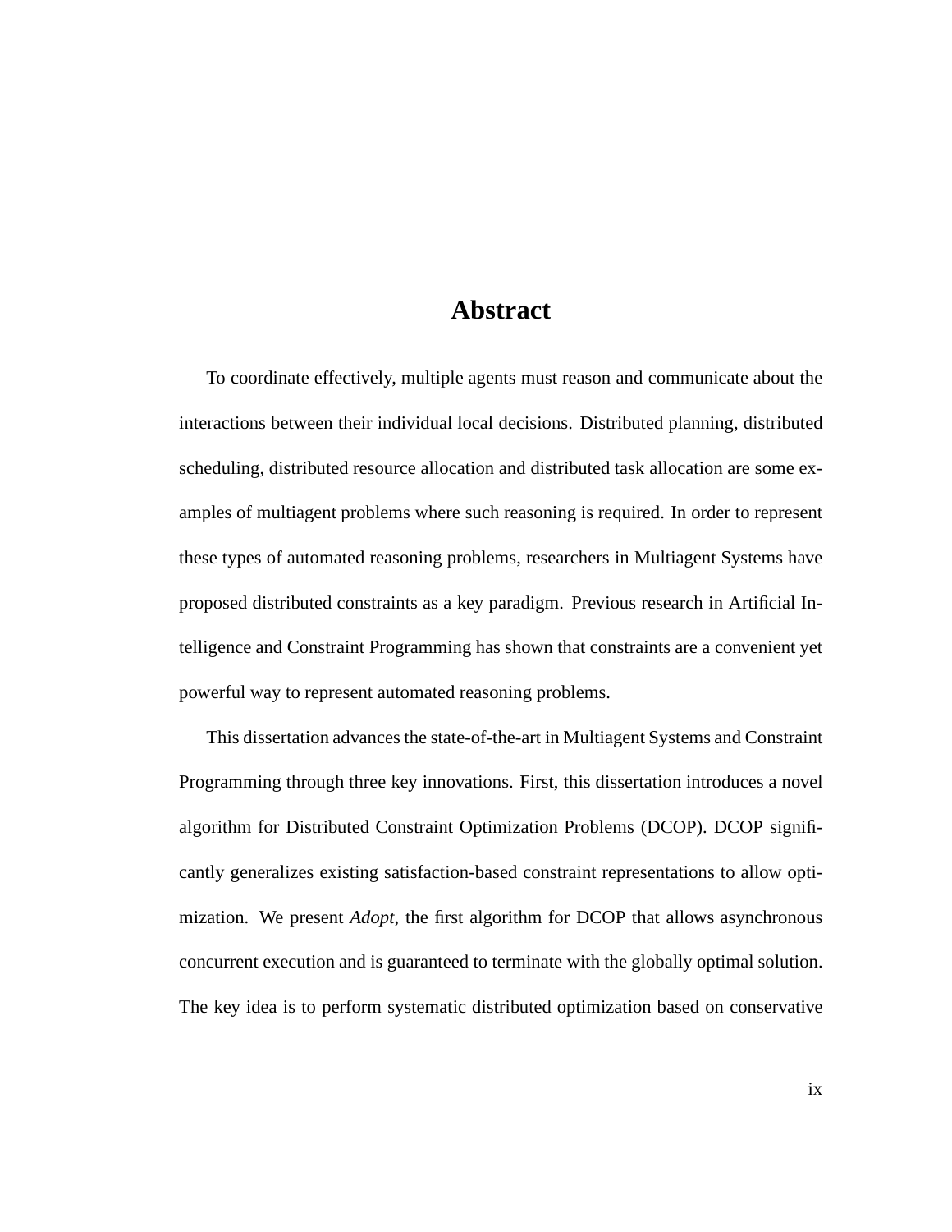# Abstract

To coordinate effectively, multiple agents must reason and communicate about the interactions between their individual local decisions. Distributed planning, distributed scheduling, distributed resource allocation and distributed task allocation are some examples of multiagent problems where such reasoning is required. In order to represent these types of automated reasoning problems, researchers in Multiagent Systems have proposed distributed constraints as a key paradigm. Previous research in Artificial Intelligence and Constraint Programming has shown that constraints are a convenient yet powerful way to represent automated reasoning problems.

This dissertation advances the state-of-the-art in Multiagent Systems and Constraint Programming through three key innovations. First, this dissertation introduces a novel algorithm for Distributed Constraint Optimization Problems (DCOP). DCOP significantly generalizes existing satisfaction-based constraint representations to allow optimization. We present *Adopt*, the first algorithm for DCOP that allows asynchronous concurrent execution and is guaranteed to terminate with the globally optimal solution. The key idea is to perform systematic distributed optimization based on conservative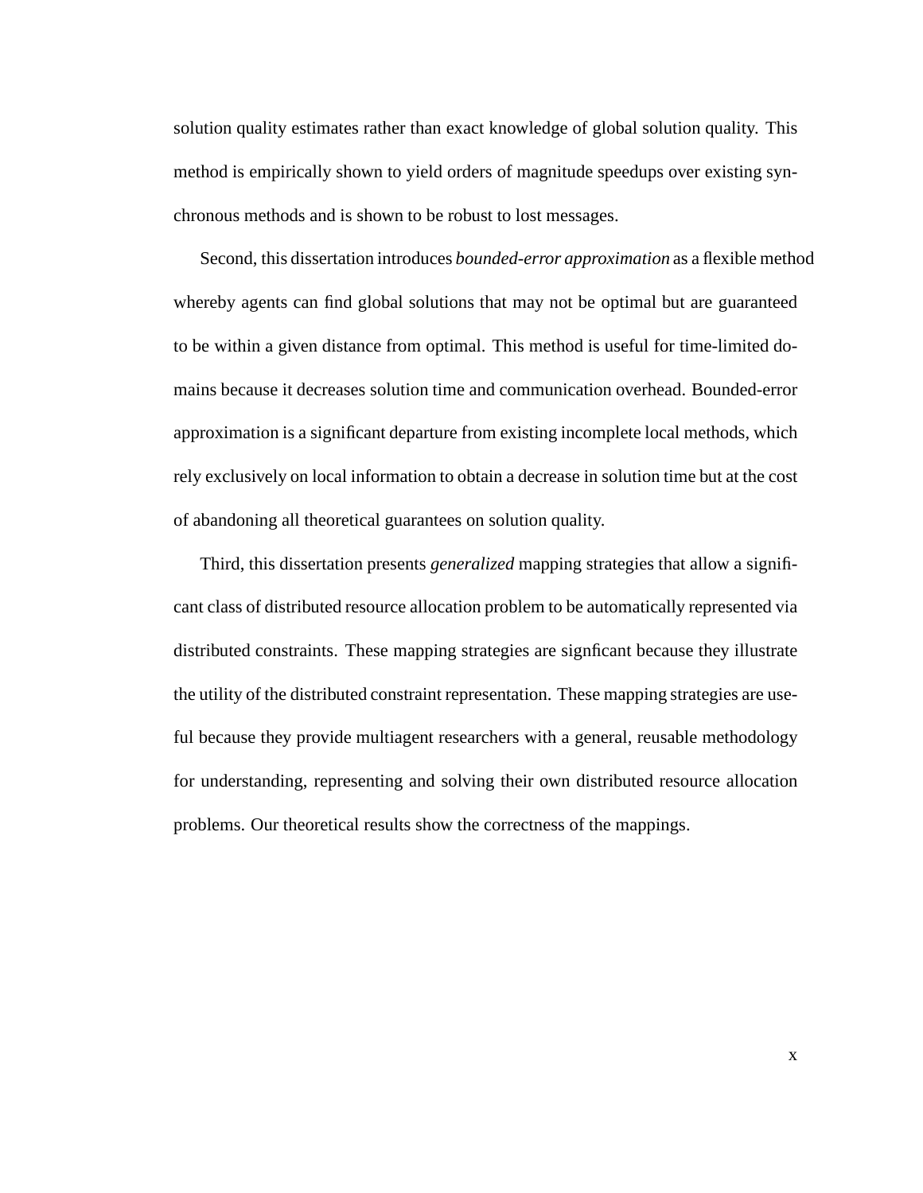solution quality estimates rather than exact knowledge of global solution quality. This method is empirically shown to yield orders of magnitude speedups over existing synchronous methods and is shown to be robust to lost messages.

Second, this dissertation introduces *bounded-error approximation* as a flexible method whereby agents can find global solutions that may not be optimal but are guaranteed to be within a given distance from optimal. This method is useful for time-limited domains because it decreases solution time and communication overhead. Bounded-error approximation is a significant departure from existing incomplete local methods, which rely exclusively on local information to obtain a decrease in solution time but at the cost of abandoning all theoretical guarantees on solution quality.

Third, this dissertation presents *generalized* mapping strategies that allow a significant class of distributed resource allocation problem to be automatically represented via distributed constraints. These mapping strategies are signficant because they illustrate the utility of the distributed constraint representation. These mapping strategies are useful because they provide multiagent researchers with a general, reusable methodology for understanding, representing and solving their own distributed resource allocation problems. Our theoretical results show the correctness of the mappings.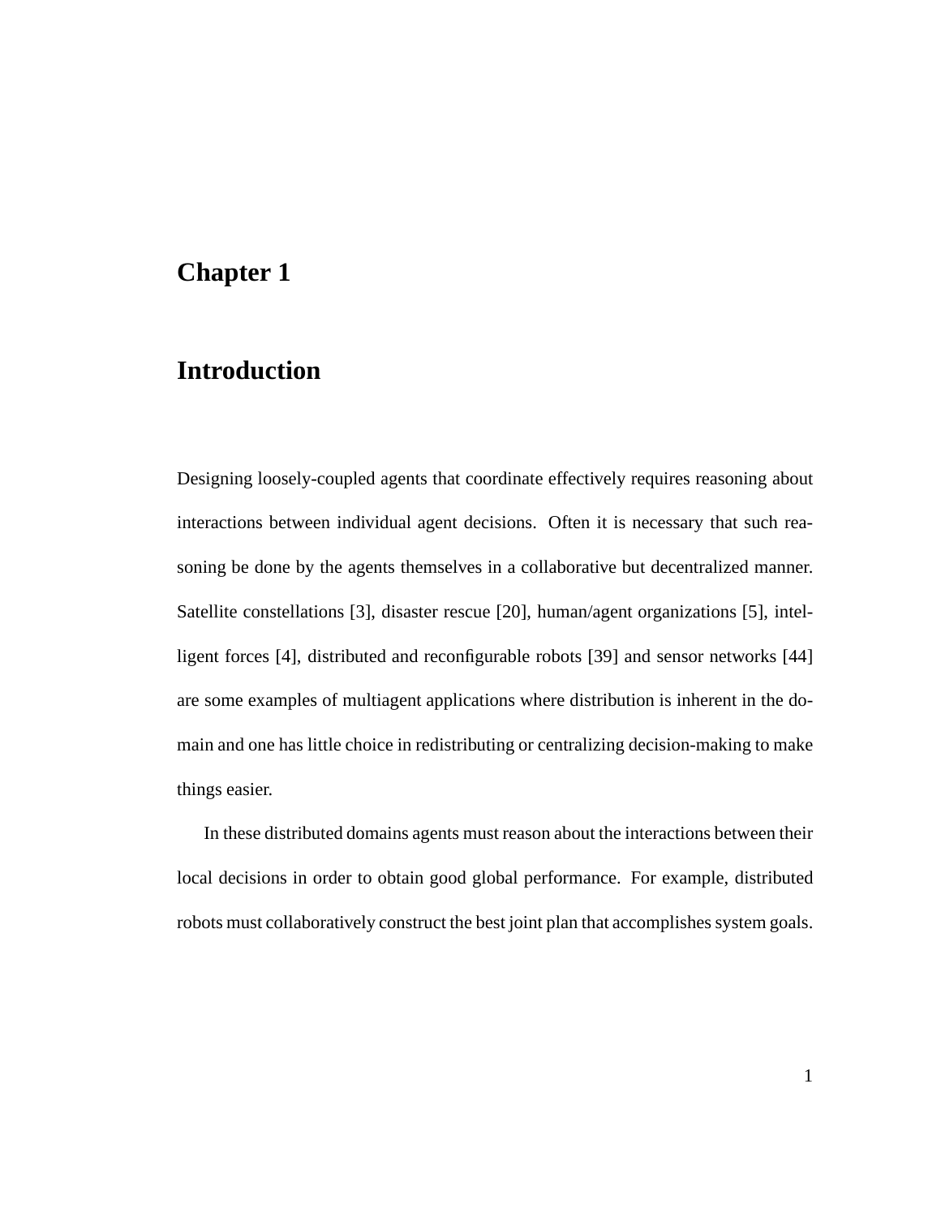# Chapter 1

# Introduction

Designing loosely-coupled agents that coordinate effectively requires reasoning about interactions between individual agent decisions. Often it is necessary that such reasoning be done by the agents themselves in a collaborative but decentralized manner. Satellite constellations [3], disaster rescue [20], human/agent organizations [5], intelligent forces [4], distributed and reconfigurable robots [39] and sensor networks [44] are some examples of multiagent applications where distribution is inherent in the domain and one has little choice in redistributing or centralizing decision-making to make things easier.

In these distributed domains agents must reason about the interactions between their local decisions in order to obtain good global performance. For example, distributed robots must collaboratively construct the best joint plan that accomplishes system goals.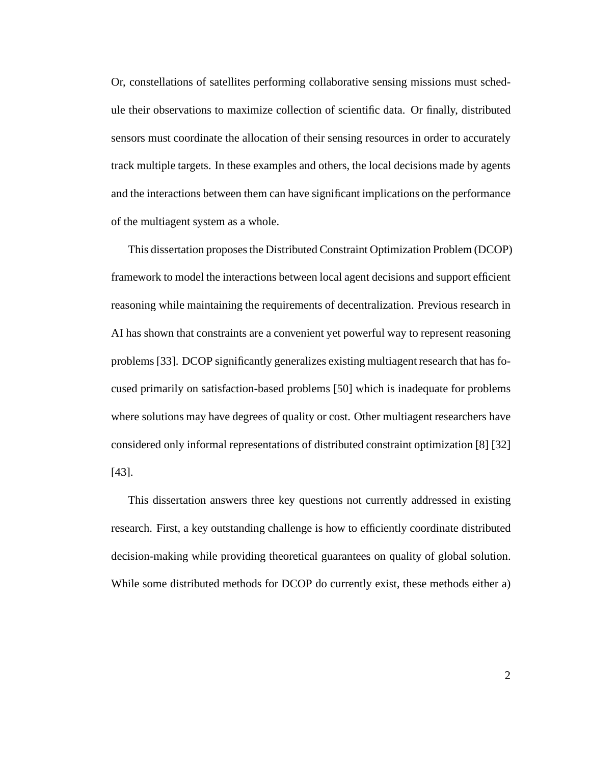Or, constellations of satellites performing collaborative sensing missions must schedule their observations to maximize collection of scientific data. Or finally, distributed sensors must coordinate the allocation of their sensing resources in order to accurately track multiple targets. In these examples and others, the local decisions made by agents and the interactions between them can have significant implications on the performance of the multiagent system as a whole.

This dissertation proposes the Distributed Constraint Optimization Problem (DCOP) framework to model the interactions between local agent decisions and support efficient reasoning while maintaining the requirements of decentralization. Previous research in AI has shown that constraints are a convenient yet powerful way to represent reasoning problems [33]. DCOP significantly generalizes existing multiagent research that has focused primarily on satisfaction-based problems [50] which is inadequate for problems where solutions may have degrees of quality or cost. Other multiagent researchers have considered only informal representations of distributed constraint optimization [8] [32] [43].

This dissertation answers three key questions not currently addressed in existing research. First, a key outstanding challenge is how to efficiently coordinate distributed decision-making while providing theoretical guarantees on quality of global solution. While some distributed methods for DCOP do currently exist, these methods either a)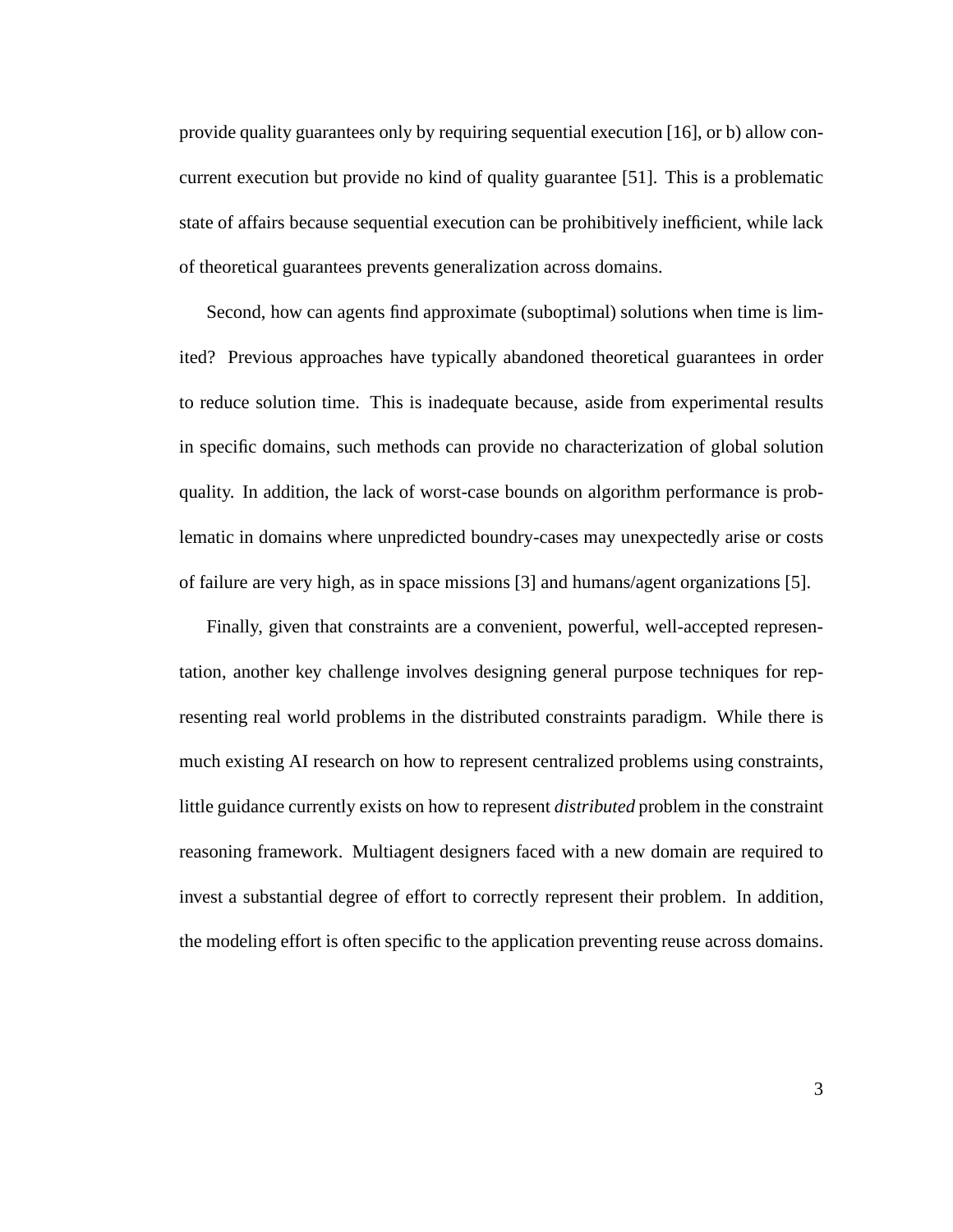provide quality guarantees only by requiring sequential execution [16], or b) allow concurrent execution but provide no kind of quality guarantee [51]. This is a problematic state of affairs because sequential execution can be prohibitively inefficient, while lack of theoretical guarantees prevents generalization across domains.

Second, how can agents find approximate (suboptimal) solutions when time is limited? Previous approaches have typically abandoned theoretical guarantees in order to reduce solution time. This is inadequate because, aside from experimental results in specific domains, such methods can provide no characterization of global solution quality. In addition, the lack of worst-case bounds on algorithm performance is problematic in domains where unpredicted boundry-cases may unexpectedly arise or costs of failure are very high, as in space missions [3] and humans/agent organizations [5].

Finally, given that constraints are a convenient, powerful, well-accepted representation, another key challenge involves designing general purpose techniques for representing real world problems in the distributed constraints paradigm. While there is much existing AI research on how to represent centralized problems using constraints, little guidance currently exists on how to represent *distributed* problem in the constraint reasoning framework. Multiagent designers faced with a new domain are required to invest a substantial degree of effort to correctly represent their problem. In addition, the modeling effort is often specific to the application preventing reuse across domains.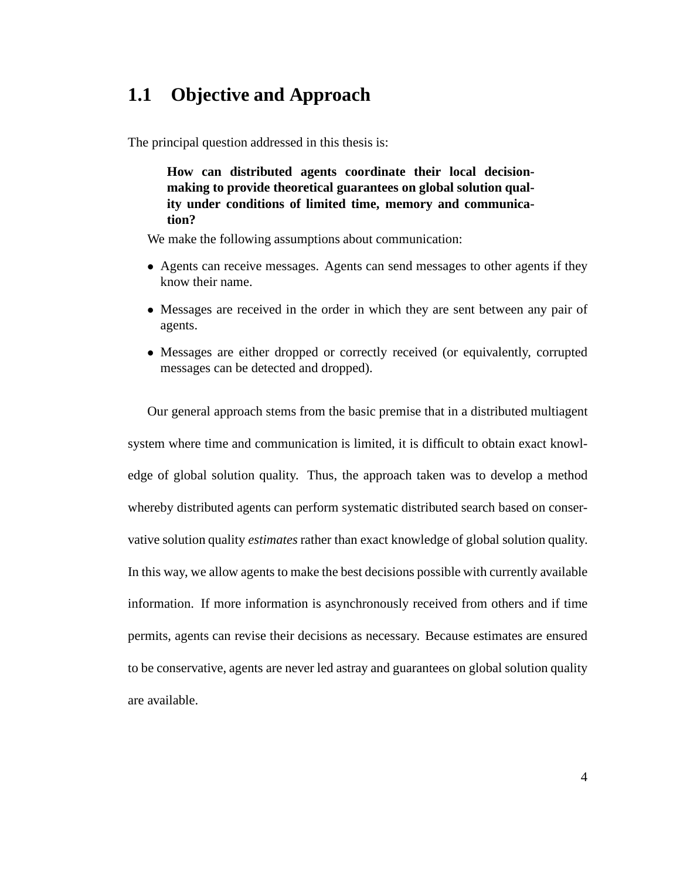## 1.1 Objective and Approach

The principal question addressed in this thesis is:

> **How can distributed agents coordinate their local decision-making to provide theoretical guarantees on global solution quality under conditions of limited time, memory and communication?**

We make the following assumptions about communication:

- Agents can receive messages. Agents can send messages to other agents if they know their name.
- Messages are received in the order in which they are sent between any pair of agents.
- Messages are either dropped or correctly received (or equivalently, corrupted messages can be detected and dropped).

Our general approach stems from the basic premise that in a distributed multiagent system where time and communication is limited, it is difficult to obtain exact knowledge of global solution quality. Thus, the approach taken was to develop a method whereby distributed agents can perform systematic distributed search based on conservative solution quality *estimates* rather than exact knowledge of global solution quality. In this way, we allow agents to make the best decisions possible with currently available information. If more information is asynchronously received from others and if time permits, agents can revise their decisions as necessary. Because estimates are ensured to be conservative, agents are never led astray and guarantees on global solution quality are available.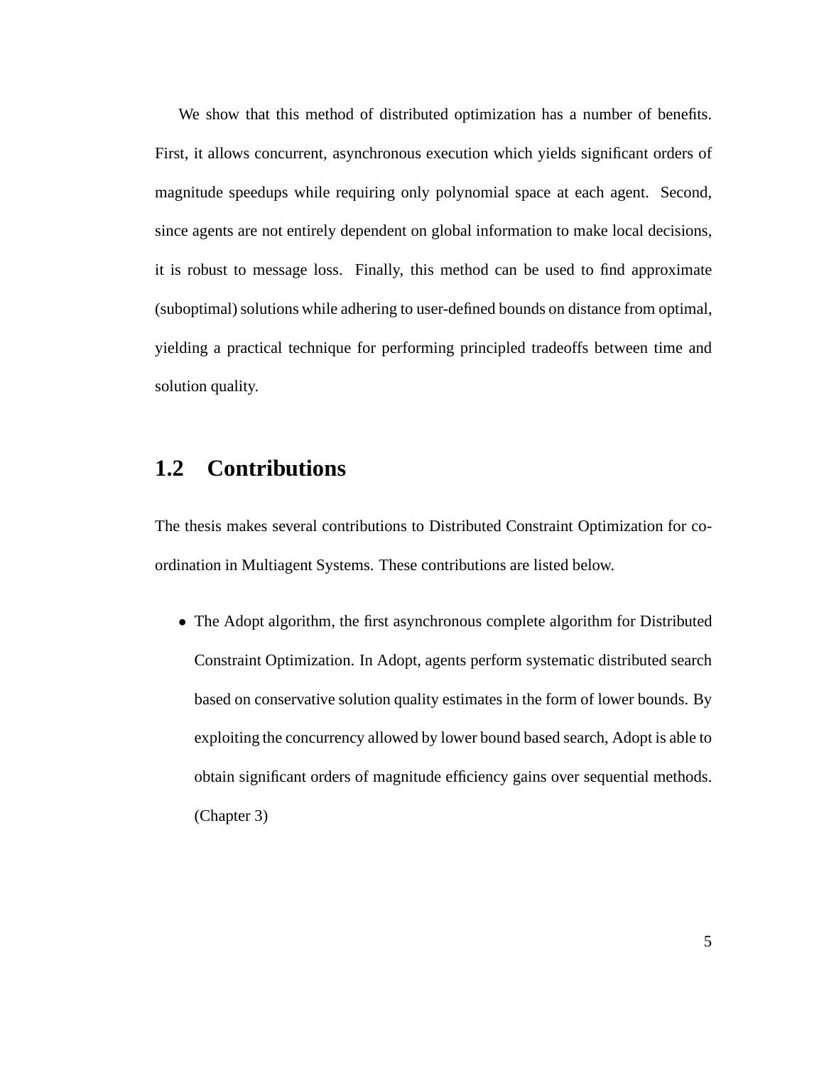We show that this method of distributed optimization has a number of benefits. First, it allows concurrent, asynchronous execution which yields significant orders of magnitude speedups while requiring only polynomial space at each agent. Second, since agents are not entirely dependent on global information to make local decisions, it is robust to message loss. Finally, this method can be used to find approximate (suboptimal) solutions while adhering to user-defined bounds on distance from optimal, yielding a practical technique for performing principled tradeoffs between time and solution quality.

## 1.2 Contributions

The thesis makes several contributions to Distributed Constraint Optimization for coordination in Multiagent Systems. These contributions are listed below.

- The Adopt algorithm, the first asynchronous complete algorithm for Distributed Constraint Optimization. In Adopt, agents perform systematic distributed search based on conservative solution quality estimates in the form of lower bounds. By exploiting the concurrency allowed by lower bound based search, Adopt is able to obtain significant orders of magnitude efficiency gains over sequential methods. (Chapter 3)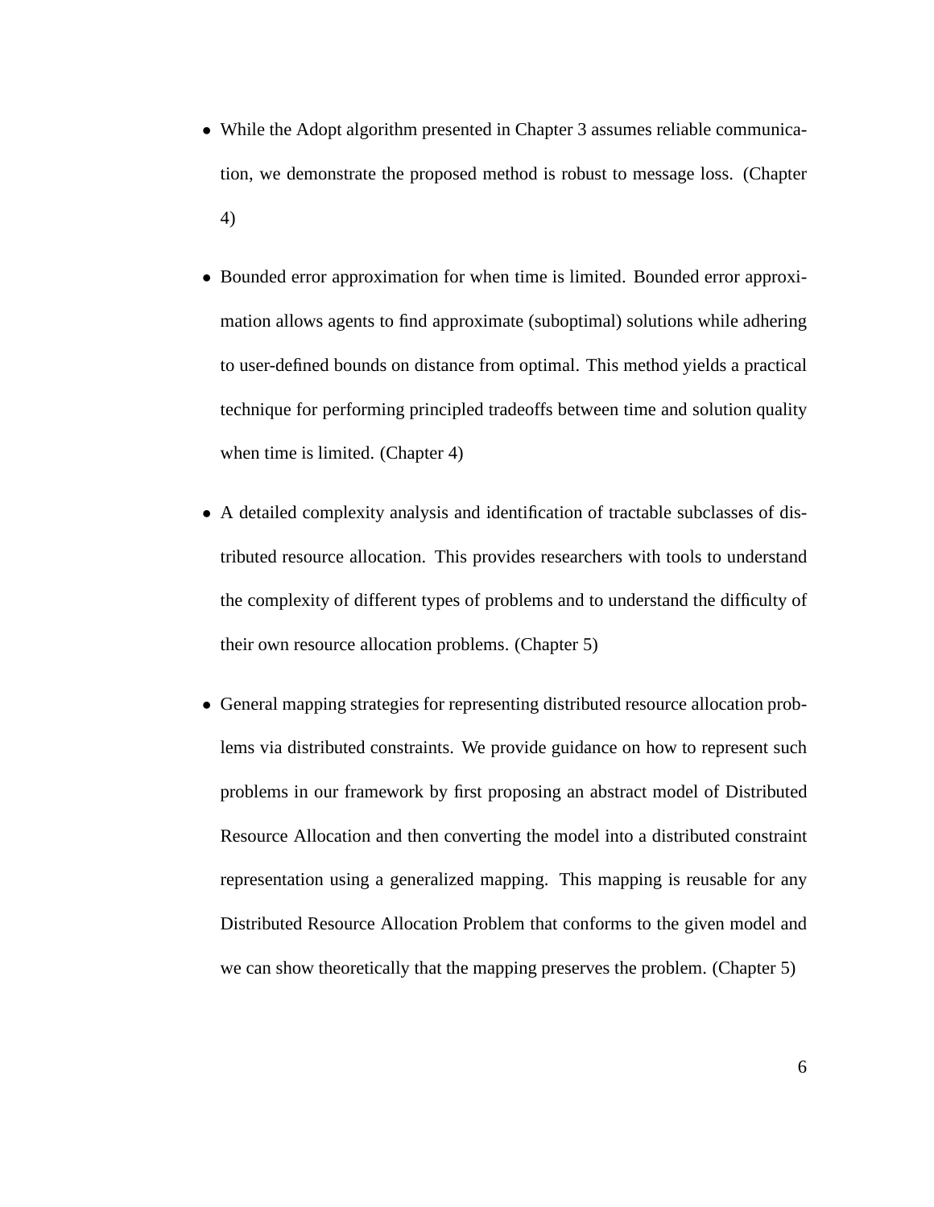- While the Adopt algorithm presented in Chapter 3 assumes reliable communication, we demonstrate the proposed method is robust to message loss. (Chapter 4)

- Bounded error approximation for when time is limited. Bounded error approximation allows agents to find approximate (suboptimal) solutions while adhering to user-defined bounds on distance from optimal. This method yields a practical technique for performing principled tradeoffs between time and solution quality when time is limited. (Chapter 4)

- A detailed complexity analysis and identification of tractable subclasses of distributed resource allocation. This provides researchers with tools to understand the complexity of different types of problems and to understand the difficulty of their own resource allocation problems. (Chapter 5)

- General mapping strategies for representing distributed resource allocation problems via distributed constraints. We provide guidance on how to represent such problems in our framework by first proposing an abstract model of Distributed Resource Allocation and then converting the model into a distributed constraint representation using a generalized mapping. This mapping is reusable for any Distributed Resource Allocation Problem that conforms to the given model and we can show theoretically that the mapping preserves the problem. (Chapter 5)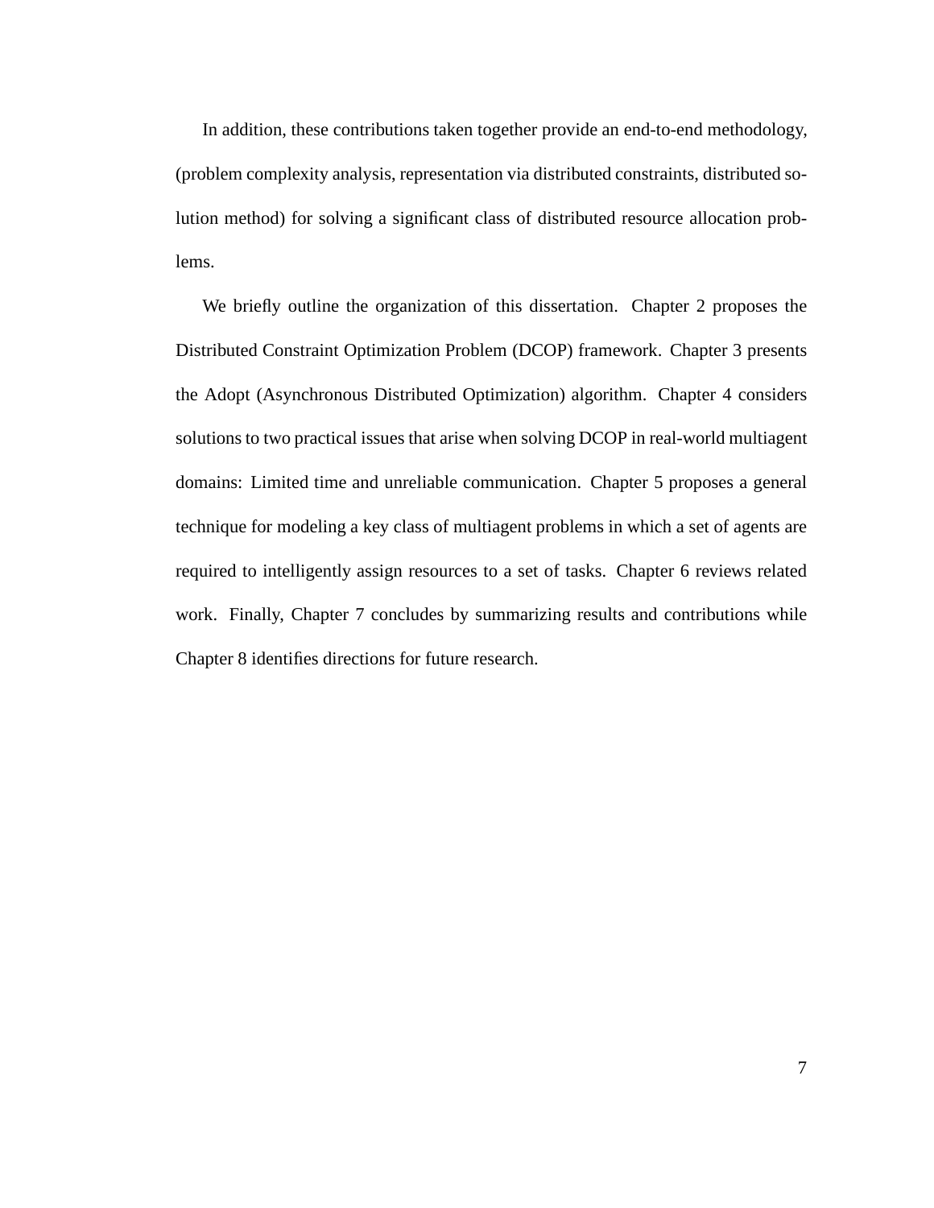In addition, these contributions taken together provide an end-to-end methodology, (problem complexity analysis, representation via distributed constraints, distributed solution method) for solving a significant class of distributed resource allocation problems.

We briefly outline the organization of this dissertation. Chapter 2 proposes the Distributed Constraint Optimization Problem (DCOP) framework. Chapter 3 presents the Adopt (Asynchronous Distributed Optimization) algorithm. Chapter 4 considers solutions to two practical issues that arise when solving DCOP in real-world multiagent domains: Limited time and unreliable communication. Chapter 5 proposes a general technique for modeling a key class of multiagent problems in which a set of agents are required to intelligently assign resources to a set of tasks. Chapter 6 reviews related work. Finally, Chapter 7 concludes by summarizing results and contributions while Chapter 8 identifies directions for future research.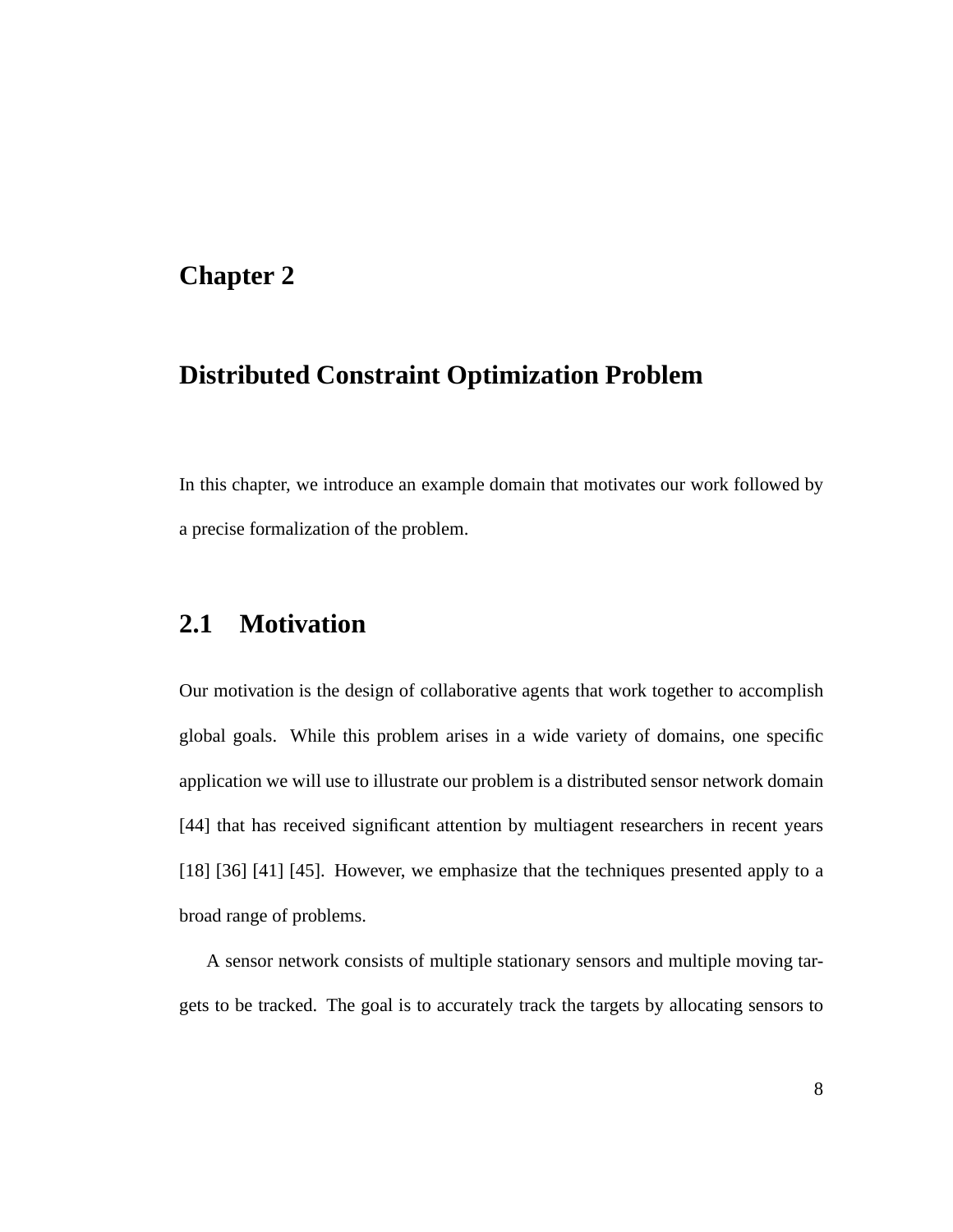# Chapter 2

# Distributed Constraint Optimization Problem

In this chapter, we introduce an example domain that motivates our work followed by a precise formalization of the problem.

## 2.1 Motivation

Our motivation is the design of collaborative agents that work together to accomplish global goals. While this problem arises in a wide variety of domains, one specific application we will use to illustrate our problem is a distributed sensor network domain [44] that has received significant attention by multiagent researchers in recent years [18] [36] [41] [45]. However, we emphasize that the techniques presented apply to a broad range of problems.

A sensor network consists of multiple stationary sensors and multiple moving targets to be tracked. The goal is to accurately track the targets by allocating sensors to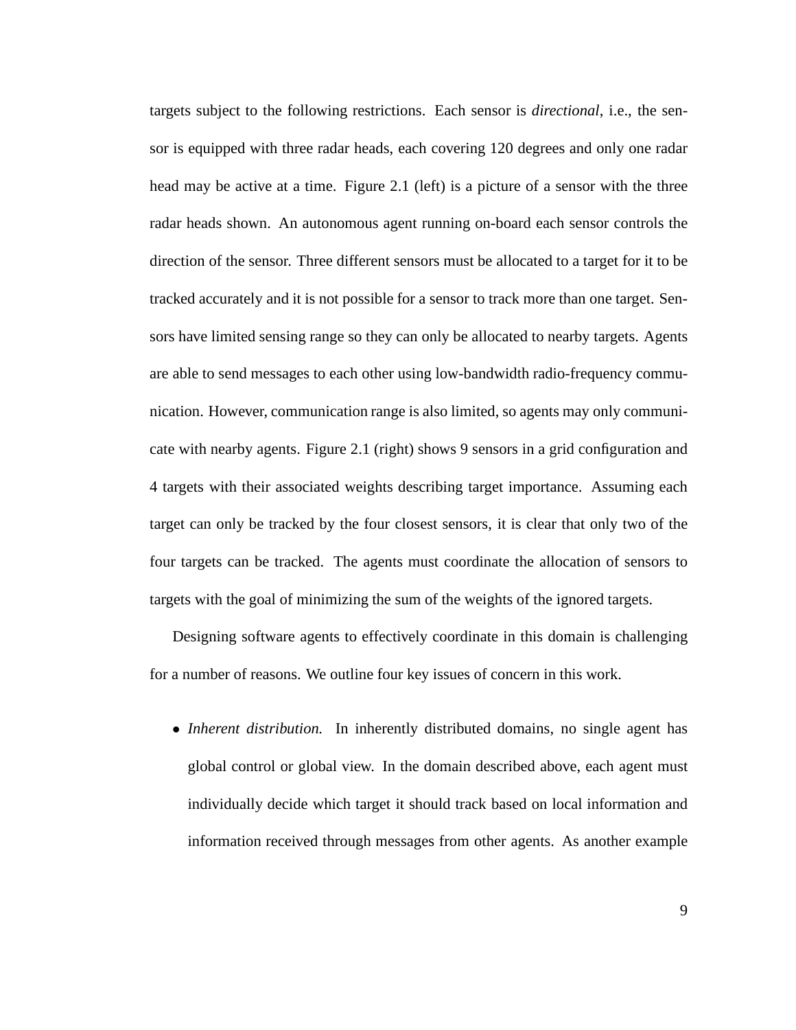targets subject to the following restrictions. Each sensor is *directional*, i.e., the sensor is equipped with three radar heads, each covering 120 degrees and only one radar head may be active at a time. Figure 2.1 (left) is a picture of a sensor with the three radar heads shown. An autonomous agent running on-board each sensor controls the direction of the sensor. Three different sensors must be allocated to a target for it to be tracked accurately and it is not possible for a sensor to track more than one target. Sensors have limited sensing range so they can only be allocated to nearby targets. Agents are able to send messages to each other using low-bandwidth radio-frequency communication. However, communication range is also limited, so agents may only communicate with nearby agents. Figure 2.1 (right) shows 9 sensors in a grid configuration and 4 targets with their associated weights describing target importance. Assuming each target can only be tracked by the four closest sensors, it is clear that only two of the four targets can be tracked. The agents must coordinate the allocation of sensors to targets with the goal of minimizing the sum of the weights of the ignored targets.

Designing software agents to effectively coordinate in this domain is challenging for a number of reasons. We outline four key issues of concern in this work.

- *Inherent distribution.* In inherently distributed domains, no single agent has global control or global view. In the domain described above, each agent must individually decide which target it should track based on local information and information received through messages from other agents. As another example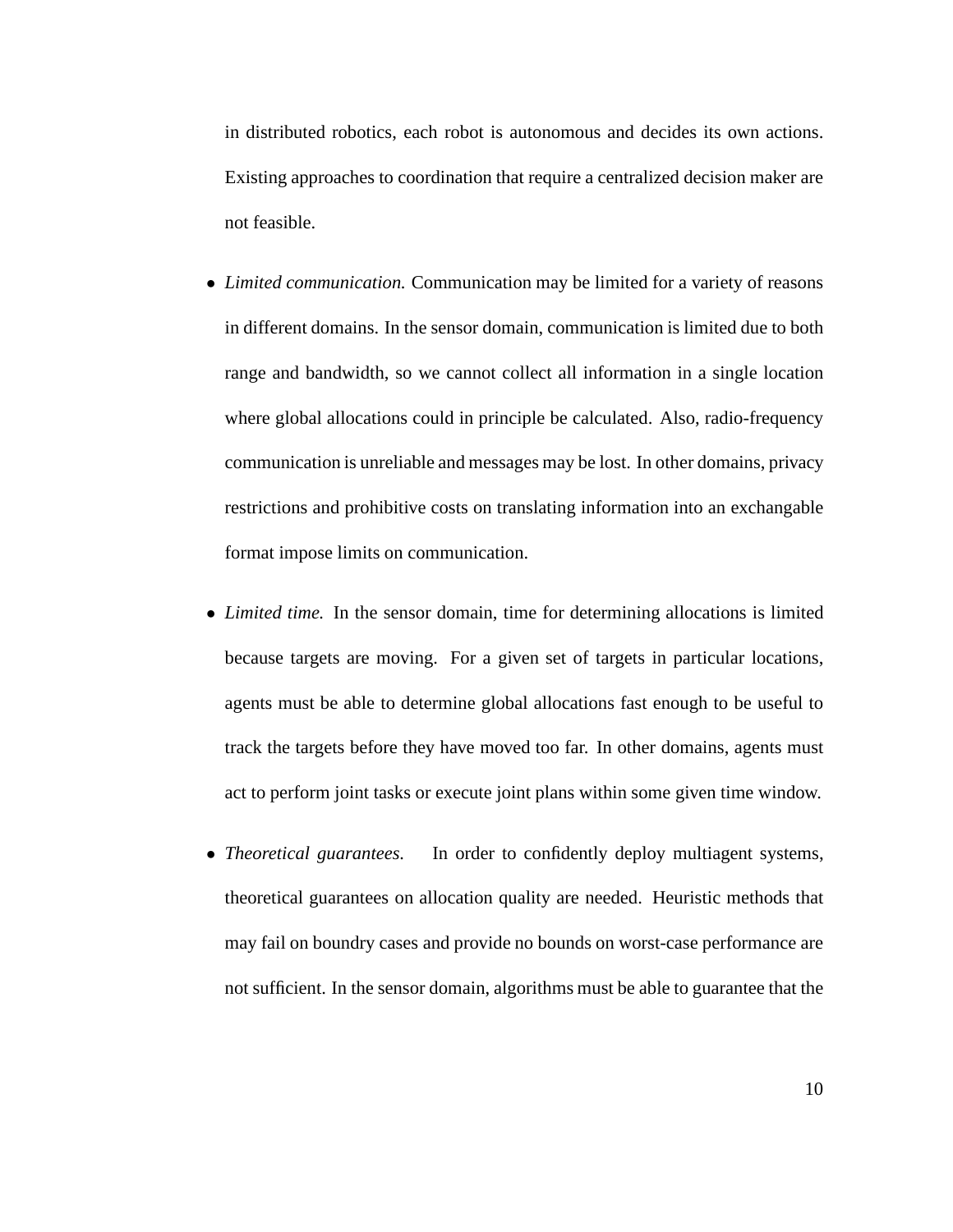in distributed robotics, each robot is autonomous and decides its own actions. Existing approaches to coordination that require a centralized decision maker are not feasible.

- *Limited communication.* Communication may be limited for a variety of reasons in different domains. In the sensor domain, communication is limited due to both range and bandwidth, so we cannot collect all information in a single location where global allocations could in principle be calculated. Also, radio-frequency communication is unreliable and messages may be lost. In other domains, privacy restrictions and prohibitive costs on translating information into an exchangable format impose limits on communication.

- *Limited time.* In the sensor domain, time for determining allocations is limited because targets are moving. For a given set of targets in particular locations, agents must be able to determine global allocations fast enough to be useful to track the targets before they have moved too far. In other domains, agents must act to perform joint tasks or execute joint plans within some given time window.

- *Theoretical guarantees.* In order to confidently deploy multiagent systems, theoretical guarantees on allocation quality are needed. Heuristic methods that may fail on boundry cases and provide no bounds on worst-case performance are not sufficient. In the sensor domain, algorithms must be able to guarantee that the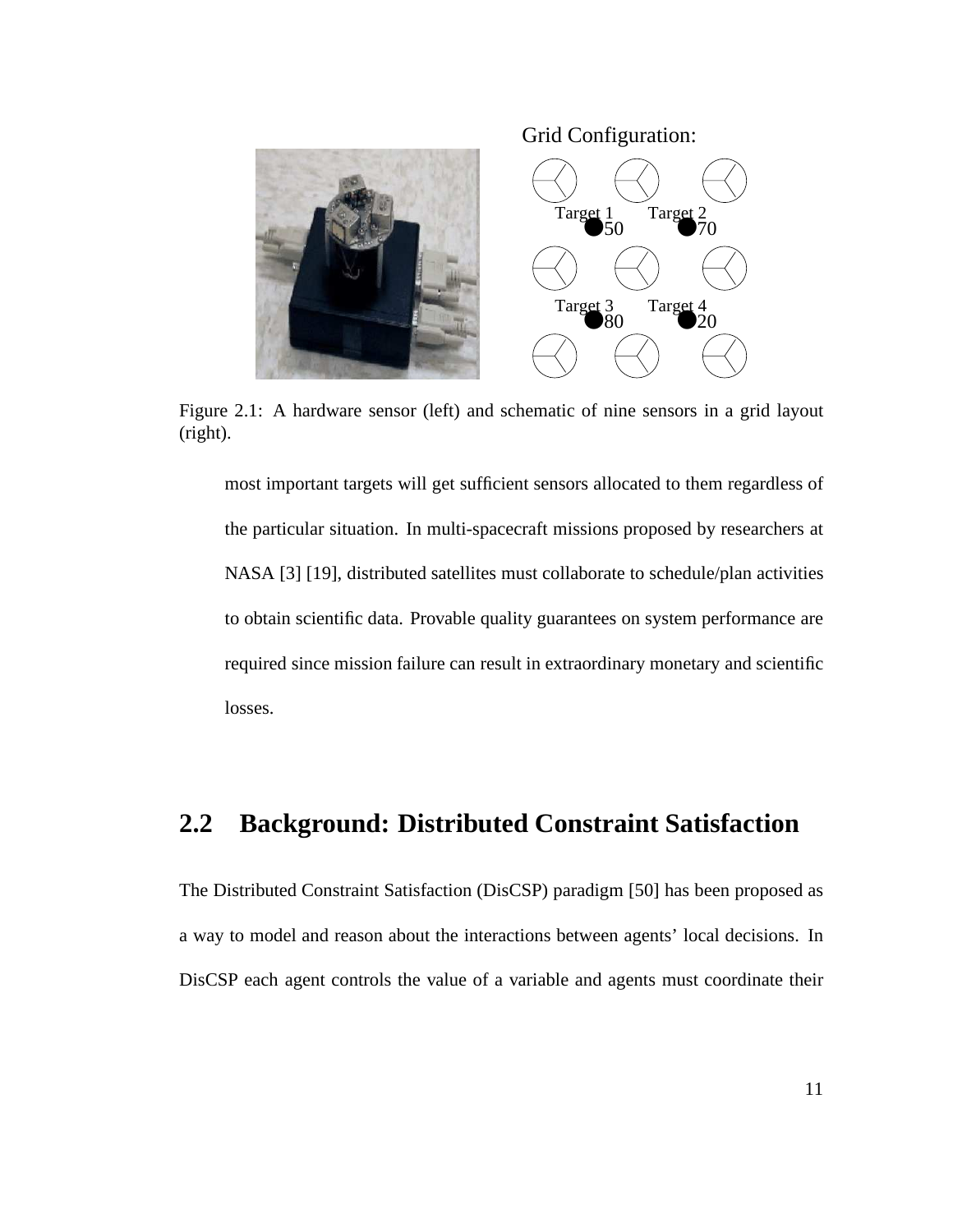Figure 2.1: A hardware sensor (left) and schematic of nine sensors in a grid layout (right).

most important targets will get sufficient sensors allocated to them regardless of the particular situation. In multi-spacecraft missions proposed by researchers at NASA [3] [19], distributed satellites must collaborate to schedule/plan activities to obtain scientific data. Provable quality guarantees on system performance are required since mission failure can result in extraordinary monetary and scientific losses.

## 2.2 Background: Distributed Constraint Satisfaction

The Distributed Constraint Satisfaction (DisCSP) paradigm [50] has been proposed as a way to model and reason about the interactions between agents' local decisions. In DisCSP each agent controls the value of a variable and agents must coordinate their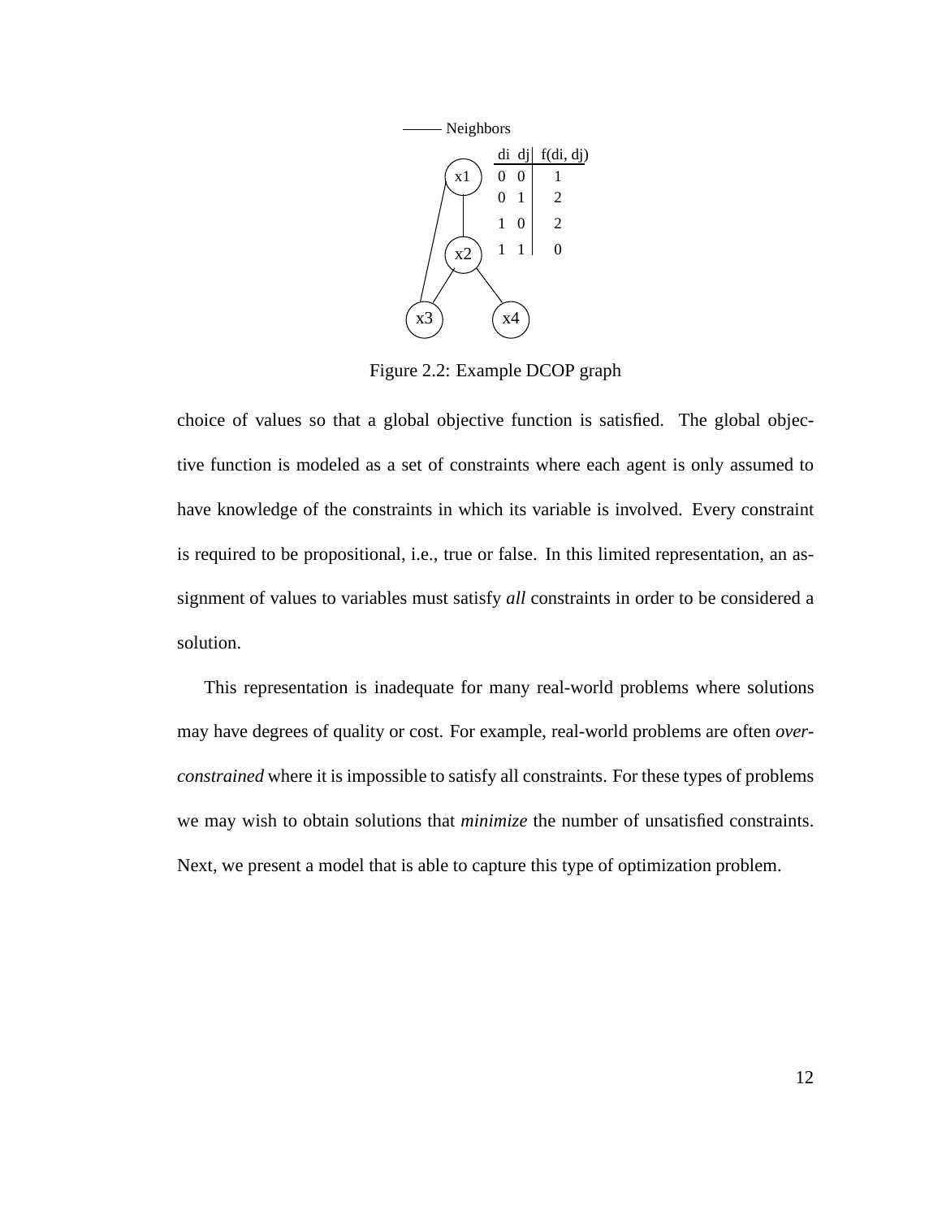| di | dj | f(di, dj) |
|---|---|---|
| 0 | 0 | 1 |
| 0 | 1 | 2 |
| 1 | 0 | 2 |
| 1 | 1 | 0 |

Figure 2.2: Example DCOP graph

choice of values so that a global objective function is satisfied. The global objective function is modeled as a set of constraints where each agent is only assumed to have knowledge of the constraints in which its variable is involved. Every constraint is required to be propositional, i.e., true or false. In this limited representation, an assignment of values to variables must satisfy *all* constraints in order to be considered a solution.

This representation is inadequate for many real-world problems where solutions may have degrees of quality or cost. For example, real-world problems are often *over-constrained* where it is impossible to satisfy all constraints. For these types of problems we may wish to obtain solutions that *minimize* the number of unsatisfied constraints. Next, we present a model that is able to capture this type of optimization problem.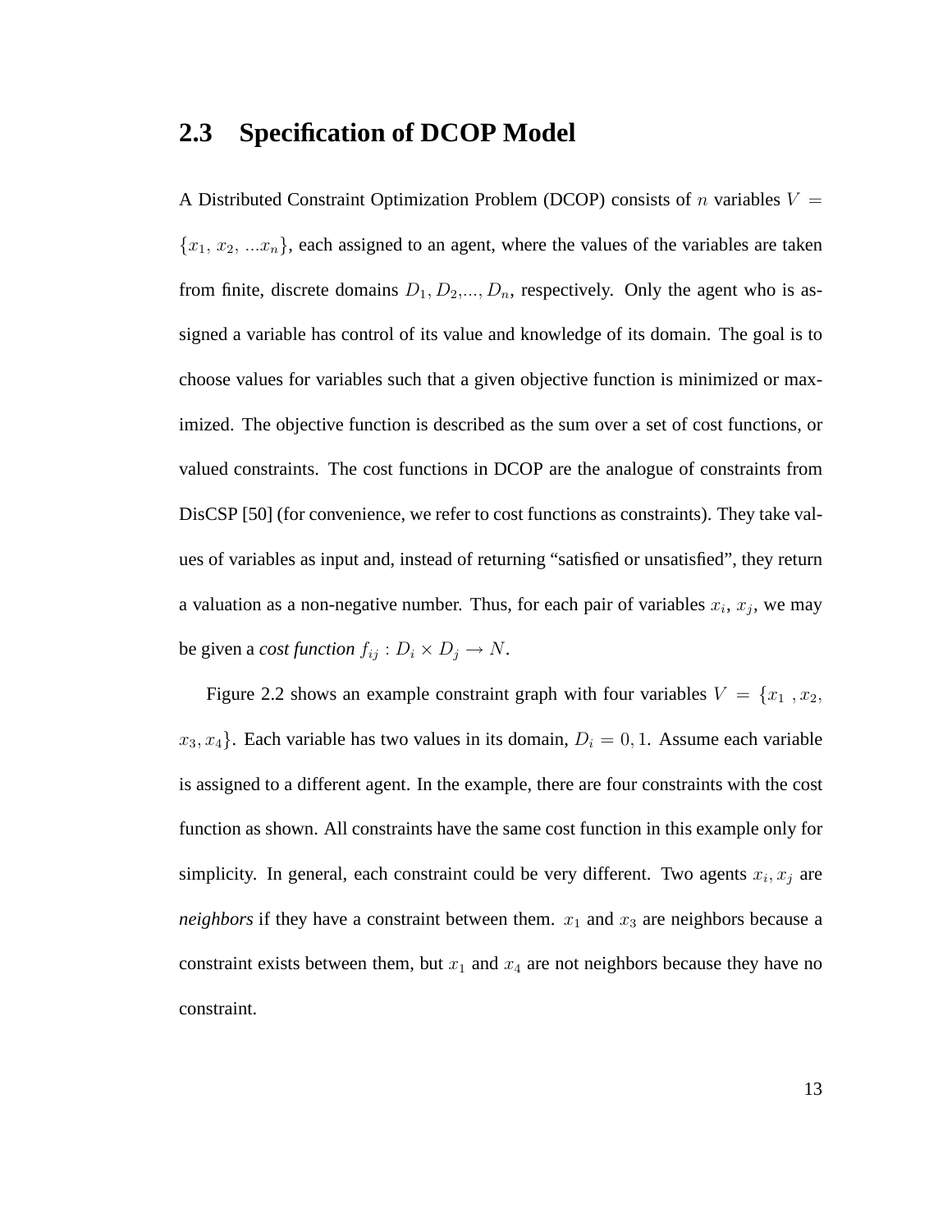## 2.3 Specification of DCOP Model

A Distributed Constraint Optimization Problem (DCOP) consists of $n$ variables $V = \{x_1, x_2, ...x_n\}$, each assigned to an agent, where the values of the variables are taken from finite, discrete domains $D_1, D_2, ..., D_n$, respectively. Only the agent who is assigned a variable has control of its value and knowledge of its domain. The goal is to choose values for variables such that a given objective function is minimized or maximized. The objective function is described as the sum over a set of cost functions, or valued constraints. The cost functions in DCOP are the analogue of constraints from DisCSP [50] (for convenience, we refer to cost functions as constraints). They take values of variables as input and, instead of returning "satisfied or unsatisfied", they return a valuation as a non-negative number. Thus, for each pair of variables $x_i$, $x_j$, we may be given a *cost function* $f_{ij} : D_i \times D_j \rightarrow N$.

Figure 2.2 shows an example constraint graph with four variables $V = \{x_1, x_2, x_3, x_4\}$. Each variable has two values in its domain, $D_i = 0, 1$. Assume each variable is assigned to a different agent. In the example, there are four constraints with the cost function as shown. All constraints have the same cost function in this example only for simplicity. In general, each constraint could be very different. Two agents $x_i, x_j$ are *neighbors* if they have a constraint between them. $x_1$ and $x_3$ are neighbors because a constraint exists between them, but $x_1$ and $x_4$ are not neighbors because they have no constraint.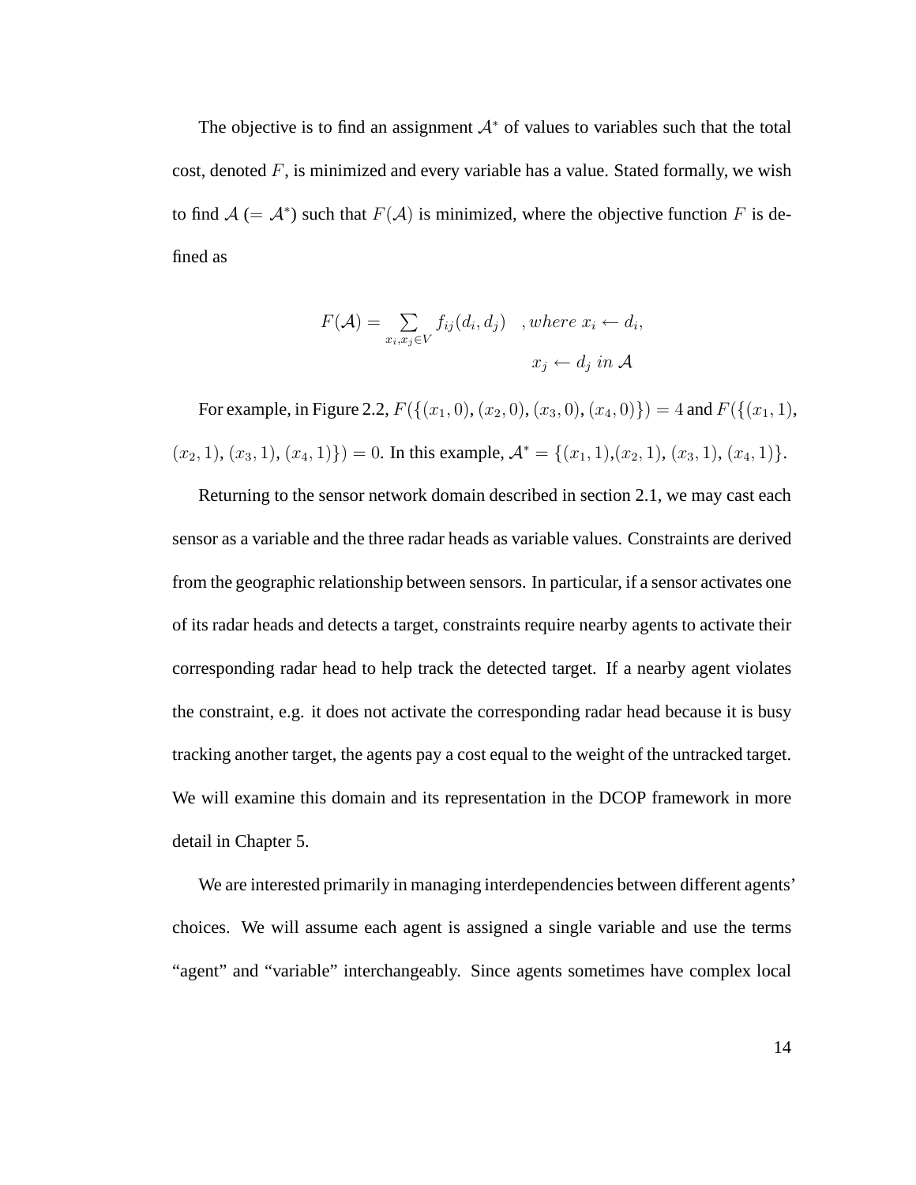The objective is to find an assignment $\mathcal{A}^*$ of values to variables such that the total cost, denoted $F$, is minimized and every variable has a value. Stated formally, we wish to find $\mathcal{A}$ ($= \mathcal{A}^*$) such that $F(\mathcal{A})$ is minimized, where the objective function $F$ is defined as

$$F(\mathcal{A}) = \sum_{x_i, x_j \in V} f_{ij}(d_i, d_j) \quad , where\ x_i \leftarrow d_i, \\ x_j \leftarrow d_j\ in\ \mathcal{A}$$

For example, in Figure 2.2, $F(\{(x_1, 0), (x_2, 0), (x_3, 0), (x_4, 0)\}) = 4$ and $F(\{(x_1, 1),$ $(x_2, 1)$, $(x_3, 1)$, $(x_4, 1)\}) = 0$. In this example, $\mathcal{A}^* = \{(x_1, 1), (x_2, 1), (x_3, 1), (x_4, 1)\}$.

Returning to the sensor network domain described in section 2.1, we may cast each sensor as a variable and the three radar heads as variable values. Constraints are derived from the geographic relationship between sensors. In particular, if a sensor activates one of its radar heads and detects a target, constraints require nearby agents to activate their corresponding radar head to help track the detected target. If a nearby agent violates the constraint, e.g. it does not activate the corresponding radar head because it is busy tracking another target, the agents pay a cost equal to the weight of the untracked target. We will examine this domain and its representation in the DCOP framework in more detail in Chapter 5.

We are interested primarily in managing interdependencies between different agents' choices. We will assume each agent is assigned a single variable and use the terms "agent" and "variable" interchangeably. Since agents sometimes have complex local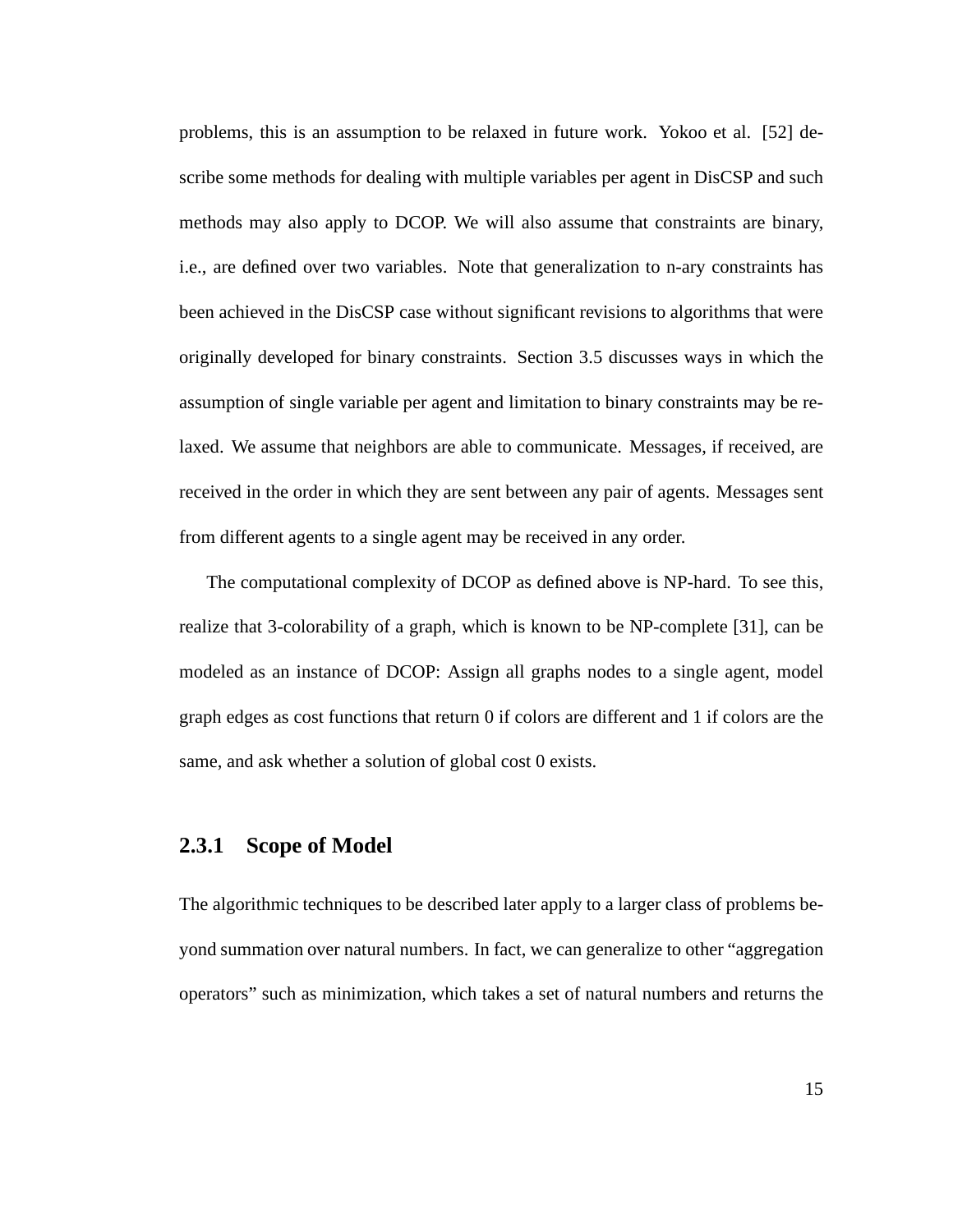problems, this is an assumption to be relaxed in future work. Yokoo et al. [52] describe some methods for dealing with multiple variables per agent in DisCSP and such methods may also apply to DCOP. We will also assume that constraints are binary, i.e., are defined over two variables. Note that generalization to n-ary constraints has been achieved in the DisCSP case without significant revisions to algorithms that were originally developed for binary constraints. Section 3.5 discusses ways in which the assumption of single variable per agent and limitation to binary constraints may be relaxed. We assume that neighbors are able to communicate. Messages, if received, are received in the order in which they are sent between any pair of agents. Messages sent from different agents to a single agent may be received in any order.

The computational complexity of DCOP as defined above is NP-hard. To see this, realize that 3-colorability of a graph, which is known to be NP-complete [31], can be modeled as an instance of DCOP: Assign all graphs nodes to a single agent, model graph edges as cost functions that return 0 if colors are different and 1 if colors are the same, and ask whether a solution of global cost 0 exists.

### 2.3.1 Scope of Model

The algorithmic techniques to be described later apply to a larger class of problems beyond summation over natural numbers. In fact, we can generalize to other "aggregation operators" such as minimization, which takes a set of natural numbers and returns the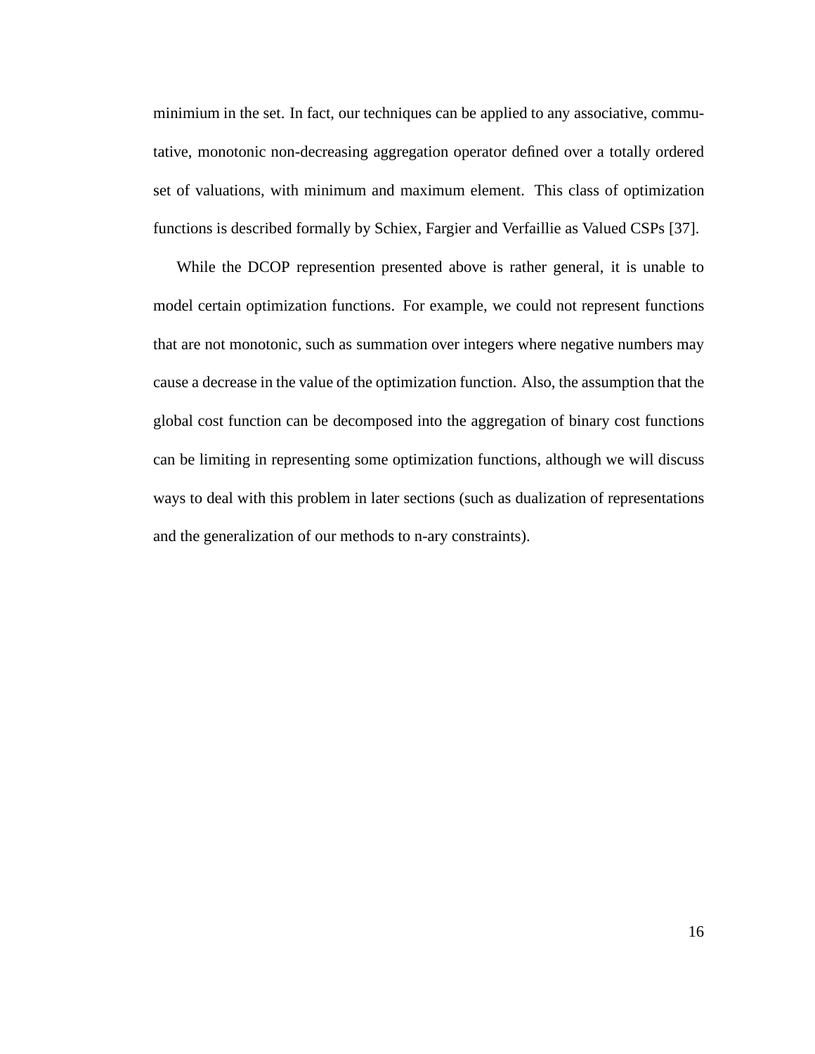minimium in the set. In fact, our techniques can be applied to any associative, commutative, monotonic non-decreasing aggregation operator defined over a totally ordered set of valuations, with minimum and maximum element. This class of optimization functions is described formally by Schiex, Fargier and Verfaillie as Valued CSPs [37].

While the DCOP represention presented above is rather general, it is unable to model certain optimization functions. For example, we could not represent functions that are not monotonic, such as summation over integers where negative numbers may cause a decrease in the value of the optimization function. Also, the assumption that the global cost function can be decomposed into the aggregation of binary cost functions can be limiting in representing some optimization functions, although we will discuss ways to deal with this problem in later sections (such as dualization of representations and the generalization of our methods to n-ary constraints).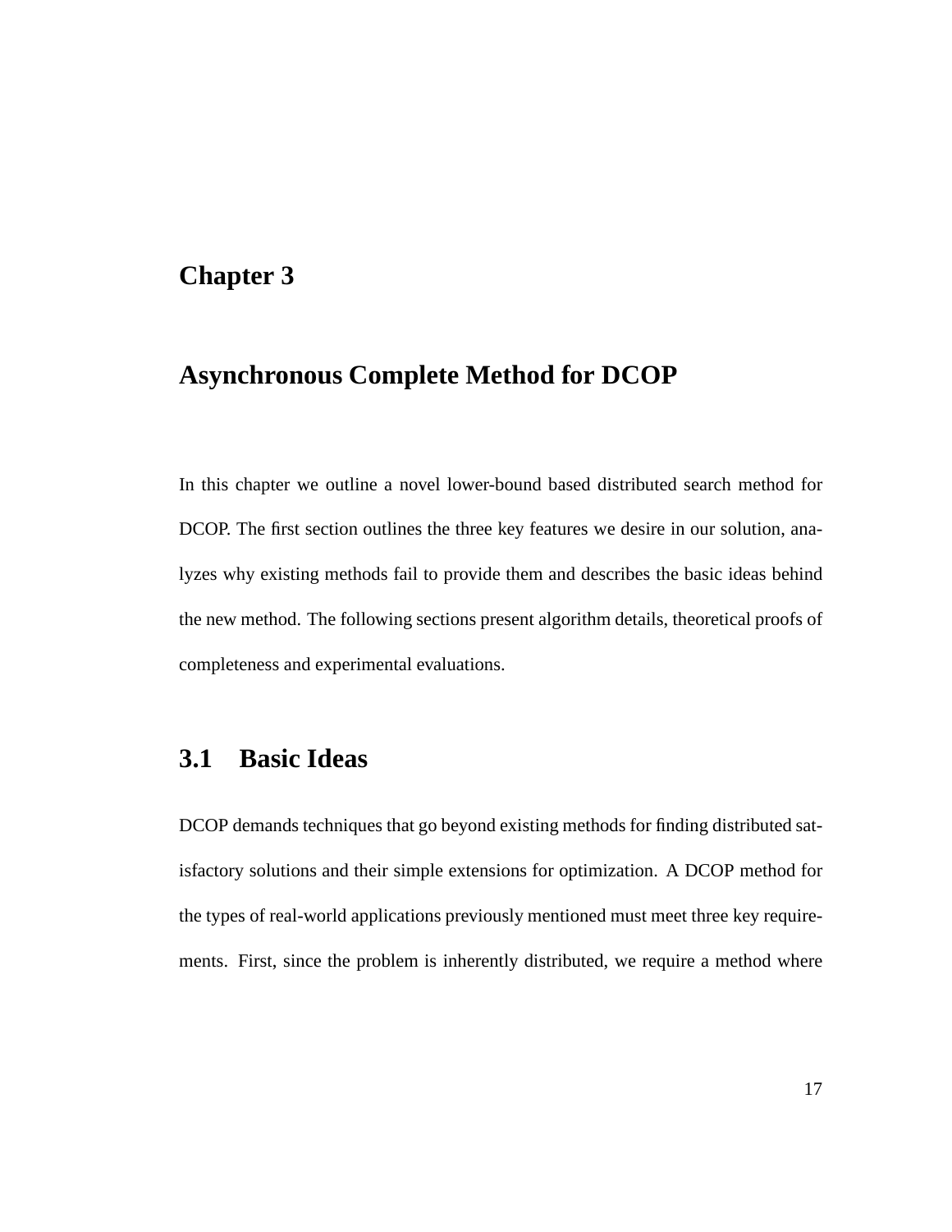# Chapter 3

# Asynchronous Complete Method for DCOP

In this chapter we outline a novel lower-bound based distributed search method for DCOP. The first section outlines the three key features we desire in our solution, analyzes why existing methods fail to provide them and describes the basic ideas behind the new method. The following sections present algorithm details, theoretical proofs of completeness and experimental evaluations.

## 3.1 Basic Ideas

DCOP demands techniques that go beyond existing methods for finding distributed satisfactory solutions and their simple extensions for optimization. A DCOP method for the types of real-world applications previously mentioned must meet three key requirements. First, since the problem is inherently distributed, we require a method where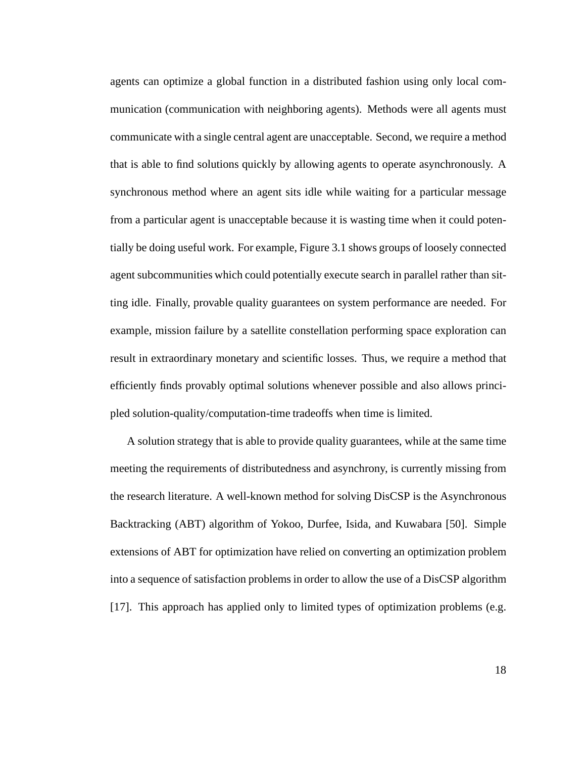agents can optimize a global function in a distributed fashion using only local communication (communication with neighboring agents). Methods were all agents must communicate with a single central agent are unacceptable. Second, we require a method that is able to find solutions quickly by allowing agents to operate asynchronously. A synchronous method where an agent sits idle while waiting for a particular message from a particular agent is unacceptable because it is wasting time when it could potentially be doing useful work. For example, Figure 3.1 shows groups of loosely connected agent subcommunities which could potentially execute search in parallel rather than sitting idle. Finally, provable quality guarantees on system performance are needed. For example, mission failure by a satellite constellation performing space exploration can result in extraordinary monetary and scientific losses. Thus, we require a method that efficiently finds provably optimal solutions whenever possible and also allows principled solution-quality/computation-time tradeoffs when time is limited.

A solution strategy that is able to provide quality guarantees, while at the same time meeting the requirements of distributedness and asynchrony, is currently missing from the research literature. A well-known method for solving DisCSP is the Asynchronous Backtracking (ABT) algorithm of Yokoo, Durfee, Isida, and Kuwabara [50]. Simple extensions of ABT for optimization have relied on converting an optimization problem into a sequence of satisfaction problems in order to allow the use of a DisCSP algorithm [17]. This approach has applied only to limited types of optimization problems (e.g.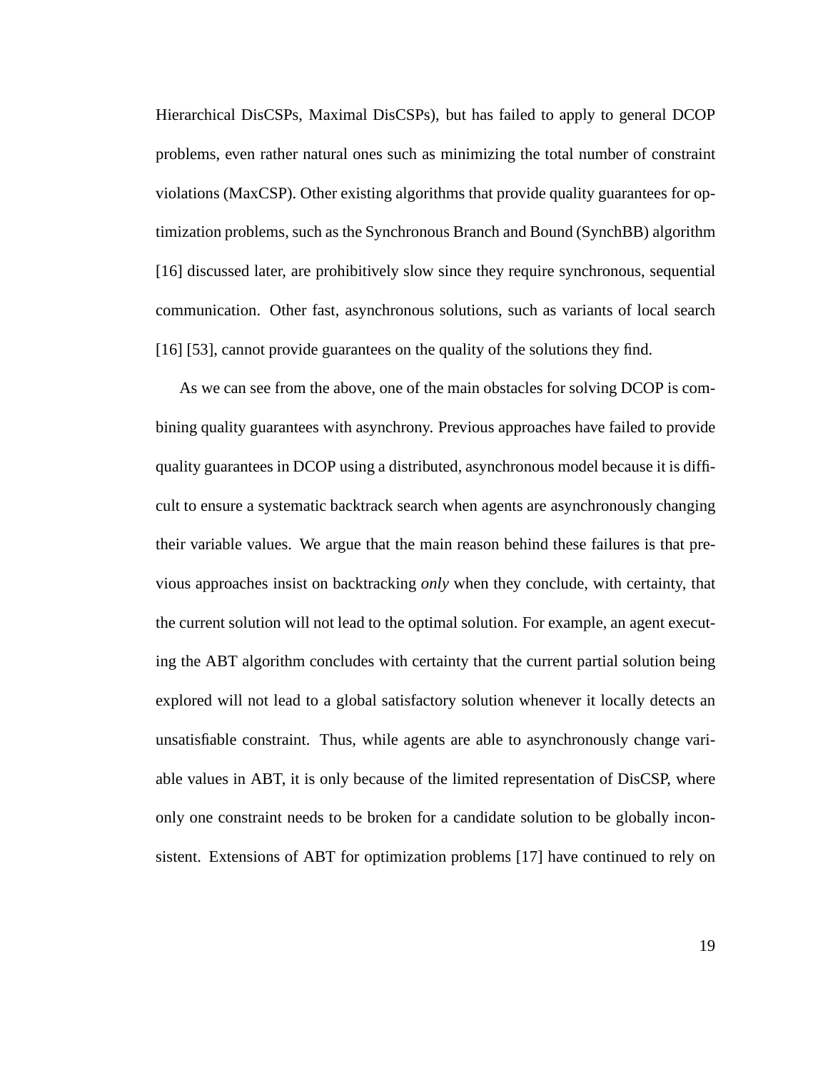Hierarchical DisCSPs, Maximal DisCSPs), but has failed to apply to general DCOP problems, even rather natural ones such as minimizing the total number of constraint violations (MaxCSP). Other existing algorithms that provide quality guarantees for optimization problems, such as the Synchronous Branch and Bound (SynchBB) algorithm [16] discussed later, are prohibitively slow since they require synchronous, sequential communication. Other fast, asynchronous solutions, such as variants of local search [16] [53], cannot provide guarantees on the quality of the solutions they find.

As we can see from the above, one of the main obstacles for solving DCOP is combining quality guarantees with asynchrony. Previous approaches have failed to provide quality guarantees in DCOP using a distributed, asynchronous model because it is difficult to ensure a systematic backtrack search when agents are asynchronously changing their variable values. We argue that the main reason behind these failures is that previous approaches insist on backtracking *only* when they conclude, with certainty, that the current solution will not lead to the optimal solution. For example, an agent executing the ABT algorithm concludes with certainty that the current partial solution being explored will not lead to a global satisfactory solution whenever it locally detects an unsatisfiable constraint. Thus, while agents are able to asynchronously change variable values in ABT, it is only because of the limited representation of DisCSP, where only one constraint needs to be broken for a candidate solution to be globally inconsistent. Extensions of ABT for optimization problems [17] have continued to rely on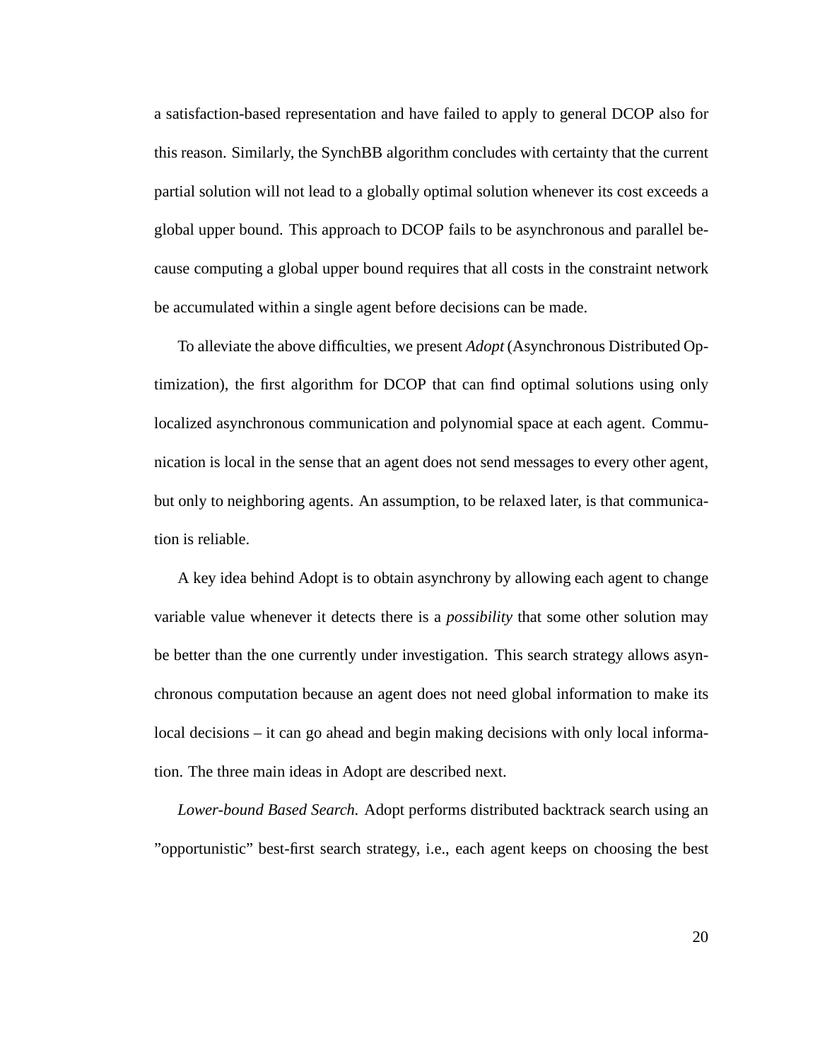a satisfaction-based representation and have failed to apply to general DCOP also for this reason. Similarly, the SynchBB algorithm concludes with certainty that the current partial solution will not lead to a globally optimal solution whenever its cost exceeds a global upper bound. This approach to DCOP fails to be asynchronous and parallel because computing a global upper bound requires that all costs in the constraint network be accumulated within a single agent before decisions can be made.

To alleviate the above difficulties, we present *Adopt* (Asynchronous Distributed Optimization), the first algorithm for DCOP that can find optimal solutions using only localized asynchronous communication and polynomial space at each agent. Communication is local in the sense that an agent does not send messages to every other agent, but only to neighboring agents. An assumption, to be relaxed later, is that communication is reliable.

A key idea behind Adopt is to obtain asynchrony by allowing each agent to change variable value whenever it detects there is a *possibility* that some other solution may be better than the one currently under investigation. This search strategy allows asynchronous computation because an agent does not need global information to make its local decisions – it can go ahead and begin making decisions with only local information. The three main ideas in Adopt are described next.

*Lower-bound Based Search.* Adopt performs distributed backtrack search using an "opportunistic" best-first search strategy, i.e., each agent keeps on choosing the best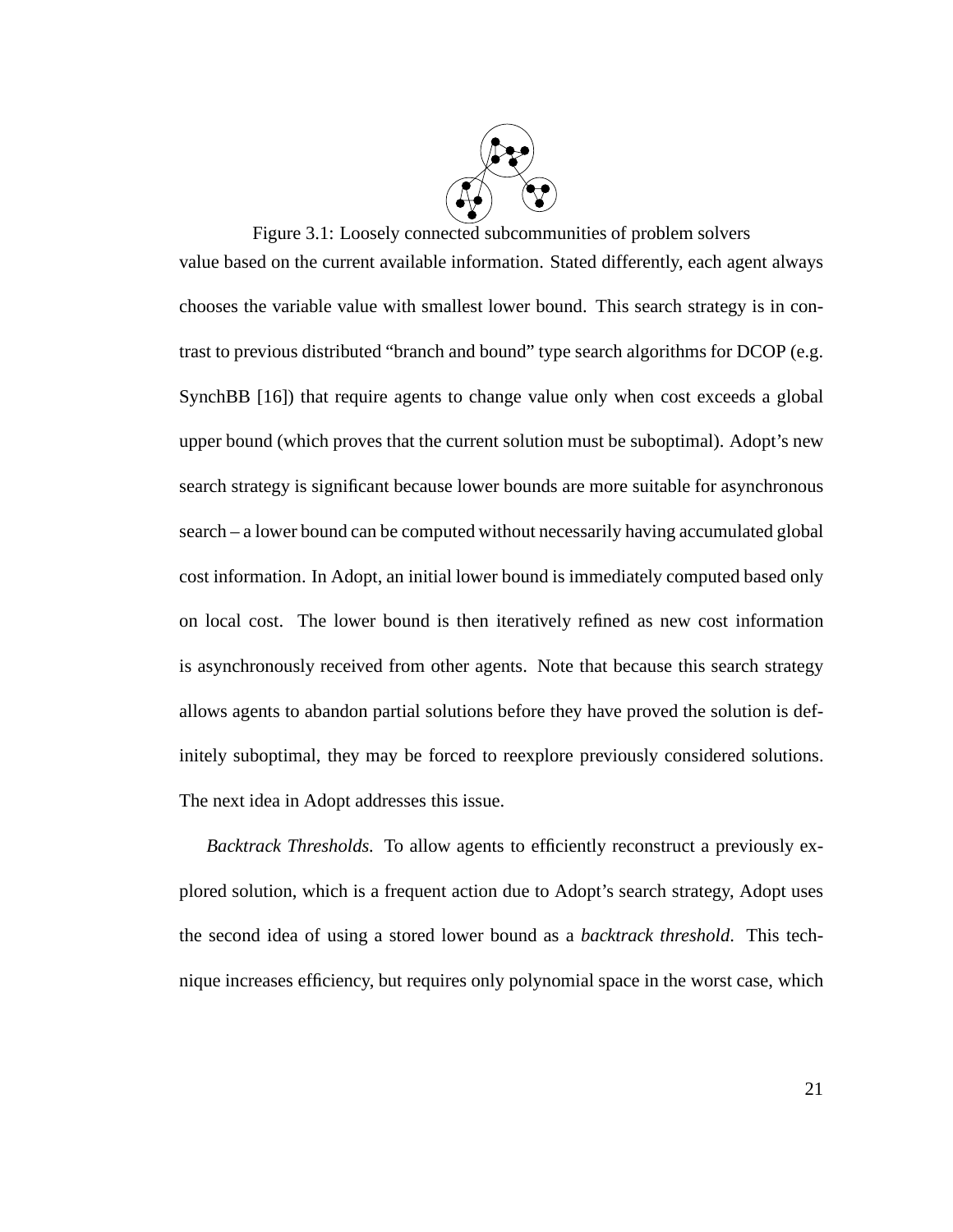Figure 3.1: Loosely connected subcommunities of problem solvers

value based on the current available information. Stated differently, each agent always chooses the variable value with smallest lower bound. This search strategy is in contrast to previous distributed “branch and bound” type search algorithms for DCOP (e.g. SynchBB [16]) that require agents to change value only when cost exceeds a global upper bound (which proves that the current solution must be suboptimal). Adopt’s new search strategy is significant because lower bounds are more suitable for asynchronous search – a lower bound can be computed without necessarily having accumulated global cost information. In Adopt, an initial lower bound is immediately computed based only on local cost. The lower bound is then iteratively refined as new cost information is asynchronously received from other agents. Note that because this search strategy allows agents to abandon partial solutions before they have proved the solution is definitely suboptimal, they may be forced to reexplore previously considered solutions. The next idea in Adopt addresses this issue.

*Backtrack Thresholds.* To allow agents to efficiently reconstruct a previously explored solution, which is a frequent action due to Adopt’s search strategy, Adopt uses the second idea of using a stored lower bound as a *backtrack threshold*. This technique increases efficiency, but requires only polynomial space in the worst case, which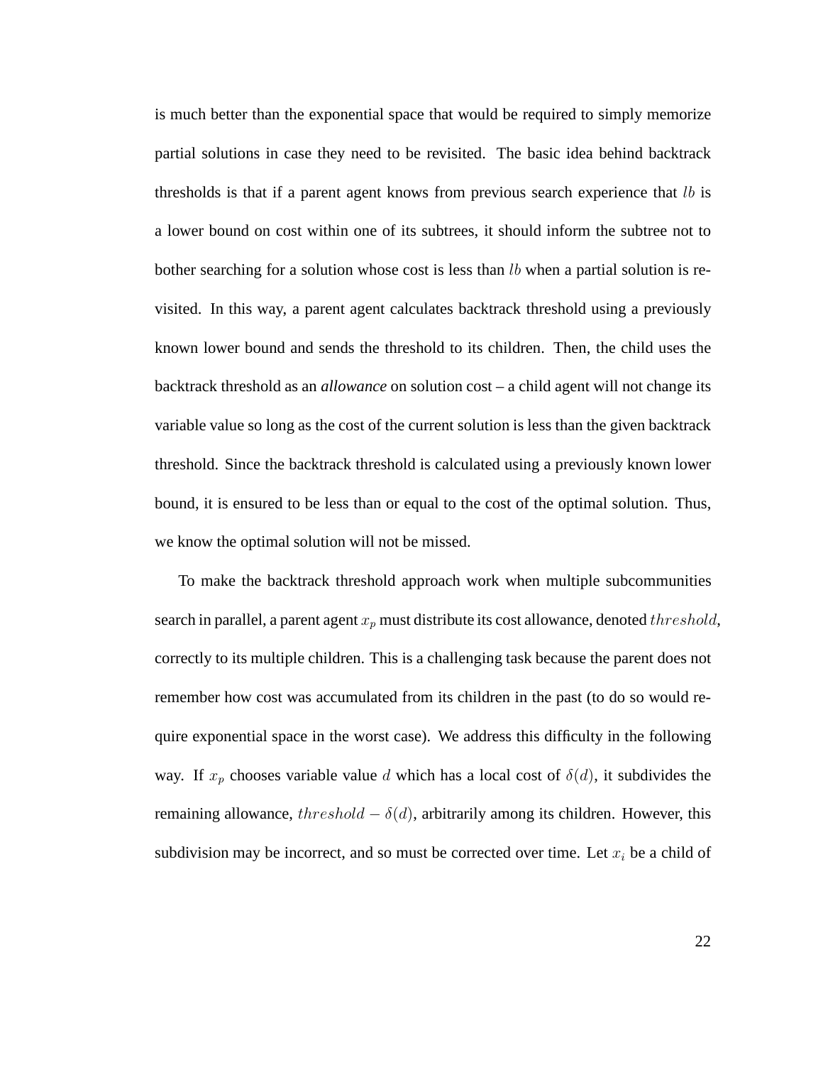is much better than the exponential space that would be required to simply memorize partial solutions in case they need to be revisited. The basic idea behind backtrack thresholds is that if a parent agent knows from previous search experience that $lb$ is a lower bound on cost within one of its subtrees, it should inform the subtree not to bother searching for a solution whose cost is less than $lb$ when a partial solution is revisited. In this way, a parent agent calculates backtrack threshold using a previously known lower bound and sends the threshold to its children. Then, the child uses the backtrack threshold as an *allowance* on solution cost – a child agent will not change its variable value so long as the cost of the current solution is less than the given backtrack threshold. Since the backtrack threshold is calculated using a previously known lower bound, it is ensured to be less than or equal to the cost of the optimal solution. Thus, we know the optimal solution will not be missed.

To make the backtrack threshold approach work when multiple subcommunities search in parallel, a parent agent $x_p$ must distribute its cost allowance, denoted $threshold$, correctly to its multiple children. This is a challenging task because the parent does not remember how cost was accumulated from its children in the past (to do so would require exponential space in the worst case). We address this difficulty in the following way. If $x_p$ chooses variable value $d$ which has a local cost of $\delta(d)$, it subdivides the remaining allowance, $threshold - \delta(d)$, arbitrarily among its children. However, this subdivision may be incorrect, and so must be corrected over time. Let $x_i$ be a child of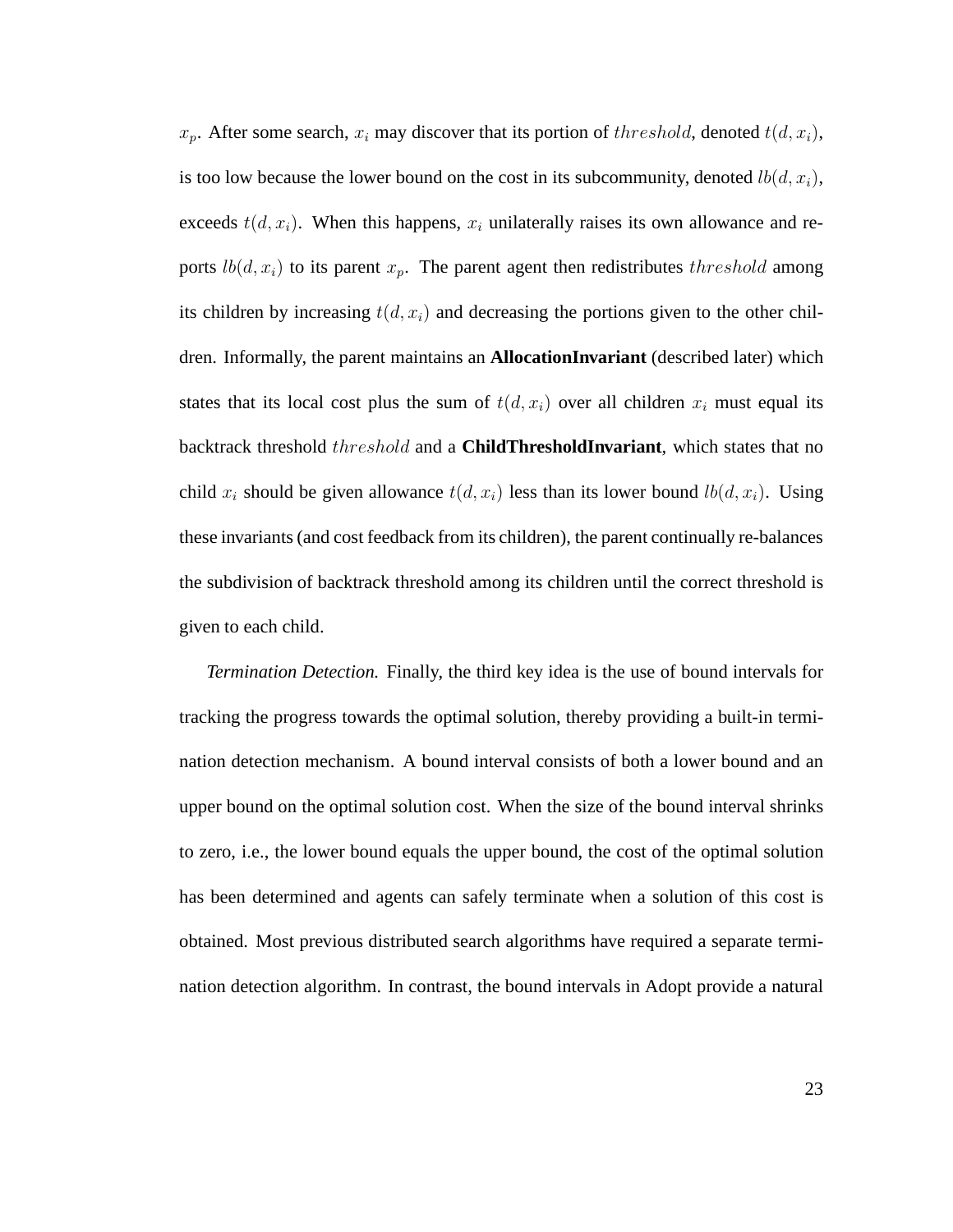$x_p$. After some search, $x_i$ may discover that its portion of $threshold$, denoted $t(d, x_i)$, is too low because the lower bound on the cost in its subcommunity, denoted $lb(d, x_i)$, exceeds $t(d, x_i)$. When this happens, $x_i$ unilaterally raises its own allowance and reports $lb(d, x_i)$ to its parent $x_p$. The parent agent then redistributes $threshold$ among its children by increasing $t(d, x_i)$ and decreasing the portions given to the other children. Informally, the parent maintains an **AllocationInvariant** (described later) which states that its local cost plus the sum of $t(d, x_i)$ over all children $x_i$ must equal its backtrack threshold $threshold$ and a **ChildThresholdInvariant**, which states that no child $x_i$ should be given allowance $t(d, x_i)$ less than its lower bound $lb(d, x_i)$. Using these invariants (and cost feedback from its children), the parent continually re-balances the subdivision of backtrack threshold among its children until the correct threshold is given to each child.

*Termination Detection.* Finally, the third key idea is the use of bound intervals for tracking the progress towards the optimal solution, thereby providing a built-in termination detection mechanism. A bound interval consists of both a lower bound and an upper bound on the optimal solution cost. When the size of the bound interval shrinks to zero, i.e., the lower bound equals the upper bound, the cost of the optimal solution has been determined and agents can safely terminate when a solution of this cost is obtained. Most previous distributed search algorithms have required a separate termination detection algorithm. In contrast, the bound intervals in Adopt provide a natural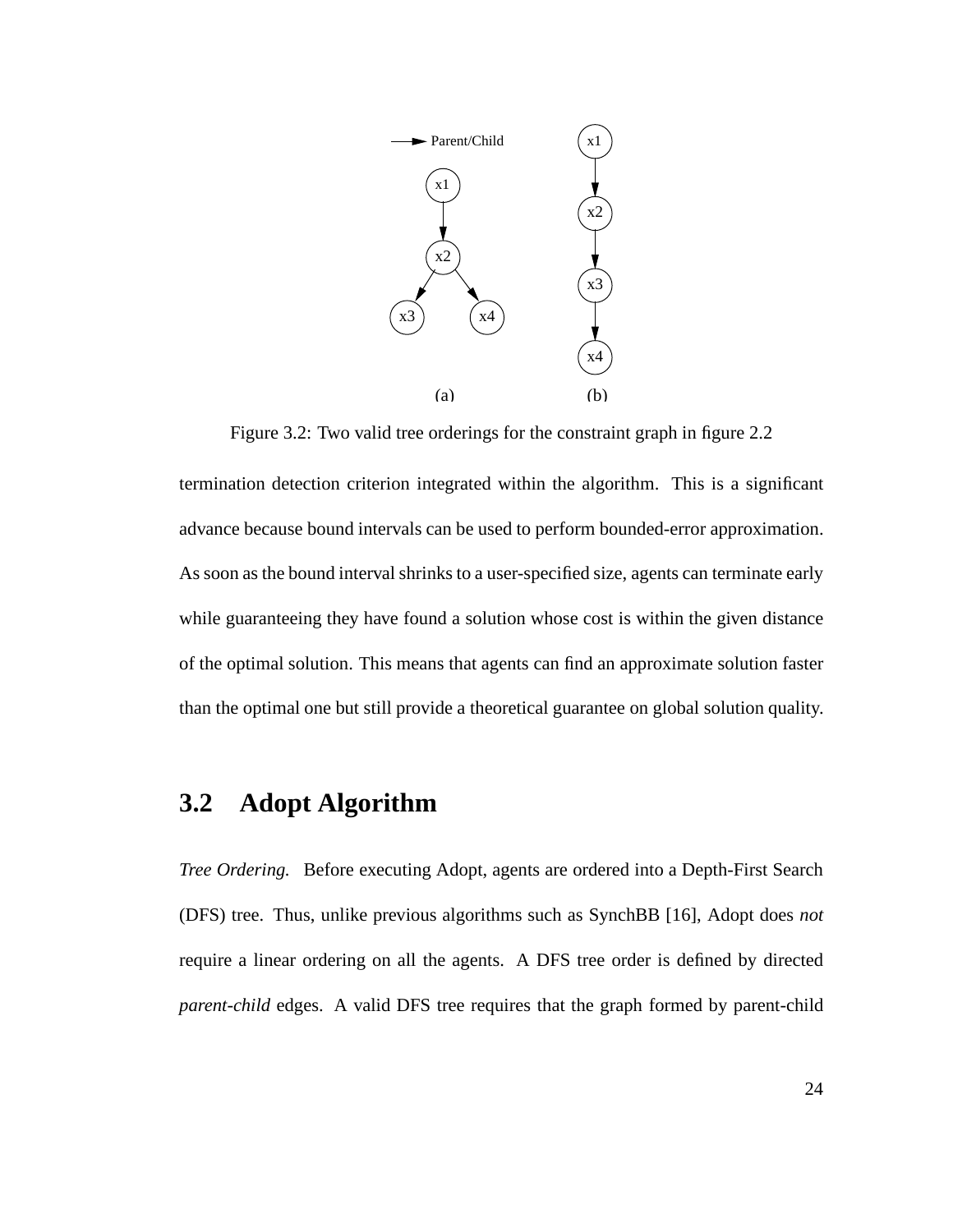Figure 3.2: Two valid tree orderings for the constraint graph in figure 2.2

termination detection criterion integrated within the algorithm. This is a significant advance because bound intervals can be used to perform bounded-error approximation. As soon as the bound interval shrinks to a user-specified size, agents can terminate early while guaranteeing they have found a solution whose cost is within the given distance of the optimal solution. This means that agents can find an approximate solution faster than the optimal one but still provide a theoretical guarantee on global solution quality.

## 3.2 Adopt Algorithm

*Tree Ordering.* Before executing Adopt, agents are ordered into a Depth-First Search (DFS) tree. Thus, unlike previous algorithms such as SynchBB [16], Adopt does *not* require a linear ordering on all the agents. A DFS tree order is defined by directed *parent-child* edges. A valid DFS tree requires that the graph formed by parent-child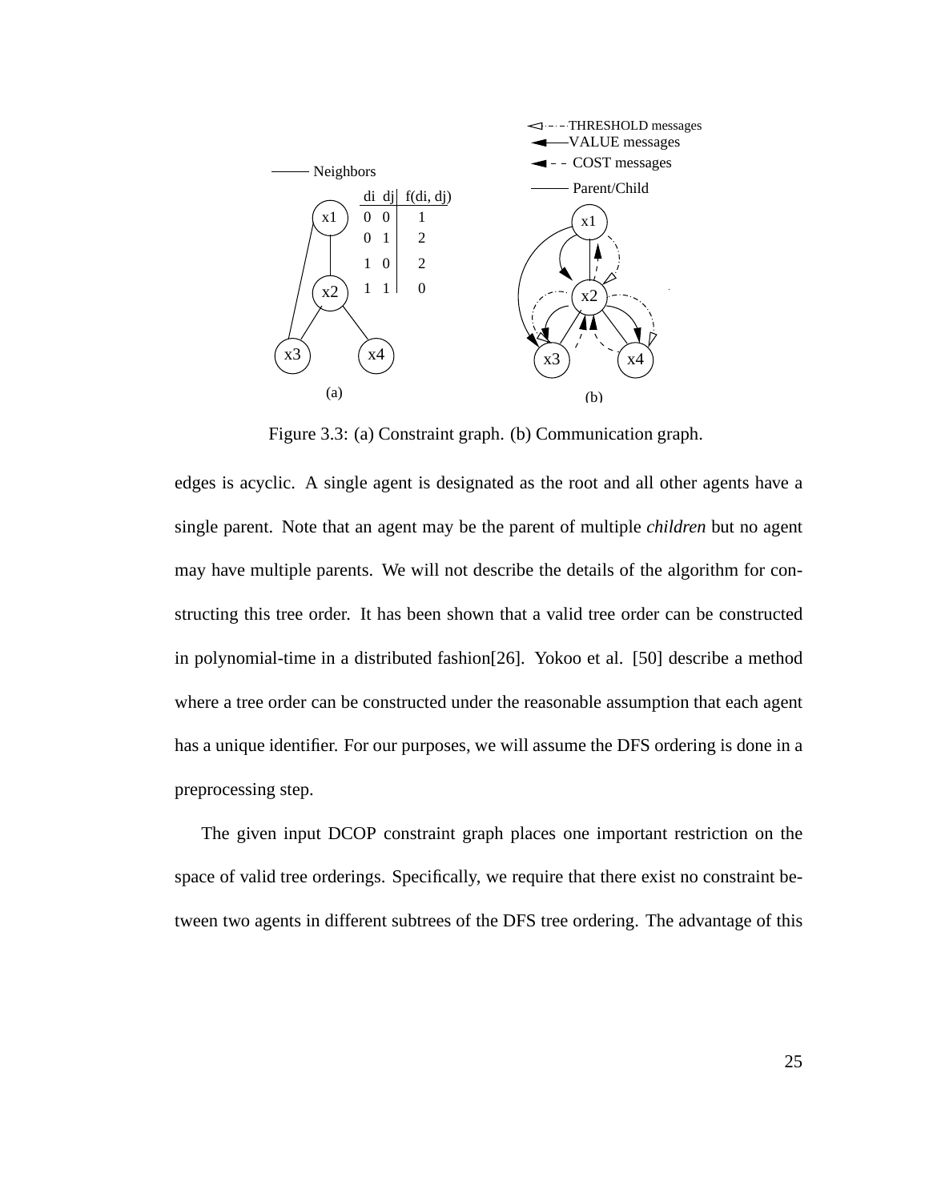| di | dj | f(di, dj) |
|---|---|---|
| 0 | 0 | 1 |
| 0 | 1 | 2 |
| 1 | 0 | 2 |
| 1 | 1 | 0 |

Figure 3.3: (a) Constraint graph. (b) Communication graph.

edges is acyclic. A single agent is designated as the root and all other agents have a single parent. Note that an agent may be the parent of multiple *children* but no agent may have multiple parents. We will not describe the details of the algorithm for constructing this tree order. It has been shown that a valid tree order can be constructed in polynomial-time in a distributed fashion[26]. Yokoo et al. [50] describe a method where a tree order can be constructed under the reasonable assumption that each agent has a unique identifier. For our purposes, we will assume the DFS ordering is done in a preprocessing step.

The given input DCOP constraint graph places one important restriction on the space of valid tree orderings. Specifically, we require that there exist no constraint between two agents in different subtrees of the DFS tree ordering. The advantage of this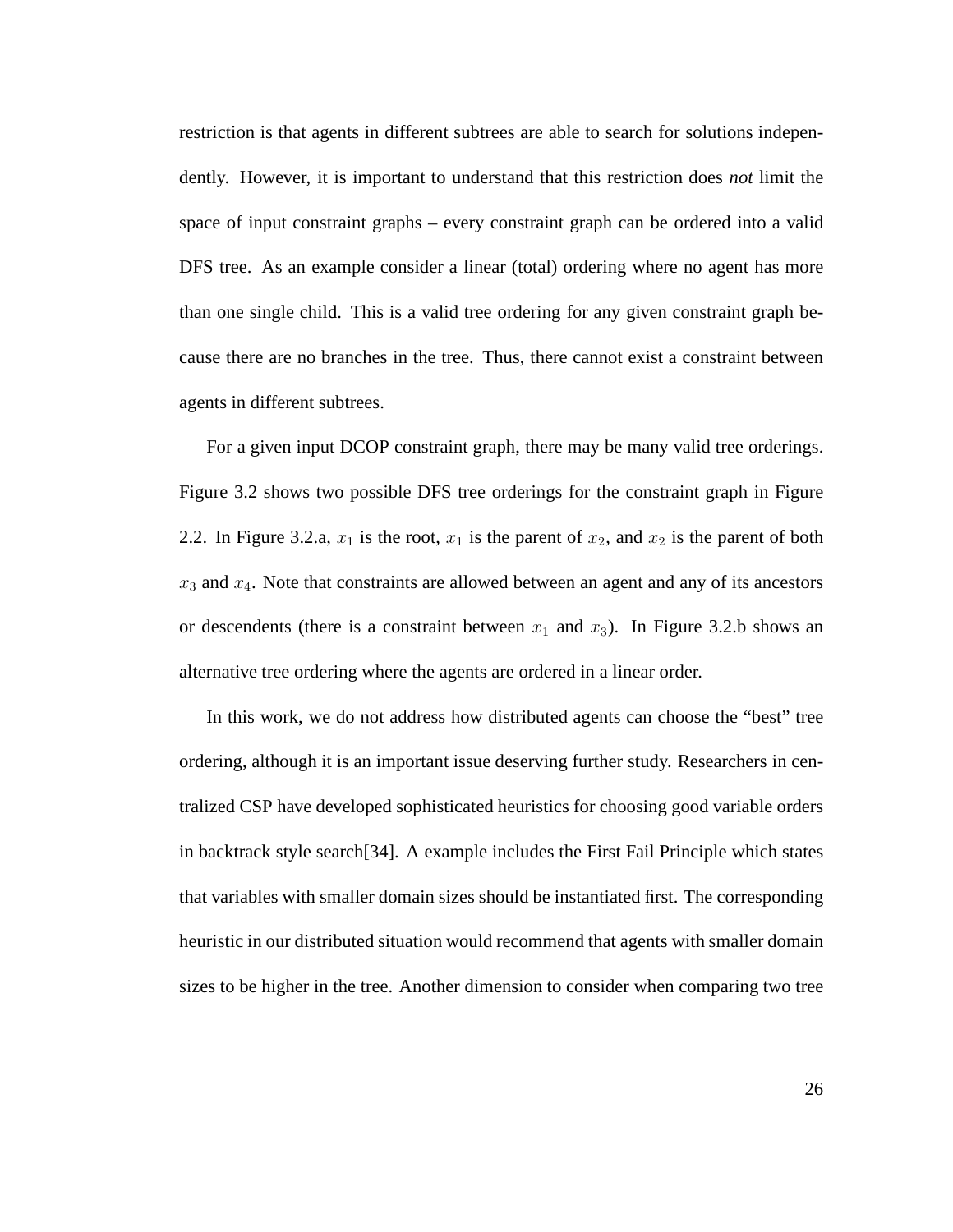restriction is that agents in different subtrees are able to search for solutions independently. However, it is important to understand that this restriction does *not* limit the space of input constraint graphs – every constraint graph can be ordered into a valid DFS tree. As an example consider a linear (total) ordering where no agent has more than one single child. This is a valid tree ordering for any given constraint graph because there are no branches in the tree. Thus, there cannot exist a constraint between agents in different subtrees.

For a given input DCOP constraint graph, there may be many valid tree orderings. Figure 3.2 shows two possible DFS tree orderings for the constraint graph in Figure 2.2. In Figure 3.2.a, $x_1$ is the root, $x_1$ is the parent of $x_2$, and $x_2$ is the parent of both $x_3$ and $x_4$. Note that constraints are allowed between an agent and any of its ancestors or descendents (there is a constraint between $x_1$ and $x_3$). In Figure 3.2.b shows an alternative tree ordering where the agents are ordered in a linear order.

In this work, we do not address how distributed agents can choose the "best" tree ordering, although it is an important issue deserving further study. Researchers in centralized CSP have developed sophisticated heuristics for choosing good variable orders in backtrack style search[34]. A example includes the First Fail Principle which states that variables with smaller domain sizes should be instantiated first. The corresponding heuristic in our distributed situation would recommend that agents with smaller domain sizes to be higher in the tree. Another dimension to consider when comparing two tree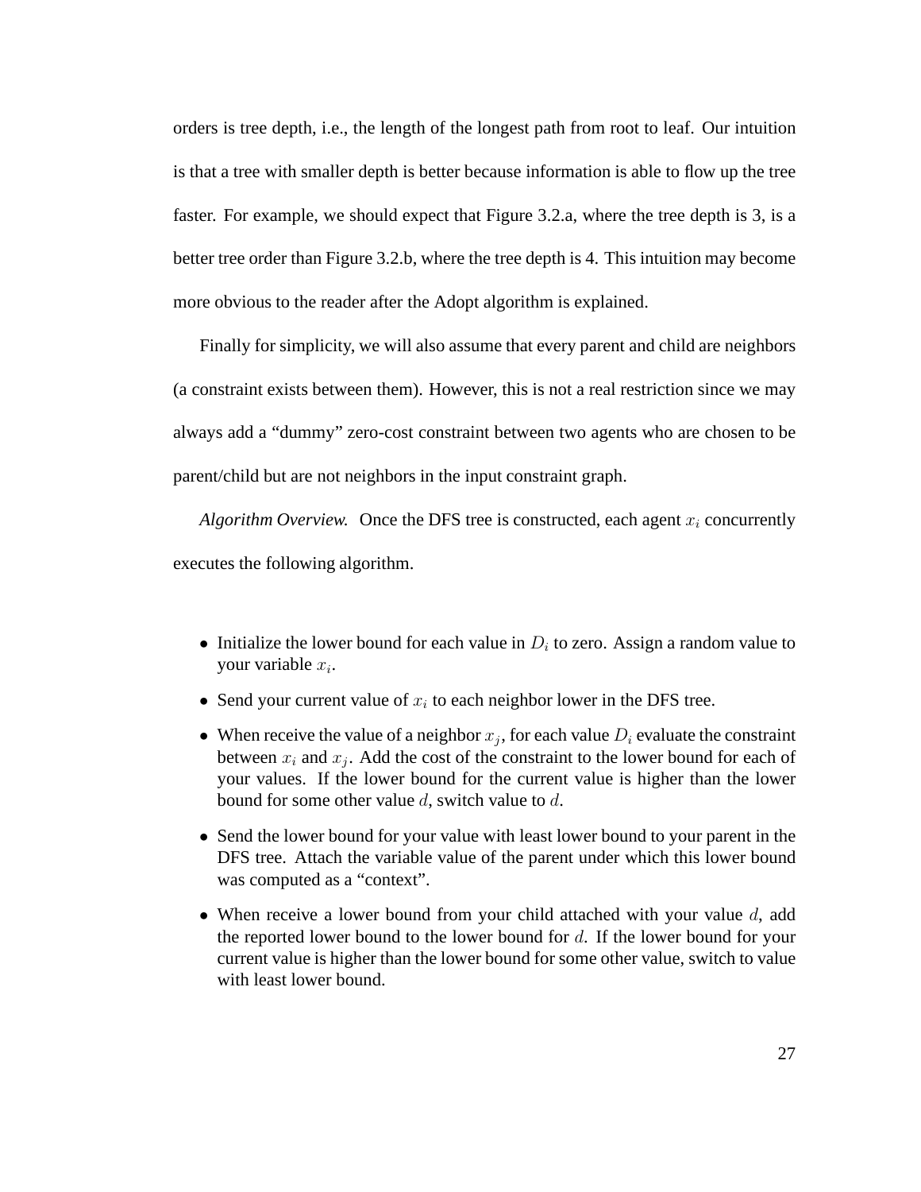orders is tree depth, i.e., the length of the longest path from root to leaf. Our intuition is that a tree with smaller depth is better because information is able to flow up the tree faster. For example, we should expect that Figure 3.2.a, where the tree depth is 3, is a better tree order than Figure 3.2.b, where the tree depth is 4. This intuition may become more obvious to the reader after the Adopt algorithm is explained.

Finally for simplicity, we will also assume that every parent and child are neighbors (a constraint exists between them). However, this is not a real restriction since we may always add a "dummy" zero-cost constraint between two agents who are chosen to be parent/child but are not neighbors in the input constraint graph.

*Algorithm Overview.* Once the DFS tree is constructed, each agent $x_i$ concurrently executes the following algorithm.

- Initialize the lower bound for each value in $D_i$ to zero. Assign a random value to your variable $x_i$.
- Send your current value of $x_i$ to each neighbor lower in the DFS tree.
- When receive the value of a neighbor $x_j$, for each value $D_i$ evaluate the constraint between $x_i$ and $x_j$. Add the cost of the constraint to the lower bound for each of your values. If the lower bound for the current value is higher than the lower bound for some other value $d$, switch value to $d$.
- Send the lower bound for your value with least lower bound to your parent in the DFS tree. Attach the variable value of the parent under which this lower bound was computed as a "context".
- When receive a lower bound from your child attached with your value $d$, add the reported lower bound to the lower bound for $d$. If the lower bound for your current value is higher than the lower bound for some other value, switch to value with least lower bound.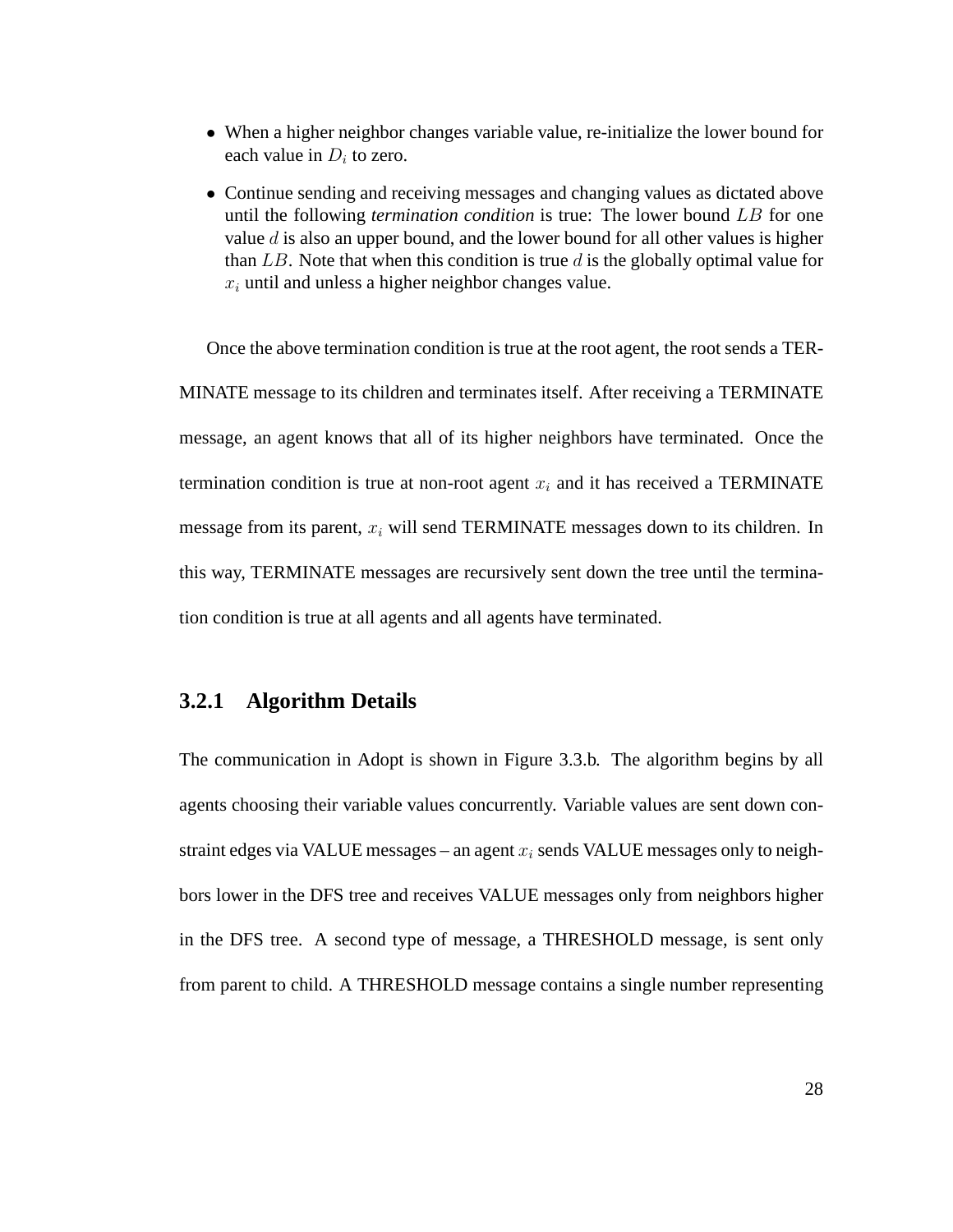- When a higher neighbor changes variable value, re-initialize the lower bound for each value in $D_i$ to zero.
- Continue sending and receiving messages and changing values as dictated above until the following *termination condition* is true: The lower bound $LB$ for one value $d$ is also an upper bound, and the lower bound for all other values is higher than $LB$. Note that when this condition is true $d$ is the globally optimal value for $x_i$ until and unless a higher neighbor changes value.

Once the above termination condition is true at the root agent, the root sends a TERMINATE message to its children and terminates itself. After receiving a TERMINATE message, an agent knows that all of its higher neighbors have terminated. Once the termination condition is true at non-root agent $x_i$ and it has received a TERMINATE message from its parent, $x_i$ will send TERMINATE messages down to its children. In this way, TERMINATE messages are recursively sent down the tree until the termination condition is true at all agents and all agents have terminated.

### 3.2.1 Algorithm Details

The communication in Adopt is shown in Figure 3.3.b. The algorithm begins by all agents choosing their variable values concurrently. Variable values are sent down constraint edges via VALUE messages – an agent $x_i$ sends VALUE messages only to neighbors lower in the DFS tree and receives VALUE messages only from neighbors higher in the DFS tree. A second type of message, a THRESHOLD message, is sent only from parent to child. A THRESHOLD message contains a single number representing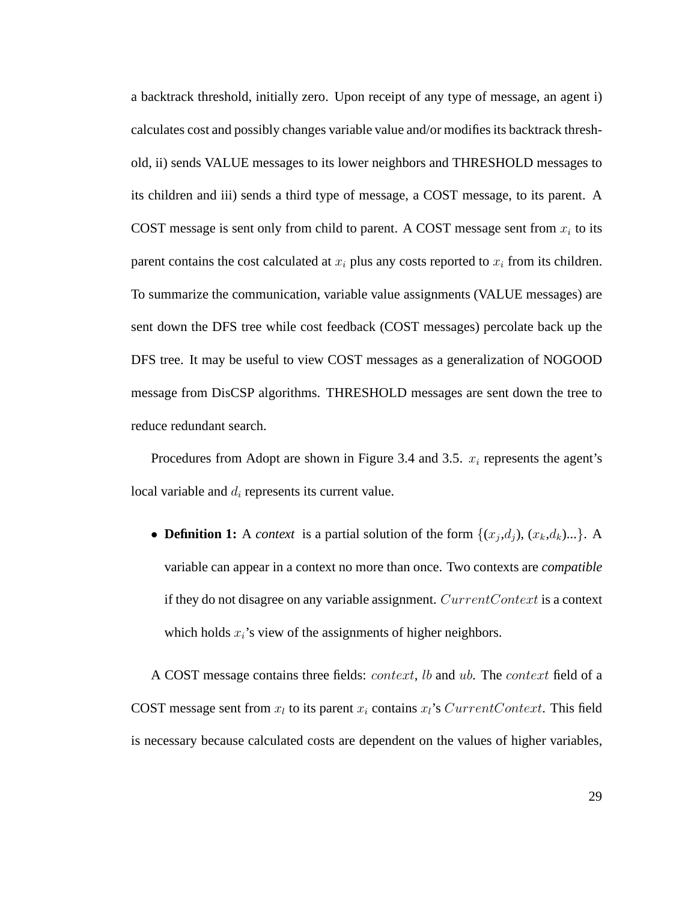a backtrack threshold, initially zero. Upon receipt of any type of message, an agent i) calculates cost and possibly changes variable value and/or modifies its backtrack threshold, ii) sends VALUE messages to its lower neighbors and THRESHOLD messages to its children and iii) sends a third type of message, a COST message, to its parent. A COST message is sent only from child to parent. A COST message sent from $x_i$ to its parent contains the cost calculated at $x_i$ plus any costs reported to $x_i$ from its children. To summarize the communication, variable value assignments (VALUE messages) are sent down the DFS tree while cost feedback (COST messages) percolate back up the DFS tree. It may be useful to view COST messages as a generalization of NOGOOD message from DisCSP algorithms. THRESHOLD messages are sent down the tree to reduce redundant search.

Procedures from Adopt are shown in Figure 3.4 and 3.5. $x_i$ represents the agent's local variable and $d_i$ represents its current value.

- **Definition 1:** A *context* is a partial solution of the form $\{(x_j,d_j), (x_k,d_k)...\}$. A variable can appear in a context no more than once. Two contexts are *compatible* if they do not disagree on any variable assignment. $CurrentContext$ is a context which holds $x_i$'s view of the assignments of higher neighbors.

A COST message contains three fields: $context$, $lb$ and $ub$. The $context$ field of a COST message sent from $x_l$ to its parent $x_i$ contains $x_l$'s $CurrentContext$. This field is necessary because calculated costs are dependent on the values of higher variables,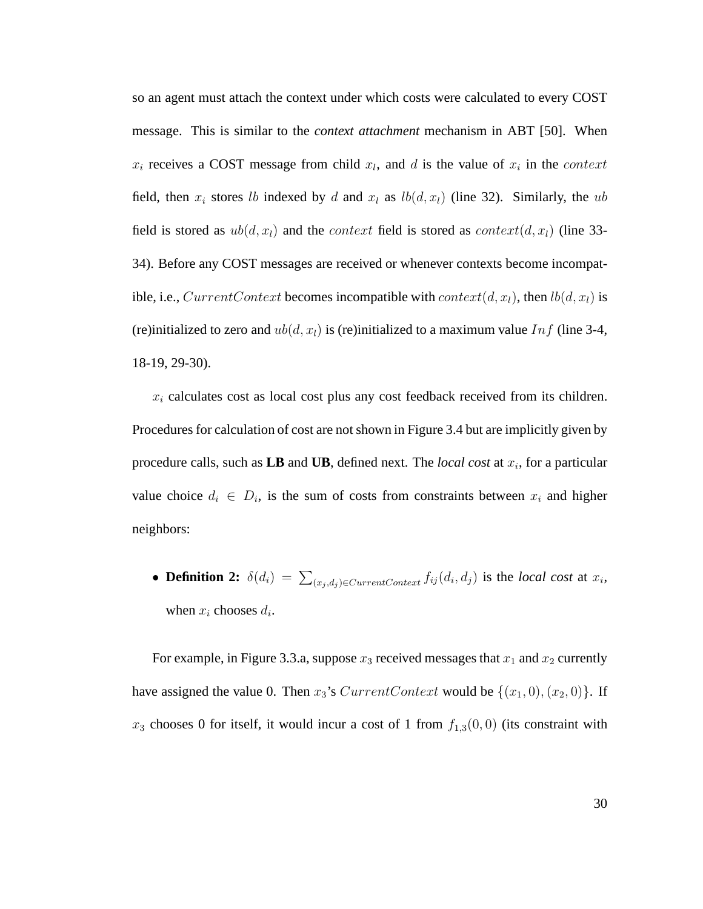so an agent must attach the context under which costs were calculated to every COST message. This is similar to the *context attachment* mechanism in ABT [50]. When $x_i$ receives a COST message from child $x_l$, and $d$ is the value of $x_i$ in the $context$ field, then $x_i$ stores $lb$ indexed by $d$ and $x_l$ as $lb(d, x_l)$ (line 32). Similarly, the $ub$ field is stored as $ub(d, x_l)$ and the $context$ field is stored as $context(d, x_l)$ (line 33-34). Before any COST messages are received or whenever contexts become incompatible, i.e., $CurrentContext$ becomes incompatible with $context(d, x_l)$, then $lb(d, x_l)$ is (re)initialized to zero and $ub(d, x_l)$ is (re)initialized to a maximum value $Inf$ (line 3-4, 18-19, 29-30).

$x_i$ calculates cost as local cost plus any cost feedback received from its children. Procedures for calculation of cost are not shown in Figure 3.4 but are implicitly given by procedure calls, such as **LB** and **UB**, defined next. The *local cost* at $x_i$, for a particular value choice $d_i \in D_i$, is the sum of costs from constraints between $x_i$ and higher neighbors:

- **Definition 2:** $\delta(d_i) = \sum_{(x_j,d_j) \in CurrentContext} f_{ij}(d_i, d_j)$ is the *local cost* at $x_i$, when $x_i$ chooses $d_i$.

For example, in Figure 3.3.a, suppose $x_3$ received messages that $x_1$ and $x_2$ currently have assigned the value 0. Then $x_3$'s $CurrentContext$ would be $\{(x_1, 0), (x_2, 0)\}$. If $x_3$ chooses 0 for itself, it would incur a cost of 1 from $f_{1,3}(0, 0)$ (its constraint with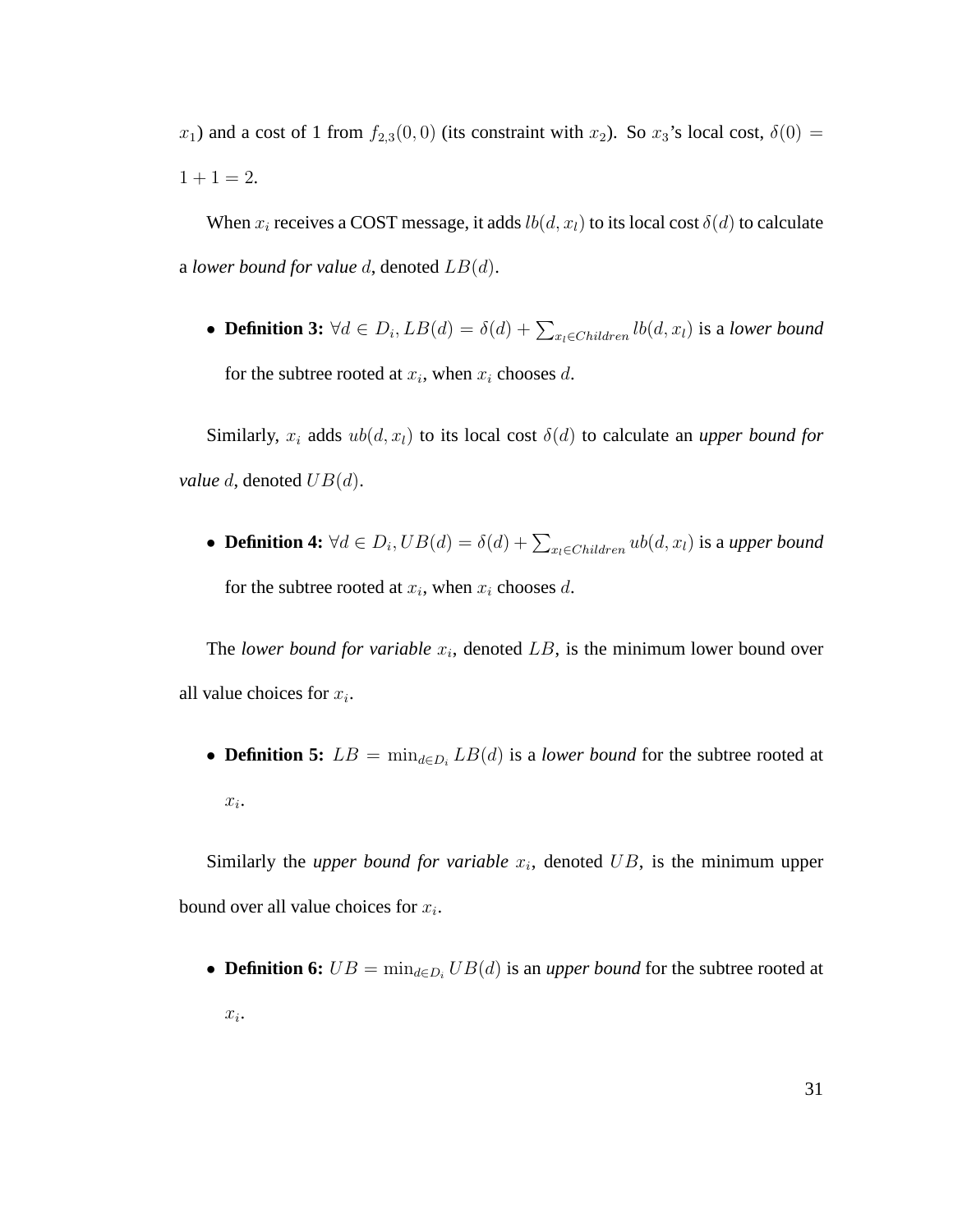$x_1$) and a cost of 1 from $f_{2,3}(0,0)$ (its constraint with $x_2$). So $x_3$'s local cost, $\delta(0) = 1 + 1 = 2$.

When $x_i$ receives a COST message, it adds $lb(d, x_l)$ to its local cost $\delta(d)$ to calculate a *lower bound for value* $d$, denoted $LB(d)$.

- **Definition 3:** $\forall d \in D_i, LB(d) = \delta(d) + \sum_{x_l \in Children} lb(d, x_l)$ is a *lower bound* for the subtree rooted at $x_i$, when $x_i$ chooses $d$.

Similarly, $x_i$ adds $ub(d, x_l)$ to its local cost $\delta(d)$ to calculate an *upper bound for value* $d$, denoted $UB(d)$.

- **Definition 4:** $\forall d \in D_i, UB(d) = \delta(d) + \sum_{x_l \in Children} ub(d, x_l)$ is a *upper bound* for the subtree rooted at $x_i$, when $x_i$ chooses $d$.

The *lower bound for variable* $x_i$, denoted $LB$, is the minimum lower bound over all value choices for $x_i$.

- **Definition 5:** $LB = \min_{d \in D_i} LB(d)$ is a *lower bound* for the subtree rooted at $x_i$.

Similarly the *upper bound for variable* $x_i$, denoted $UB$, is the minimum upper bound over all value choices for $x_i$.

- **Definition 6:** $UB = \min_{d \in D_i} UB(d)$ is an *upper bound* for the subtree rooted at $x_i$.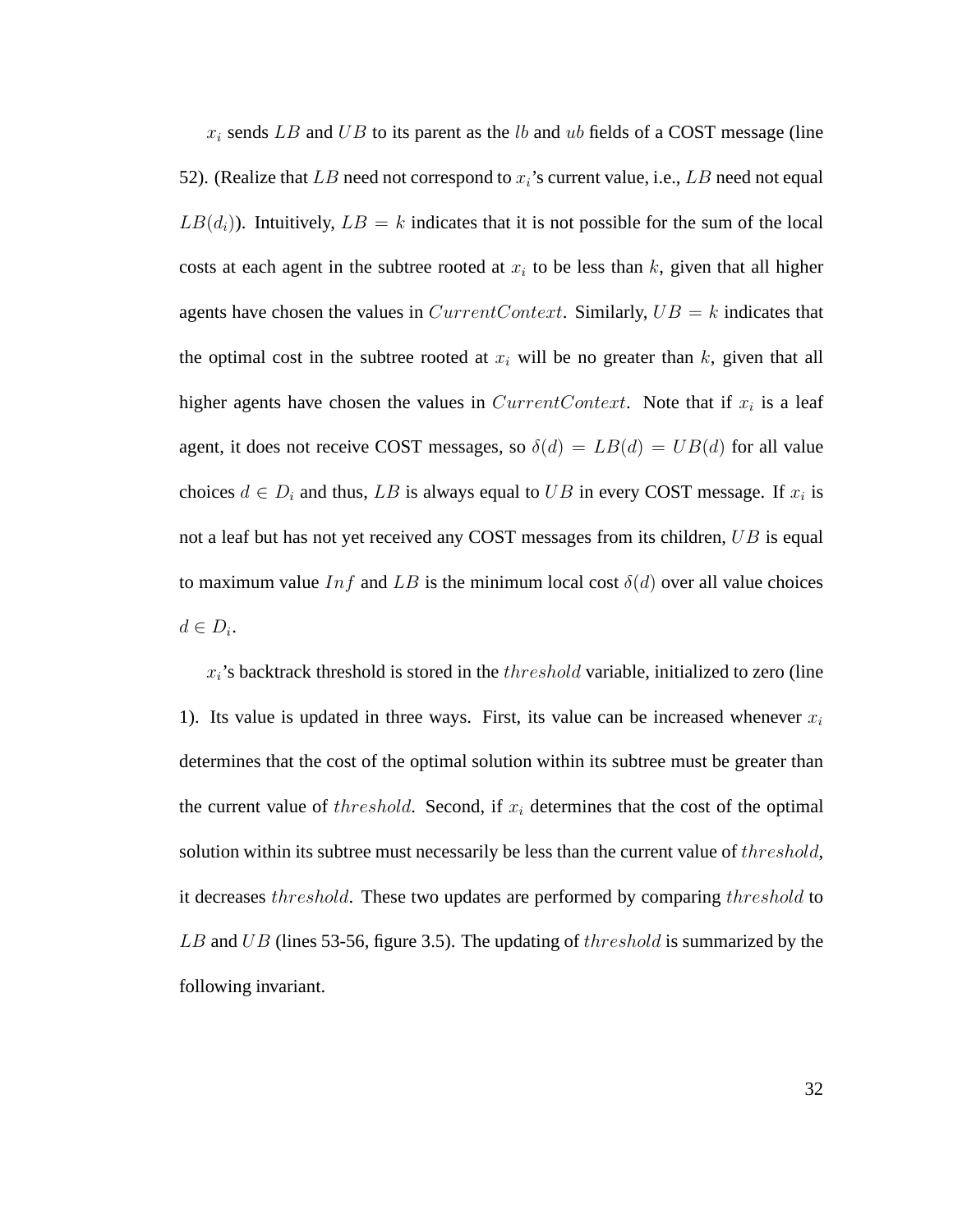$x_i$ sends $LB$ and $UB$ to its parent as the $lb$ and $ub$ fields of a COST message (line 52). (Realize that $LB$ need not correspond to $x_i$'s current value, i.e., $LB$ need not equal $LB(d_i)$). Intuitively, $LB = k$ indicates that it is not possible for the sum of the local costs at each agent in the subtree rooted at $x_i$ to be less than $k$, given that all higher agents have chosen the values in $CurrentContext$. Similarly, $UB = k$ indicates that the optimal cost in the subtree rooted at $x_i$ will be no greater than $k$, given that all higher agents have chosen the values in $CurrentContext$. Note that if $x_i$ is a leaf agent, it does not receive COST messages, so $\delta(d) = LB(d) = UB(d)$ for all value choices $d \in D_i$ and thus, $LB$ is always equal to $UB$ in every COST message. If $x_i$ is not a leaf but has not yet received any COST messages from its children, $UB$ is equal to maximum value $Inf$ and $LB$ is the minimum local cost $\delta(d)$ over all value choices $d \in D_i$.

$x_i$'s backtrack threshold is stored in the $threshold$ variable, initialized to zero (line 1). Its value is updated in three ways. First, its value can be increased whenever $x_i$ determines that the cost of the optimal solution within its subtree must be greater than the current value of $threshold$. Second, if $x_i$ determines that the cost of the optimal solution within its subtree must necessarily be less than the current value of $threshold$, it decreases $threshold$. These two updates are performed by comparing $threshold$ to $LB$ and $UB$ (lines 53-56, figure 3.5). The updating of $threshold$ is summarized by the following invariant.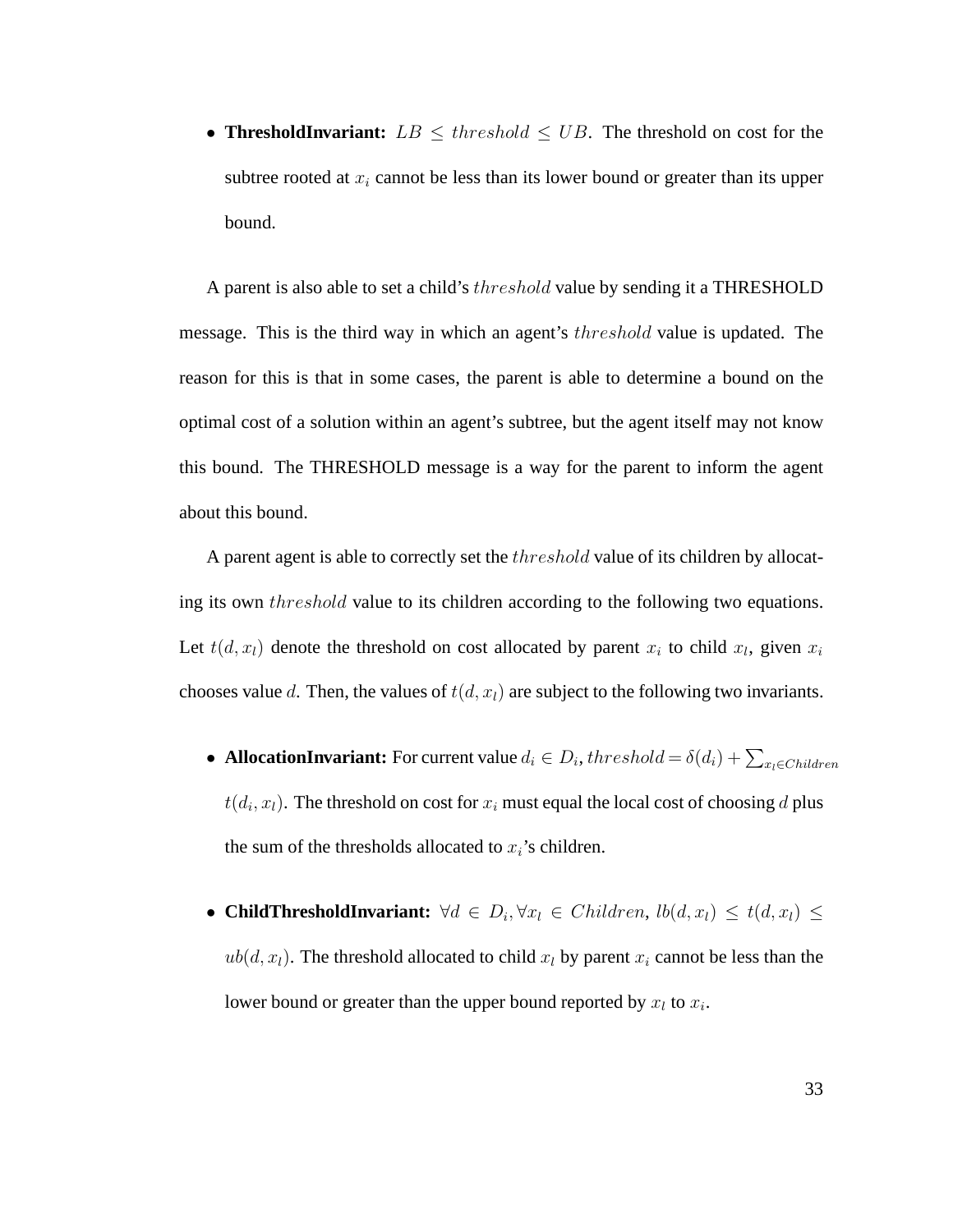- **ThresholdInvariant:** $LB \leq threshold \leq UB$. The threshold on cost for the subtree rooted at $x_i$ cannot be less than its lower bound or greater than its upper bound.

A parent is also able to set a child's $threshold$ value by sending it a THRESHOLD message. This is the third way in which an agent's $threshold$ value is updated. The reason for this is that in some cases, the parent is able to determine a bound on the optimal cost of a solution within an agent's subtree, but the agent itself may not know this bound. The THRESHOLD message is a way for the parent to inform the agent about this bound.

A parent agent is able to correctly set the $threshold$ value of its children by allocating its own $threshold$ value to its children according to the following two equations. Let $t(d, x_l)$ denote the threshold on cost allocated by parent $x_i$ to child $x_l$, given $x_i$ chooses value $d$. Then, the values of $t(d, x_l)$ are subject to the following two invariants.

- **AllocationInvariant:** For current value $d_i \in D_i$, $threshold = \delta(d_i) + \sum_{x_l \in Children} t(d_i, x_l)$. The threshold on cost for $x_i$ must equal the local cost of choosing $d$ plus the sum of the thresholds allocated to $x_i$'s children.

- **ChildThresholdInvariant:** $\forall d \in D_i, \forall x_l \in Children$, $lb(d, x_l) \leq t(d, x_l) \leq ub(d, x_l)$. The threshold allocated to child $x_l$ by parent $x_i$ cannot be less than the lower bound or greater than the upper bound reported by $x_l$ to $x_i$.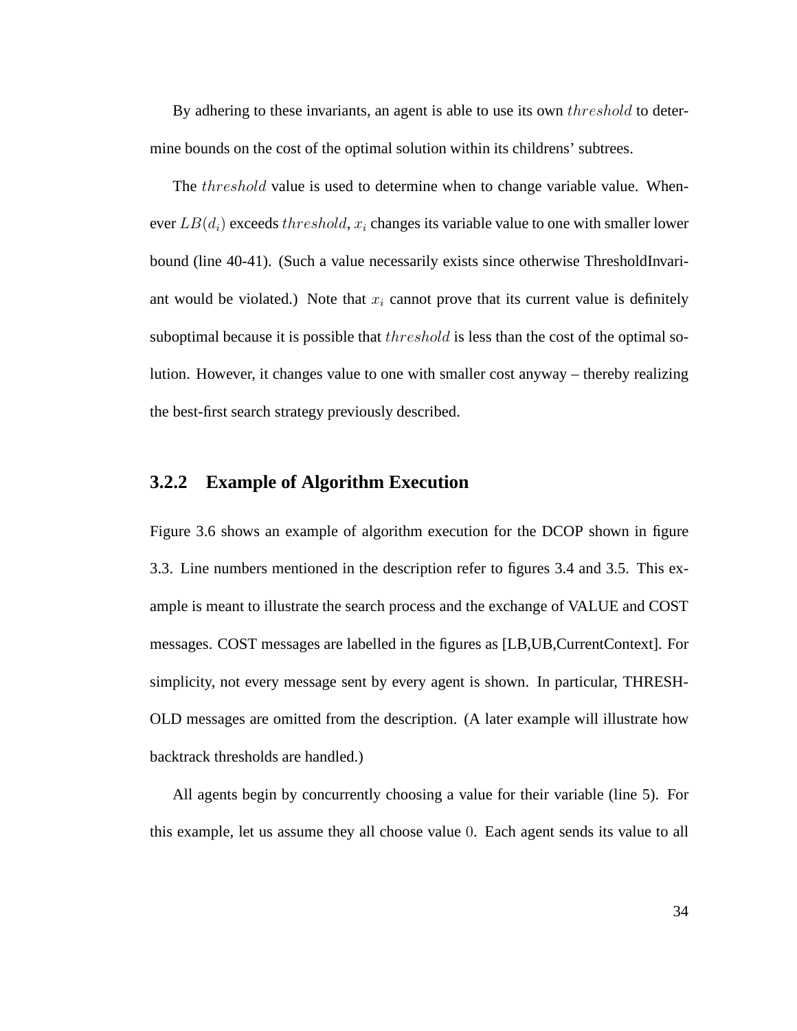By adhering to these invariants, an agent is able to use its own $threshold$ to determine bounds on the cost of the optimal solution within its childrens' subtrees.

The $threshold$ value is used to determine when to change variable value. Whenever $LB(d_i)$ exceeds $threshold$, $x_i$ changes its variable value to one with smaller lower bound (line 40-41). (Such a value necessarily exists since otherwise ThresholdInvariant would be violated.) Note that $x_i$ cannot prove that its current value is definitely suboptimal because it is possible that $threshold$ is less than the cost of the optimal solution. However, it changes value to one with smaller cost anyway – thereby realizing the best-first search strategy previously described.

### 3.2.2 Example of Algorithm Execution

Figure 3.6 shows an example of algorithm execution for the DCOP shown in figure 3.3. Line numbers mentioned in the description refer to figures 3.4 and 3.5. This example is meant to illustrate the search process and the exchange of VALUE and COST messages. COST messages are labelled in the figures as [LB,UB,CurrentContext]. For simplicity, not every message sent by every agent is shown. In particular, THRESHOLD messages are omitted from the description. (A later example will illustrate how backtrack thresholds are handled.)

All agents begin by concurrently choosing a value for their variable (line 5). For this example, let us assume they all choose value $0$. Each agent sends its value to all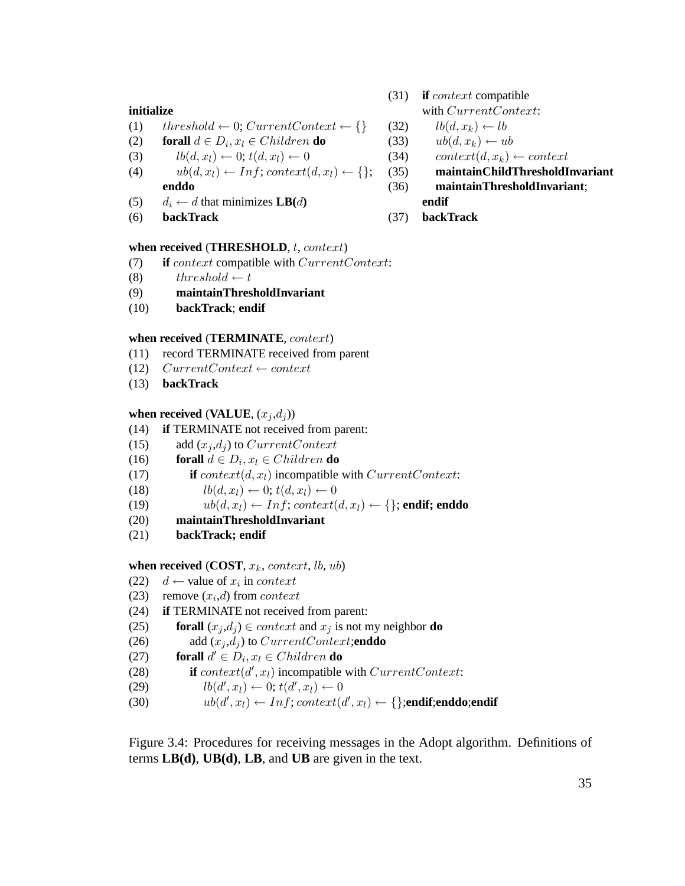**initialize**

(1) $threshold \leftarrow 0$; $CurrentContext \leftarrow \{\}$
(2) **forall** $d \in D_i, x_l \in Children$ **do**
(3) $lb(d, x_l) \leftarrow 0$; $t(d, x_l) \leftarrow 0$
(4) $ub(d, x_l) \leftarrow Inf$; $context(d, x_l) \leftarrow \{\}$;
**enddo**
(5) $d_i \leftarrow d$ that minimizes **LB(**$d$**)**
(6) **backTrack**

**when received** (**THRESHOLD**, $t$, $context$)

(7) **if** $context$ compatible with $CurrentContext$:
(8) $threshold \leftarrow t$
(9) **maintainThresholdInvariant**
(10) **backTrack**; **endif**

**when received** (**TERMINATE**, $context$)

(11) record TERMINATE received from parent
(12) $CurrentContext \leftarrow context$
(13) **backTrack**

**when received** (**VALUE**, ($x_j$,$d_j$))

(14) **if** TERMINATE not received from parent:
(15) add ($x_j$,$d_j$) to $CurrentContext$
(16) **forall** $d \in D_i, x_l \in Children$ **do**
(17) **if** $context(d, x_l)$ incompatible with $CurrentContext$:
(18) $lb(d, x_l) \leftarrow 0$; $t(d, x_l) \leftarrow 0$
(19) $ub(d, x_l) \leftarrow Inf$; $context(d, x_l) \leftarrow \{\}$; **endif; enddo**
(20) **maintainThresholdInvariant**
(21) **backTrack; endif**

**when received** (**COST**, $x_k$, $context$, $lb$, $ub$)

(22) $d \leftarrow$ value of $x_i$ in $context$
(23) remove ($x_i$,$d$) from $context$
(24) **if** TERMINATE not received from parent:
(25) **forall** ($x_j$,$d_j$) $\in context$ and $x_j$ is not my neighbor **do**
(26) add ($x_j$,$d_j$) to $CurrentContext$;**enddo**
(27) **forall** $d' \in D_i, x_l \in Children$ **do**
(28) **if** $context(d', x_l)$ incompatible with $CurrentContext$:
(29) $lb(d', x_l) \leftarrow 0$; $t(d', x_l) \leftarrow 0$
(30) $ub(d', x_l) \leftarrow Inf$; $context(d', x_l) \leftarrow \{\}$;**endif**;**enddo**;**endif**
(31) **if** $context$ compatible with $CurrentContext$:
(32) $lb(d, x_k) \leftarrow lb$
(33) $ub(d, x_k) \leftarrow ub$
(34) $context(d, x_k) \leftarrow context$
(35) **maintainChildThresholdInvariant**
(36) **maintainThresholdInvariant**;
**endif**
(37) **backTrack**

Figure 3.4: Procedures for receiving messages in the Adopt algorithm. Definitions of terms **LB(d)**, **UB(d)**, **LB**, and **UB** are given in the text.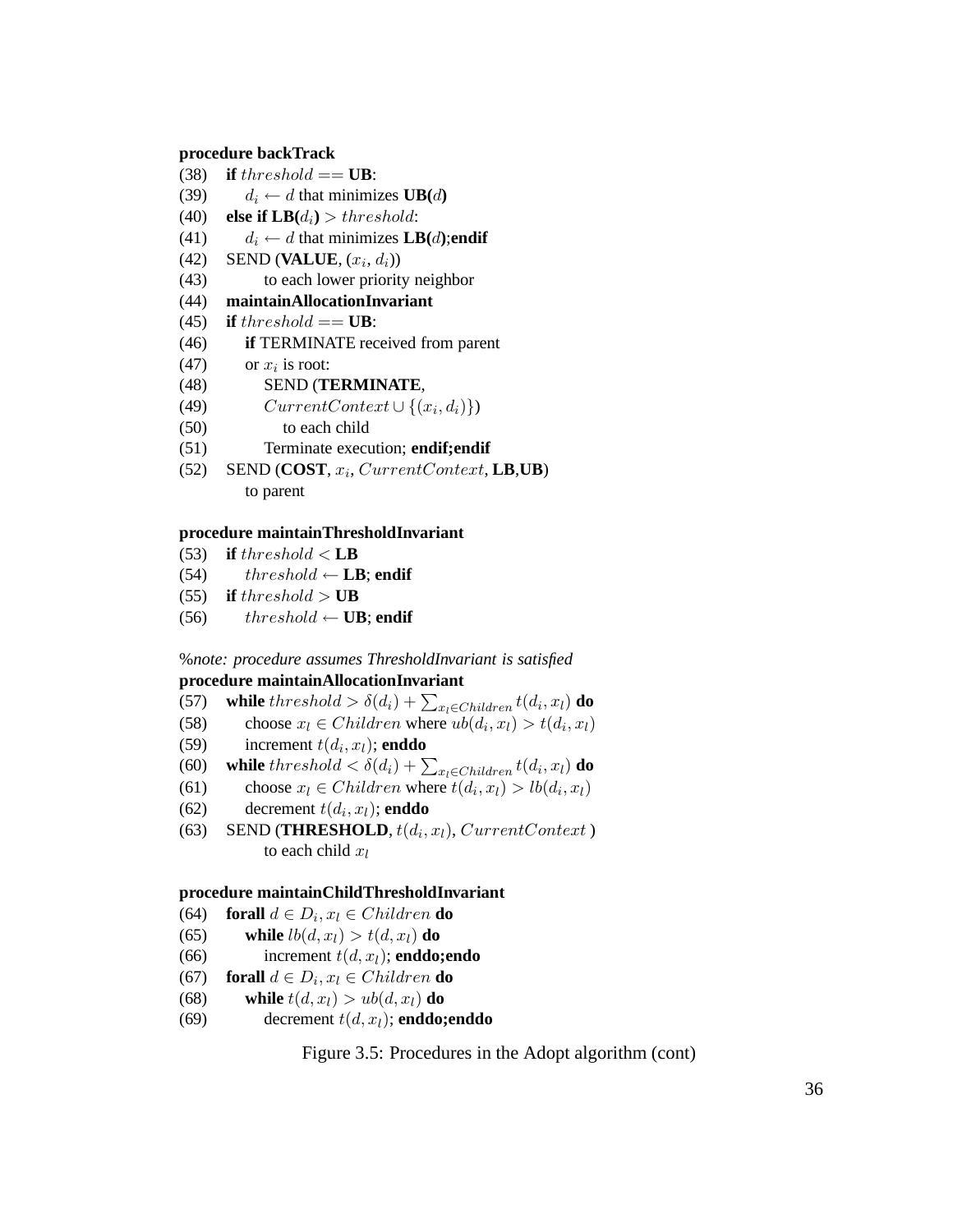**procedure backTrack**

(38) **if** $threshold ==$ **UB**:
(39) $d_i \leftarrow d$ that minimizes **UB(**$d$**)**
(40) **else if LB(**$d_i$**)** $> threshold$:
(41) $d_i \leftarrow d$ that minimizes **LB(**$d$**)**;**endif**
(42) SEND (**VALUE**, ($x_i$, $d_i$))
(43) to each lower priority neighbor
(44) **maintainAllocationInvariant**
(45) **if** $threshold ==$ **UB**:
(46) **if** TERMINATE received from parent
(47) or $x_i$ is root:
(48) SEND (**TERMINATE**,
(49) $CurrentContext \cup \{(x_i, d_i)\}$)
(50) to each child
(51) Terminate execution; **endif;endif**
(52) SEND (**COST**, $x_i$, $CurrentContext$, **LB**,**UB**) to parent

**procedure maintainThresholdInvariant**

(53) **if** $threshold <$ **LB**
(54) $threshold \leftarrow$ **LB**; **endif**
(55) **if** $threshold >$ **UB**
(56) $threshold \leftarrow$ **UB**; **endif**

%*note: procedure assumes ThresholdInvariant is satisfied*
**procedure maintainAllocationInvariant**

(57) **while** $threshold > \delta(d_i) + \sum_{x_l \in Children} t(d_i, x_l)$ **do**
(58) choose $x_l \in Children$ where $ub(d_i, x_l) > t(d_i, x_l)$
(59) increment $t(d_i, x_l)$; **enddo**
(60) **while** $threshold < \delta(d_i) + \sum_{x_l \in Children} t(d_i, x_l)$ **do**
(61) choose $x_l \in Children$ where $t(d_i, x_l) > lb(d_i, x_l)$
(62) decrement $t(d_i, x_l)$; **enddo**
(63) SEND (**THRESHOLD**, $t(d_i, x_l)$, $CurrentContext$ ) to each child $x_l$

**procedure maintainChildThresholdInvariant**

(64) **forall** $d \in D_i, x_l \in Children$ **do**
(65) **while** $lb(d, x_l) > t(d, x_l)$ **do**
(66) increment $t(d, x_l)$; **enddo;endo**
(67) **forall** $d \in D_i, x_l \in Children$ **do**
(68) **while** $t(d, x_l) > ub(d, x_l)$ **do**
(69) decrement $t(d, x_l)$; **enddo;enddo**

Figure 3.5: Procedures in the Adopt algorithm (cont)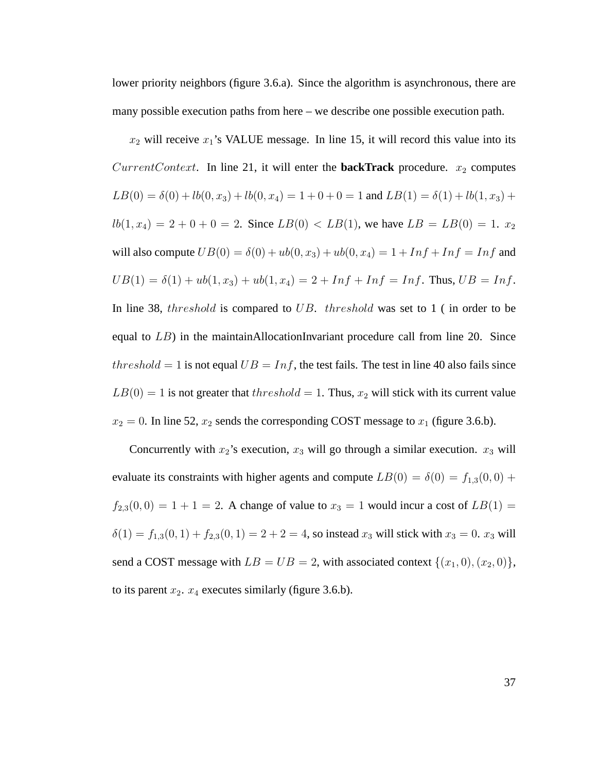lower priority neighbors (figure 3.6.a). Since the algorithm is asynchronous, there are many possible execution paths from here – we describe one possible execution path.

$x_2$ will receive $x_1$'s VALUE message. In line 15, it will record this value into its $CurrentContext$. In line 21, it will enter the **backTrack** procedure. $x_2$ computes $LB(0) = \delta(0) + lb(0, x_3) + lb(0, x_4) = 1 + 0 + 0 = 1$ and $LB(1) = \delta(1) + lb(1, x_3) + lb(1, x_4) = 2 + 0 + 0 = 2$. Since $LB(0) < LB(1)$, we have $LB = LB(0) = 1$. $x_2$ will also compute $UB(0) = \delta(0) + ub(0, x_3) + ub(0, x_4) = 1 + Inf + Inf = Inf$ and $UB(1) = \delta(1) + ub(1, x_3) + ub(1, x_4) = 2 + Inf + Inf = Inf$. Thus, $UB = Inf$. In line 38, $threshold$ is compared to $UB$. $threshold$ was set to 1 ( in order to be equal to $LB$) in the maintainAllocationInvariant procedure call from line 20. Since $threshold = 1$ is not equal $UB = Inf$, the test fails. The test in line 40 also fails since $LB(0) = 1$ is not greater that $threshold = 1$. Thus, $x_2$ will stick with its current value $x_2 = 0$. In line 52, $x_2$ sends the corresponding COST message to $x_1$ (figure 3.6.b).

Concurrently with $x_2$'s execution, $x_3$ will go through a similar execution. $x_3$ will evaluate its constraints with higher agents and compute $LB(0) = \delta(0) = f_{1,3}(0, 0) + f_{2,3}(0, 0) = 1 + 1 = 2$. A change of value to $x_3 = 1$ would incur a cost of $LB(1) = \delta(1) = f_{1,3}(0, 1) + f_{2,3}(0, 1) = 2 + 2 = 4$, so instead $x_3$ will stick with $x_3 = 0$. $x_3$ will send a COST message with $LB = UB = 2$, with associated context $\{(x_1, 0), (x_2, 0)\}$, to its parent $x_2$. $x_4$ executes similarly (figure 3.6.b).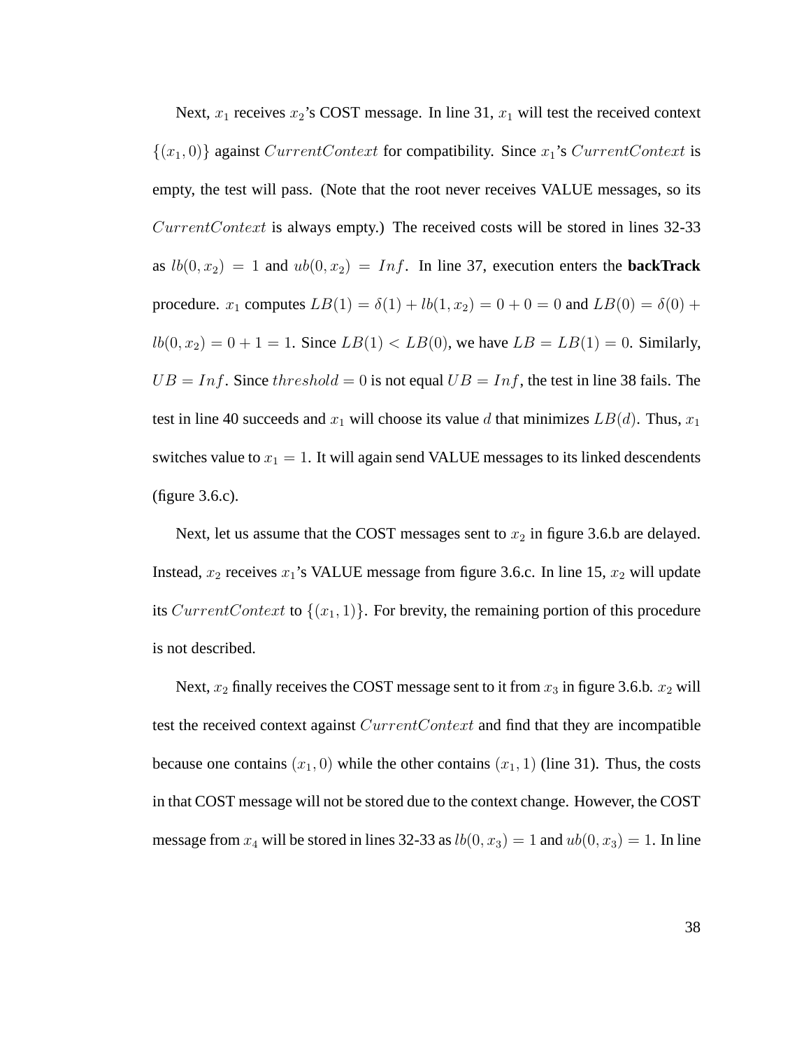Next, $x_1$ receives $x_2$'s COST message. In line 31, $x_1$ will test the received context $\{(x_1, 0)\}$ against $CurrentContext$ for compatibility. Since $x_1$'s $CurrentContext$ is empty, the test will pass. (Note that the root never receives VALUE messages, so its $CurrentContext$ is always empty.) The received costs will be stored in lines 32-33 as $lb(0, x_2) = 1$ and $ub(0, x_2) = Inf$. In line 37, execution enters the **backTrack** procedure. $x_1$ computes $LB(1) = \delta(1) + lb(1, x_2) = 0 + 0 = 0$ and $LB(0) = \delta(0) + lb(0, x_2) = 0 + 1 = 1$. Since $LB(1) < LB(0)$, we have $LB = LB(1) = 0$. Similarly, $UB = Inf$. Since $threshold = 0$ is not equal $UB = Inf$, the test in line 38 fails. The test in line 40 succeeds and $x_1$ will choose its value $d$ that minimizes $LB(d)$. Thus, $x_1$ switches value to $x_1 = 1$. It will again send VALUE messages to its linked descendents (figure 3.6.c).

Next, let us assume that the COST messages sent to $x_2$ in figure 3.6.b are delayed. Instead, $x_2$ receives $x_1$'s VALUE message from figure 3.6.c. In line 15, $x_2$ will update its $CurrentContext$ to $\{(x_1, 1)\}$. For brevity, the remaining portion of this procedure is not described.

Next, $x_2$ finally receives the COST message sent to it from $x_3$ in figure 3.6.b. $x_2$ will test the received context against $CurrentContext$ and find that they are incompatible because one contains $(x_1, 0)$ while the other contains $(x_1, 1)$ (line 31). Thus, the costs in that COST message will not be stored due to the context change. However, the COST message from $x_4$ will be stored in lines 32-33 as $lb(0, x_3) = 1$ and $ub(0, x_3) = 1$. In line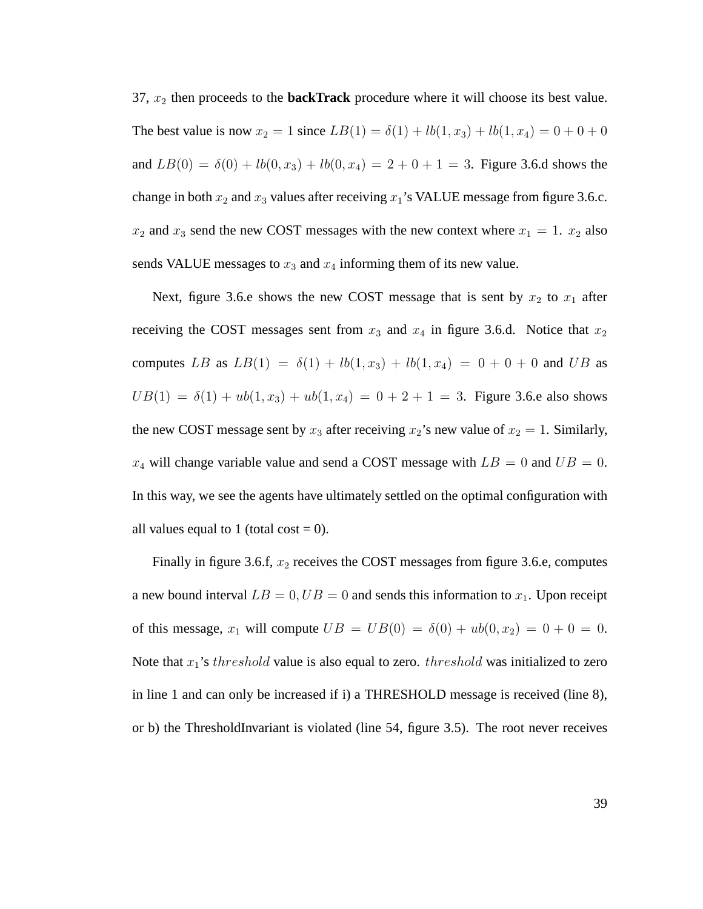37, $x_2$ then proceeds to the **backTrack** procedure where it will choose its best value. The best value is now $x_2 = 1$ since $LB(1) = \delta(1) + lb(1, x_3) + lb(1, x_4) = 0 + 0 + 0$ and $LB(0) = \delta(0) + lb(0, x_3) + lb(0, x_4) = 2 + 0 + 1 = 3$. Figure 3.6.d shows the change in both $x_2$ and $x_3$ values after receiving $x_1$'s VALUE message from figure 3.6.c. $x_2$ and $x_3$ send the new COST messages with the new context where $x_1 = 1$. $x_2$ also sends VALUE messages to $x_3$ and $x_4$ informing them of its new value.

Next, figure 3.6.e shows the new COST message that is sent by $x_2$ to $x_1$ after receiving the COST messages sent from $x_3$ and $x_4$ in figure 3.6.d. Notice that $x_2$ computes $LB$ as $LB(1) = \delta(1) + lb(1, x_3) + lb(1, x_4) = 0 + 0 + 0$ and $UB$ as $UB(1) = \delta(1) + ub(1, x_3) + ub(1, x_4) = 0 + 2 + 1 = 3$. Figure 3.6.e also shows the new COST message sent by $x_3$ after receiving $x_2$'s new value of $x_2 = 1$. Similarly, $x_4$ will change variable value and send a COST message with $LB = 0$ and $UB = 0$. In this way, we see the agents have ultimately settled on the optimal configuration with all values equal to 1 (total cost = 0).

Finally in figure 3.6.f, $x_2$ receives the COST messages from figure 3.6.e, computes a new bound interval $LB = 0, UB = 0$ and sends this information to $x_1$. Upon receipt of this message, $x_1$ will compute $UB = UB(0) = \delta(0) + ub(0, x_2) = 0 + 0 = 0$. Note that $x_1$'s $threshold$ value is also equal to zero. $threshold$ was initialized to zero in line 1 and can only be increased if i) a THRESHOLD message is received (line 8), or b) the ThresholdInvariant is violated (line 54, figure 3.5). The root never receives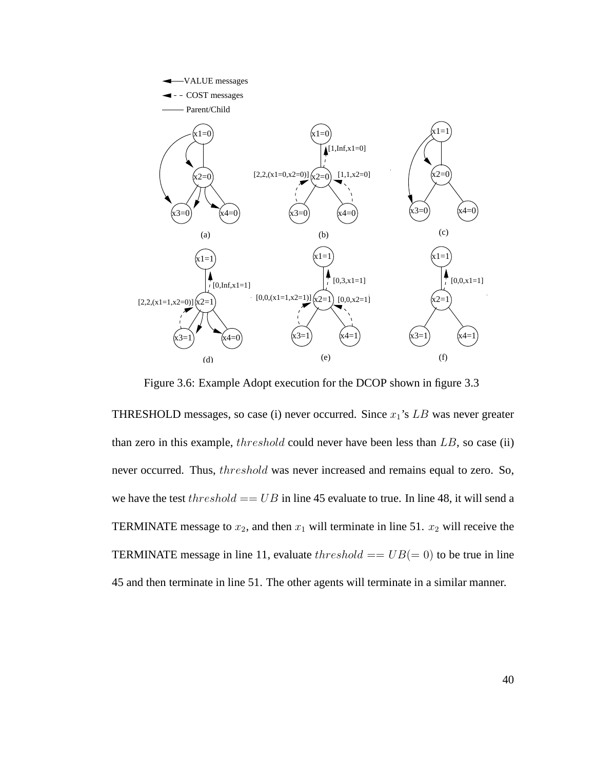Figure 3.6: Example Adopt execution for the DCOP shown in figure 3.3

THRESHOLD messages, so case (i) never occurred. Since $x_1$'s $LB$ was never greater than zero in this example, $threshold$ could never have been less than $LB$, so case (ii) never occurred. Thus, $threshold$ was never increased and remains equal to zero. So, we have the test $threshold == UB$ in line 45 evaluate to true. In line 48, it will send a TERMINATE message to $x_2$, and then $x_1$ will terminate in line 51. $x_2$ will receive the TERMINATE message in line 11, evaluate $threshold == UB(= 0)$ to be true in line 45 and then terminate in line 51. The other agents will terminate in a similar manner.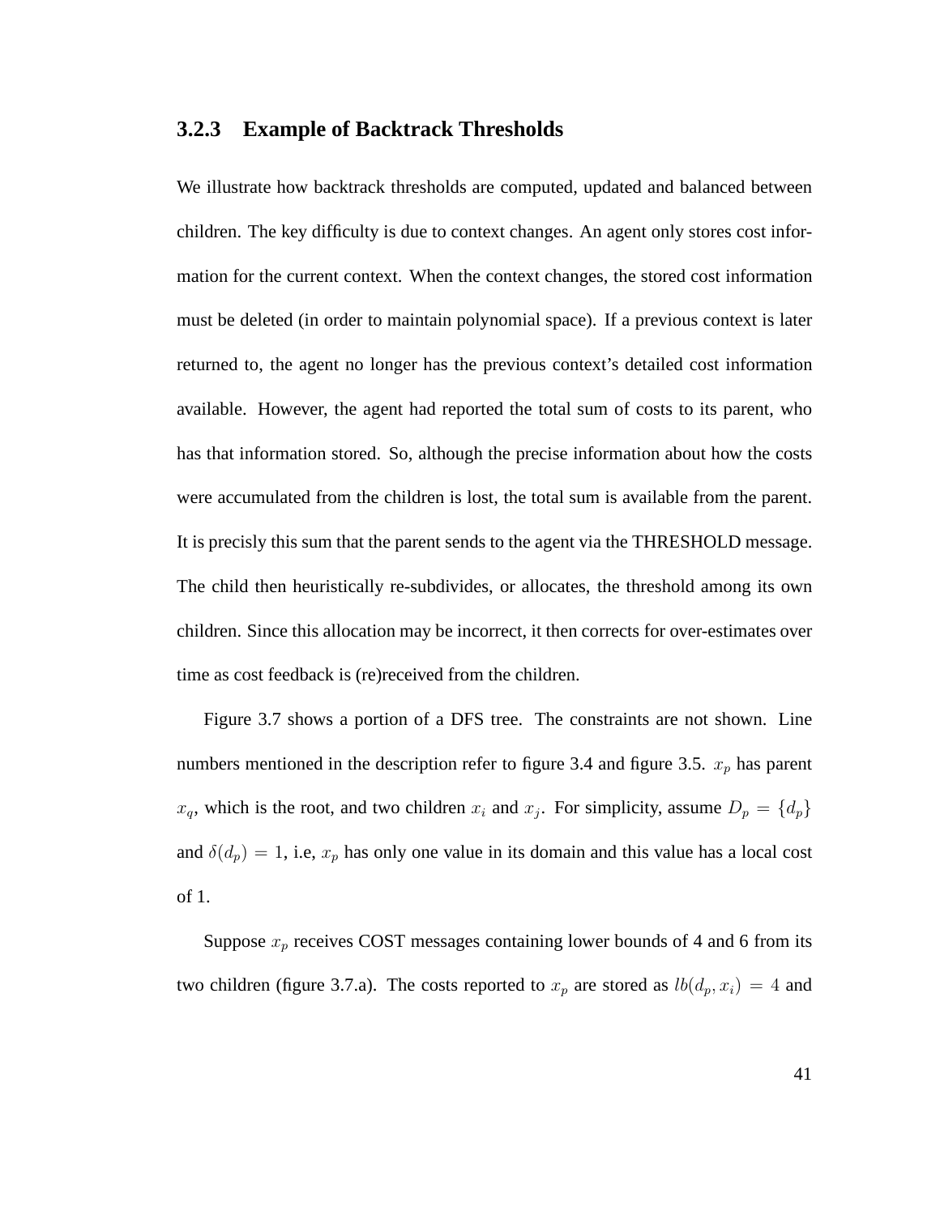### 3.2.3 Example of Backtrack Thresholds

We illustrate how backtrack thresholds are computed, updated and balanced between children. The key difficulty is due to context changes. An agent only stores cost information for the current context. When the context changes, the stored cost information must be deleted (in order to maintain polynomial space). If a previous context is later returned to, the agent no longer has the previous context's detailed cost information available. However, the agent had reported the total sum of costs to its parent, who has that information stored. So, although the precise information about how the costs were accumulated from the children is lost, the total sum is available from the parent. It is precisly this sum that the parent sends to the agent via the THRESHOLD message. The child then heuristically re-subdivides, or allocates, the threshold among its own children. Since this allocation may be incorrect, it then corrects for over-estimates over time as cost feedback is (re)received from the children.

Figure 3.7 shows a portion of a DFS tree. The constraints are not shown. Line numbers mentioned in the description refer to figure 3.4 and figure 3.5. $x_p$ has parent $x_q$, which is the root, and two children $x_i$ and $x_j$. For simplicity, assume $D_p = \{d_p\}$ and $\delta(d_p) = 1$, i.e, $x_p$ has only one value in its domain and this value has a local cost of 1.

Suppose $x_p$ receives COST messages containing lower bounds of 4 and 6 from its two children (figure 3.7.a). The costs reported to $x_p$ are stored as $lb(d_p, x_i) = 4$ and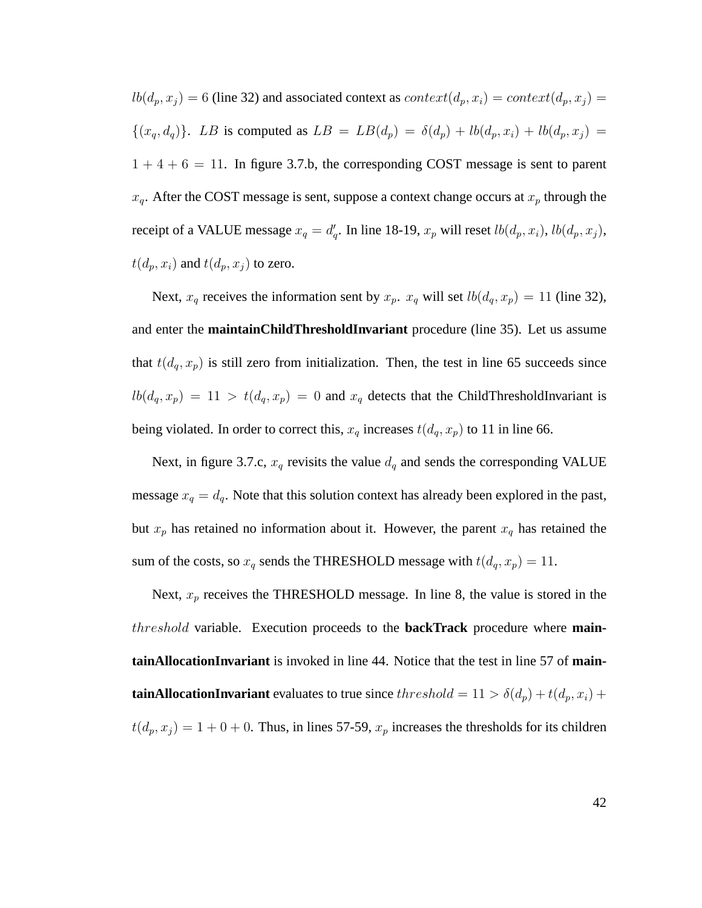$lb(d_p, x_j) = 6$ (line 32) and associated context as $context(d_p, x_i) = context(d_p, x_j) = \{(x_q, d_q)\}$. $LB$ is computed as $LB = LB(d_p) = \delta(d_p) + lb(d_p, x_i) + lb(d_p, x_j) = 1 + 4 + 6 = 11$. In figure 3.7.b, the corresponding COST message is sent to parent $x_q$. After the COST message is sent, suppose a context change occurs at $x_p$ through the receipt of a VALUE message $x_q = d'_q$. In line 18-19, $x_p$ will reset $lb(d_p, x_i)$, $lb(d_p, x_j)$, $t(d_p, x_i)$ and $t(d_p, x_j)$ to zero.

Next, $x_q$ receives the information sent by $x_p$. $x_q$ will set $lb(d_q, x_p) = 11$ (line 32), and enter the **maintainChildThresholdInvariant** procedure (line 35). Let us assume that $t(d_q, x_p)$ is still zero from initialization. Then, the test in line 65 succeeds since $lb(d_q, x_p) = 11 > t(d_q, x_p) = 0$ and $x_q$ detects that the ChildThresholdInvariant is being violated. In order to correct this, $x_q$ increases $t(d_q, x_p)$ to 11 in line 66.

Next, in figure 3.7.c, $x_q$ revisits the value $d_q$ and sends the corresponding VALUE message $x_q = d_q$. Note that this solution context has already been explored in the past, but $x_p$ has retained no information about it. However, the parent $x_q$ has retained the sum of the costs, so $x_q$ sends the THRESHOLD message with $t(d_q, x_p) = 11$.

Next, $x_p$ receives the THRESHOLD message. In line 8, the value is stored in the $threshold$ variable. Execution proceeds to the **backTrack** procedure where **maintainAllocationInvariant** is invoked in line 44. Notice that the test in line 57 of **maintainAllocationInvariant** evaluates to true since $threshold = 11 > \delta(d_p) + t(d_p, x_i) + t(d_p, x_j) = 1 + 0 + 0$. Thus, in lines 57-59, $x_p$ increases the thresholds for its children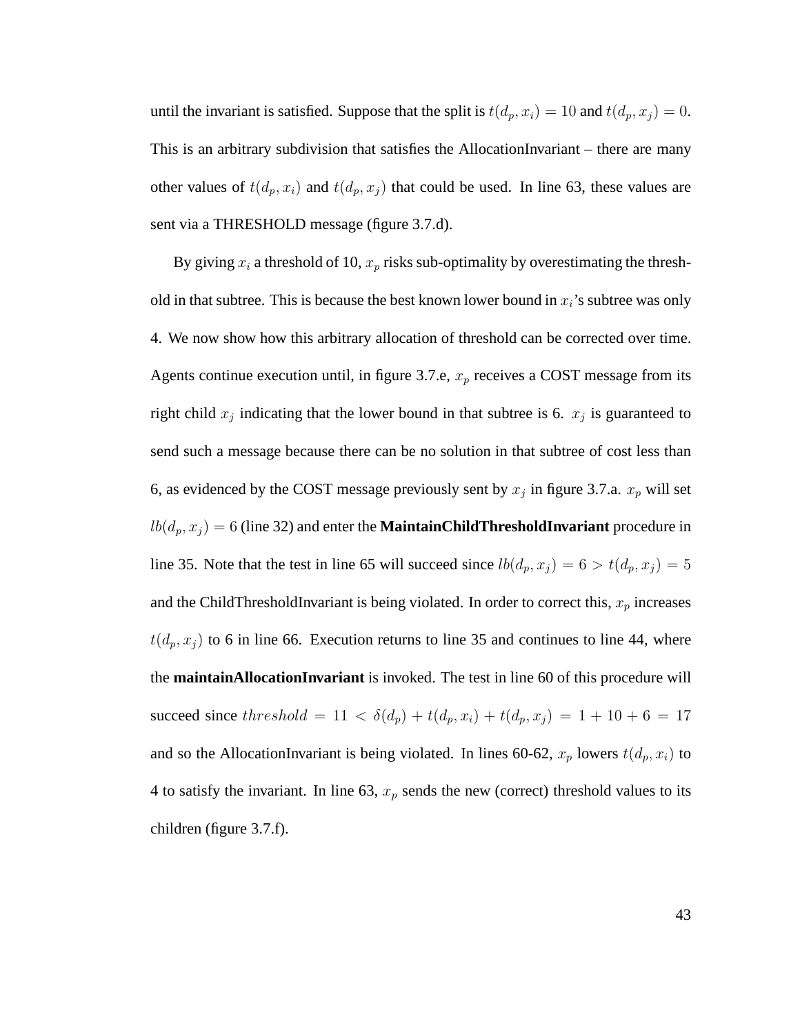until the invariant is satisfied. Suppose that the split is $t(d_p, x_i) = 10$ and $t(d_p, x_j) = 0$. This is an arbitrary subdivision that satisfies the AllocationInvariant – there are many other values of $t(d_p, x_i)$ and $t(d_p, x_j)$ that could be used. In line 63, these values are sent via a THRESHOLD message (figure 3.7.d).

By giving $x_i$ a threshold of 10, $x_p$ risks sub-optimality by overestimating the threshold in that subtree. This is because the best known lower bound in $x_i$'s subtree was only 4. We now show how this arbitrary allocation of threshold can be corrected over time. Agents continue execution until, in figure 3.7.e, $x_p$ receives a COST message from its right child $x_j$ indicating that the lower bound in that subtree is 6. $x_j$ is guaranteed to send such a message because there can be no solution in that subtree of cost less than 6, as evidenced by the COST message previously sent by $x_j$ in figure 3.7.a. $x_p$ will set $lb(d_p, x_j) = 6$ (line 32) and enter the **MaintainChildThresholdInvariant** procedure in line 35. Note that the test in line 65 will succeed since $lb(d_p, x_j) = 6 > t(d_p, x_j) = 5$ and the ChildThresholdInvariant is being violated. In order to correct this, $x_p$ increases $t(d_p, x_j)$ to 6 in line 66. Execution returns to line 35 and continues to line 44, where the **maintainAllocationInvariant** is invoked. The test in line 60 of this procedure will succeed since $threshold = 11 < \delta(d_p) + t(d_p, x_i) + t(d_p, x_j) = 1 + 10 + 6 = 17$ and so the AllocationInvariant is being violated. In lines 60-62, $x_p$ lowers $t(d_p, x_i)$ to 4 to satisfy the invariant. In line 63, $x_p$ sends the new (correct) threshold values to its children (figure 3.7.f).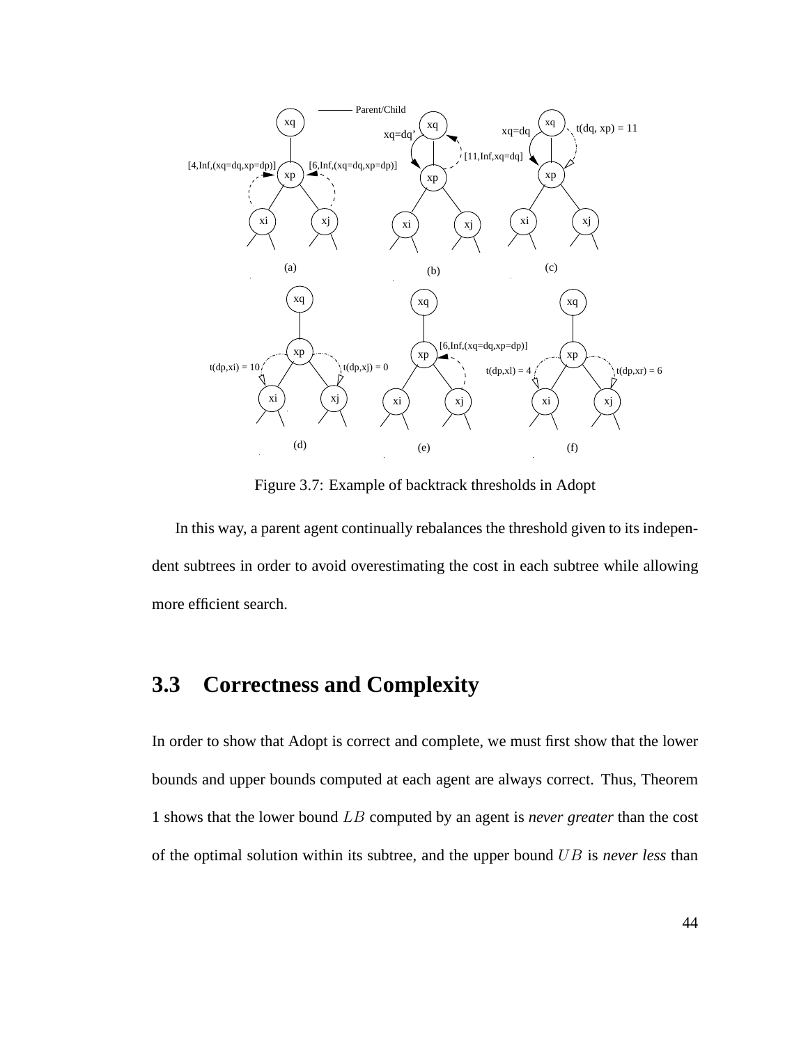Figure 3.7: Example of backtrack thresholds in Adopt

In this way, a parent agent continually rebalances the threshold given to its independent subtrees in order to avoid overestimating the cost in each subtree while allowing more efficient search.

## 3.3 Correctness and Complexity

In order to show that Adopt is correct and complete, we must first show that the lower bounds and upper bounds computed at each agent are always correct. Thus, Theorem 1 shows that the lower bound $LB$ computed by an agent is *never greater* than the cost of the optimal solution within its subtree, and the upper bound $UB$ is *never less* than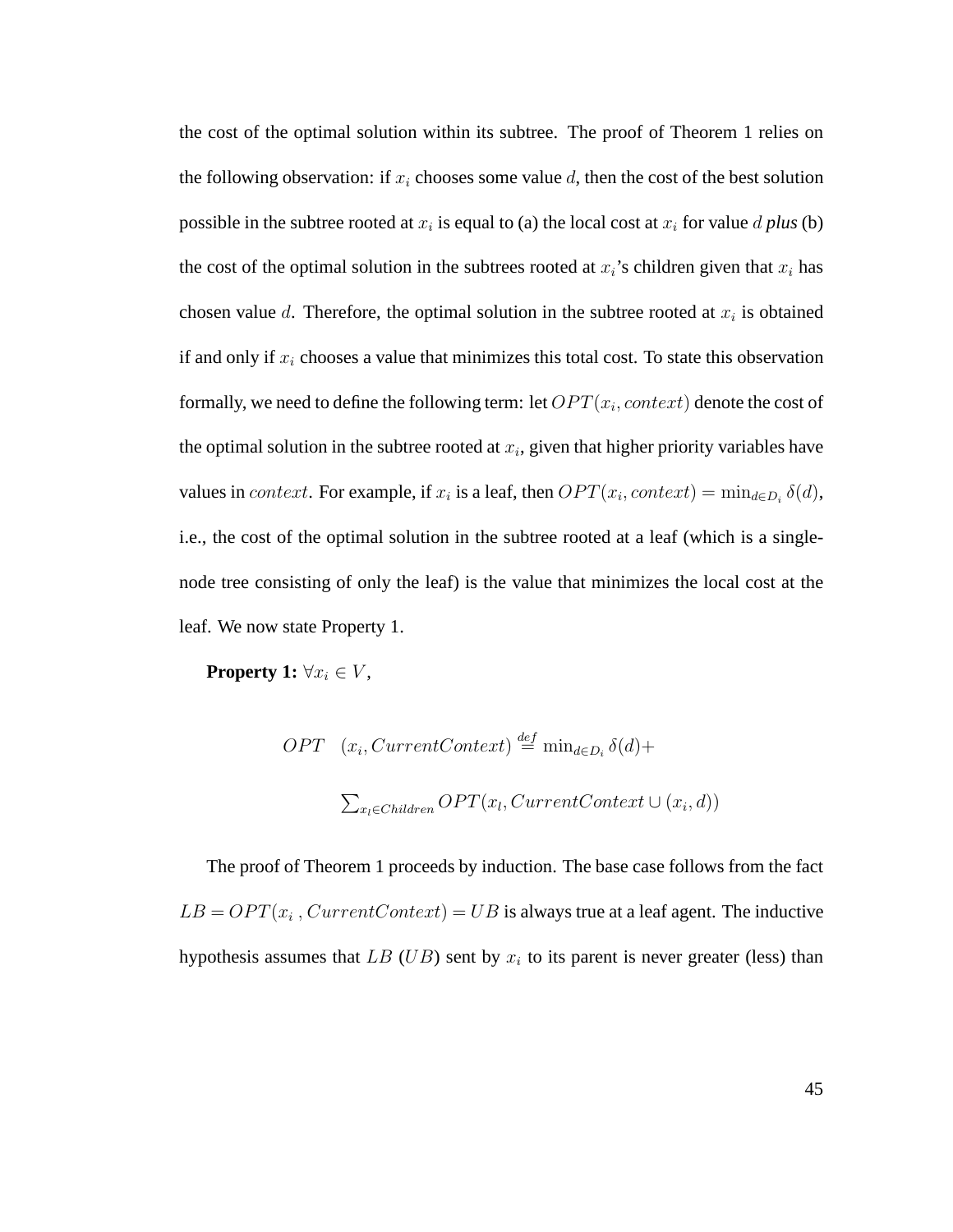the cost of the optimal solution within its subtree. The proof of Theorem 1 relies on the following observation: if $x_i$ chooses some value $d$, then the cost of the best solution possible in the subtree rooted at $x_i$ is equal to (a) the local cost at $x_i$ for value $d$ ***plus*** (b) the cost of the optimal solution in the subtrees rooted at $x_i$'s children given that $x_i$ has chosen value $d$. Therefore, the optimal solution in the subtree rooted at $x_i$ is obtained if and only if $x_i$ chooses a value that minimizes this total cost. To state this observation formally, we need to define the following term: let $OPT(x_i, context)$ denote the cost of the optimal solution in the subtree rooted at $x_i$, given that higher priority variables have values in $context$. For example, if $x_i$ is a leaf, then $OPT(x_i, context) = \min_{d \in D_i} \delta(d)$, i.e., the cost of the optimal solution in the subtree rooted at a leaf (which is a single-node tree consisting of only the leaf) is the value that minimizes the local cost at the leaf. We now state Property 1.

**Property 1:** $\forall x_i \in V$,

$$OPT \quad (x_i, CurrentContext) \stackrel{def}{=} \min_{d \in D_i} \delta(d) +$$

$$\sum_{x_l \in Children} OPT(x_l, CurrentContext \cup (x_i, d))$$

The proof of Theorem 1 proceeds by induction. The base case follows from the fact $LB = OPT(x_i\,, CurrentContext) = UB$ is always true at a leaf agent. The inductive hypothesis assumes that $LB$ ($UB$) sent by $x_i$ to its parent is never greater (less) than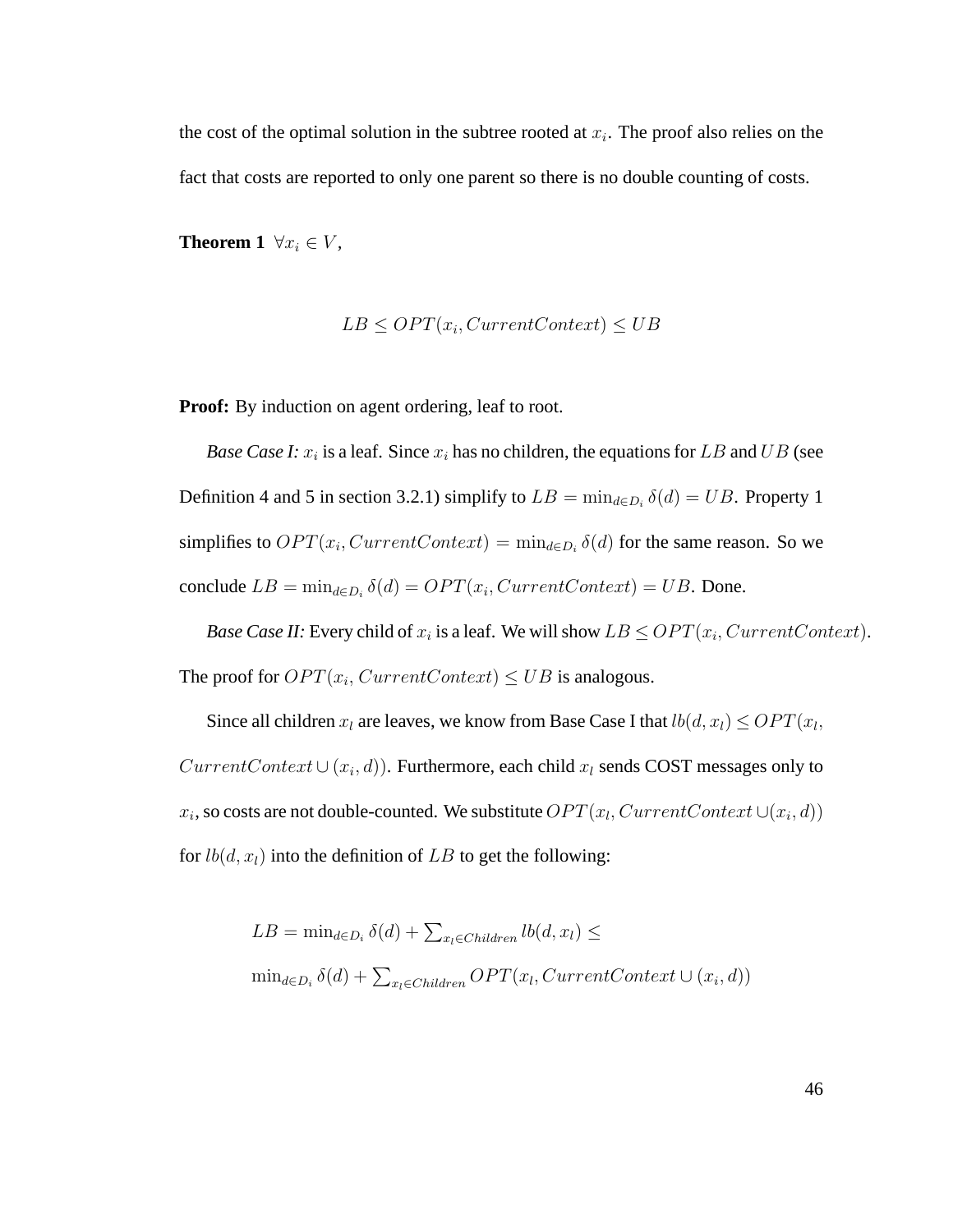the cost of the optimal solution in the subtree rooted at $x_i$. The proof also relies on the fact that costs are reported to only one parent so there is no double counting of costs.

**Theorem 1** $\forall x_i \in V$,

$$LB \leq OPT(x_i, CurrentContext) \leq UB$$

**Proof:** By induction on agent ordering, leaf to root.

*Base Case I:* $x_i$ is a leaf. Since $x_i$ has no children, the equations for $LB$ and $UB$ (see Definition 4 and 5 in section 3.2.1) simplify to $LB = \min_{d \in D_i} \delta(d) = UB$. Property 1 simplifies to $OPT(x_i, CurrentContext) = \min_{d \in D_i} \delta(d)$ for the same reason. So we conclude $LB = \min_{d \in D_i} \delta(d) = OPT(x_i, CurrentContext) = UB$. Done.

*Base Case II:* Every child of $x_i$ is a leaf. We will show $LB \leq OPT(x_i, CurrentContext)$. The proof for $OPT(x_i, CurrentContext) \leq UB$ is analogous.

Since all children $x_l$ are leaves, we know from Base Case I that $lb(d, x_l) \leq OPT(x_l, CurrentContext \cup (x_i, d))$. Furthermore, each child $x_l$ sends COST messages only to $x_i$, so costs are not double-counted. We substitute $OPT(x_l, CurrentContext \cup (x_i, d))$ for $lb(d, x_l)$ into the definition of $LB$ to get the following:

$$LB = \min_{d \in D_i} \delta(d) + \sum_{x_l \in Children} lb(d, x_l) \leq$$

$$\min_{d \in D_i} \delta(d) + \sum_{x_l \in Children} OPT(x_l, CurrentContext \cup (x_i, d))$$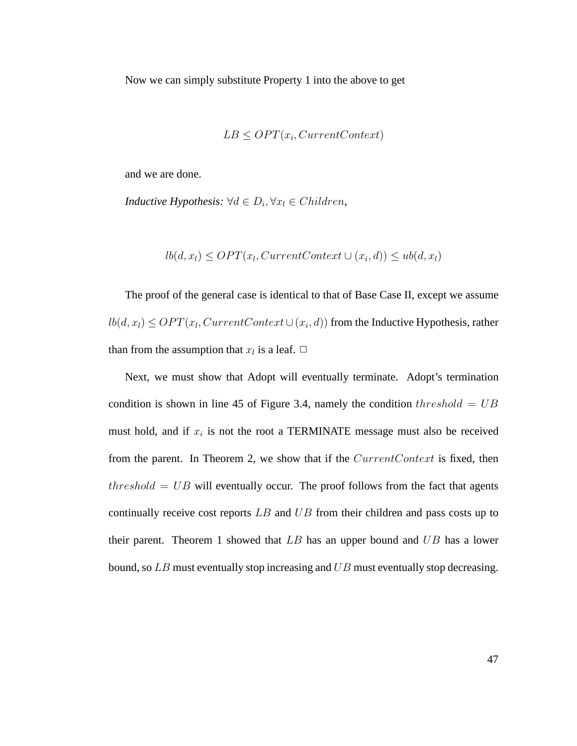Now we can simply substitute Property 1 into the above to get

$$LB \leq OPT(x_i, CurrentContext)$$

and we are done.

*Inductive Hypothesis:* $\forall d \in D_i, \forall x_l \in Children$,

$$lb(d, x_l) \leq OPT(x_l, CurrentContext \cup (x_i, d)) \leq ub(d, x_l)$$

The proof of the general case is identical to that of Base Case II, except we assume $lb(d, x_l) \leq OPT(x_l, CurrentContext \cup (x_i, d))$ from the Inductive Hypothesis, rather than from the assumption that $x_l$ is a leaf. □

Next, we must show that Adopt will eventually terminate. Adopt's termination condition is shown in line 45 of Figure 3.4, namely the condition $threshold = UB$ must hold, and if $x_i$ is not the root a TERMINATE message must also be received from the parent. In Theorem 2, we show that if the $CurrentContext$ is fixed, then $threshold = UB$ will eventually occur. The proof follows from the fact that agents continually receive cost reports $LB$ and $UB$ from their children and pass costs up to their parent. Theorem 1 showed that $LB$ has an upper bound and $UB$ has a lower bound, so $LB$ must eventually stop increasing and $UB$ must eventually stop decreasing.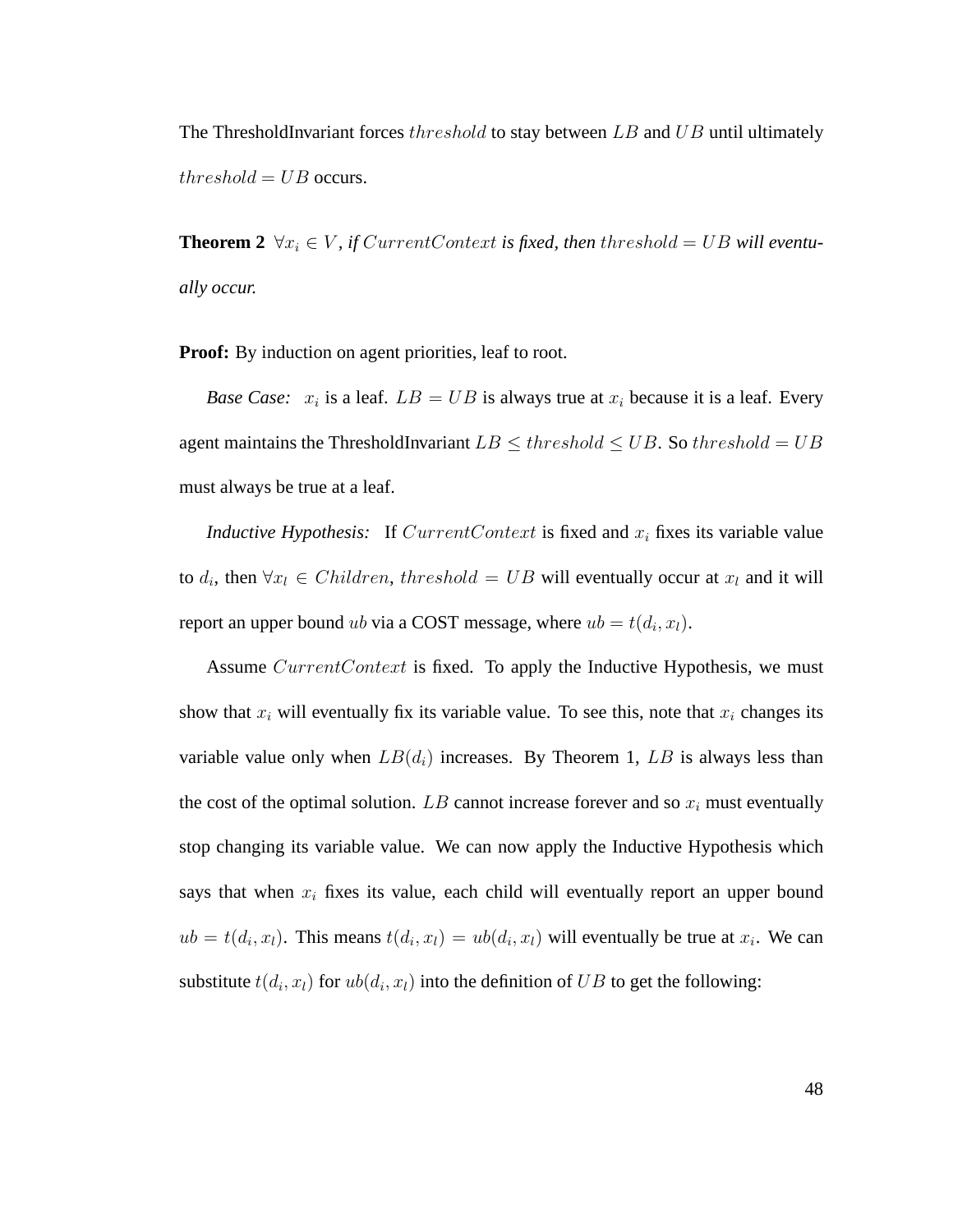The ThresholdInvariant forces $threshold$ to stay between $LB$ and $UB$ until ultimately $threshold = UB$ occurs.

**Theorem 2** *$\forall x_i \in V$, if $CurrentContext$ is fixed, then $threshold = UB$ will eventually occur.*

**Proof:** By induction on agent priorities, leaf to root.

*Base Case:* $x_i$ is a leaf. $LB = UB$ is always true at $x_i$ because it is a leaf. Every agent maintains the ThresholdInvariant $LB \leq threshold \leq UB$. So $threshold = UB$ must always be true at a leaf.

*Inductive Hypothesis:* If $CurrentContext$ is fixed and $x_i$ fixes its variable value to $d_i$, then $\forall x_l \in Children$, $threshold = UB$ will eventually occur at $x_l$ and it will report an upper bound $ub$ via a COST message, where $ub = t(d_i, x_l)$.

Assume $CurrentContext$ is fixed. To apply the Inductive Hypothesis, we must show that $x_i$ will eventually fix its variable value. To see this, note that $x_i$ changes its variable value only when $LB(d_i)$ increases. By Theorem 1, $LB$ is always less than the cost of the optimal solution. $LB$ cannot increase forever and so $x_i$ must eventually stop changing its variable value. We can now apply the Inductive Hypothesis which says that when $x_i$ fixes its value, each child will eventually report an upper bound $ub = t(d_i, x_l)$. This means $t(d_i, x_l) = ub(d_i, x_l)$ will eventually be true at $x_i$. We can substitute $t(d_i, x_l)$ for $ub(d_i, x_l)$ into the definition of $UB$ to get the following: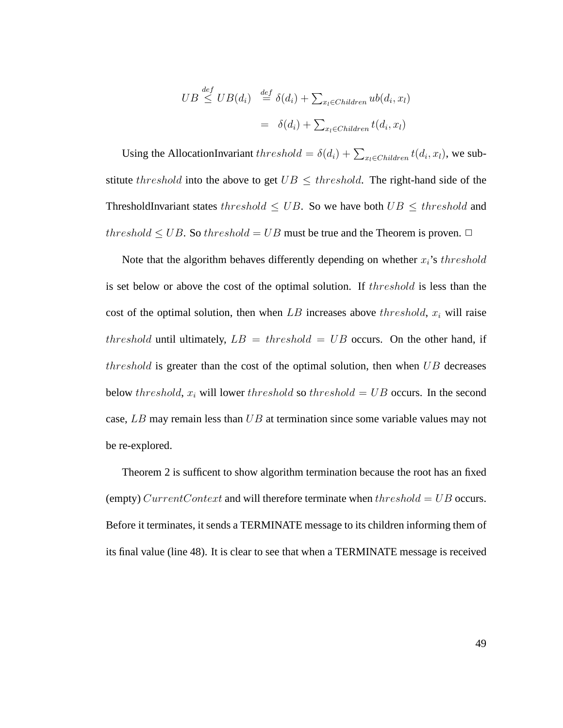$$
\begin{aligned}
UB \overset{def}{\leq} UB(d_i) &\overset{def}{=} \delta(d_i) + \textstyle\sum_{x_l \in Children} ub(d_i, x_l) \\
&= \delta(d_i) + \textstyle\sum_{x_l \in Children} t(d_i, x_l)
\end{aligned}
$$

Using the AllocationInvariant $threshold = \delta(d_i) + \sum_{x_l \in Children} t(d_i, x_l)$, we substitute $threshold$ into the above to get $UB \leq threshold$. The right-hand side of the ThresholdInvariant states $threshold \leq UB$. So we have both $UB \leq threshold$ and $threshold \leq UB$. So $threshold = UB$ must be true and the Theorem is proven. □

Note that the algorithm behaves differently depending on whether $x_i$'s $threshold$ is set below or above the cost of the optimal solution. If $threshold$ is less than the cost of the optimal solution, then when $LB$ increases above $threshold$, $x_i$ will raise $threshold$ until ultimately, $LB = threshold = UB$ occurs. On the other hand, if $threshold$ is greater than the cost of the optimal solution, then when $UB$ decreases below $threshold$, $x_i$ will lower $threshold$ so $threshold = UB$ occurs. In the second case, $LB$ may remain less than $UB$ at termination since some variable values may not be re-explored.

Theorem 2 is sufficent to show algorithm termination because the root has an fixed (empty) $CurrentContext$ and will therefore terminate when $threshold = UB$ occurs. Before it terminates, it sends a TERMINATE message to its children informing them of its final value (line 48). It is clear to see that when a TERMINATE message is received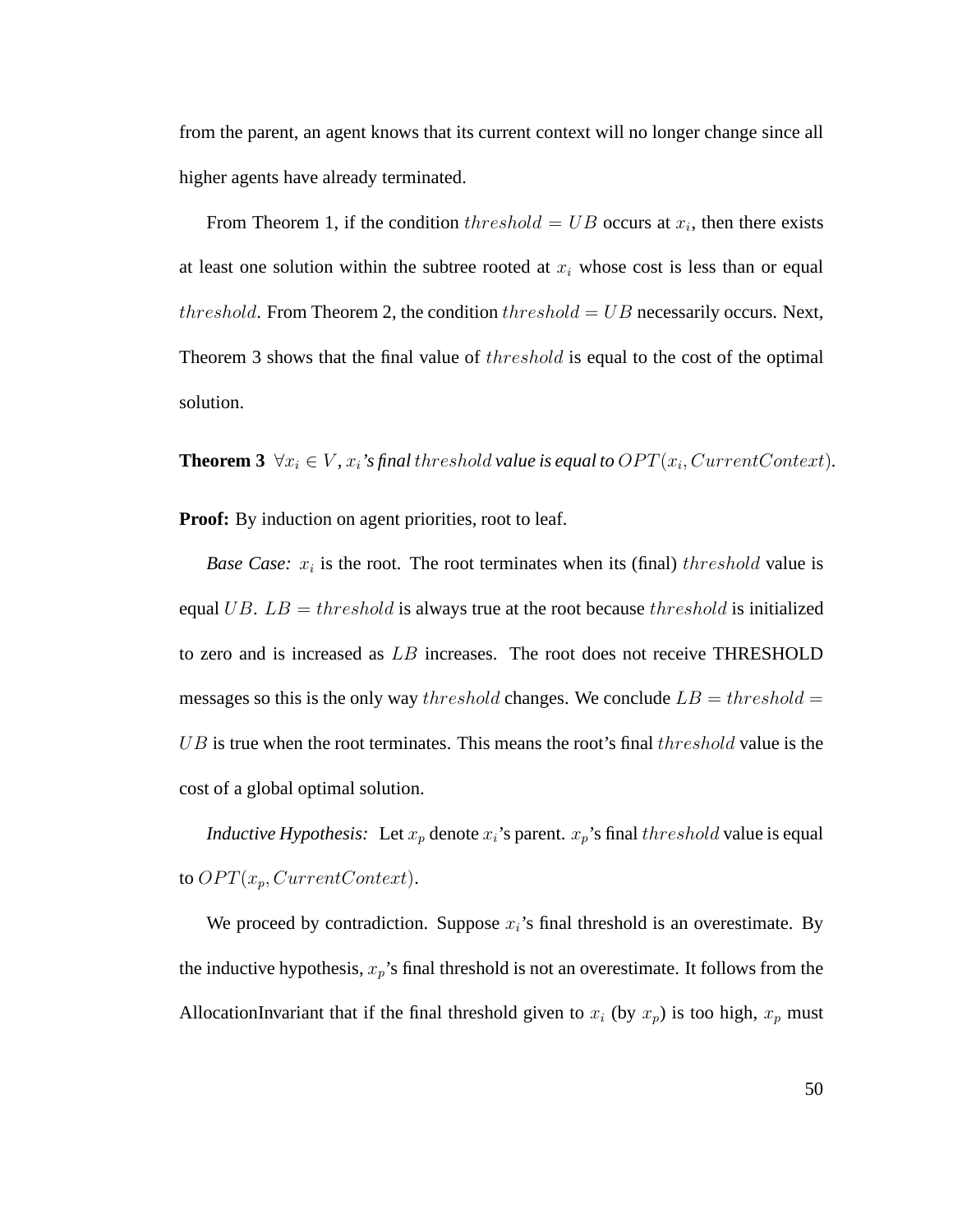from the parent, an agent knows that its current context will no longer change since all higher agents have already terminated.

From Theorem 1, if the condition $threshold = UB$ occurs at $x_i$, then there exists at least one solution within the subtree rooted at $x_i$ whose cost is less than or equal $threshold$. From Theorem 2, the condition $threshold = UB$ necessarily occurs. Next, Theorem 3 shows that the final value of $threshold$ is equal to the cost of the optimal solution.

**Theorem 3** *$\forall x_i \in V$, $x_i$'s final $threshold$ value is equal to $OPT(x_i, CurrentContext)$.*

**Proof:** By induction on agent priorities, root to leaf.

*Base Case:* $x_i$ is the root. The root terminates when its (final) $threshold$ value is equal $UB$. $LB = threshold$ is always true at the root because $threshold$ is initialized to zero and is increased as $LB$ increases. The root does not receive THRESHOLD messages so this is the only way $threshold$ changes. We conclude $LB = threshold = UB$ is true when the root terminates. This means the root's final $threshold$ value is the cost of a global optimal solution.

*Inductive Hypothesis:* Let $x_p$ denote $x_i$'s parent. $x_p$'s final $threshold$ value is equal to $OPT(x_p, CurrentContext)$.

We proceed by contradiction. Suppose $x_i$'s final threshold is an overestimate. By the inductive hypothesis, $x_p$'s final threshold is not an overestimate. It follows from the AllocationInvariant that if the final threshold given to $x_i$ (by $x_p$) is too high, $x_p$ must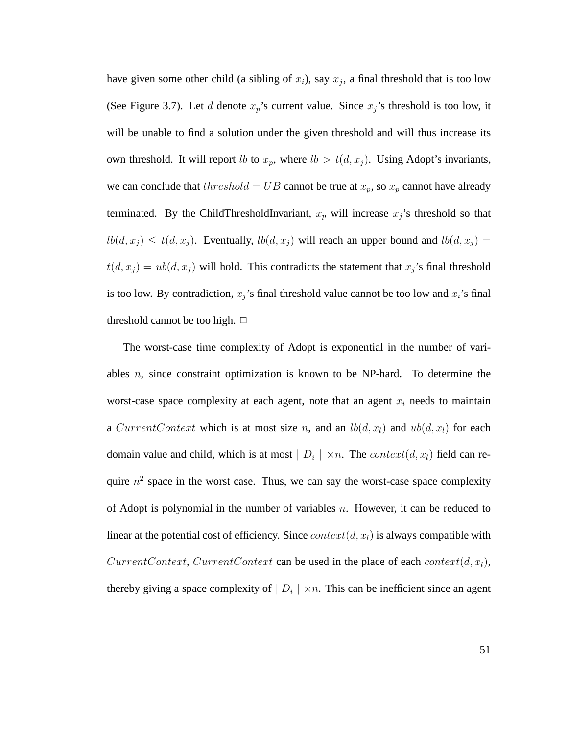have given some other child (a sibling of $x_i$), say $x_j$, a final threshold that is too low (See Figure 3.7). Let $d$ denote $x_p$'s current value. Since $x_j$'s threshold is too low, it will be unable to find a solution under the given threshold and will thus increase its own threshold. It will report $lb$ to $x_p$, where $lb > t(d, x_j)$. Using Adopt's invariants, we can conclude that $threshold = UB$ cannot be true at $x_p$, so $x_p$ cannot have already terminated. By the ChildThresholdInvariant, $x_p$ will increase $x_j$'s threshold so that $lb(d, x_j) \leq t(d, x_j)$. Eventually, $lb(d, x_j)$ will reach an upper bound and $lb(d, x_j) = t(d, x_j) = ub(d, x_j)$ will hold. This contradicts the statement that $x_j$'s final threshold is too low. By contradiction, $x_j$'s final threshold value cannot be too low and $x_i$'s final threshold cannot be too high. □

The worst-case time complexity of Adopt is exponential in the number of variables $n$, since constraint optimization is known to be NP-hard. To determine the worst-case space complexity at each agent, note that an agent $x_i$ needs to maintain a $CurrentContext$ which is at most size $n$, and an $lb(d, x_l)$ and $ub(d, x_l)$ for each domain value and child, which is at most $\mid D_i \mid \times n$. The $context(d, x_l)$ field can require $n^2$ space in the worst case. Thus, we can say the worst-case space complexity of Adopt is polynomial in the number of variables $n$. However, it can be reduced to linear at the potential cost of efficiency. Since $context(d, x_l)$ is always compatible with $CurrentContext$, $CurrentContext$ can be used in the place of each $context(d, x_l)$, thereby giving a space complexity of $\mid D_i \mid \times n$. This can be inefficient since an agent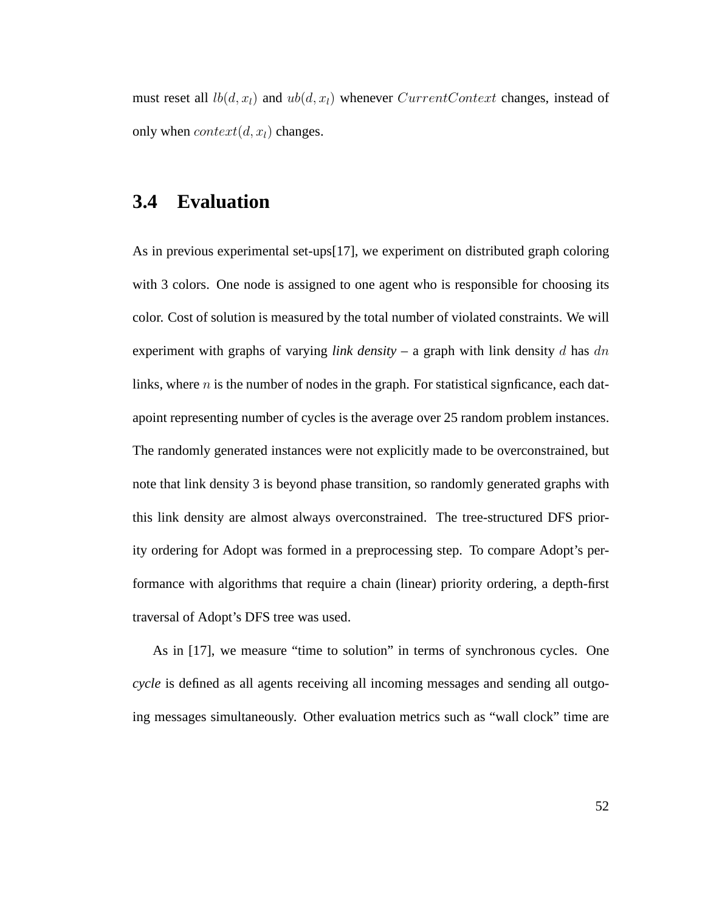must reset all $lb(d, x_l)$ and $ub(d, x_l)$ whenever $CurrentContext$ changes, instead of only when $context(d, x_l)$ changes.

## 3.4 Evaluation

As in previous experimental set-ups[17], we experiment on distributed graph coloring with 3 colors. One node is assigned to one agent who is responsible for choosing its color. Cost of solution is measured by the total number of violated constraints. We will experiment with graphs of varying *link density* – a graph with link density $d$ has $dn$ links, where $n$ is the number of nodes in the graph. For statistical signficance, each datapoint representing number of cycles is the average over 25 random problem instances. The randomly generated instances were not explicitly made to be overconstrained, but note that link density 3 is beyond phase transition, so randomly generated graphs with this link density are almost always overconstrained. The tree-structured DFS priority ordering for Adopt was formed in a preprocessing step. To compare Adopt's performance with algorithms that require a chain (linear) priority ordering, a depth-first traversal of Adopt's DFS tree was used.

As in [17], we measure "time to solution" in terms of synchronous cycles. One *cycle* is defined as all agents receiving all incoming messages and sending all outgoing messages simultaneously. Other evaluation metrics such as "wall clock" time are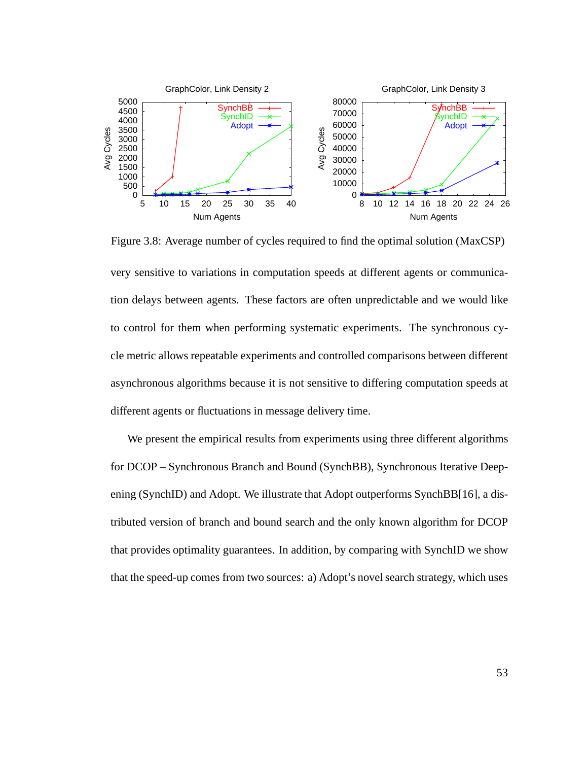Figure 3.8: Average number of cycles required to find the optimal solution (MaxCSP)

very sensitive to variations in computation speeds at different agents or communication delays between agents. These factors are often unpredictable and we would like to control for them when performing systematic experiments. The synchronous cycle metric allows repeatable experiments and controlled comparisons between different asynchronous algorithms because it is not sensitive to differing computation speeds at different agents or fluctuations in message delivery time.

We present the empirical results from experiments using three different algorithms for DCOP – Synchronous Branch and Bound (SynchBB), Synchronous Iterative Deepening (SynchID) and Adopt. We illustrate that Adopt outperforms SynchBB[16], a distributed version of branch and bound search and the only known algorithm for DCOP that provides optimality guarantees. In addition, by comparing with SynchID we show that the speed-up comes from two sources: a) Adopt's novel search strategy, which uses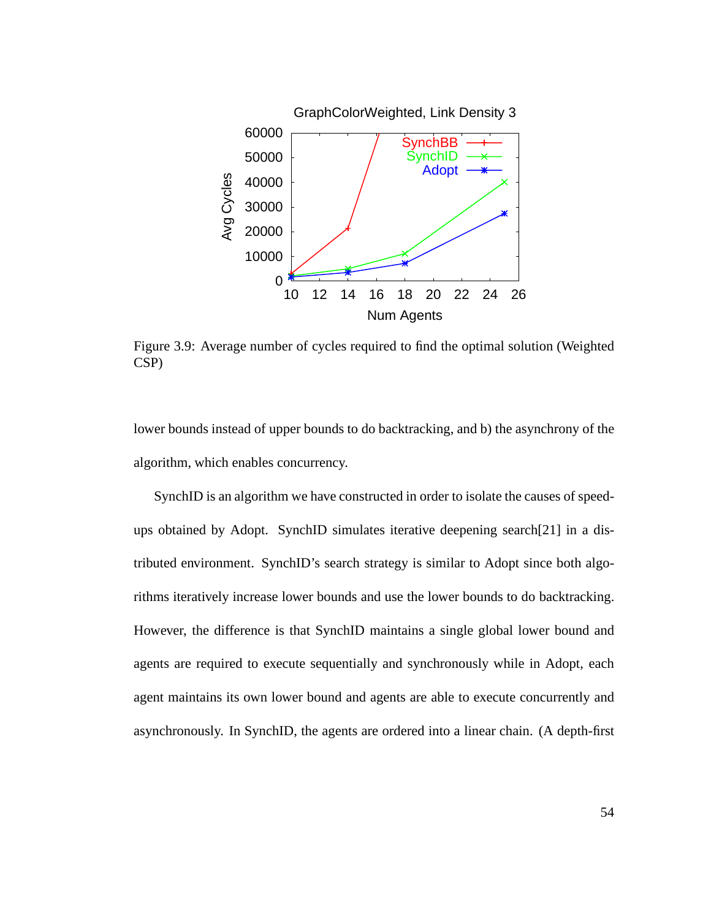Figure 3.9: Average number of cycles required to find the optimal solution (Weighted CSP)

lower bounds instead of upper bounds to do backtracking, and b) the asynchrony of the algorithm, which enables concurrency.

SynchID is an algorithm we have constructed in order to isolate the causes of speed-ups obtained by Adopt. SynchID simulates iterative deepening search[21] in a distributed environment. SynchID's search strategy is similar to Adopt since both algorithms iteratively increase lower bounds and use the lower bounds to do backtracking. However, the difference is that SynchID maintains a single global lower bound and agents are required to execute sequentially and synchronously while in Adopt, each agent maintains its own lower bound and agents are able to execute concurrently and asynchronously. In SynchID, the agents are ordered into a linear chain. (A depth-first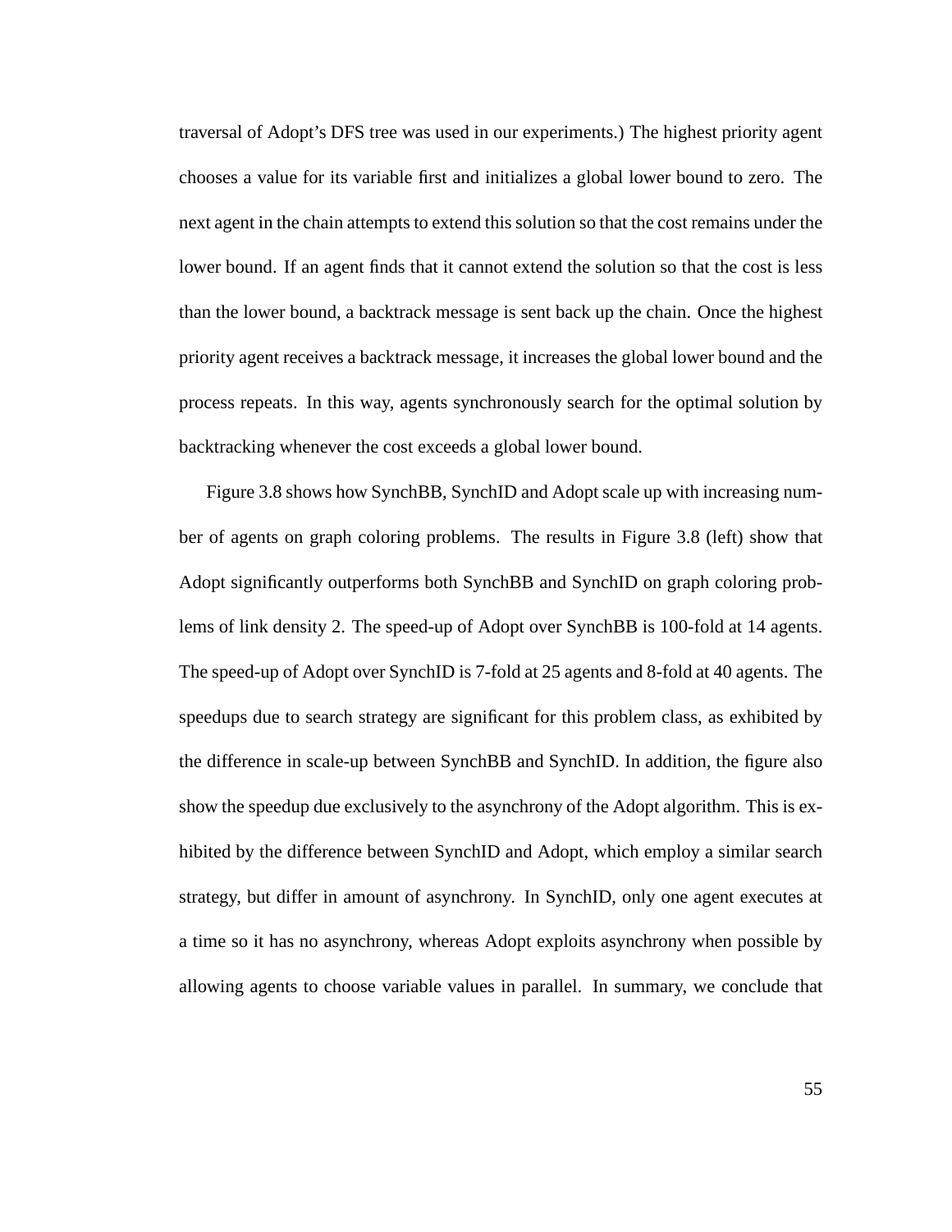traversal of Adopt's DFS tree was used in our experiments.) The highest priority agent chooses a value for its variable first and initializes a global lower bound to zero. The next agent in the chain attempts to extend this solution so that the cost remains under the lower bound. If an agent finds that it cannot extend the solution so that the cost is less than the lower bound, a backtrack message is sent back up the chain. Once the highest priority agent receives a backtrack message, it increases the global lower bound and the process repeats. In this way, agents synchronously search for the optimal solution by backtracking whenever the cost exceeds a global lower bound.

Figure 3.8 shows how SynchBB, SynchID and Adopt scale up with increasing number of agents on graph coloring problems. The results in Figure 3.8 (left) show that Adopt significantly outperforms both SynchBB and SynchID on graph coloring problems of link density 2. The speed-up of Adopt over SynchBB is 100-fold at 14 agents. The speed-up of Adopt over SynchID is 7-fold at 25 agents and 8-fold at 40 agents. The speedups due to search strategy are significant for this problem class, as exhibited by the difference in scale-up between SynchBB and SynchID. In addition, the figure also show the speedup due exclusively to the asynchrony of the Adopt algorithm. This is exhibited by the difference between SynchID and Adopt, which employ a similar search strategy, but differ in amount of asynchrony. In SynchID, only one agent executes at a time so it has no asynchrony, whereas Adopt exploits asynchrony when possible by allowing agents to choose variable values in parallel. In summary, we conclude that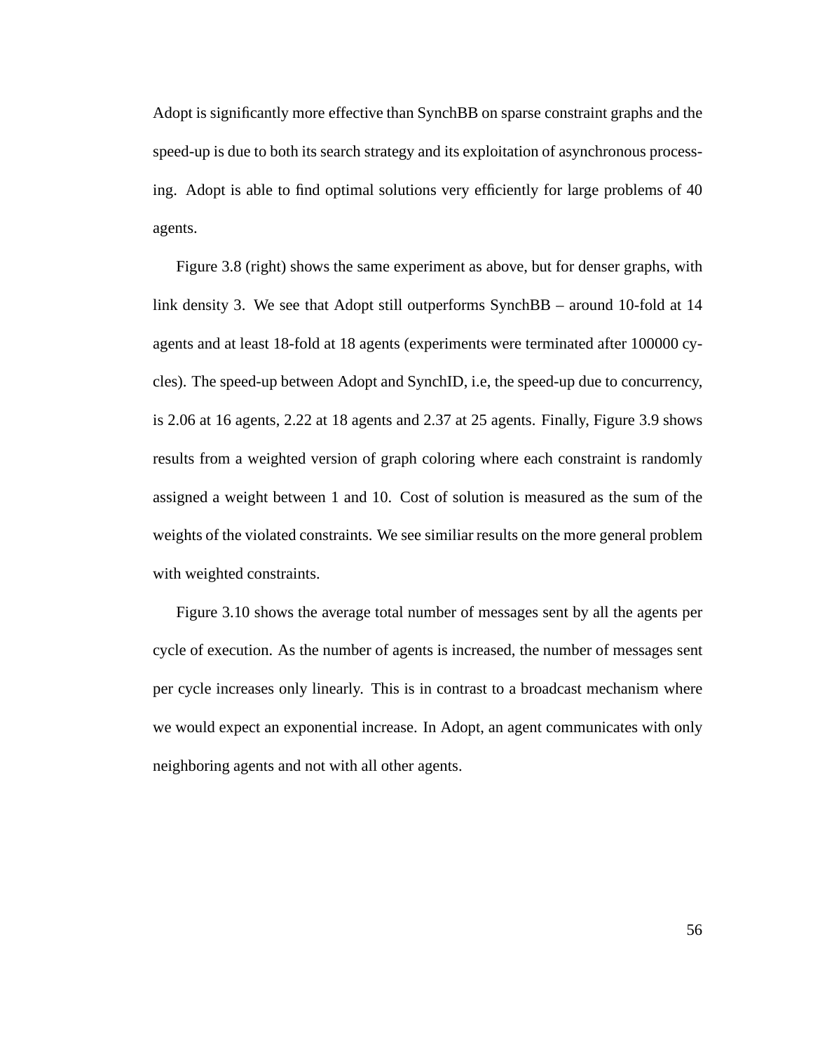Adopt is significantly more effective than SynchBB on sparse constraint graphs and the speed-up is due to both its search strategy and its exploitation of asynchronous processing. Adopt is able to find optimal solutions very efficiently for large problems of 40 agents.

Figure 3.8 (right) shows the same experiment as above, but for denser graphs, with link density 3. We see that Adopt still outperforms SynchBB – around 10-fold at 14 agents and at least 18-fold at 18 agents (experiments were terminated after 100000 cycles). The speed-up between Adopt and SynchID, i.e, the speed-up due to concurrency, is 2.06 at 16 agents, 2.22 at 18 agents and 2.37 at 25 agents. Finally, Figure 3.9 shows results from a weighted version of graph coloring where each constraint is randomly assigned a weight between 1 and 10. Cost of solution is measured as the sum of the weights of the violated constraints. We see similiar results on the more general problem with weighted constraints.

Figure 3.10 shows the average total number of messages sent by all the agents per cycle of execution. As the number of agents is increased, the number of messages sent per cycle increases only linearly. This is in contrast to a broadcast mechanism where we would expect an exponential increase. In Adopt, an agent communicates with only neighboring agents and not with all other agents.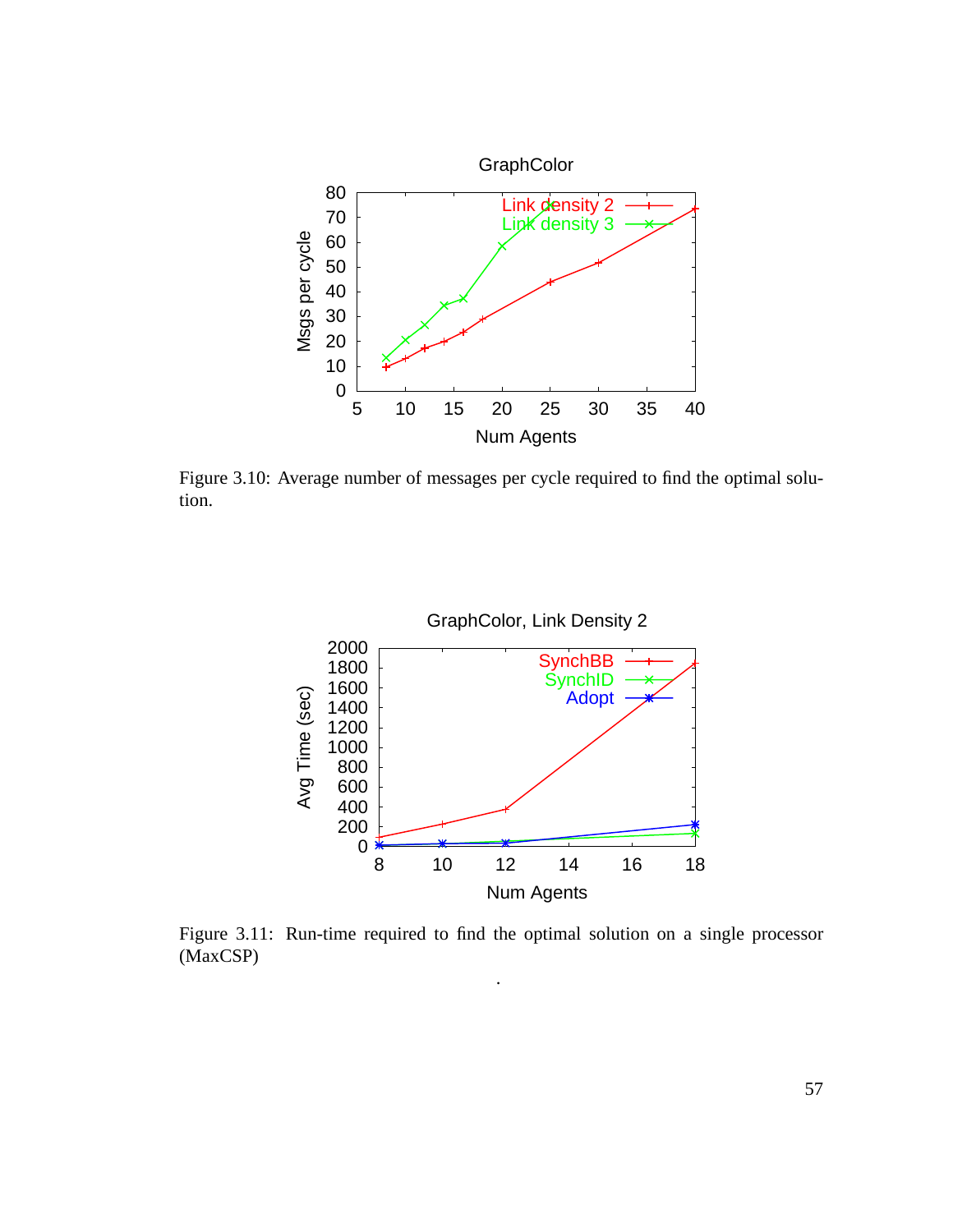Figure 3.10: Average number of messages per cycle required to find the optimal solution.

Figure 3.11: Run-time required to find the optimal solution on a single processor (MaxCSP)

.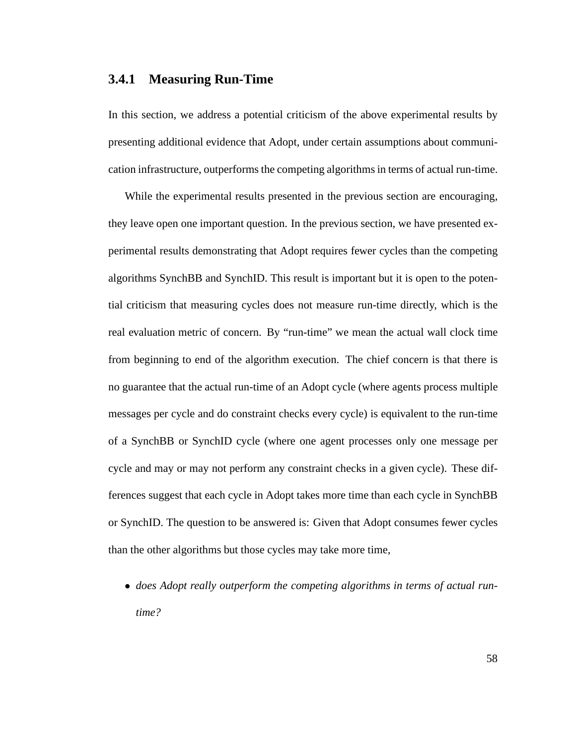### 3.4.1 Measuring Run-Time

In this section, we address a potential criticism of the above experimental results by presenting additional evidence that Adopt, under certain assumptions about communication infrastructure, outperforms the competing algorithms in terms of actual run-time.

While the experimental results presented in the previous section are encouraging, they leave open one important question. In the previous section, we have presented experimental results demonstrating that Adopt requires fewer cycles than the competing algorithms SynchBB and SynchID. This result is important but it is open to the potential criticism that measuring cycles does not measure run-time directly, which is the real evaluation metric of concern. By "run-time" we mean the actual wall clock time from beginning to end of the algorithm execution. The chief concern is that there is no guarantee that the actual run-time of an Adopt cycle (where agents process multiple messages per cycle and do constraint checks every cycle) is equivalent to the run-time of a SynchBB or SynchID cycle (where one agent processes only one message per cycle and may or may not perform any constraint checks in a given cycle). These differences suggest that each cycle in Adopt takes more time than each cycle in SynchBB or SynchID. The question to be answered is: Given that Adopt consumes fewer cycles than the other algorithms but those cycles may take more time,

- *does Adopt really outperform the competing algorithms in terms of actual run-time?*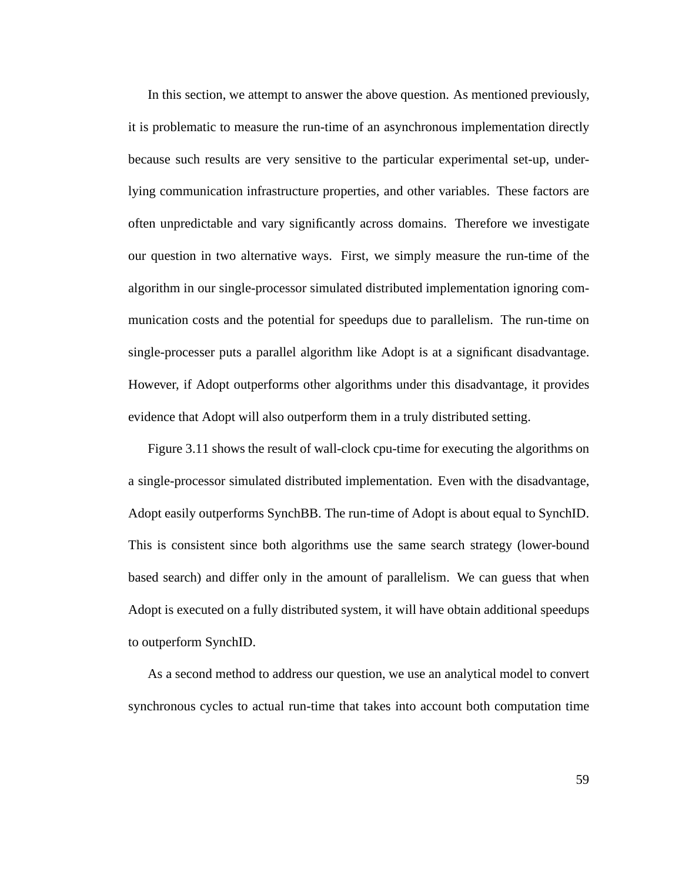In this section, we attempt to answer the above question. As mentioned previously, it is problematic to measure the run-time of an asynchronous implementation directly because such results are very sensitive to the particular experimental set-up, underlying communication infrastructure properties, and other variables. These factors are often unpredictable and vary significantly across domains. Therefore we investigate our question in two alternative ways. First, we simply measure the run-time of the algorithm in our single-processor simulated distributed implementation ignoring communication costs and the potential for speedups due to parallelism. The run-time on single-processer puts a parallel algorithm like Adopt is at a significant disadvantage. However, if Adopt outperforms other algorithms under this disadvantage, it provides evidence that Adopt will also outperform them in a truly distributed setting.

Figure 3.11 shows the result of wall-clock cpu-time for executing the algorithms on a single-processor simulated distributed implementation. Even with the disadvantage, Adopt easily outperforms SynchBB. The run-time of Adopt is about equal to SynchID. This is consistent since both algorithms use the same search strategy (lower-bound based search) and differ only in the amount of parallelism. We can guess that when Adopt is executed on a fully distributed system, it will have obtain additional speedups to outperform SynchID.

As a second method to address our question, we use an analytical model to convert synchronous cycles to actual run-time that takes into account both computation time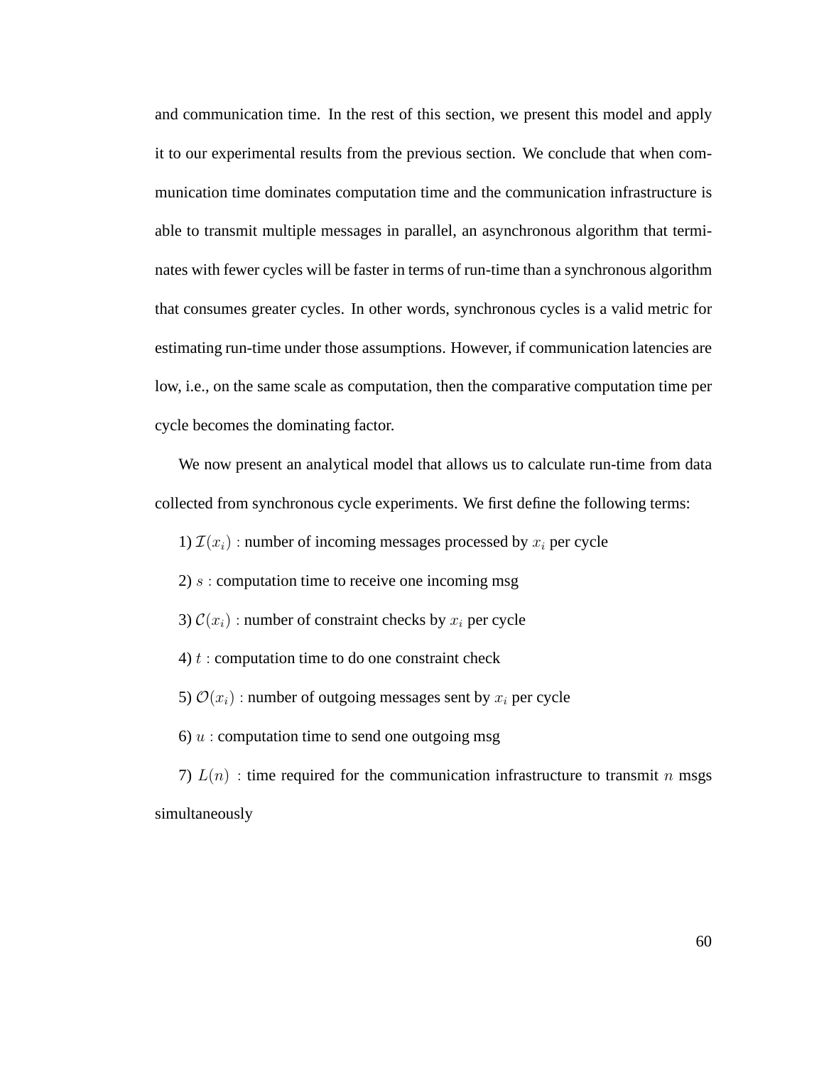and communication time. In the rest of this section, we present this model and apply it to our experimental results from the previous section. We conclude that when communication time dominates computation time and the communication infrastructure is able to transmit multiple messages in parallel, an asynchronous algorithm that terminates with fewer cycles will be faster in terms of run-time than a synchronous algorithm that consumes greater cycles. In other words, synchronous cycles is a valid metric for estimating run-time under those assumptions. However, if communication latencies are low, i.e., on the same scale as computation, then the comparative computation time per cycle becomes the dominating factor.

We now present an analytical model that allows us to calculate run-time from data collected from synchronous cycle experiments. We first define the following terms:

1) $\mathcal{I}(x_i)$ : number of incoming messages processed by $x_i$ per cycle

2) $s$ : computation time to receive one incoming msg

3) $\mathcal{C}(x_i)$ : number of constraint checks by $x_i$ per cycle

4) $t$ : computation time to do one constraint check

5) $\mathcal{O}(x_i)$ : number of outgoing messages sent by $x_i$ per cycle

6) $u$ : computation time to send one outgoing msg

7) $L(n)$ : time required for the communication infrastructure to transmit $n$ msgs simultaneously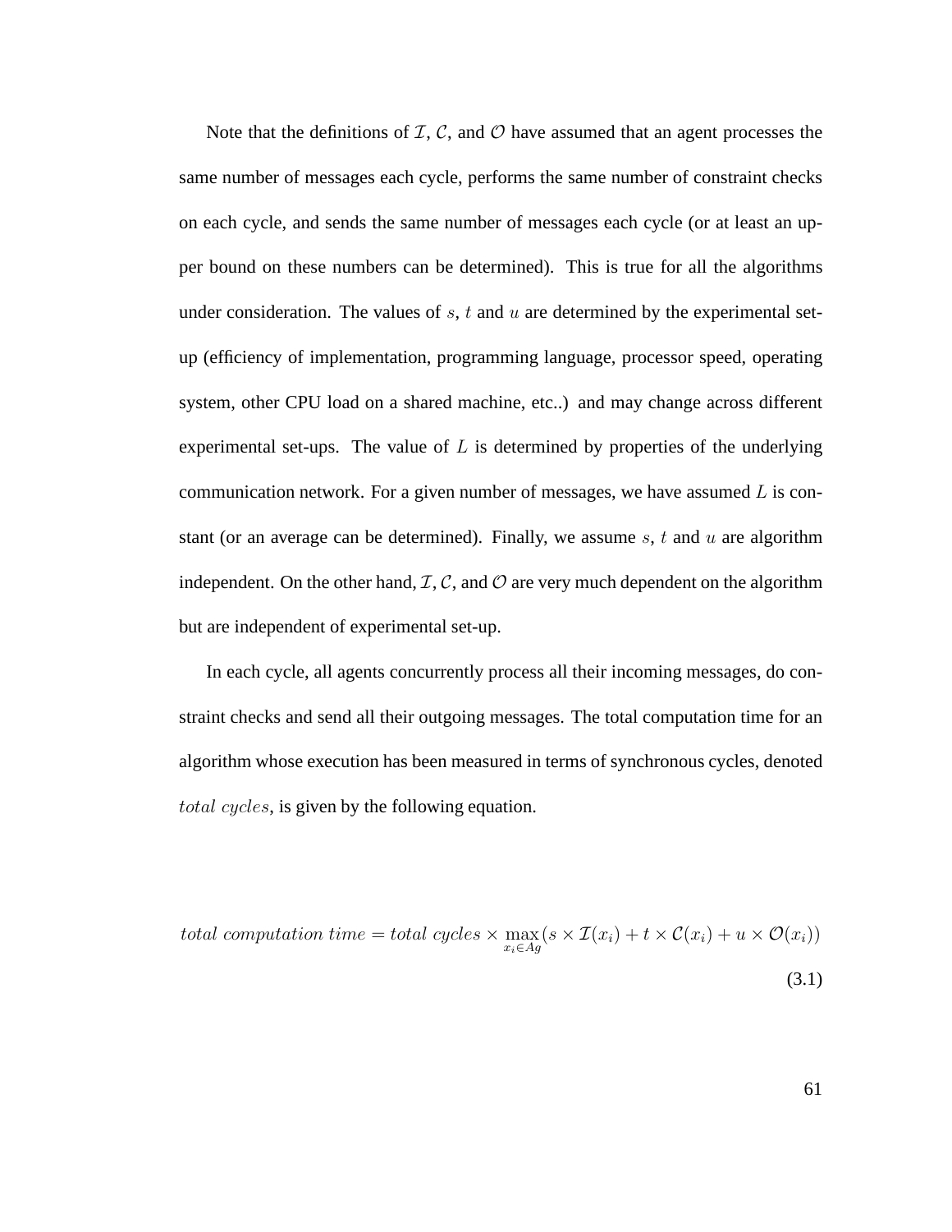Note that the definitions of $\mathcal{I}$, $\mathcal{C}$, and $\mathcal{O}$ have assumed that an agent processes the same number of messages each cycle, performs the same number of constraint checks on each cycle, and sends the same number of messages each cycle (or at least an upper bound on these numbers can be determined). This is true for all the algorithms under consideration. The values of $s$, $t$ and $u$ are determined by the experimental set-up (efficiency of implementation, programming language, processor speed, operating system, other CPU load on a shared machine, etc..) and may change across different experimental set-ups. The value of $L$ is determined by properties of the underlying communication network. For a given number of messages, we have assumed $L$ is constant (or an average can be determined). Finally, we assume $s$, $t$ and $u$ are algorithm independent. On the other hand, $\mathcal{I}$, $\mathcal{C}$, and $\mathcal{O}$ are very much dependent on the algorithm but are independent of experimental set-up.

In each cycle, all agents concurrently process all their incoming messages, do constraint checks and send all their outgoing messages. The total computation time for an algorithm whose execution has been measured in terms of synchronous cycles, denoted $total\ cycles$, is given by the following equation.

$$total\ computation\ time = total\ cycles \times \max_{x_i \in Ag}(s \times \mathcal{I}(x_i) + t \times \mathcal{C}(x_i) + u \times \mathcal{O}(x_i)) \tag{3.1}$$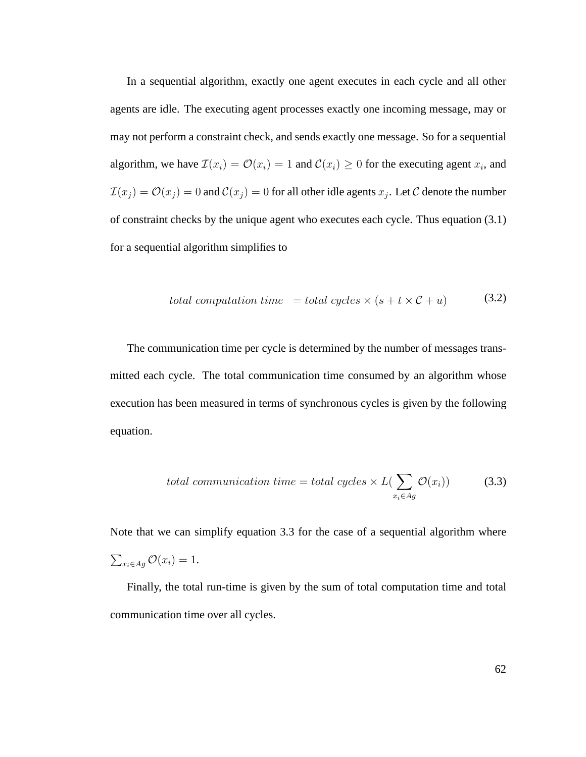In a sequential algorithm, exactly one agent executes in each cycle and all other agents are idle. The executing agent processes exactly one incoming message, may or may not perform a constraint check, and sends exactly one message. So for a sequential algorithm, we have $\mathcal{I}(x_i) = \mathcal{O}(x_i) = 1$ and $\mathcal{C}(x_i) \geq 0$ for the executing agent $x_i$, and $\mathcal{I}(x_j) = \mathcal{O}(x_j) = 0$ and $\mathcal{C}(x_j) = 0$ for all other idle agents $x_j$. Let $\mathcal{C}$ denote the number of constraint checks by the unique agent who executes each cycle. Thus equation (3.1) for a sequential algorithm simplifies to

$$total\ computation\ time \ \ = total\ cycles \times (s + t \times \mathcal{C} + u) \tag{3.2}$$

The communication time per cycle is determined by the number of messages transmitted each cycle. The total communication time consumed by an algorithm whose execution has been measured in terms of synchronous cycles is given by the following equation.

$$total\ communication\ time = total\ cycles \times L(\sum_{x_i \in Ag} \mathcal{O}(x_i)) \tag{3.3}$$

Note that we can simplify equation 3.3 for the case of a sequential algorithm where $\sum_{x_i \in Ag} \mathcal{O}(x_i) = 1$.

Finally, the total run-time is given by the sum of total computation time and total communication time over all cycles.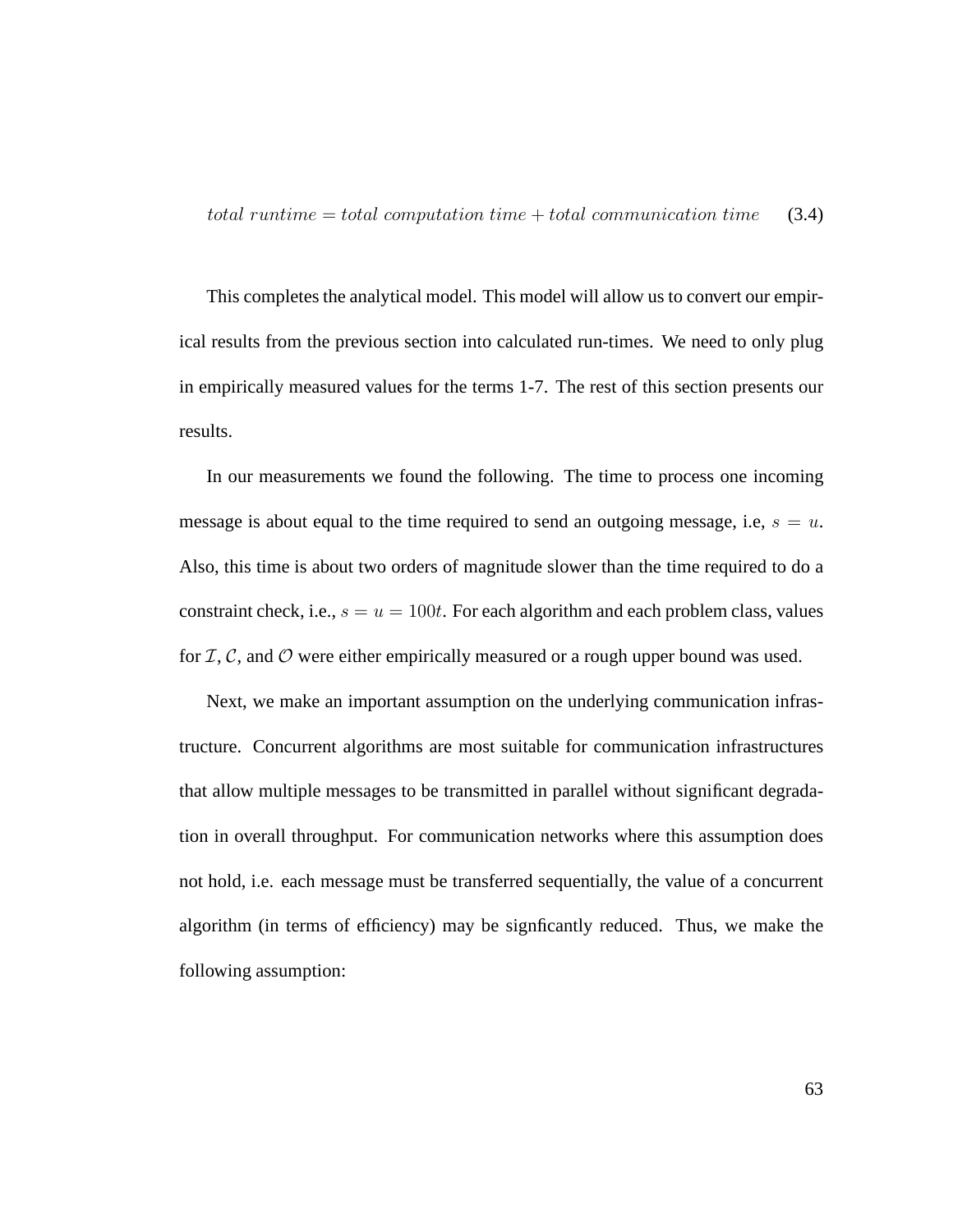$$total\ runtime = total\ computation\ time + total\ communication\ time \tag{3.4}$$

This completes the analytical model. This model will allow us to convert our empirical results from the previous section into calculated run-times. We need to only plug in empirically measured values for the terms 1-7. The rest of this section presents our results.

In our measurements we found the following. The time to process one incoming message is about equal to the time required to send an outgoing message, i.e, $s = u$. Also, this time is about two orders of magnitude slower than the time required to do a constraint check, i.e., $s = u = 100t$. For each algorithm and each problem class, values for $\mathcal{I}$, $\mathcal{C}$, and $\mathcal{O}$ were either empirically measured or a rough upper bound was used.

Next, we make an important assumption on the underlying communication infrastructure. Concurrent algorithms are most suitable for communication infrastructures that allow multiple messages to be transmitted in parallel without significant degradation in overall throughput. For communication networks where this assumption does not hold, i.e. each message must be transferred sequentially, the value of a concurrent algorithm (in terms of efficiency) may be signficantly reduced. Thus, we make the following assumption: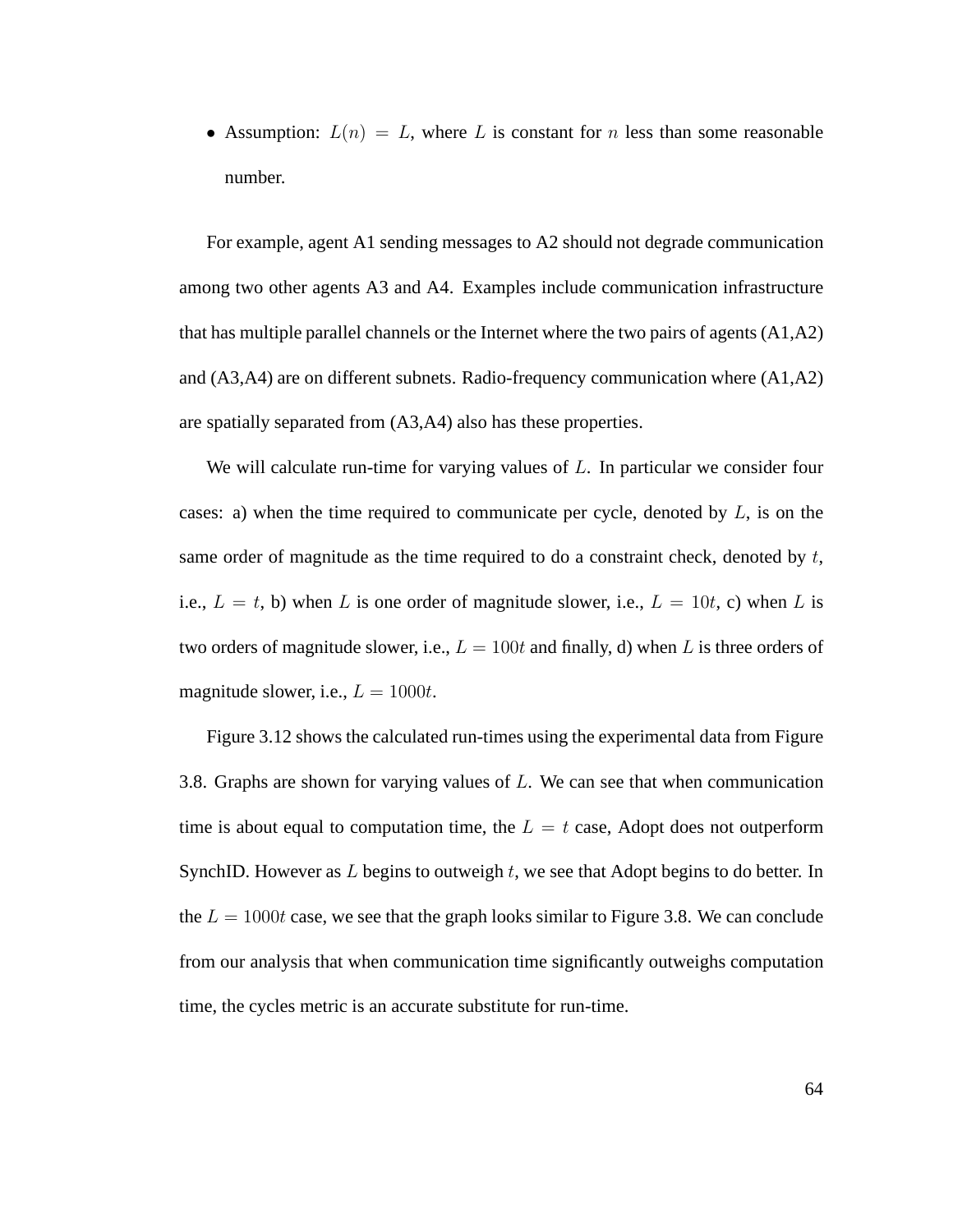- Assumption: $L(n) = L$, where $L$ is constant for $n$ less than some reasonable number.

For example, agent A1 sending messages to A2 should not degrade communication among two other agents A3 and A4. Examples include communication infrastructure that has multiple parallel channels or the Internet where the two pairs of agents (A1,A2) and (A3,A4) are on different subnets. Radio-frequency communication where (A1,A2) are spatially separated from (A3,A4) also has these properties.

We will calculate run-time for varying values of $L$. In particular we consider four cases: a) when the time required to communicate per cycle, denoted by $L$, is on the same order of magnitude as the time required to do a constraint check, denoted by $t$, i.e., $L = t$, b) when $L$ is one order of magnitude slower, i.e., $L = 10t$, c) when $L$ is two orders of magnitude slower, i.e., $L = 100t$ and finally, d) when $L$ is three orders of magnitude slower, i.e., $L = 1000t$.

Figure 3.12 shows the calculated run-times using the experimental data from Figure 3.8. Graphs are shown for varying values of $L$. We can see that when communication time is about equal to computation time, the $L = t$ case, Adopt does not outperform SynchID. However as $L$ begins to outweigh $t$, we see that Adopt begins to do better. In the $L = 1000t$ case, we see that the graph looks similar to Figure 3.8. We can conclude from our analysis that when communication time significantly outweighs computation time, the cycles metric is an accurate substitute for run-time.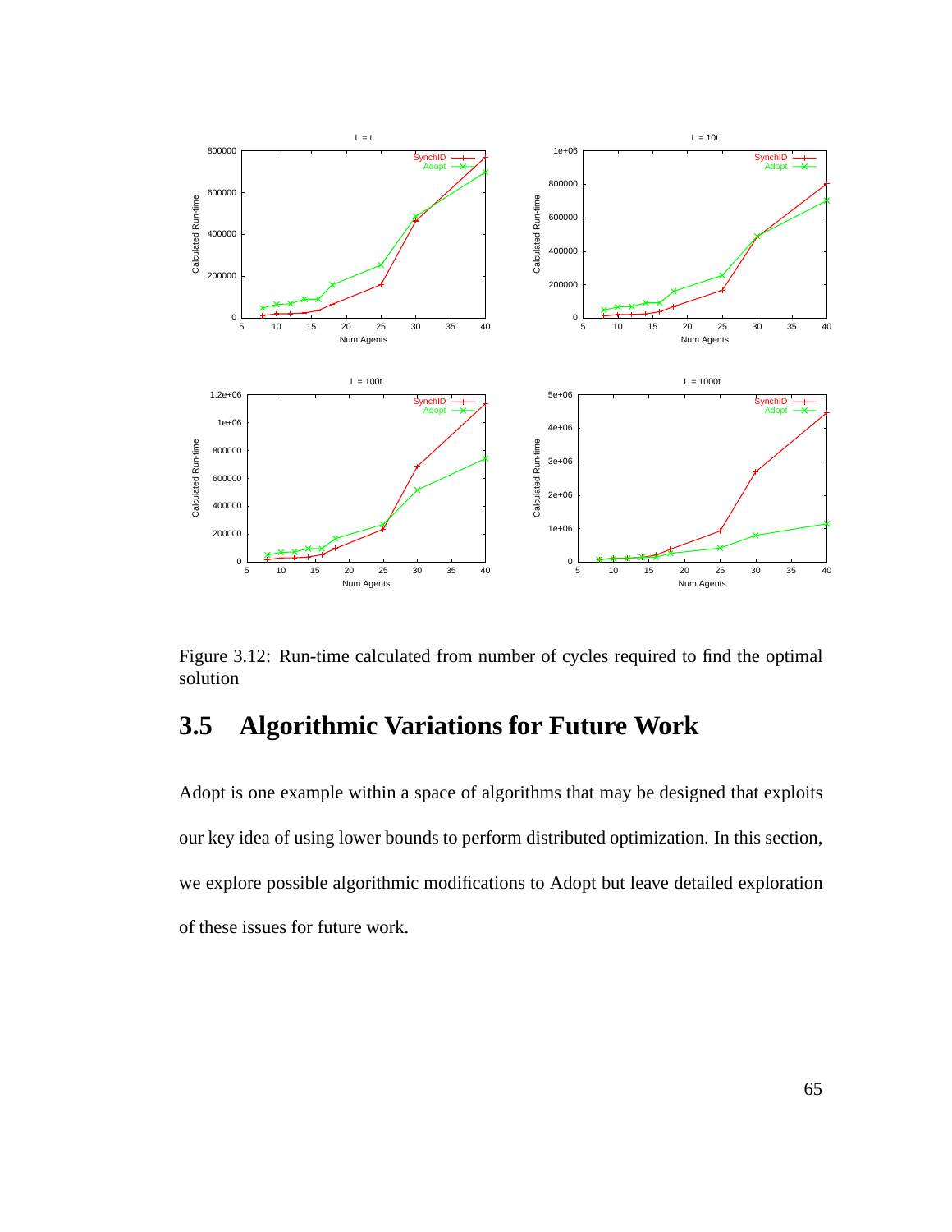Figure 3.12: Run-time calculated from number of cycles required to find the optimal solution

## 3.5 Algorithmic Variations for Future Work

Adopt is one example within a space of algorithms that may be designed that exploits our key idea of using lower bounds to perform distributed optimization. In this section, we explore possible algorithmic modifications to Adopt but leave detailed exploration of these issues for future work.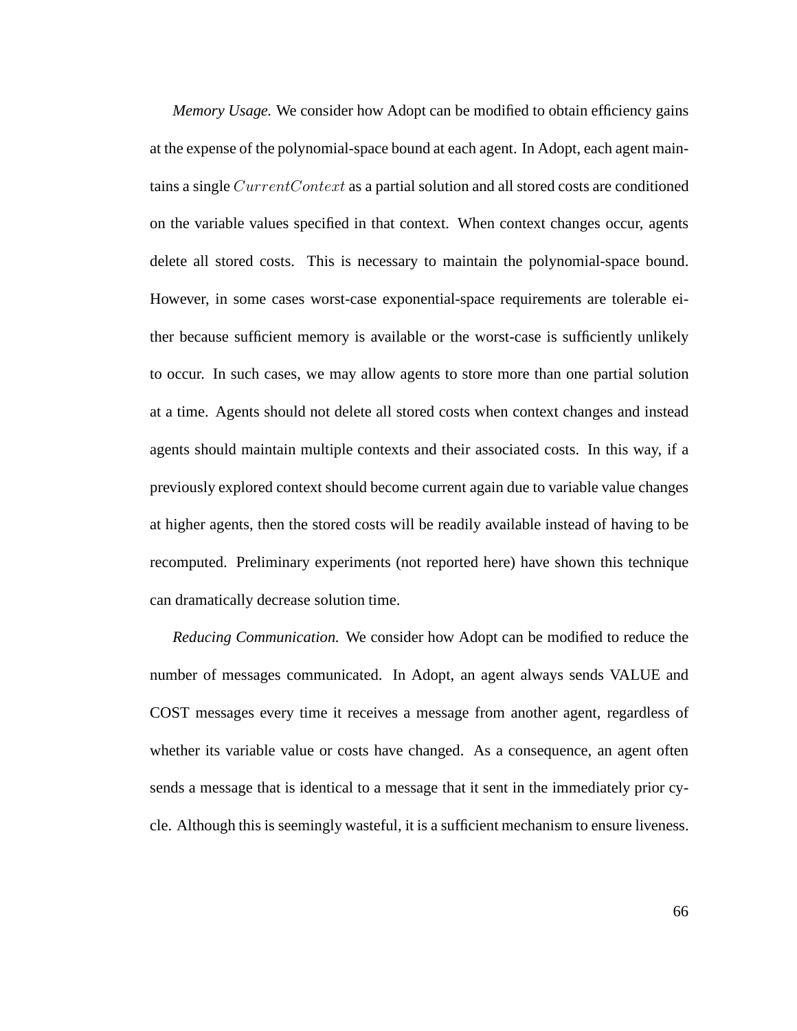*Memory Usage.* We consider how Adopt can be modified to obtain efficiency gains at the expense of the polynomial-space bound at each agent. In Adopt, each agent maintains a single $CurrentContext$ as a partial solution and all stored costs are conditioned on the variable values specified in that context. When context changes occur, agents delete all stored costs. This is necessary to maintain the polynomial-space bound. However, in some cases worst-case exponential-space requirements are tolerable either because sufficient memory is available or the worst-case is sufficiently unlikely to occur. In such cases, we may allow agents to store more than one partial solution at a time. Agents should not delete all stored costs when context changes and instead agents should maintain multiple contexts and their associated costs. In this way, if a previously explored context should become current again due to variable value changes at higher agents, then the stored costs will be readily available instead of having to be recomputed. Preliminary experiments (not reported here) have shown this technique can dramatically decrease solution time.

*Reducing Communication.* We consider how Adopt can be modified to reduce the number of messages communicated. In Adopt, an agent always sends VALUE and COST messages every time it receives a message from another agent, regardless of whether its variable value or costs have changed. As a consequence, an agent often sends a message that is identical to a message that it sent in the immediately prior cycle. Although this is seemingly wasteful, it is a sufficient mechanism to ensure liveness.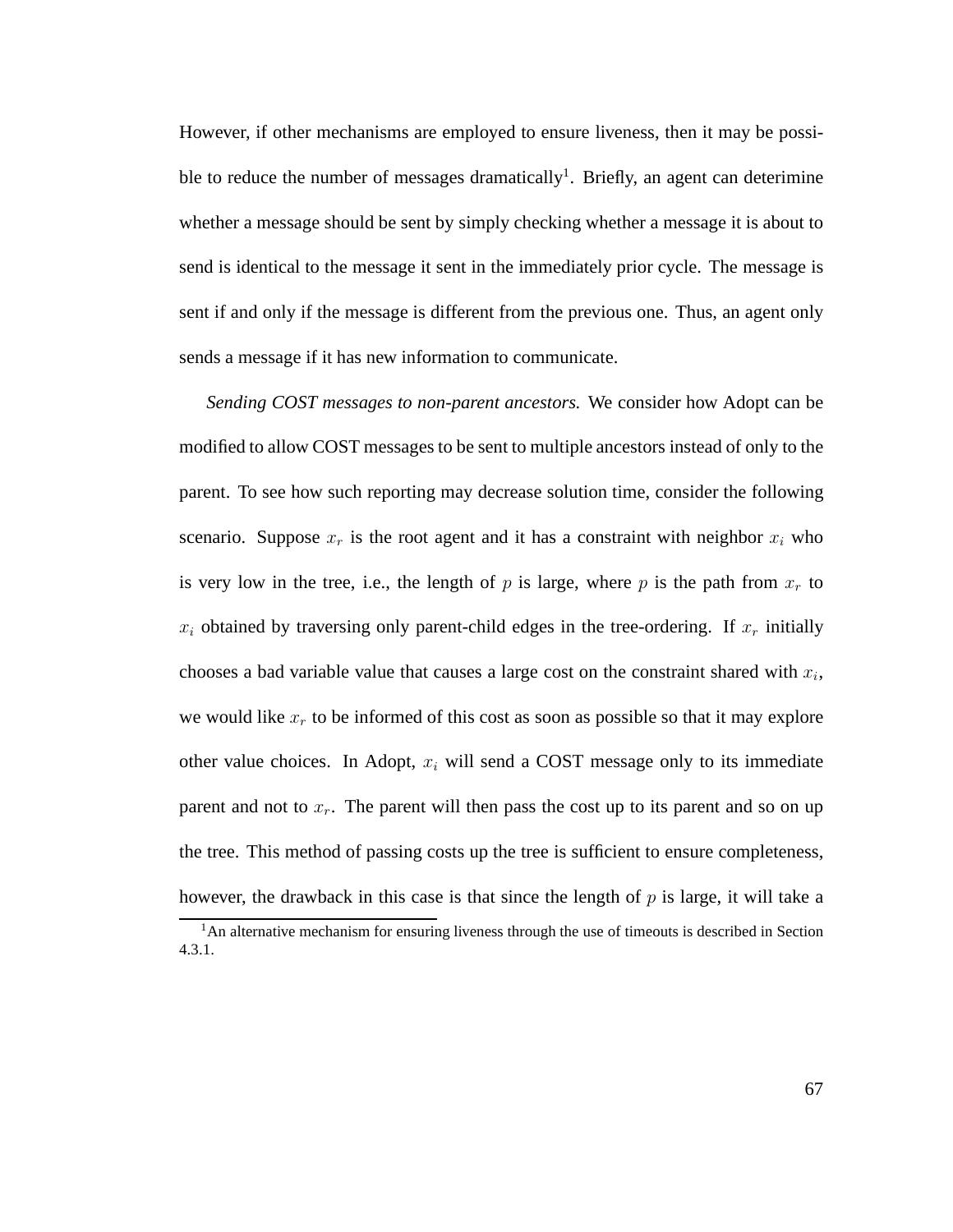However, if other mechanisms are employed to ensure liveness, then it may be possible to reduce the number of messages dramatically[1]. Briefly, an agent can deterimine whether a message should be sent by simply checking whether a message it is about to send is identical to the message it sent in the immediately prior cycle. The message is sent if and only if the message is different from the previous one. Thus, an agent only sends a message if it has new information to communicate.

*Sending COST messages to non-parent ancestors.* We consider how Adopt can be modified to allow COST messages to be sent to multiple ancestors instead of only to the parent. To see how such reporting may decrease solution time, consider the following scenario. Suppose $x_r$ is the root agent and it has a constraint with neighbor $x_i$ who is very low in the tree, i.e., the length of $p$ is large, where $p$ is the path from $x_r$ to $x_i$ obtained by traversing only parent-child edges in the tree-ordering. If $x_r$ initially chooses a bad variable value that causes a large cost on the constraint shared with $x_i$, we would like $x_r$ to be informed of this cost as soon as possible so that it may explore other value choices. In Adopt, $x_i$ will send a COST message only to its immediate parent and not to $x_r$. The parent will then pass the cost up to its parent and so on up the tree. This method of passing costs up the tree is sufficient to ensure completeness, however, the drawback in this case is that since the length of $p$ is large, it will take a

[1] An alternative mechanism for ensuring liveness through the use of timeouts is described in Section 4.3.1.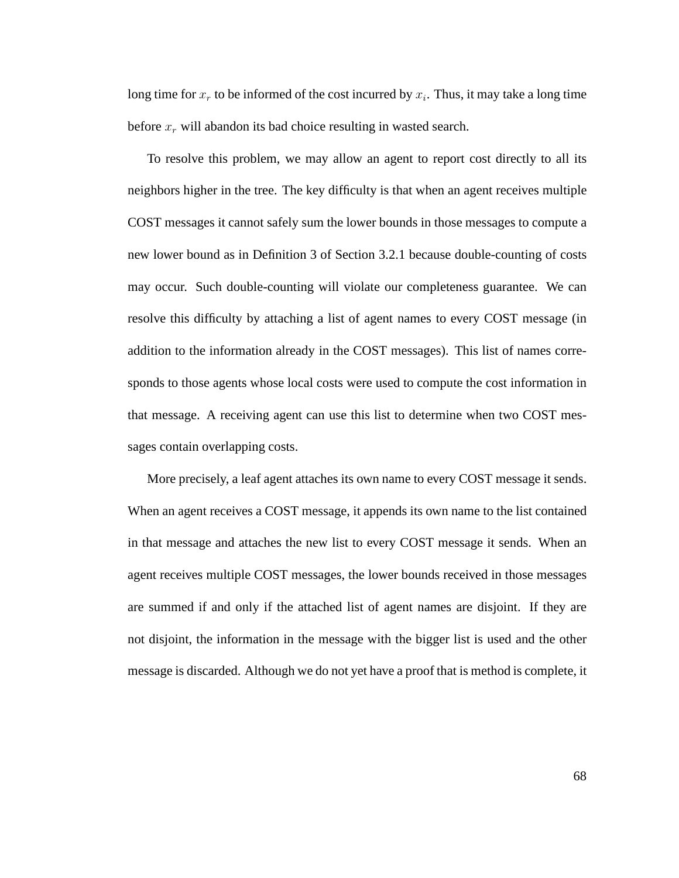long time for $x_r$ to be informed of the cost incurred by $x_i$. Thus, it may take a long time before $x_r$ will abandon its bad choice resulting in wasted search.

To resolve this problem, we may allow an agent to report cost directly to all its neighbors higher in the tree. The key difficulty is that when an agent receives multiple COST messages it cannot safely sum the lower bounds in those messages to compute a new lower bound as in Definition 3 of Section 3.2.1 because double-counting of costs may occur. Such double-counting will violate our completeness guarantee. We can resolve this difficulty by attaching a list of agent names to every COST message (in addition to the information already in the COST messages). This list of names corresponds to those agents whose local costs were used to compute the cost information in that message. A receiving agent can use this list to determine when two COST messages contain overlapping costs.

More precisely, a leaf agent attaches its own name to every COST message it sends. When an agent receives a COST message, it appends its own name to the list contained in that message and attaches the new list to every COST message it sends. When an agent receives multiple COST messages, the lower bounds received in those messages are summed if and only if the attached list of agent names are disjoint. If they are not disjoint, the information in the message with the bigger list is used and the other message is discarded. Although we do not yet have a proof that is method is complete, it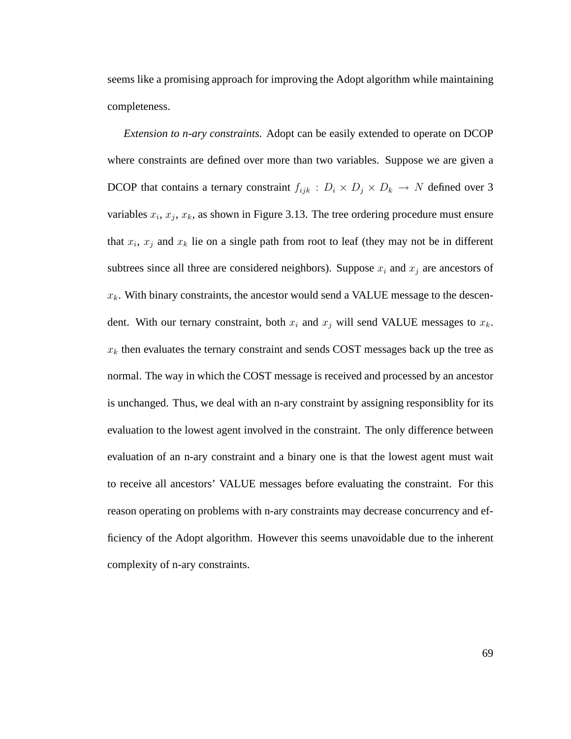seems like a promising approach for improving the Adopt algorithm while maintaining completeness.

*Extension to n-ary constraints.* Adopt can be easily extended to operate on DCOP where constraints are defined over more than two variables. Suppose we are given a DCOP that contains a ternary constraint $f_{ijk} : D_i \times D_j \times D_k \rightarrow N$ defined over 3 variables $x_i$, $x_j$, $x_k$, as shown in Figure 3.13. The tree ordering procedure must ensure that $x_i$, $x_j$ and $x_k$ lie on a single path from root to leaf (they may not be in different subtrees since all three are considered neighbors). Suppose $x_i$ and $x_j$ are ancestors of $x_k$. With binary constraints, the ancestor would send a VALUE message to the descendent. With our ternary constraint, both $x_i$ and $x_j$ will send VALUE messages to $x_k$. $x_k$ then evaluates the ternary constraint and sends COST messages back up the tree as normal. The way in which the COST message is received and processed by an ancestor is unchanged. Thus, we deal with an n-ary constraint by assigning responsiblity for its evaluation to the lowest agent involved in the constraint. The only difference between evaluation of an n-ary constraint and a binary one is that the lowest agent must wait to receive all ancestors' VALUE messages before evaluating the constraint. For this reason operating on problems with n-ary constraints may decrease concurrency and efficiency of the Adopt algorithm. However this seems unavoidable due to the inherent complexity of n-ary constraints.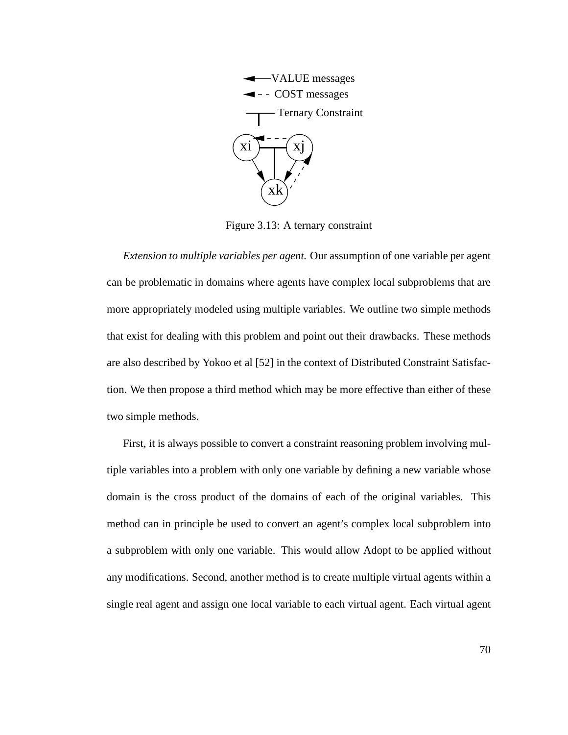Figure 3.13: A ternary constraint

*Extension to multiple variables per agent.* Our assumption of one variable per agent can be problematic in domains where agents have complex local subproblems that are more appropriately modeled using multiple variables. We outline two simple methods that exist for dealing with this problem and point out their drawbacks. These methods are also described by Yokoo et al [52] in the context of Distributed Constraint Satisfaction. We then propose a third method which may be more effective than either of these two simple methods.

First, it is always possible to convert a constraint reasoning problem involving multiple variables into a problem with only one variable by defining a new variable whose domain is the cross product of the domains of each of the original variables. This method can in principle be used to convert an agent's complex local subproblem into a subproblem with only one variable. This would allow Adopt to be applied without any modifications. Second, another method is to create multiple virtual agents within a single real agent and assign one local variable to each virtual agent. Each virtual agent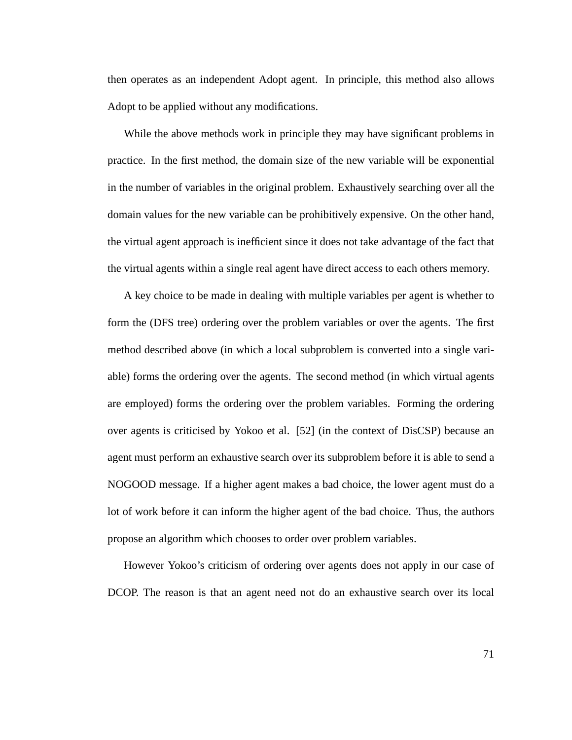then operates as an independent Adopt agent. In principle, this method also allows Adopt to be applied without any modifications.

While the above methods work in principle they may have significant problems in practice. In the first method, the domain size of the new variable will be exponential in the number of variables in the original problem. Exhaustively searching over all the domain values for the new variable can be prohibitively expensive. On the other hand, the virtual agent approach is inefficient since it does not take advantage of the fact that the virtual agents within a single real agent have direct access to each others memory.

A key choice to be made in dealing with multiple variables per agent is whether to form the (DFS tree) ordering over the problem variables or over the agents. The first method described above (in which a local subproblem is converted into a single variable) forms the ordering over the agents. The second method (in which virtual agents are employed) forms the ordering over the problem variables. Forming the ordering over agents is criticised by Yokoo et al. [52] (in the context of DisCSP) because an agent must perform an exhaustive search over its subproblem before it is able to send a NOGOOD message. If a higher agent makes a bad choice, the lower agent must do a lot of work before it can inform the higher agent of the bad choice. Thus, the authors propose an algorithm which chooses to order over problem variables.

However Yokoo's criticism of ordering over agents does not apply in our case of DCOP. The reason is that an agent need not do an exhaustive search over its local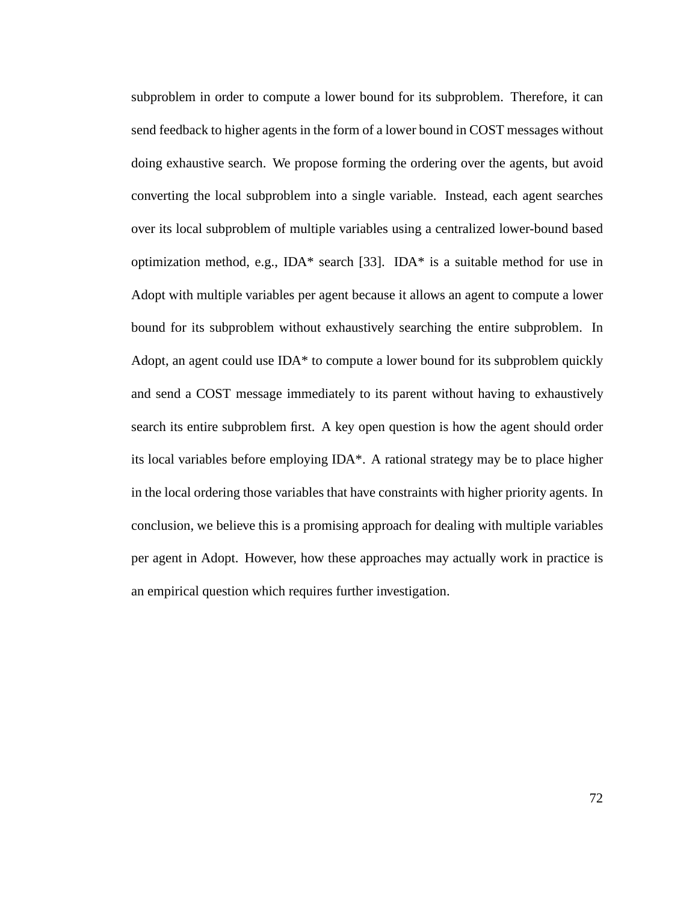subproblem in order to compute a lower bound for its subproblem. Therefore, it can send feedback to higher agents in the form of a lower bound in COST messages without doing exhaustive search. We propose forming the ordering over the agents, but avoid converting the local subproblem into a single variable. Instead, each agent searches over its local subproblem of multiple variables using a centralized lower-bound based optimization method, e.g., IDA* search [33]. IDA* is a suitable method for use in Adopt with multiple variables per agent because it allows an agent to compute a lower bound for its subproblem without exhaustively searching the entire subproblem. In Adopt, an agent could use IDA* to compute a lower bound for its subproblem quickly and send a COST message immediately to its parent without having to exhaustively search its entire subproblem first. A key open question is how the agent should order its local variables before employing IDA*. A rational strategy may be to place higher in the local ordering those variables that have constraints with higher priority agents. In conclusion, we believe this is a promising approach for dealing with multiple variables per agent in Adopt. However, how these approaches may actually work in practice is an empirical question which requires further investigation.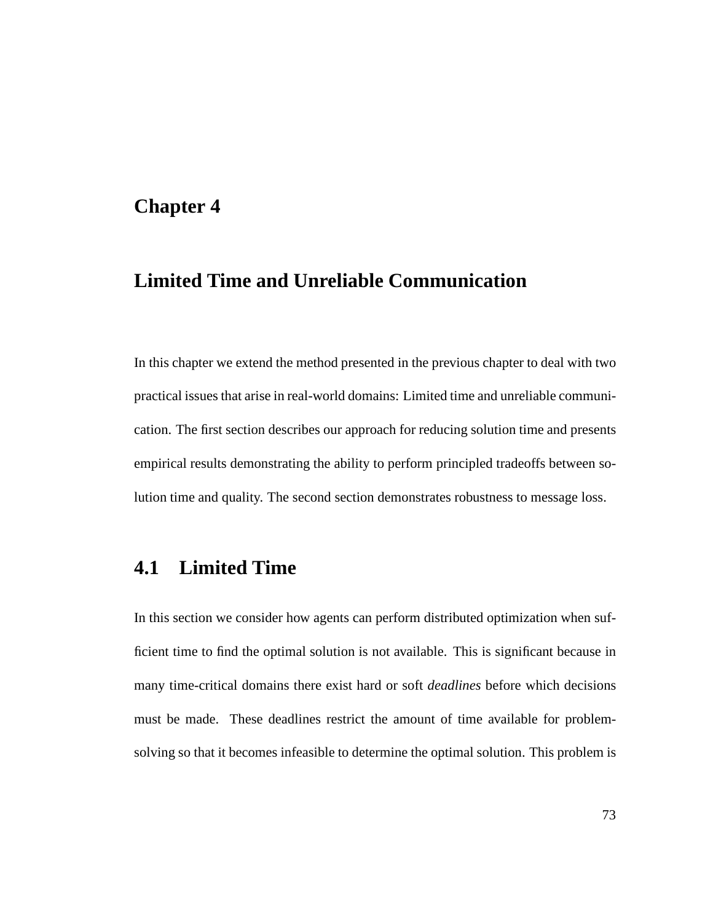# Chapter 4

# Limited Time and Unreliable Communication

In this chapter we extend the method presented in the previous chapter to deal with two practical issues that arise in real-world domains: Limited time and unreliable communication. The first section describes our approach for reducing solution time and presents empirical results demonstrating the ability to perform principled tradeoffs between solution time and quality. The second section demonstrates robustness to message loss.

## 4.1 Limited Time

In this section we consider how agents can perform distributed optimization when sufficient time to find the optimal solution is not available. This is significant because in many time-critical domains there exist hard or soft *deadlines* before which decisions must be made. These deadlines restrict the amount of time available for problem-solving so that it becomes infeasible to determine the optimal solution. This problem is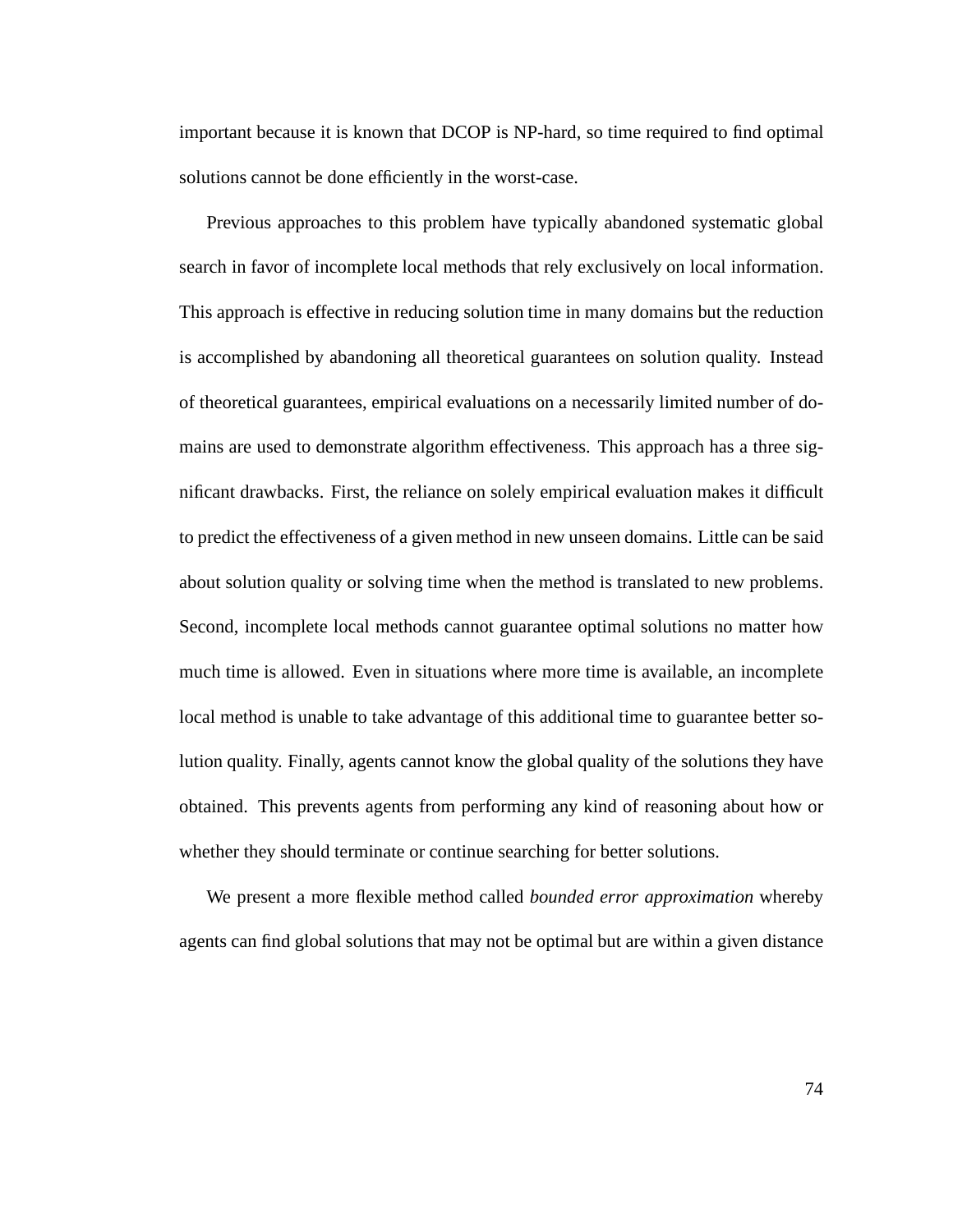important because it is known that DCOP is NP-hard, so time required to find optimal solutions cannot be done efficiently in the worst-case.

Previous approaches to this problem have typically abandoned systematic global search in favor of incomplete local methods that rely exclusively on local information. This approach is effective in reducing solution time in many domains but the reduction is accomplished by abandoning all theoretical guarantees on solution quality. Instead of theoretical guarantees, empirical evaluations on a necessarily limited number of domains are used to demonstrate algorithm effectiveness. This approach has a three significant drawbacks. First, the reliance on solely empirical evaluation makes it difficult to predict the effectiveness of a given method in new unseen domains. Little can be said about solution quality or solving time when the method is translated to new problems. Second, incomplete local methods cannot guarantee optimal solutions no matter how much time is allowed. Even in situations where more time is available, an incomplete local method is unable to take advantage of this additional time to guarantee better solution quality. Finally, agents cannot know the global quality of the solutions they have obtained. This prevents agents from performing any kind of reasoning about how or whether they should terminate or continue searching for better solutions.

We present a more flexible method called *bounded error approximation* whereby agents can find global solutions that may not be optimal but are within a given distance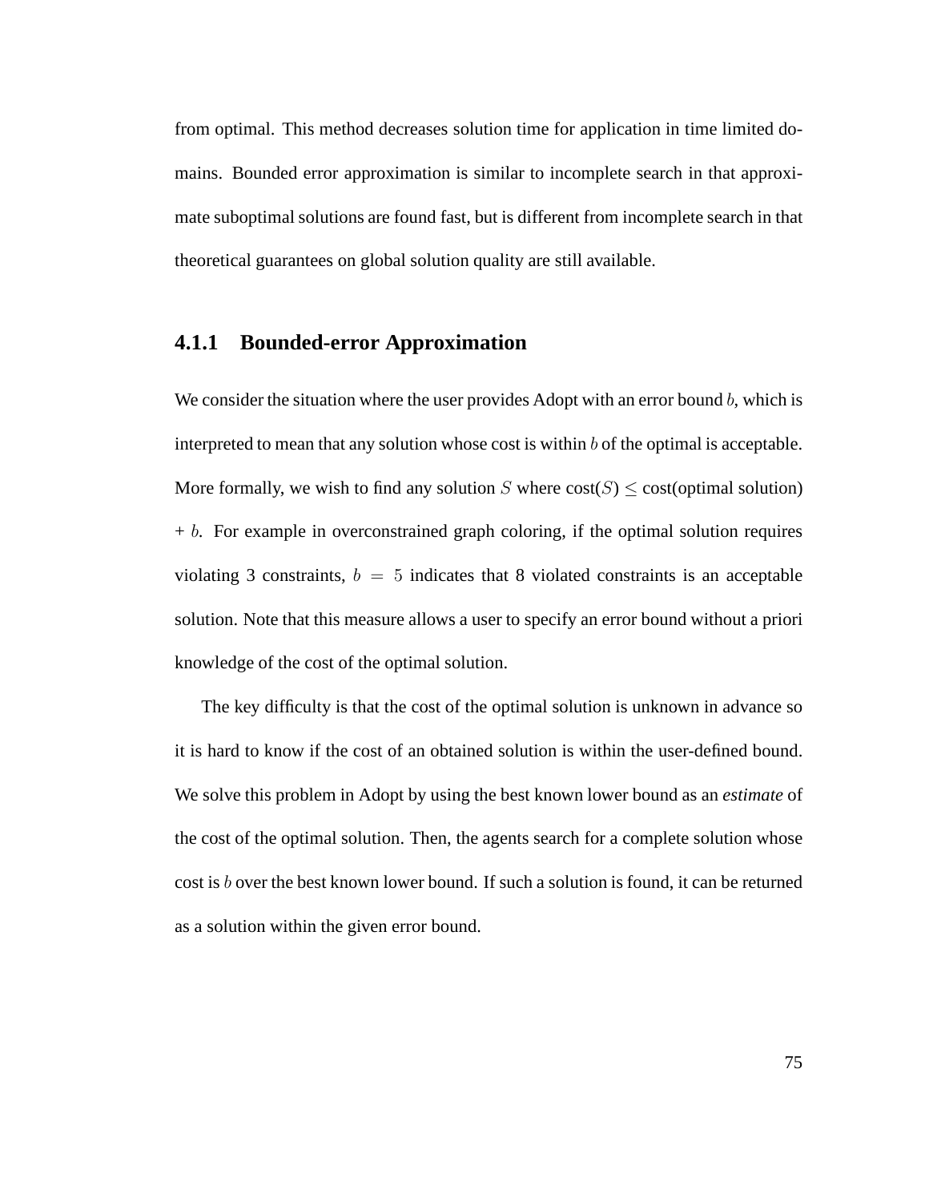from optimal. This method decreases solution time for application in time limited domains. Bounded error approximation is similar to incomplete search in that approximate suboptimal solutions are found fast, but is different from incomplete search in that theoretical guarantees on global solution quality are still available.

### 4.1.1 Bounded-error Approximation

We consider the situation where the user provides Adopt with an error bound $b$, which is interpreted to mean that any solution whose cost is within $b$ of the optimal is acceptable. More formally, we wish to find any solution $S$ where cost($S$) $\leq$ cost(optimal solution) + $b$. For example in overconstrained graph coloring, if the optimal solution requires violating 3 constraints, $b = 5$ indicates that 8 violated constraints is an acceptable solution. Note that this measure allows a user to specify an error bound without a priori knowledge of the cost of the optimal solution.

The key difficulty is that the cost of the optimal solution is unknown in advance so it is hard to know if the cost of an obtained solution is within the user-defined bound. We solve this problem in Adopt by using the best known lower bound as an *estimate* of the cost of the optimal solution. Then, the agents search for a complete solution whose cost is $b$ over the best known lower bound. If such a solution is found, it can be returned as a solution within the given error bound.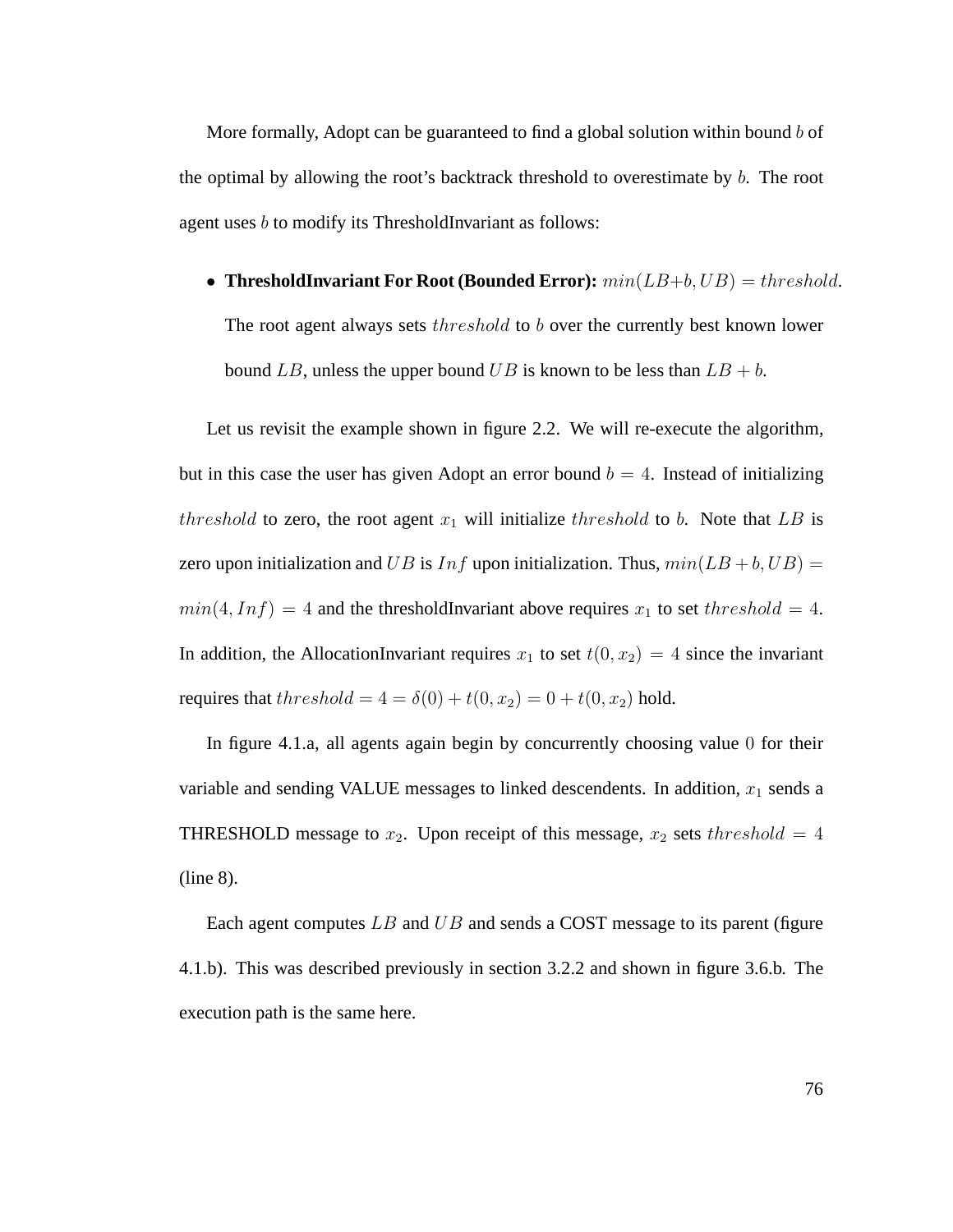More formally, Adopt can be guaranteed to find a global solution within bound $b$ of the optimal by allowing the root's backtrack threshold to overestimate by $b$. The root agent uses $b$ to modify its ThresholdInvariant as follows:

- **ThresholdInvariant For Root (Bounded Error):** $min(LB+b, UB) = threshold$. The root agent always sets $threshold$ to $b$ over the currently best known lower bound $LB$, unless the upper bound $UB$ is known to be less than $LB + b$.

Let us revisit the example shown in figure 2.2. We will re-execute the algorithm, but in this case the user has given Adopt an error bound $b = 4$. Instead of initializing $threshold$ to zero, the root agent $x_1$ will initialize $threshold$ to $b$. Note that $LB$ is zero upon initialization and $UB$ is $Inf$ upon initialization. Thus, $min(LB + b, UB) = min(4, Inf) = 4$ and the thresholdInvariant above requires $x_1$ to set $threshold = 4$. In addition, the AllocationInvariant requires $x_1$ to set $t(0, x_2) = 4$ since the invariant requires that $threshold = 4 = \delta(0) + t(0, x_2) = 0 + t(0, x_2)$ hold.

In figure 4.1.a, all agents again begin by concurrently choosing value 0 for their variable and sending VALUE messages to linked descendents. In addition, $x_1$ sends a THRESHOLD message to $x_2$. Upon receipt of this message, $x_2$ sets $threshold = 4$ (line 8).

Each agent computes $LB$ and $UB$ and sends a COST message to its parent (figure 4.1.b). This was described previously in section 3.2.2 and shown in figure 3.6.b. The execution path is the same here.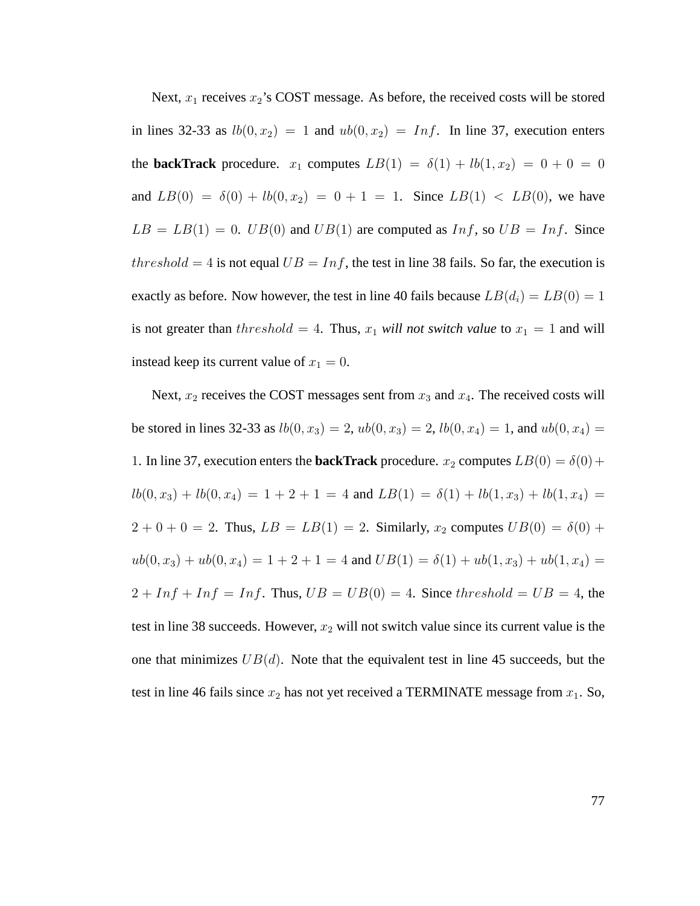Next, $x_1$ receives $x_2$'s COST message. As before, the received costs will be stored in lines 32-33 as $lb(0, x_2) = 1$ and $ub(0, x_2) = Inf$. In line 37, execution enters the **backTrack** procedure. $x_1$ computes $LB(1) = \delta(1) + lb(1, x_2) = 0 + 0 = 0$ and $LB(0) = \delta(0) + lb(0, x_2) = 0 + 1 = 1$. Since $LB(1) < LB(0)$, we have $LB = LB(1) = 0$. $UB(0)$ and $UB(1)$ are computed as $Inf$, so $UB = Inf$. Since $threshold = 4$ is not equal $UB = Inf$, the test in line 38 fails. So far, the execution is exactly as before. Now however, the test in line 40 fails because $LB(d_i) = LB(0) = 1$ is not greater than $threshold = 4$. Thus, $x_1$ ***will not switch value*** to $x_1 = 1$ and will instead keep its current value of $x_1 = 0$.

Next, $x_2$ receives the COST messages sent from $x_3$ and $x_4$. The received costs will be stored in lines 32-33 as $lb(0, x_3) = 2$, $ub(0, x_3) = 2$, $lb(0, x_4) = 1$, and $ub(0, x_4) = 1$. In line 37, execution enters the **backTrack** procedure. $x_2$ computes $LB(0) = \delta(0) + lb(0, x_3) + lb(0, x_4) = 1 + 2 + 1 = 4$ and $LB(1) = \delta(1) + lb(1, x_3) + lb(1, x_4) = 2 + 0 + 0 = 2$. Thus, $LB = LB(1) = 2$. Similarly, $x_2$ computes $UB(0) = \delta(0) + ub(0, x_3) + ub(0, x_4) = 1 + 2 + 1 = 4$ and $UB(1) = \delta(1) + ub(1, x_3) + ub(1, x_4) = 2 + Inf + Inf = Inf$. Thus, $UB = UB(0) = 4$. Since $threshold = UB = 4$, the test in line 38 succeeds. However, $x_2$ will not switch value since its current value is the one that minimizes $UB(d)$. Note that the equivalent test in line 45 succeeds, but the test in line 46 fails since $x_2$ has not yet received a TERMINATE message from $x_1$. So,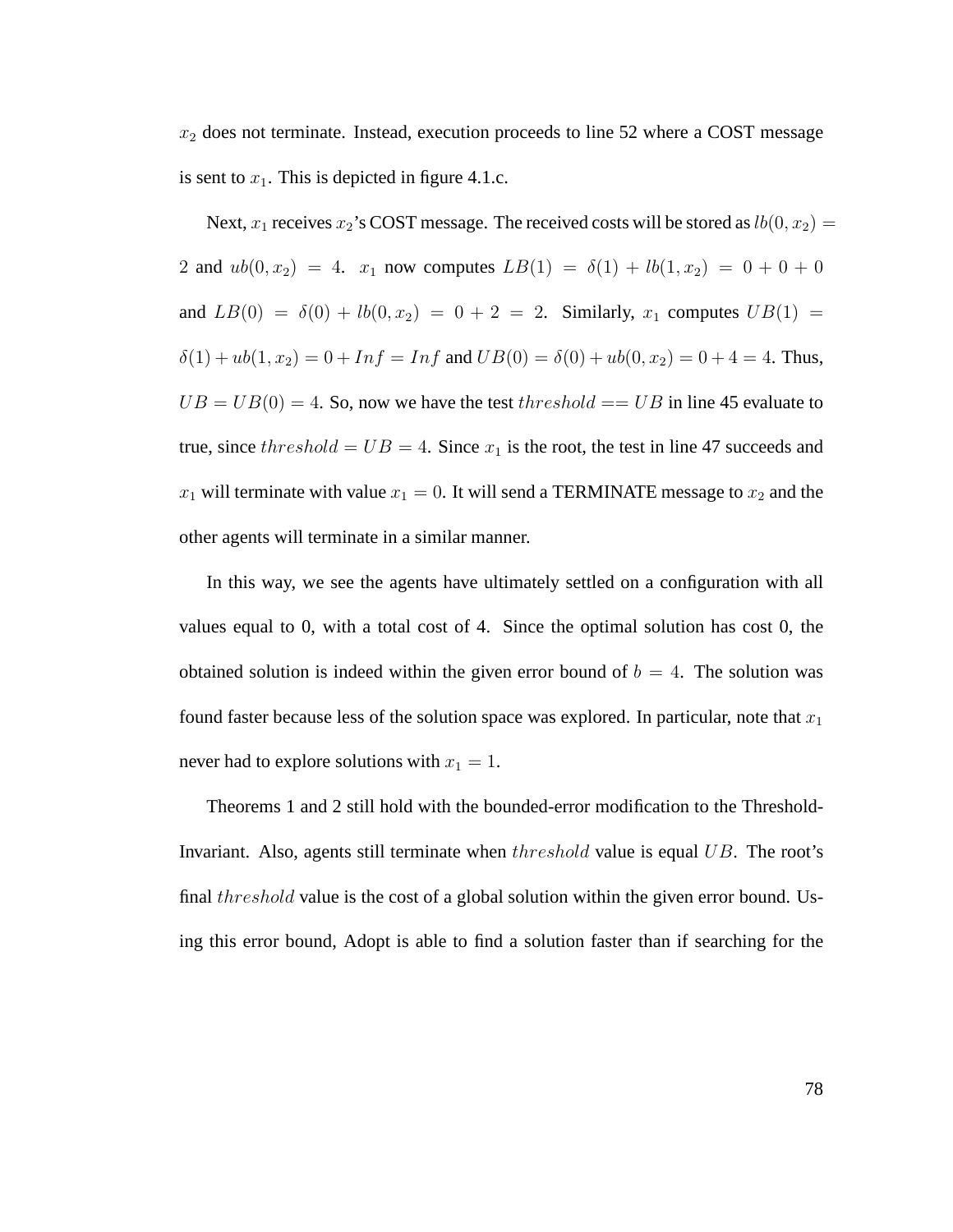$x_2$ does not terminate. Instead, execution proceeds to line 52 where a COST message is sent to $x_1$. This is depicted in figure 4.1.c.

Next, $x_1$ receives $x_2$'s COST message. The received costs will be stored as $lb(0, x_2) = 2$ and $ub(0, x_2) = 4$. $x_1$ now computes $LB(1) = \delta(1) + lb(1, x_2) = 0 + 0 + 0$ and $LB(0) = \delta(0) + lb(0, x_2) = 0 + 2 = 2$. Similarly, $x_1$ computes $UB(1) = \delta(1) + ub(1, x_2) = 0 + Inf = Inf$ and $UB(0) = \delta(0) + ub(0, x_2) = 0 + 4 = 4$. Thus, $UB = UB(0) = 4$. So, now we have the test $threshold == UB$ in line 45 evaluate to true, since $threshold = UB = 4$. Since $x_1$ is the root, the test in line 47 succeeds and $x_1$ will terminate with value $x_1 = 0$. It will send a TERMINATE message to $x_2$ and the other agents will terminate in a similar manner.

In this way, we see the agents have ultimately settled on a configuration with all values equal to 0, with a total cost of 4. Since the optimal solution has cost 0, the obtained solution is indeed within the given error bound of $b = 4$. The solution was found faster because less of the solution space was explored. In particular, note that $x_1$ never had to explore solutions with $x_1 = 1$.

Theorems 1 and 2 still hold with the bounded-error modification to the Threshold-Invariant. Also, agents still terminate when $threshold$ value is equal $UB$. The root's final $threshold$ value is the cost of a global solution within the given error bound. Using this error bound, Adopt is able to find a solution faster than if searching for the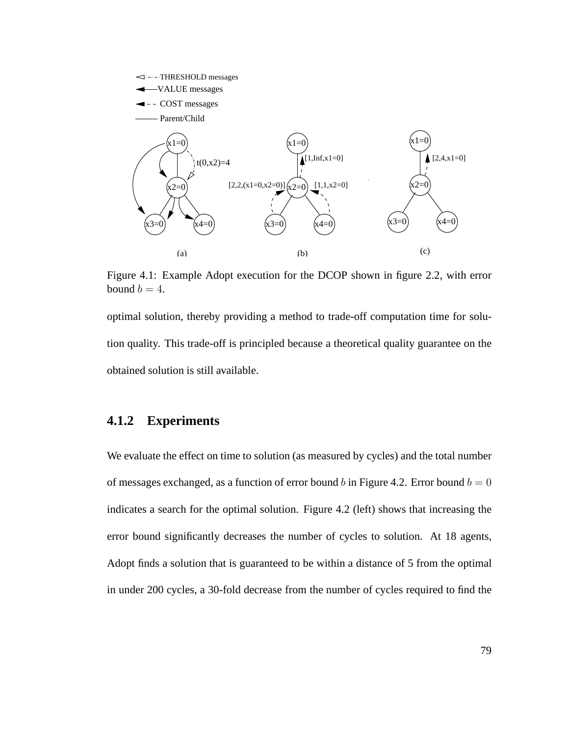Figure 4.1: Example Adopt execution for the DCOP shown in figure 2.2, with error bound $b = 4$.

optimal solution, thereby providing a method to trade-off computation time for solution quality. This trade-off is principled because a theoretical quality guarantee on the obtained solution is still available.

### 4.1.2 Experiments

We evaluate the effect on time to solution (as measured by cycles) and the total number of messages exchanged, as a function of error bound $b$ in Figure 4.2. Error bound $b = 0$ indicates a search for the optimal solution. Figure 4.2 (left) shows that increasing the error bound significantly decreases the number of cycles to solution. At 18 agents, Adopt finds a solution that is guaranteed to be within a distance of 5 from the optimal in under 200 cycles, a 30-fold decrease from the number of cycles required to find the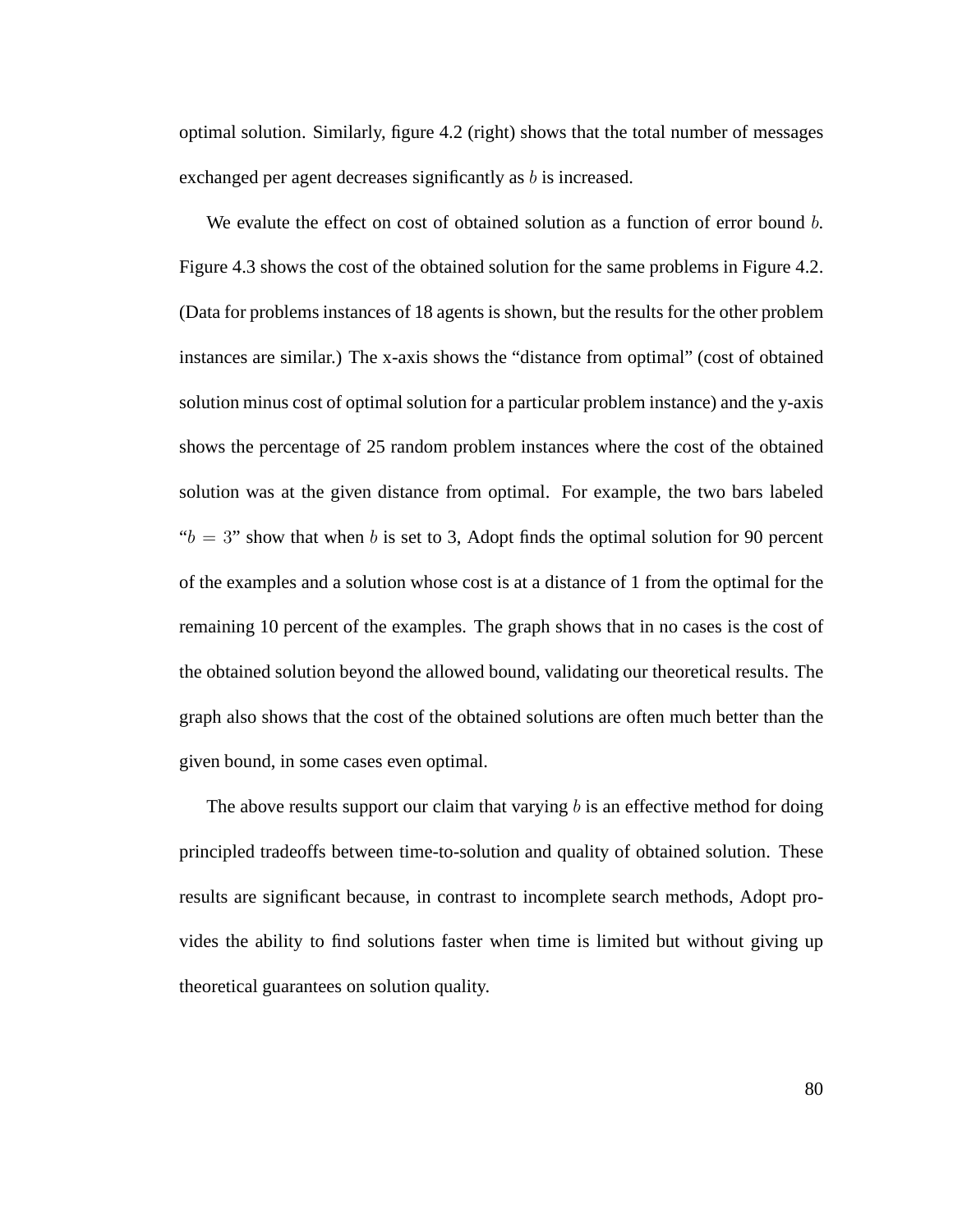optimal solution. Similarly, figure 4.2 (right) shows that the total number of messages exchanged per agent decreases significantly as $b$ is increased.

We evalute the effect on cost of obtained solution as a function of error bound $b$. Figure 4.3 shows the cost of the obtained solution for the same problems in Figure 4.2. (Data for problems instances of 18 agents is shown, but the results for the other problem instances are similar.) The x-axis shows the "distance from optimal" (cost of obtained solution minus cost of optimal solution for a particular problem instance) and the y-axis shows the percentage of 25 random problem instances where the cost of the obtained solution was at the given distance from optimal. For example, the two bars labeled "$b = 3$" show that when $b$ is set to 3, Adopt finds the optimal solution for 90 percent of the examples and a solution whose cost is at a distance of 1 from the optimal for the remaining 10 percent of the examples. The graph shows that in no cases is the cost of the obtained solution beyond the allowed bound, validating our theoretical results. The graph also shows that the cost of the obtained solutions are often much better than the given bound, in some cases even optimal.

The above results support our claim that varying $b$ is an effective method for doing principled tradeoffs between time-to-solution and quality of obtained solution. These results are significant because, in contrast to incomplete search methods, Adopt provides the ability to find solutions faster when time is limited but without giving up theoretical guarantees on solution quality.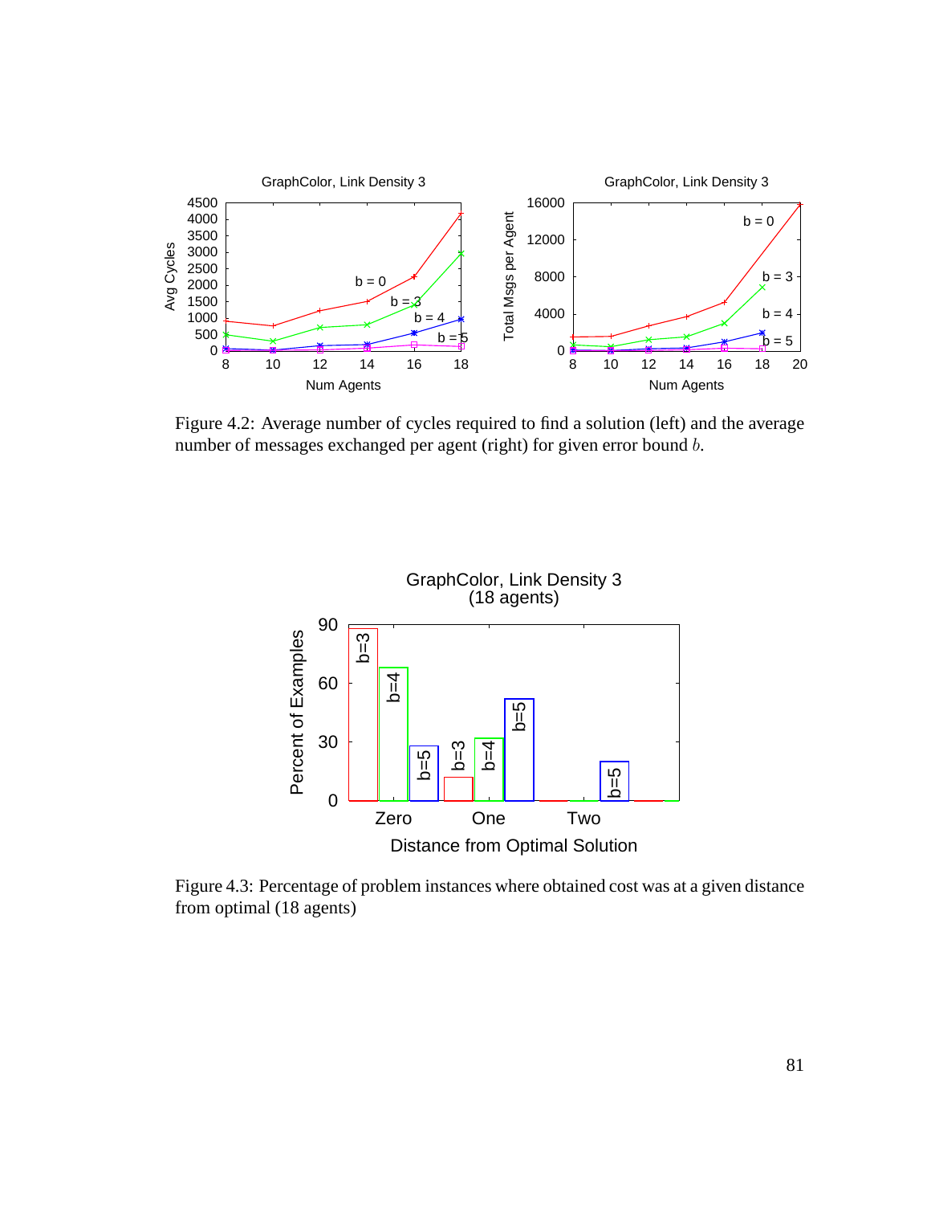Figure 4.2: Average number of cycles required to find a solution (left) and the average number of messages exchanged per agent (right) for given error bound $b$.

Figure 4.3: Percentage of problem instances where obtained cost was at a given distance from optimal (18 agents)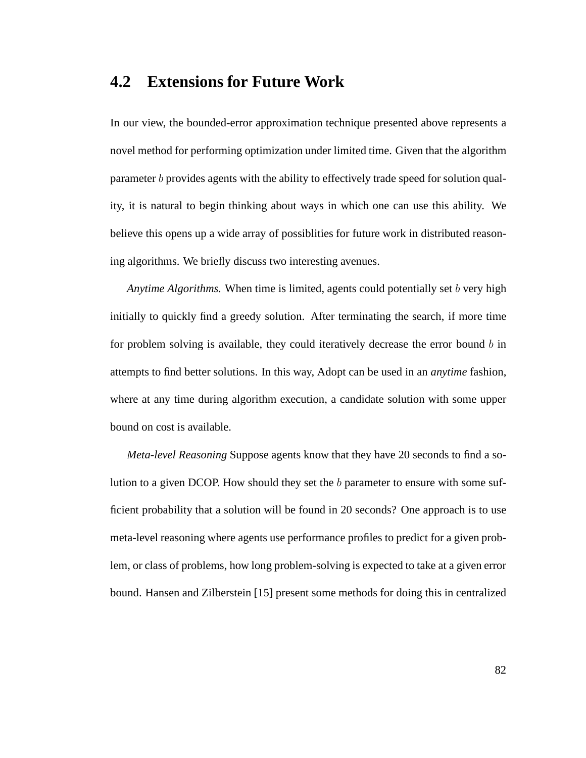## 4.2 Extensions for Future Work

In our view, the bounded-error approximation technique presented above represents a novel method for performing optimization under limited time. Given that the algorithm parameter $b$ provides agents with the ability to effectively trade speed for solution quality, it is natural to begin thinking about ways in which one can use this ability. We believe this opens up a wide array of possiblities for future work in distributed reasoning algorithms. We briefly discuss two interesting avenues.

*Anytime Algorithms.* When time is limited, agents could potentially set $b$ very high initially to quickly find a greedy solution. After terminating the search, if more time for problem solving is available, they could iteratively decrease the error bound $b$ in attempts to find better solutions. In this way, Adopt can be used in an *anytime* fashion, where at any time during algorithm execution, a candidate solution with some upper bound on cost is available.

*Meta-level Reasoning* Suppose agents know that they have 20 seconds to find a solution to a given DCOP. How should they set the $b$ parameter to ensure with some sufficient probability that a solution will be found in 20 seconds? One approach is to use meta-level reasoning where agents use performance profiles to predict for a given problem, or class of problems, how long problem-solving is expected to take at a given error bound. Hansen and Zilberstein [15] present some methods for doing this in centralized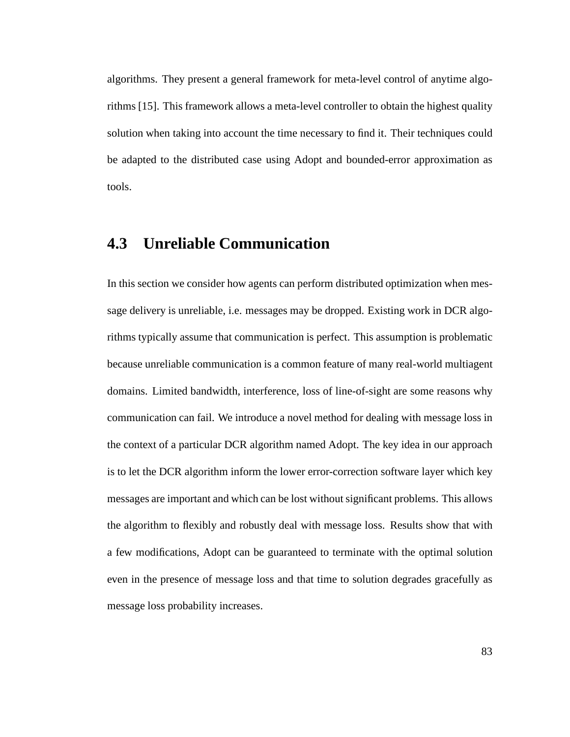algorithms. They present a general framework for meta-level control of anytime algorithms [15]. This framework allows a meta-level controller to obtain the highest quality solution when taking into account the time necessary to find it. Their techniques could be adapted to the distributed case using Adopt and bounded-error approximation as tools.

## 4.3 Unreliable Communication

In this section we consider how agents can perform distributed optimization when message delivery is unreliable, i.e. messages may be dropped. Existing work in DCR algorithms typically assume that communication is perfect. This assumption is problematic because unreliable communication is a common feature of many real-world multiagent domains. Limited bandwidth, interference, loss of line-of-sight are some reasons why communication can fail. We introduce a novel method for dealing with message loss in the context of a particular DCR algorithm named Adopt. The key idea in our approach is to let the DCR algorithm inform the lower error-correction software layer which key messages are important and which can be lost without significant problems. This allows the algorithm to flexibly and robustly deal with message loss. Results show that with a few modifications, Adopt can be guaranteed to terminate with the optimal solution even in the presence of message loss and that time to solution degrades gracefully as message loss probability increases.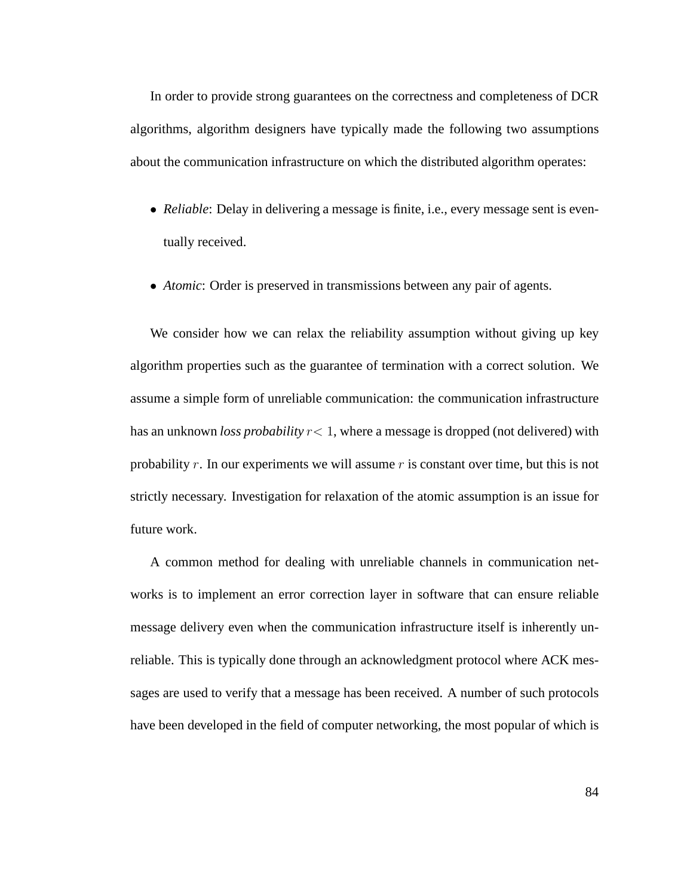In order to provide strong guarantees on the correctness and completeness of DCR algorithms, algorithm designers have typically made the following two assumptions about the communication infrastructure on which the distributed algorithm operates:

- *Reliable*: Delay in delivering a message is finite, i.e., every message sent is eventually received.
- *Atomic*: Order is preserved in transmissions between any pair of agents.

We consider how we can relax the reliability assumption without giving up key algorithm properties such as the guarantee of termination with a correct solution. We assume a simple form of unreliable communication: the communication infrastructure has an unknown *loss probability* $r < 1$, where a message is dropped (not delivered) with probability $r$. In our experiments we will assume $r$ is constant over time, but this is not strictly necessary. Investigation for relaxation of the atomic assumption is an issue for future work.

A common method for dealing with unreliable channels in communication networks is to implement an error correction layer in software that can ensure reliable message delivery even when the communication infrastructure itself is inherently unreliable. This is typically done through an acknowledgment protocol where ACK messages are used to verify that a message has been received. A number of such protocols have been developed in the field of computer networking, the most popular of which is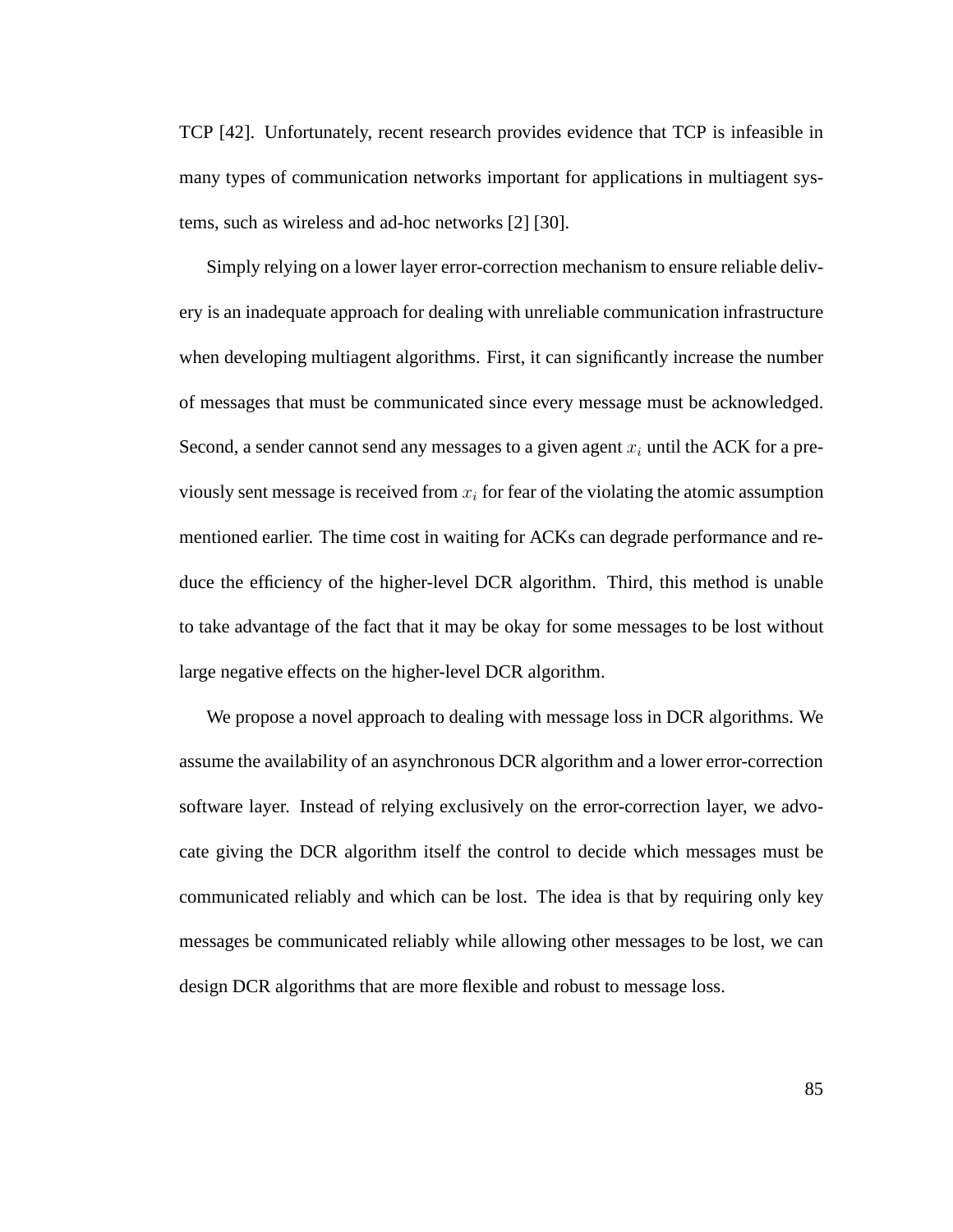TCP [42]. Unfortunately, recent research provides evidence that TCP is infeasible in many types of communication networks important for applications in multiagent systems, such as wireless and ad-hoc networks [2] [30].

Simply relying on a lower layer error-correction mechanism to ensure reliable delivery is an inadequate approach for dealing with unreliable communication infrastructure when developing multiagent algorithms. First, it can significantly increase the number of messages that must be communicated since every message must be acknowledged. Second, a sender cannot send any messages to a given agent $x_i$ until the ACK for a previously sent message is received from $x_i$ for fear of the violating the atomic assumption mentioned earlier. The time cost in waiting for ACKs can degrade performance and reduce the efficiency of the higher-level DCR algorithm. Third, this method is unable to take advantage of the fact that it may be okay for some messages to be lost without large negative effects on the higher-level DCR algorithm.

We propose a novel approach to dealing with message loss in DCR algorithms. We assume the availability of an asynchronous DCR algorithm and a lower error-correction software layer. Instead of relying exclusively on the error-correction layer, we advocate giving the DCR algorithm itself the control to decide which messages must be communicated reliably and which can be lost. The idea is that by requiring only key messages be communicated reliably while allowing other messages to be lost, we can design DCR algorithms that are more flexible and robust to message loss.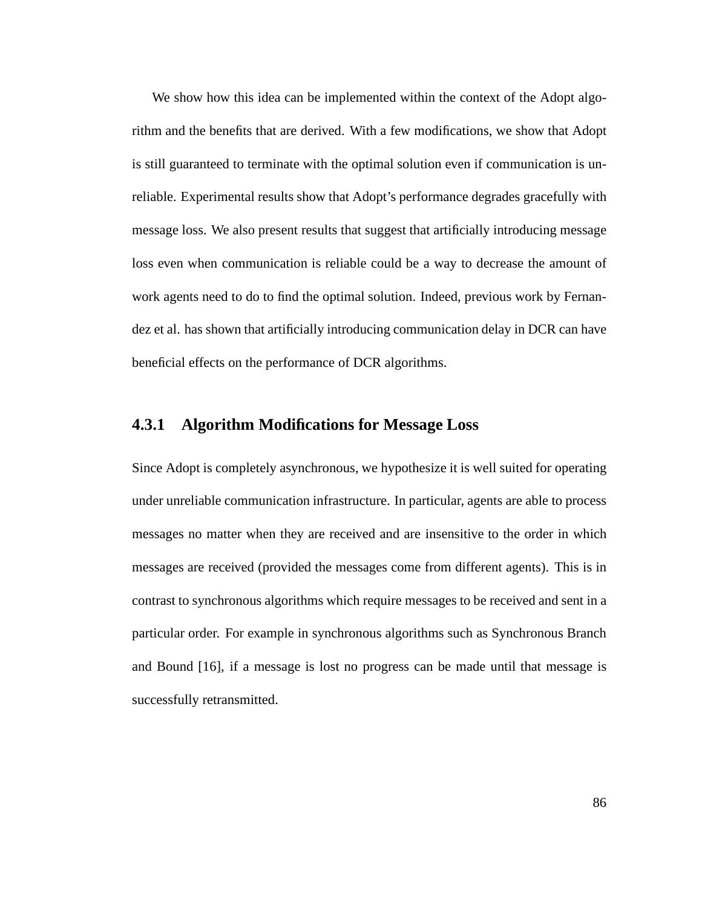We show how this idea can be implemented within the context of the Adopt algorithm and the benefits that are derived. With a few modifications, we show that Adopt is still guaranteed to terminate with the optimal solution even if communication is unreliable. Experimental results show that Adopt's performance degrades gracefully with message loss. We also present results that suggest that artificially introducing message loss even when communication is reliable could be a way to decrease the amount of work agents need to do to find the optimal solution. Indeed, previous work by Fernandez et al. has shown that artificially introducing communication delay in DCR can have beneficial effects on the performance of DCR algorithms.

### 4.3.1 Algorithm Modifications for Message Loss

Since Adopt is completely asynchronous, we hypothesize it is well suited for operating under unreliable communication infrastructure. In particular, agents are able to process messages no matter when they are received and are insensitive to the order in which messages are received (provided the messages come from different agents). This is in contrast to synchronous algorithms which require messages to be received and sent in a particular order. For example in synchronous algorithms such as Synchronous Branch and Bound [16], if a message is lost no progress can be made until that message is successfully retransmitted.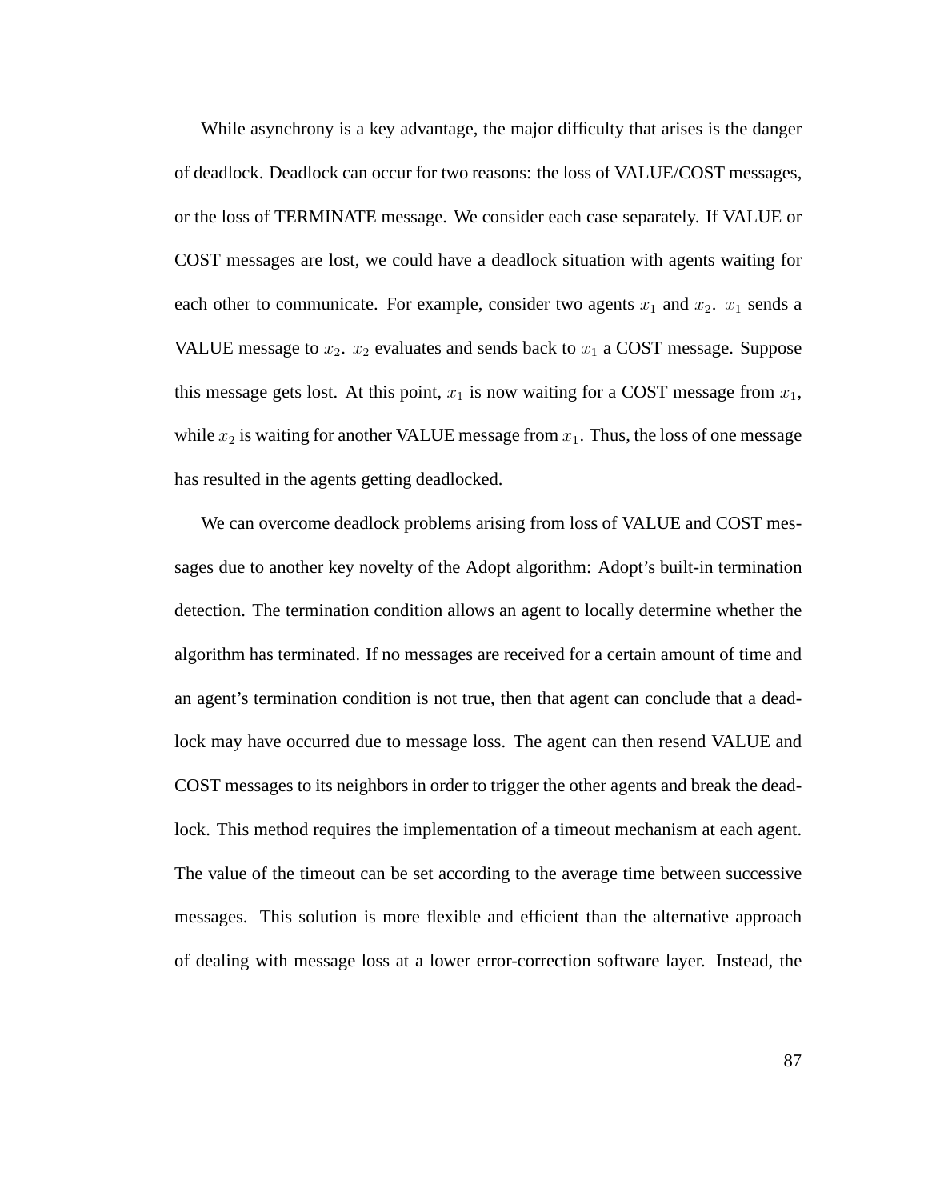While asynchrony is a key advantage, the major difficulty that arises is the danger of deadlock. Deadlock can occur for two reasons: the loss of VALUE/COST messages, or the loss of TERMINATE message. We consider each case separately. If VALUE or COST messages are lost, we could have a deadlock situation with agents waiting for each other to communicate. For example, consider two agents $x_1$ and $x_2$. $x_1$ sends a VALUE message to $x_2$. $x_2$ evaluates and sends back to $x_1$ a COST message. Suppose this message gets lost. At this point, $x_1$ is now waiting for a COST message from $x_1$, while $x_2$ is waiting for another VALUE message from $x_1$. Thus, the loss of one message has resulted in the agents getting deadlocked.

We can overcome deadlock problems arising from loss of VALUE and COST messages due to another key novelty of the Adopt algorithm: Adopt's built-in termination detection. The termination condition allows an agent to locally determine whether the algorithm has terminated. If no messages are received for a certain amount of time and an agent's termination condition is not true, then that agent can conclude that a deadlock may have occurred due to message loss. The agent can then resend VALUE and COST messages to its neighbors in order to trigger the other agents and break the deadlock. This method requires the implementation of a timeout mechanism at each agent. The value of the timeout can be set according to the average time between successive messages. This solution is more flexible and efficient than the alternative approach of dealing with message loss at a lower error-correction software layer. Instead, the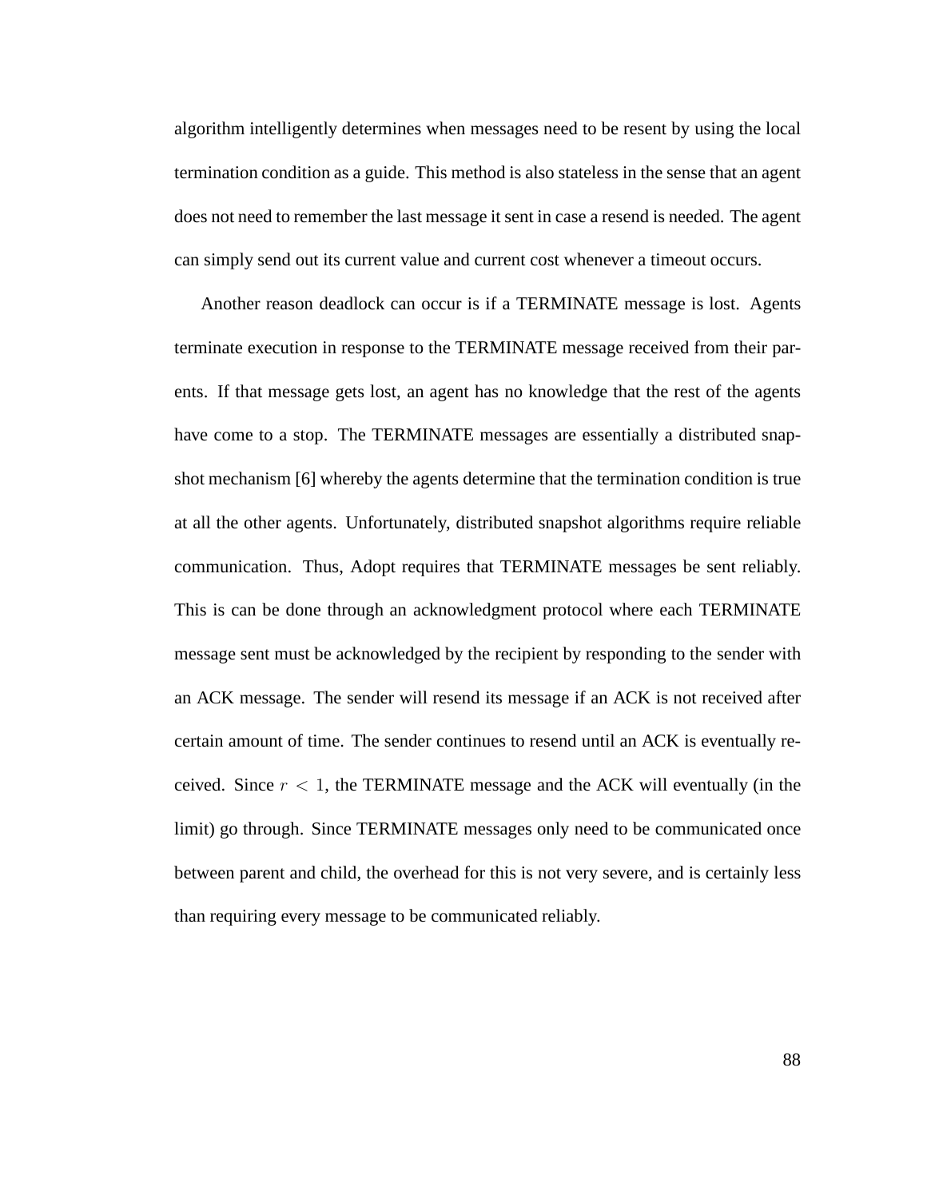algorithm intelligently determines when messages need to be resent by using the local termination condition as a guide. This method is also stateless in the sense that an agent does not need to remember the last message it sent in case a resend is needed. The agent can simply send out its current value and current cost whenever a timeout occurs.

Another reason deadlock can occur is if a TERMINATE message is lost. Agents terminate execution in response to the TERMINATE message received from their parents. If that message gets lost, an agent has no knowledge that the rest of the agents have come to a stop. The TERMINATE messages are essentially a distributed snapshot mechanism [6] whereby the agents determine that the termination condition is true at all the other agents. Unfortunately, distributed snapshot algorithms require reliable communication. Thus, Adopt requires that TERMINATE messages be sent reliably. This is can be done through an acknowledgment protocol where each TERMINATE message sent must be acknowledged by the recipient by responding to the sender with an ACK message. The sender will resend its message if an ACK is not received after certain amount of time. The sender continues to resend until an ACK is eventually received. Since $r < 1$, the TERMINATE message and the ACK will eventually (in the limit) go through. Since TERMINATE messages only need to be communicated once between parent and child, the overhead for this is not very severe, and is certainly less than requiring every message to be communicated reliably.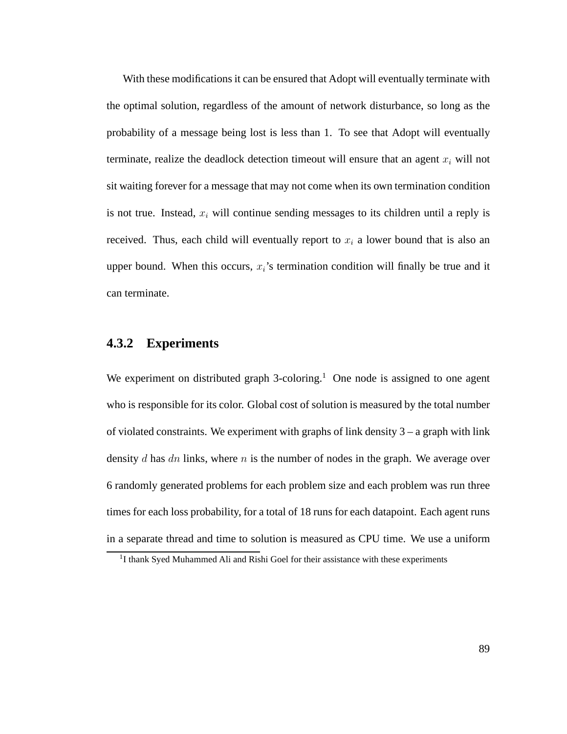With these modifications it can be ensured that Adopt will eventually terminate with the optimal solution, regardless of the amount of network disturbance, so long as the probability of a message being lost is less than 1. To see that Adopt will eventually terminate, realize the deadlock detection timeout will ensure that an agent $x_i$ will not sit waiting forever for a message that may not come when its own termination condition is not true. Instead, $x_i$ will continue sending messages to its children until a reply is received. Thus, each child will eventually report to $x_i$ a lower bound that is also an upper bound. When this occurs, $x_i$'s termination condition will finally be true and it can terminate.

### 4.3.2 Experiments

We experiment on distributed graph 3-coloring.[1] One node is assigned to one agent who is responsible for its color. Global cost of solution is measured by the total number of violated constraints. We experiment with graphs of link density 3 – a graph with link density $d$ has $dn$ links, where $n$ is the number of nodes in the graph. We average over 6 randomly generated problems for each problem size and each problem was run three times for each loss probability, for a total of 18 runs for each datapoint. Each agent runs in a separate thread and time to solution is measured as CPU time. We use a uniform

[1] I thank Syed Muhammed Ali and Rishi Goel for their assistance with these experiments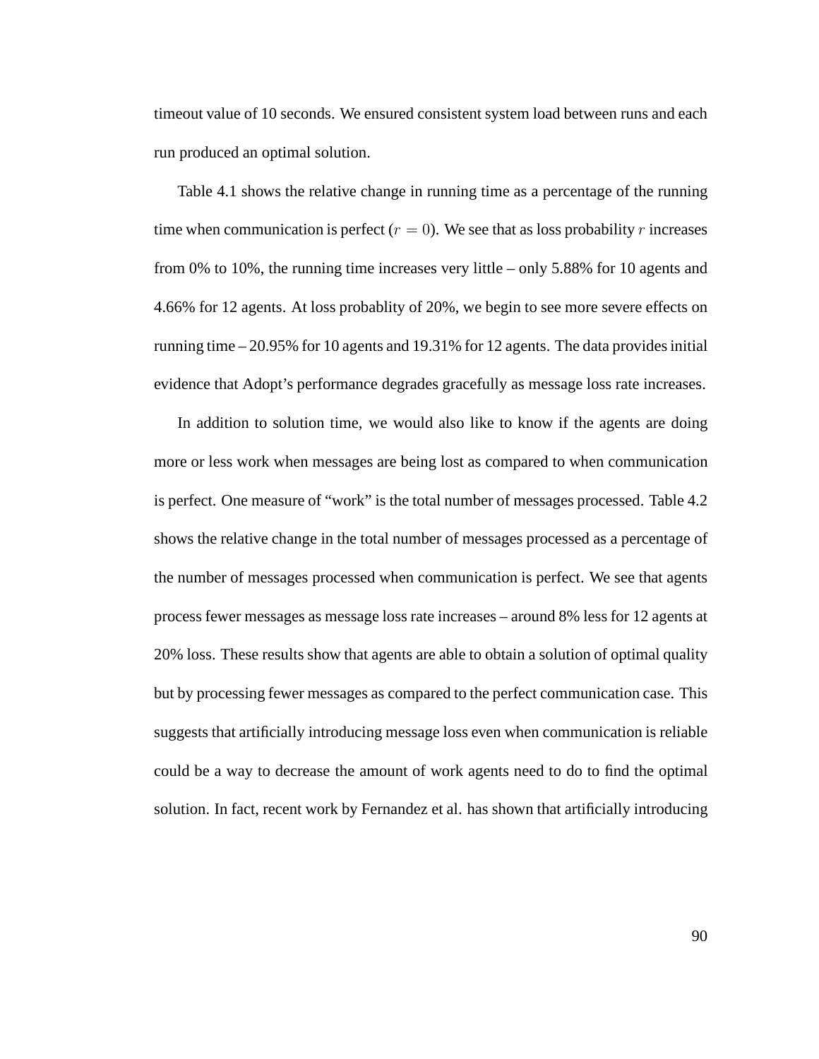timeout value of 10 seconds. We ensured consistent system load between runs and each run produced an optimal solution.

Table 4.1 shows the relative change in running time as a percentage of the running time when communication is perfect ($r = 0$). We see that as loss probability $r$ increases from 0% to 10%, the running time increases very little – only 5.88% for 10 agents and 4.66% for 12 agents. At loss probablity of 20%, we begin to see more severe effects on running time – 20.95% for 10 agents and 19.31% for 12 agents. The data provides initial evidence that Adopt's performance degrades gracefully as message loss rate increases.

In addition to solution time, we would also like to know if the agents are doing more or less work when messages are being lost as compared to when communication is perfect. One measure of "work" is the total number of messages processed. Table 4.2 shows the relative change in the total number of messages processed as a percentage of the number of messages processed when communication is perfect. We see that agents process fewer messages as message loss rate increases – around 8% less for 12 agents at 20% loss. These results show that agents are able to obtain a solution of optimal quality but by processing fewer messages as compared to the perfect communication case. This suggests that artificially introducing message loss even when communication is reliable could be a way to decrease the amount of work agents need to do to find the optimal solution. In fact, recent work by Fernandez et al. has shown that artificially introducing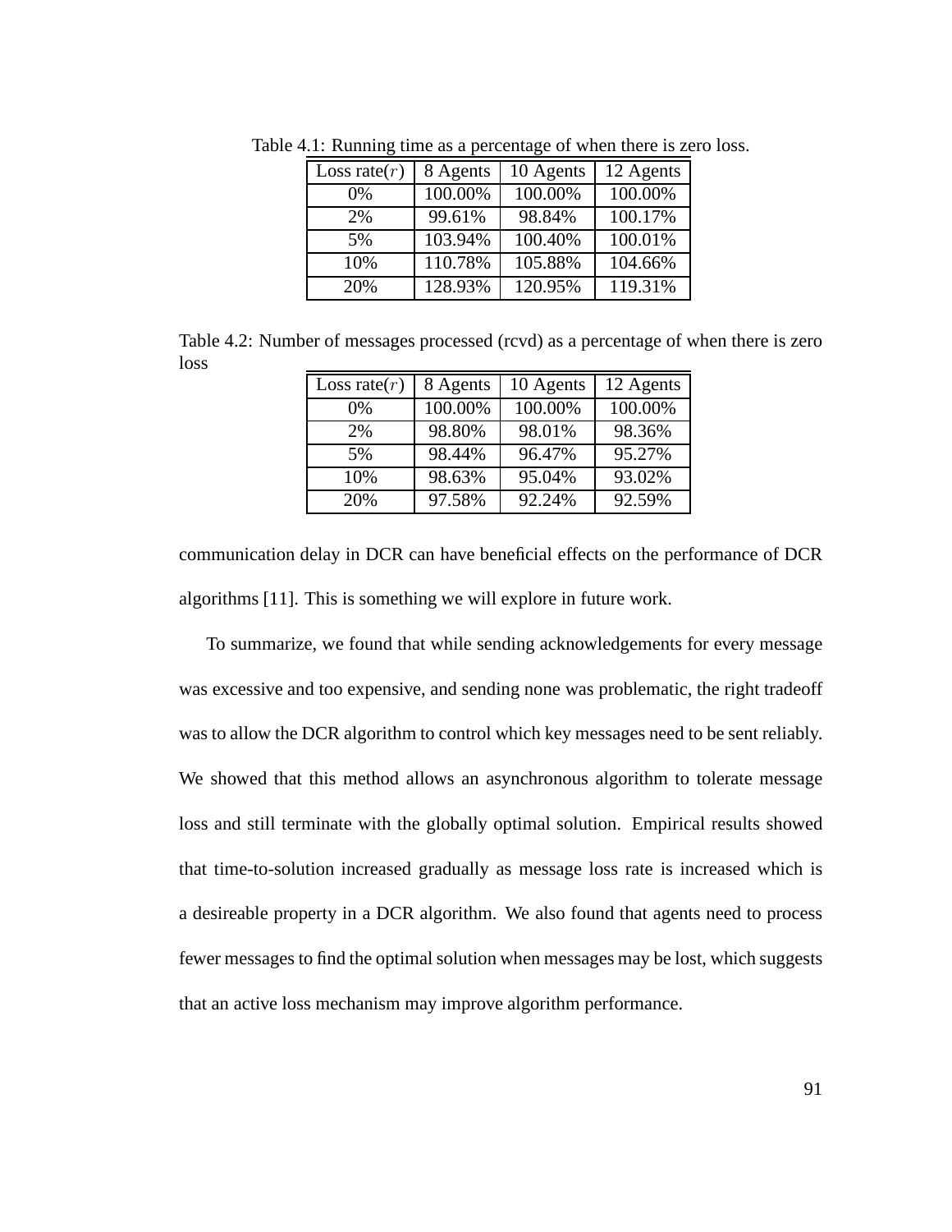Table 4.1: Running time as a percentage of when there is zero loss.

| Loss rate($r$) | 8 Agents | 10 Agents | 12 Agents |
|---|---|---|---|
| 0% | 100.00% | 100.00% | 100.00% |
| 2% | 99.61% | 98.84% | 100.17% |
| 5% | 103.94% | 100.40% | 100.01% |
| 10% | 110.78% | 105.88% | 104.66% |
| 20% | 128.93% | 120.95% | 119.31% |

Table 4.2: Number of messages processed (rcvd) as a percentage of when there is zero loss

| Loss rate($r$) | 8 Agents | 10 Agents | 12 Agents |
|---|---|---|---|
| 0% | 100.00% | 100.00% | 100.00% |
| 2% | 98.80% | 98.01% | 98.36% |
| 5% | 98.44% | 96.47% | 95.27% |
| 10% | 98.63% | 95.04% | 93.02% |
| 20% | 97.58% | 92.24% | 92.59% |

communication delay in DCR can have beneficial effects on the performance of DCR algorithms [11]. This is something we will explore in future work.

To summarize, we found that while sending acknowledgements for every message was excessive and too expensive, and sending none was problematic, the right tradeoff was to allow the DCR algorithm to control which key messages need to be sent reliably. We showed that this method allows an asynchronous algorithm to tolerate message loss and still terminate with the globally optimal solution. Empirical results showed that time-to-solution increased gradually as message loss rate is increased which is a desireable property in a DCR algorithm. We also found that agents need to process fewer messages to find the optimal solution when messages may be lost, which suggests that an active loss mechanism may improve algorithm performance.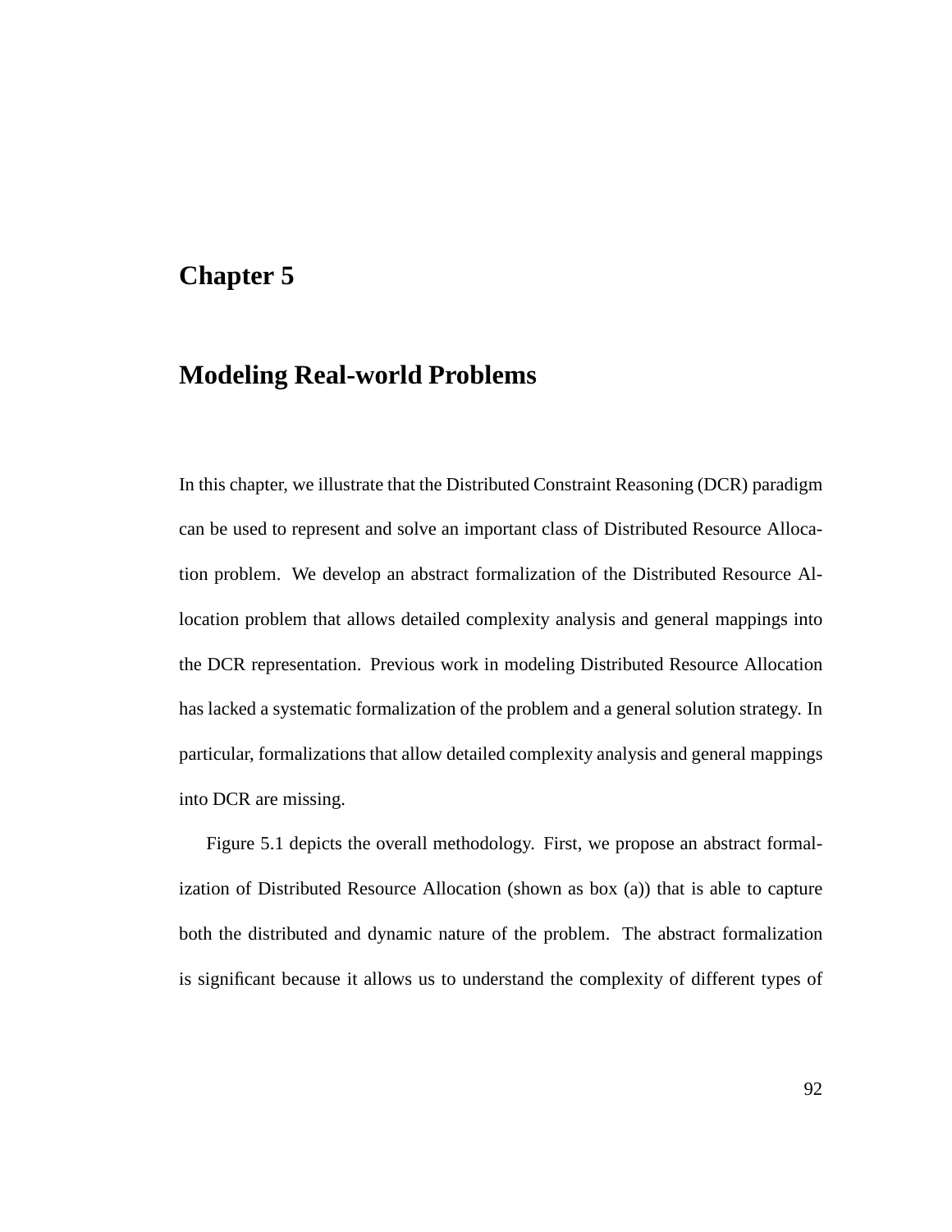# Chapter 5

# Modeling Real-world Problems

In this chapter, we illustrate that the Distributed Constraint Reasoning (DCR) paradigm can be used to represent and solve an important class of Distributed Resource Allocation problem. We develop an abstract formalization of the Distributed Resource Allocation problem that allows detailed complexity analysis and general mappings into the DCR representation. Previous work in modeling Distributed Resource Allocation has lacked a systematic formalization of the problem and a general solution strategy. In particular, formalizations that allow detailed complexity analysis and general mappings into DCR are missing.

Figure 5.1 depicts the overall methodology. First, we propose an abstract formalization of Distributed Resource Allocation (shown as box (a)) that is able to capture both the distributed and dynamic nature of the problem. The abstract formalization is significant because it allows us to understand the complexity of different types of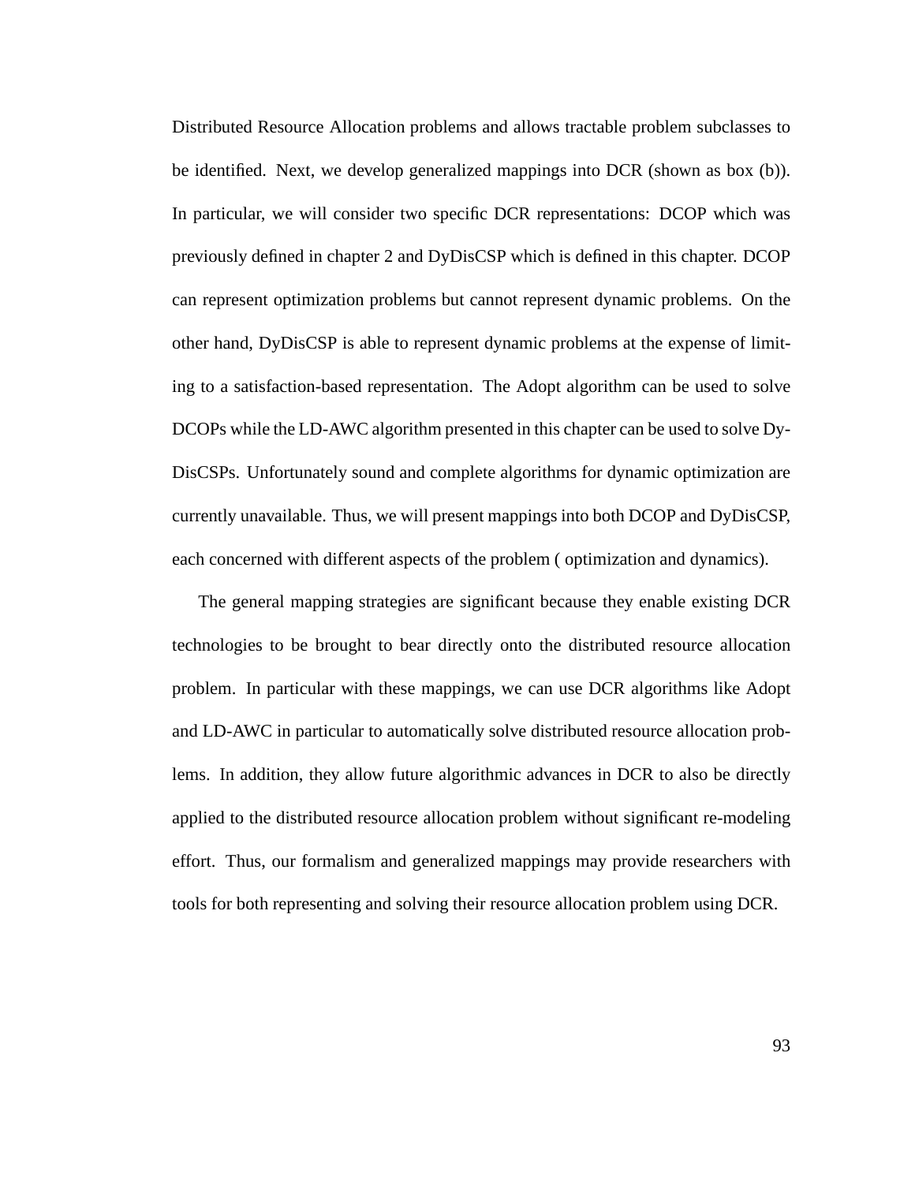Distributed Resource Allocation problems and allows tractable problem subclasses to be identified. Next, we develop generalized mappings into DCR (shown as box (b)). In particular, we will consider two specific DCR representations: DCOP which was previously defined in chapter 2 and DyDisCSP which is defined in this chapter. DCOP can represent optimization problems but cannot represent dynamic problems. On the other hand, DyDisCSP is able to represent dynamic problems at the expense of limiting to a satisfaction-based representation. The Adopt algorithm can be used to solve DCOPs while the LD-AWC algorithm presented in this chapter can be used to solve DyDisCSPs. Unfortunately sound and complete algorithms for dynamic optimization are currently unavailable. Thus, we will present mappings into both DCOP and DyDisCSP, each concerned with different aspects of the problem ( optimization and dynamics).

The general mapping strategies are significant because they enable existing DCR technologies to be brought to bear directly onto the distributed resource allocation problem. In particular with these mappings, we can use DCR algorithms like Adopt and LD-AWC in particular to automatically solve distributed resource allocation problems. In addition, they allow future algorithmic advances in DCR to also be directly applied to the distributed resource allocation problem without significant re-modeling effort. Thus, our formalism and generalized mappings may provide researchers with tools for both representing and solving their resource allocation problem using DCR.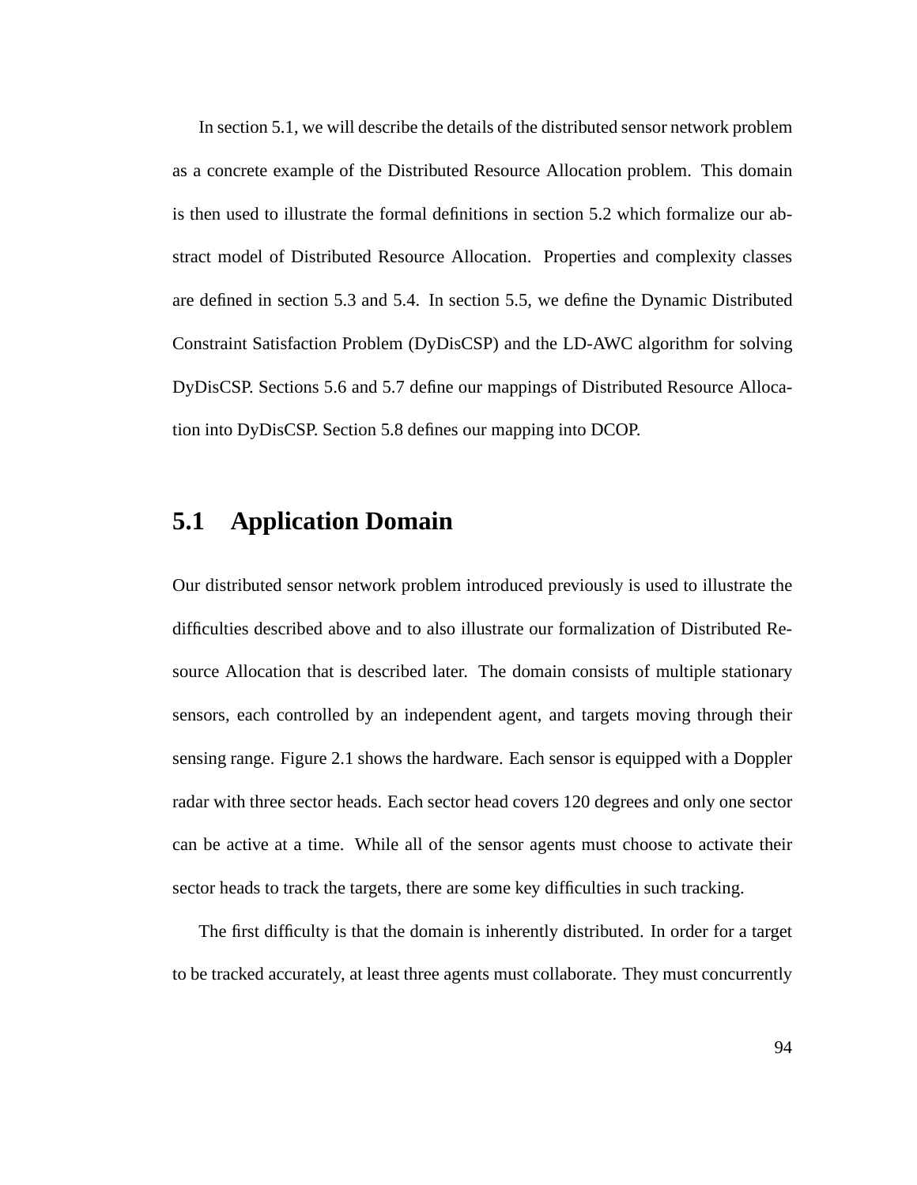In section 5.1, we will describe the details of the distributed sensor network problem as a concrete example of the Distributed Resource Allocation problem. This domain is then used to illustrate the formal definitions in section 5.2 which formalize our abstract model of Distributed Resource Allocation. Properties and complexity classes are defined in section 5.3 and 5.4. In section 5.5, we define the Dynamic Distributed Constraint Satisfaction Problem (DyDisCSP) and the LD-AWC algorithm for solving DyDisCSP. Sections 5.6 and 5.7 define our mappings of Distributed Resource Allocation into DyDisCSP. Section 5.8 defines our mapping into DCOP.

## 5.1 Application Domain

Our distributed sensor network problem introduced previously is used to illustrate the difficulties described above and to also illustrate our formalization of Distributed Resource Allocation that is described later. The domain consists of multiple stationary sensors, each controlled by an independent agent, and targets moving through their sensing range. Figure 2.1 shows the hardware. Each sensor is equipped with a Doppler radar with three sector heads. Each sector head covers 120 degrees and only one sector can be active at a time. While all of the sensor agents must choose to activate their sector heads to track the targets, there are some key difficulties in such tracking.

The first difficulty is that the domain is inherently distributed. In order for a target to be tracked accurately, at least three agents must collaborate. They must concurrently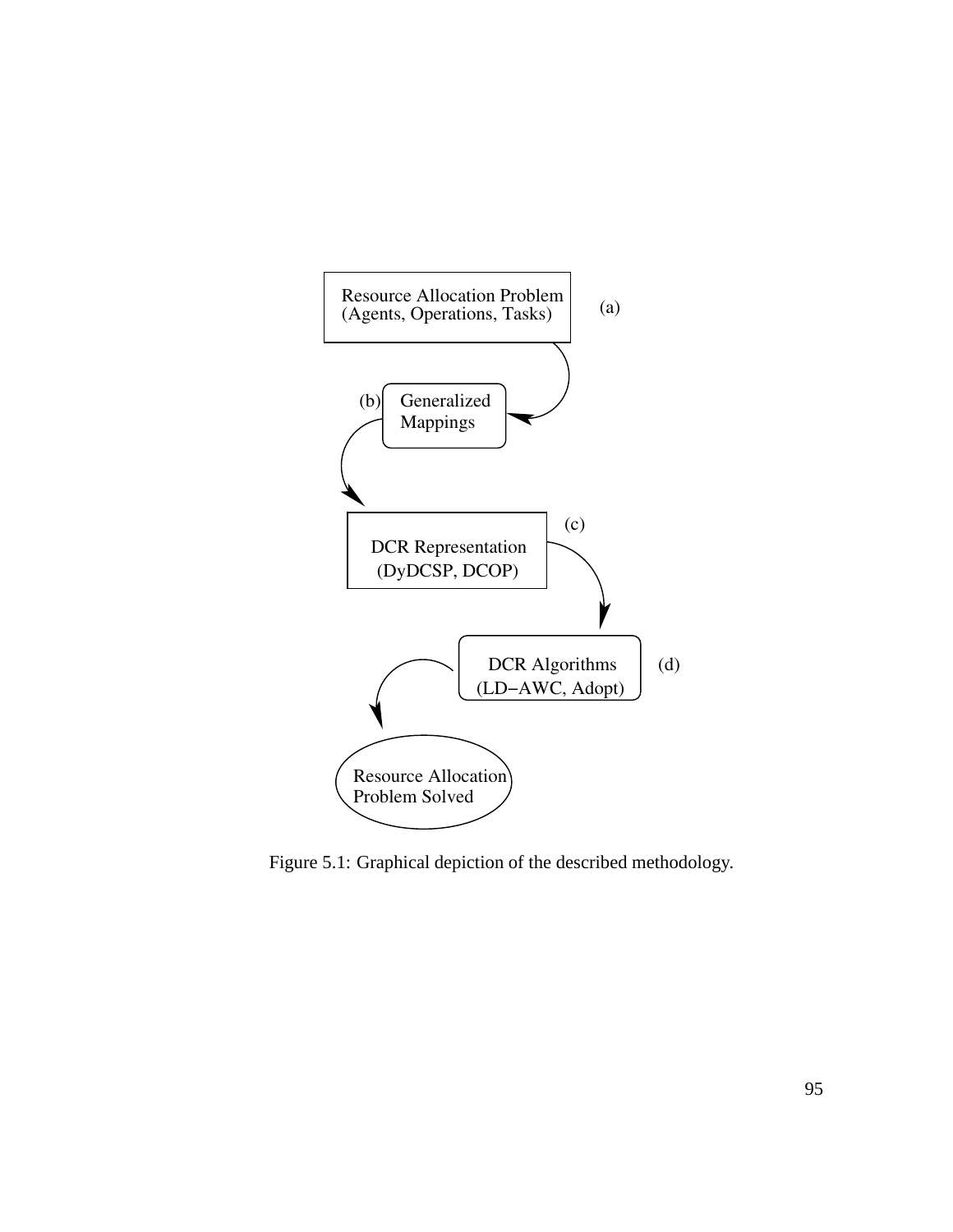Resource Allocation Problem
(Agents, Operations, Tasks) (a)

(b) Generalized Mappings

DCR Representation
(DyDCSP, DCOP) (c)

DCR Algorithms
(LD−AWC, Adopt) (d)

Resource Allocation
Problem Solved

Figure 5.1: Graphical depiction of the described methodology.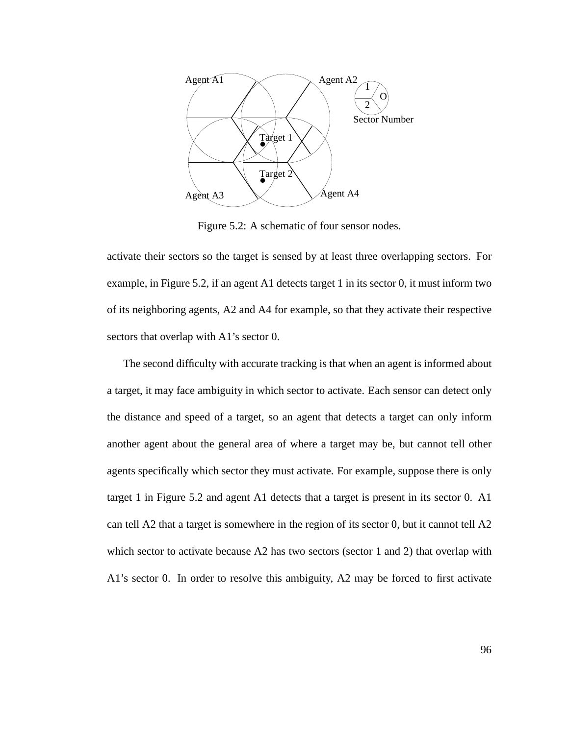Figure 5.2: A schematic of four sensor nodes.

activate their sectors so the target is sensed by at least three overlapping sectors. For example, in Figure 5.2, if an agent A1 detects target 1 in its sector 0, it must inform two of its neighboring agents, A2 and A4 for example, so that they activate their respective sectors that overlap with A1's sector 0.

The second difficulty with accurate tracking is that when an agent is informed about a target, it may face ambiguity in which sector to activate. Each sensor can detect only the distance and speed of a target, so an agent that detects a target can only inform another agent about the general area of where a target may be, but cannot tell other agents specifically which sector they must activate. For example, suppose there is only target 1 in Figure 5.2 and agent A1 detects that a target is present in its sector 0. A1 can tell A2 that a target is somewhere in the region of its sector 0, but it cannot tell A2 which sector to activate because A2 has two sectors (sector 1 and 2) that overlap with A1's sector 0. In order to resolve this ambiguity, A2 may be forced to first activate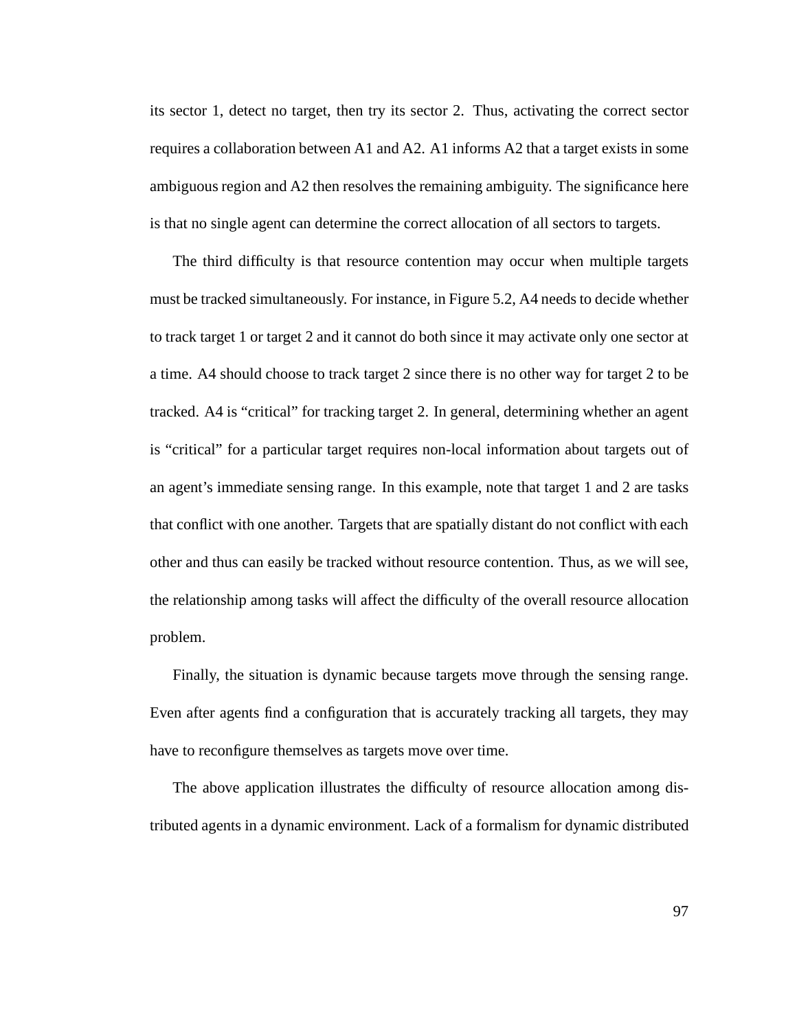its sector 1, detect no target, then try its sector 2. Thus, activating the correct sector requires a collaboration between A1 and A2. A1 informs A2 that a target exists in some ambiguous region and A2 then resolves the remaining ambiguity. The significance here is that no single agent can determine the correct allocation of all sectors to targets.

The third difficulty is that resource contention may occur when multiple targets must be tracked simultaneously. For instance, in Figure 5.2, A4 needs to decide whether to track target 1 or target 2 and it cannot do both since it may activate only one sector at a time. A4 should choose to track target 2 since there is no other way for target 2 to be tracked. A4 is "critical" for tracking target 2. In general, determining whether an agent is "critical" for a particular target requires non-local information about targets out of an agent's immediate sensing range. In this example, note that target 1 and 2 are tasks that conflict with one another. Targets that are spatially distant do not conflict with each other and thus can easily be tracked without resource contention. Thus, as we will see, the relationship among tasks will affect the difficulty of the overall resource allocation problem.

Finally, the situation is dynamic because targets move through the sensing range. Even after agents find a configuration that is accurately tracking all targets, they may have to reconfigure themselves as targets move over time.

The above application illustrates the difficulty of resource allocation among distributed agents in a dynamic environment. Lack of a formalism for dynamic distributed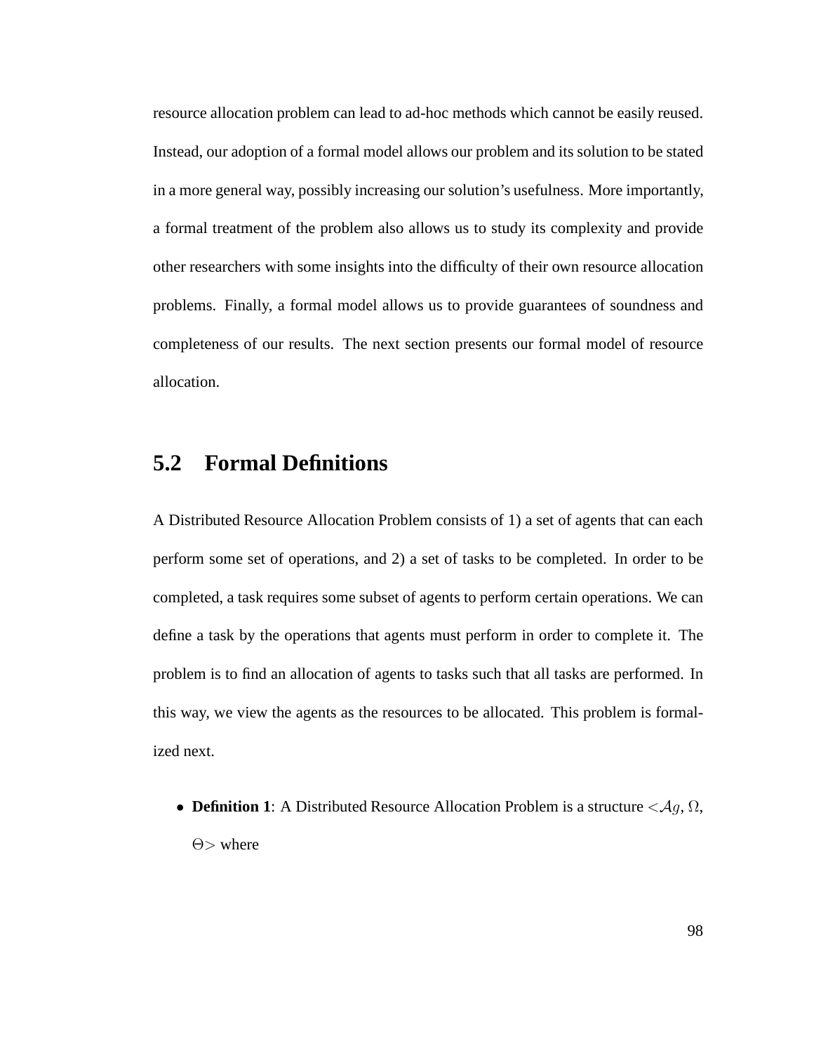resource allocation problem can lead to ad-hoc methods which cannot be easily reused. Instead, our adoption of a formal model allows our problem and its solution to be stated in a more general way, possibly increasing our solution's usefulness. More importantly, a formal treatment of the problem also allows us to study its complexity and provide other researchers with some insights into the difficulty of their own resource allocation problems. Finally, a formal model allows us to provide guarantees of soundness and completeness of our results. The next section presents our formal model of resource allocation.

## 5.2 Formal Definitions

A Distributed Resource Allocation Problem consists of 1) a set of agents that can each perform some set of operations, and 2) a set of tasks to be completed. In order to be completed, a task requires some subset of agents to perform certain operations. We can define a task by the operations that agents must perform in order to complete it. The problem is to find an allocation of agents to tasks such that all tasks are performed. In this way, we view the agents as the resources to be allocated. This problem is formalized next.

- **Definition 1**: A Distributed Resource Allocation Problem is a structure $<\mathcal{A}g$, $\Omega$, $\Theta>$ where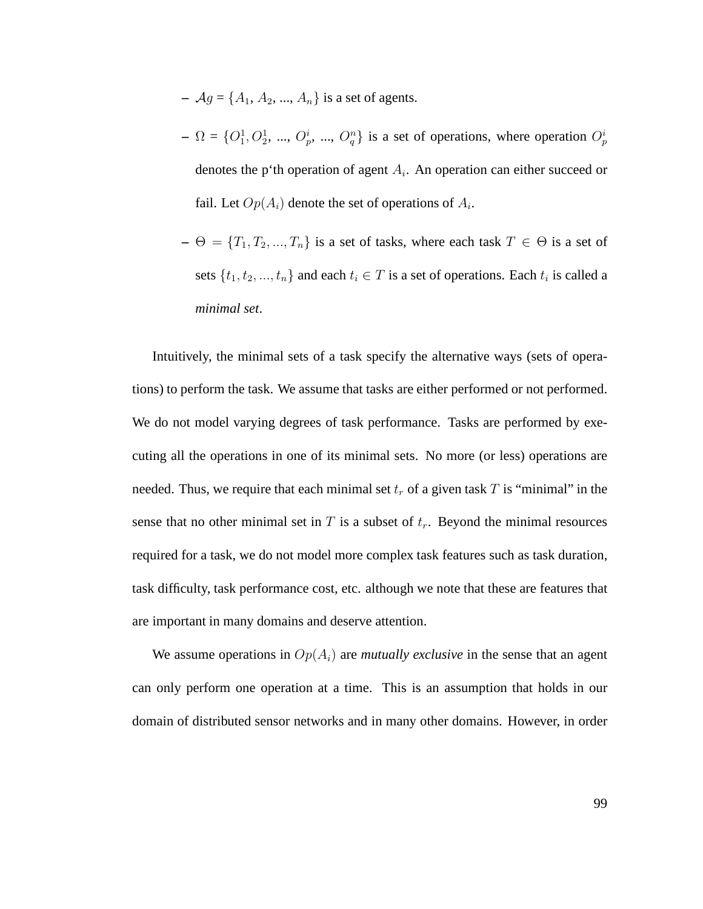- $\mathcal{A}g = \{A_1, A_2, ..., A_n\}$ is a set of agents.
- $\Omega = \{O_1^1, O_2^1, ..., O_p^i, ..., O_q^n\}$ is a set of operations, where operation $O_p^i$ denotes the p'th operation of agent $A_i$. An operation can either succeed or fail. Let $Op(A_i)$ denote the set of operations of $A_i$.
- $\Theta = \{T_1, T_2, ..., T_n\}$ is a set of tasks, where each task $T \in \Theta$ is a set of sets $\{t_1, t_2, ..., t_n\}$ and each $t_i \in T$ is a set of operations. Each $t_i$ is called a *minimal set*.

Intuitively, the minimal sets of a task specify the alternative ways (sets of operations) to perform the task. We assume that tasks are either performed or not performed. We do not model varying degrees of task performance. Tasks are performed by executing all the operations in one of its minimal sets. No more (or less) operations are needed. Thus, we require that each minimal set $t_r$ of a given task $T$ is "minimal" in the sense that no other minimal set in $T$ is a subset of $t_r$. Beyond the minimal resources required for a task, we do not model more complex task features such as task duration, task difficulty, task performance cost, etc. although we note that these are features that are important in many domains and deserve attention.

We assume operations in $Op(A_i)$ are *mutually exclusive* in the sense that an agent can only perform one operation at a time. This is an assumption that holds in our domain of distributed sensor networks and in many other domains. However, in order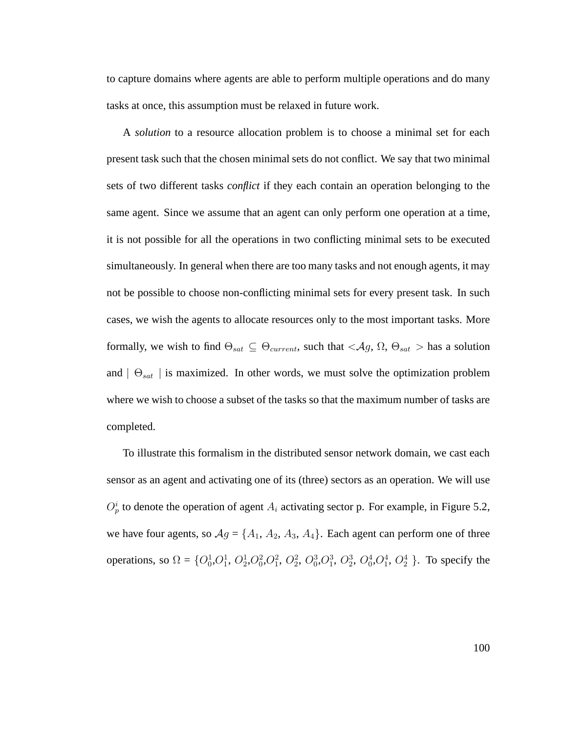to capture domains where agents are able to perform multiple operations and do many tasks at once, this assumption must be relaxed in future work.

A *solution* to a resource allocation problem is to choose a minimal set for each present task such that the chosen minimal sets do not conflict. We say that two minimal sets of two different tasks *conflict* if they each contain an operation belonging to the same agent. Since we assume that an agent can only perform one operation at a time, it is not possible for all the operations in two conflicting minimal sets to be executed simultaneously. In general when there are too many tasks and not enough agents, it may not be possible to choose non-conflicting minimal sets for every present task. In such cases, we wish the agents to allocate resources only to the most important tasks. More formally, we wish to find $\Theta_{sat} \subseteq \Theta_{current}$, such that $<\mathcal{A}g, \Omega, \Theta_{sat}>$ has a solution and $|\ \Theta_{sat}\ |$ is maximized. In other words, we must solve the optimization problem where we wish to choose a subset of the tasks so that the maximum number of tasks are completed.

To illustrate this formalism in the distributed sensor network domain, we cast each sensor as an agent and activating one of its (three) sectors as an operation. We will use $O^i_p$ to denote the operation of agent $A_i$ activating sector p. For example, in Figure 5.2, we have four agents, so $\mathcal{A}g = \{A_1, A_2, A_3, A_4\}$. Each agent can perform one of three operations, so $\Omega = \{O^1_0, O^1_1, O^1_2, O^2_0, O^2_1, O^2_2, O^3_0, O^3_1, O^3_2, O^4_0, O^4_1, O^4_2\}$. To specify the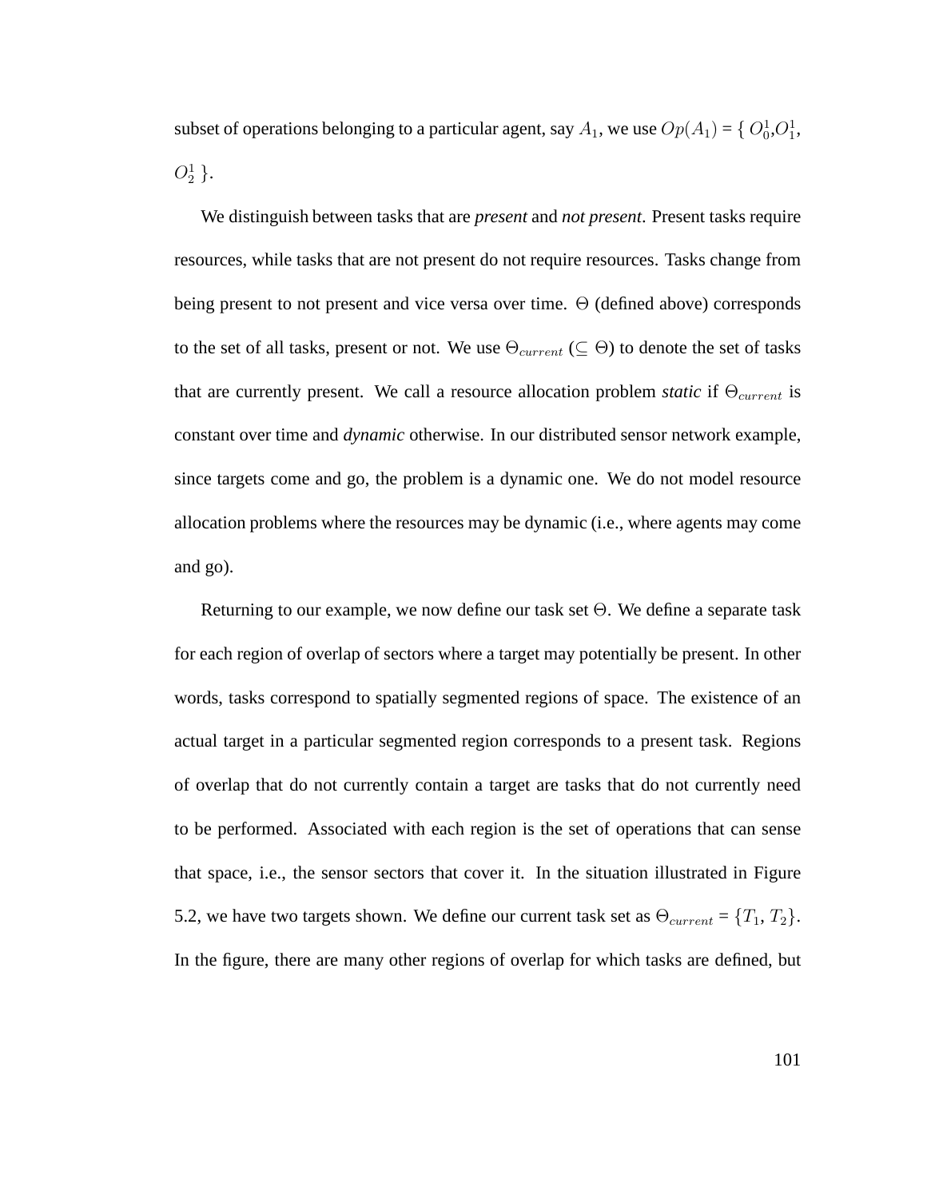subset of operations belonging to a particular agent, say $A_1$, we use $Op(A_1)$ = { $O_0^1$,$O_1^1$, $O_2^1$ }.

We distinguish between tasks that are *present* and *not present*. Present tasks require resources, while tasks that are not present do not require resources. Tasks change from being present to not present and vice versa over time. $\Theta$ (defined above) corresponds to the set of all tasks, present or not. We use $\Theta_{current}$ ($\subseteq \Theta$) to denote the set of tasks that are currently present. We call a resource allocation problem *static* if $\Theta_{current}$ is constant over time and *dynamic* otherwise. In our distributed sensor network example, since targets come and go, the problem is a dynamic one. We do not model resource allocation problems where the resources may be dynamic (i.e., where agents may come and go).

Returning to our example, we now define our task set $\Theta$. We define a separate task for each region of overlap of sectors where a target may potentially be present. In other words, tasks correspond to spatially segmented regions of space. The existence of an actual target in a particular segmented region corresponds to a present task. Regions of overlap that do not currently contain a target are tasks that do not currently need to be performed. Associated with each region is the set of operations that can sense that space, i.e., the sensor sectors that cover it. In the situation illustrated in Figure 5.2, we have two targets shown. We define our current task set as $\Theta_{current}$ = $\{T_1, T_2\}$. In the figure, there are many other regions of overlap for which tasks are defined, but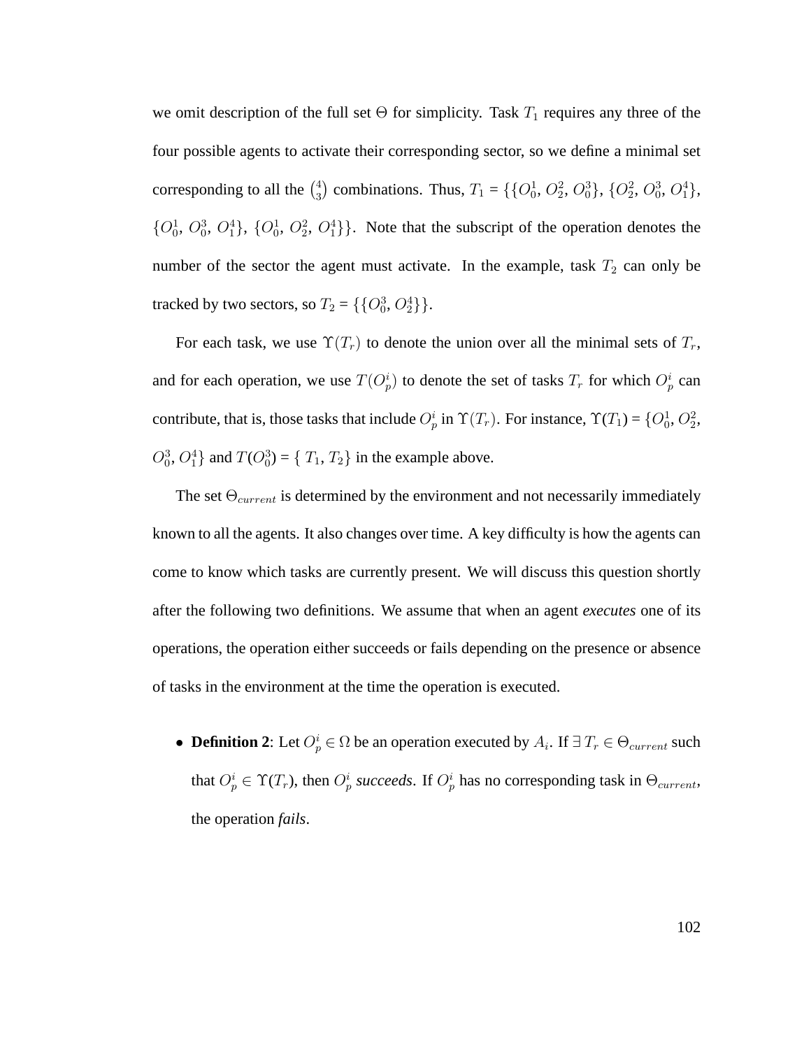we omit description of the full set $\Theta$ for simplicity. Task $T_1$ requires any three of the four possible agents to activate their corresponding sector, so we define a minimal set corresponding to all the $\binom{4}{3}$ combinations. Thus, $T_1$ = $\{\{O_0^1, O_2^2, O_0^3\}, \{O_2^2, O_0^3, O_1^4\}, \{O_0^1, O_0^3, O_1^4\}, \{O_0^1, O_2^2, O_1^4\}\}$. Note that the subscript of the operation denotes the number of the sector the agent must activate. In the example, task $T_2$ can only be tracked by two sectors, so $T_2 = \{\{O_0^3, O_2^4\}\}$.

For each task, we use $\Upsilon(T_r)$ to denote the union over all the minimal sets of $T_r$, and for each operation, we use $T(O_p^i)$ to denote the set of tasks $T_r$ for which $O_p^i$ can contribute, that is, those tasks that include $O_p^i$ in $\Upsilon(T_r)$. For instance, $\Upsilon(T_1) = \{O_0^1, O_2^2, O_0^3, O_1^4\}$ and $T(O_0^3) = \{T_1, T_2\}$ in the example above.

The set $\Theta_{current}$ is determined by the environment and not necessarily immediately known to all the agents. It also changes over time. A key difficulty is how the agents can come to know which tasks are currently present. We will discuss this question shortly after the following two definitions. We assume that when an agent *executes* one of its operations, the operation either succeeds or fails depending on the presence or absence of tasks in the environment at the time the operation is executed.

- **Definition 2**: Let $O_p^i \in \Omega$ be an operation executed by $A_i$. If $\exists\, T_r \in \Theta_{current}$ such that $O_p^i \in \Upsilon(T_r)$, then $O_p^i$ *succeeds*. If $O_p^i$ has no corresponding task in $\Theta_{current}$, the operation *fails*.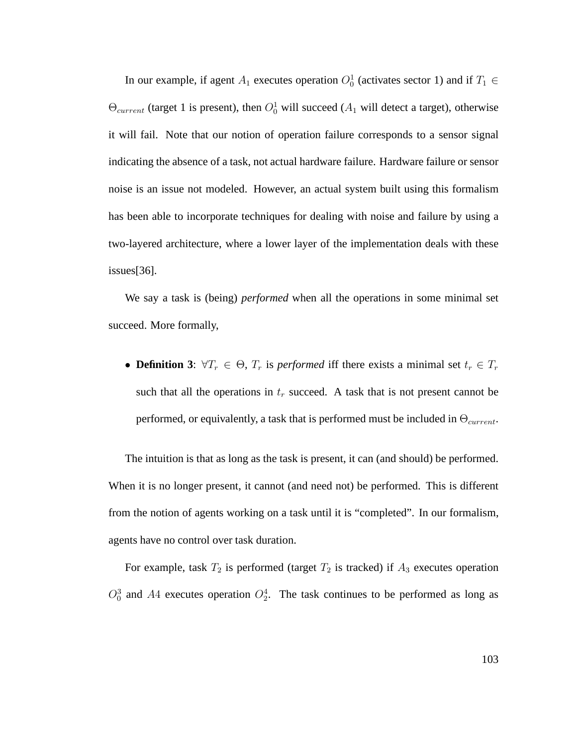In our example, if agent $A_1$ executes operation $O_0^1$ (activates sector 1) and if $T_1 \in \Theta_{current}$ (target 1 is present), then $O_0^1$ will succeed ($A_1$ will detect a target), otherwise it will fail. Note that our notion of operation failure corresponds to a sensor signal indicating the absence of a task, not actual hardware failure. Hardware failure or sensor noise is an issue not modeled. However, an actual system built using this formalism has been able to incorporate techniques for dealing with noise and failure by using a two-layered architecture, where a lower layer of the implementation deals with these issues[36].

We say a task is (being) *performed* when all the operations in some minimal set succeed. More formally,

- **Definition 3**: $\forall T_r \in \Theta$, $T_r$ is *performed* iff there exists a minimal set $t_r \in T_r$ such that all the operations in $t_r$ succeed. A task that is not present cannot be performed, or equivalently, a task that is performed must be included in $\Theta_{current}$.

The intuition is that as long as the task is present, it can (and should) be performed. When it is no longer present, it cannot (and need not) be performed. This is different from the notion of agents working on a task until it is "completed". In our formalism, agents have no control over task duration.

For example, task $T_2$ is performed (target $T_2$ is tracked) if $A_3$ executes operation $O_0^3$ and $A4$ executes operation $O_2^4$. The task continues to be performed as long as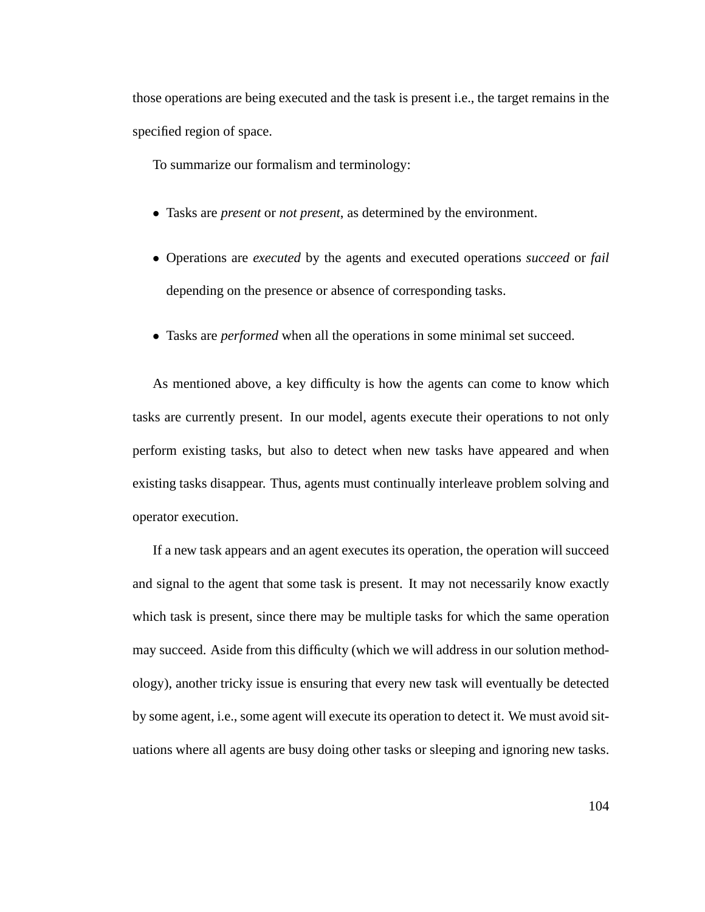those operations are being executed and the task is present i.e., the target remains in the specified region of space.

To summarize our formalism and terminology:

- Tasks are *present* or *not present*, as determined by the environment.
- Operations are *executed* by the agents and executed operations *succeed* or *fail* depending on the presence or absence of corresponding tasks.
- Tasks are *performed* when all the operations in some minimal set succeed.

As mentioned above, a key difficulty is how the agents can come to know which tasks are currently present. In our model, agents execute their operations to not only perform existing tasks, but also to detect when new tasks have appeared and when existing tasks disappear. Thus, agents must continually interleave problem solving and operator execution.

If a new task appears and an agent executes its operation, the operation will succeed and signal to the agent that some task is present. It may not necessarily know exactly which task is present, since there may be multiple tasks for which the same operation may succeed. Aside from this difficulty (which we will address in our solution methodology), another tricky issue is ensuring that every new task will eventually be detected by some agent, i.e., some agent will execute its operation to detect it. We must avoid situations where all agents are busy doing other tasks or sleeping and ignoring new tasks.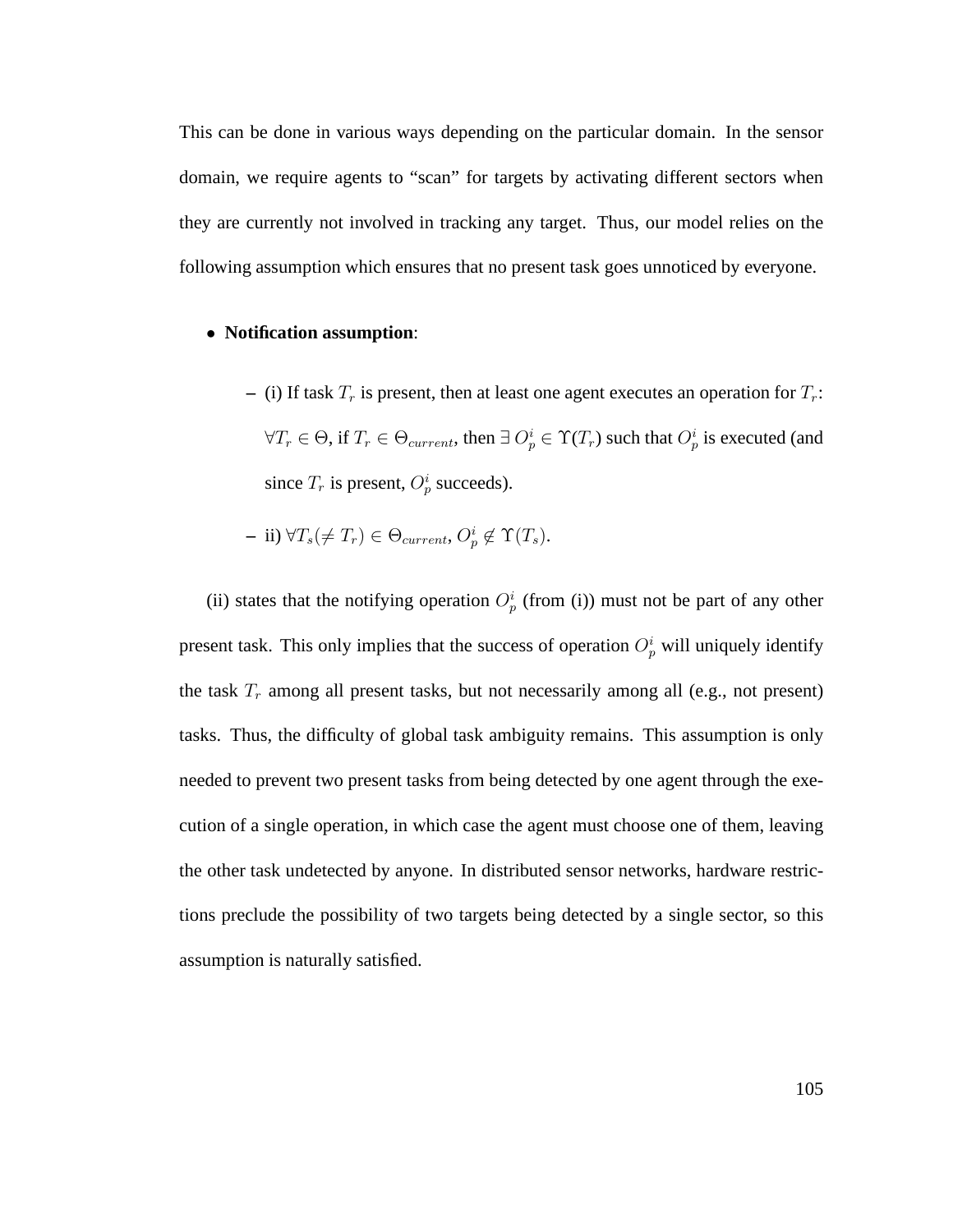This can be done in various ways depending on the particular domain. In the sensor domain, we require agents to "scan" for targets by activating different sectors when they are currently not involved in tracking any target. Thus, our model relies on the following assumption which ensures that no present task goes unnoticed by everyone.

- **Notification assumption**:
  - (i) If task $T_r$ is present, then at least one agent executes an operation for $T_r$: $\forall T_r \in \Theta$, if $T_r \in \Theta_{current}$, then $\exists\, O^i_p \in \Upsilon(T_r)$ such that $O^i_p$ is executed (and since $T_r$ is present, $O^i_p$ succeeds).
  - ii) $\forall T_s (\neq T_r) \in \Theta_{current}$, $O^i_p \notin \Upsilon(T_s)$.

(ii) states that the notifying operation $O^i_p$ (from (i)) must not be part of any other present task. This only implies that the success of operation $O^i_p$ will uniquely identify the task $T_r$ among all present tasks, but not necessarily among all (e.g., not present) tasks. Thus, the difficulty of global task ambiguity remains. This assumption is only needed to prevent two present tasks from being detected by one agent through the execution of a single operation, in which case the agent must choose one of them, leaving the other task undetected by anyone. In distributed sensor networks, hardware restrictions preclude the possibility of two targets being detected by a single sector, so this assumption is naturally satisfied.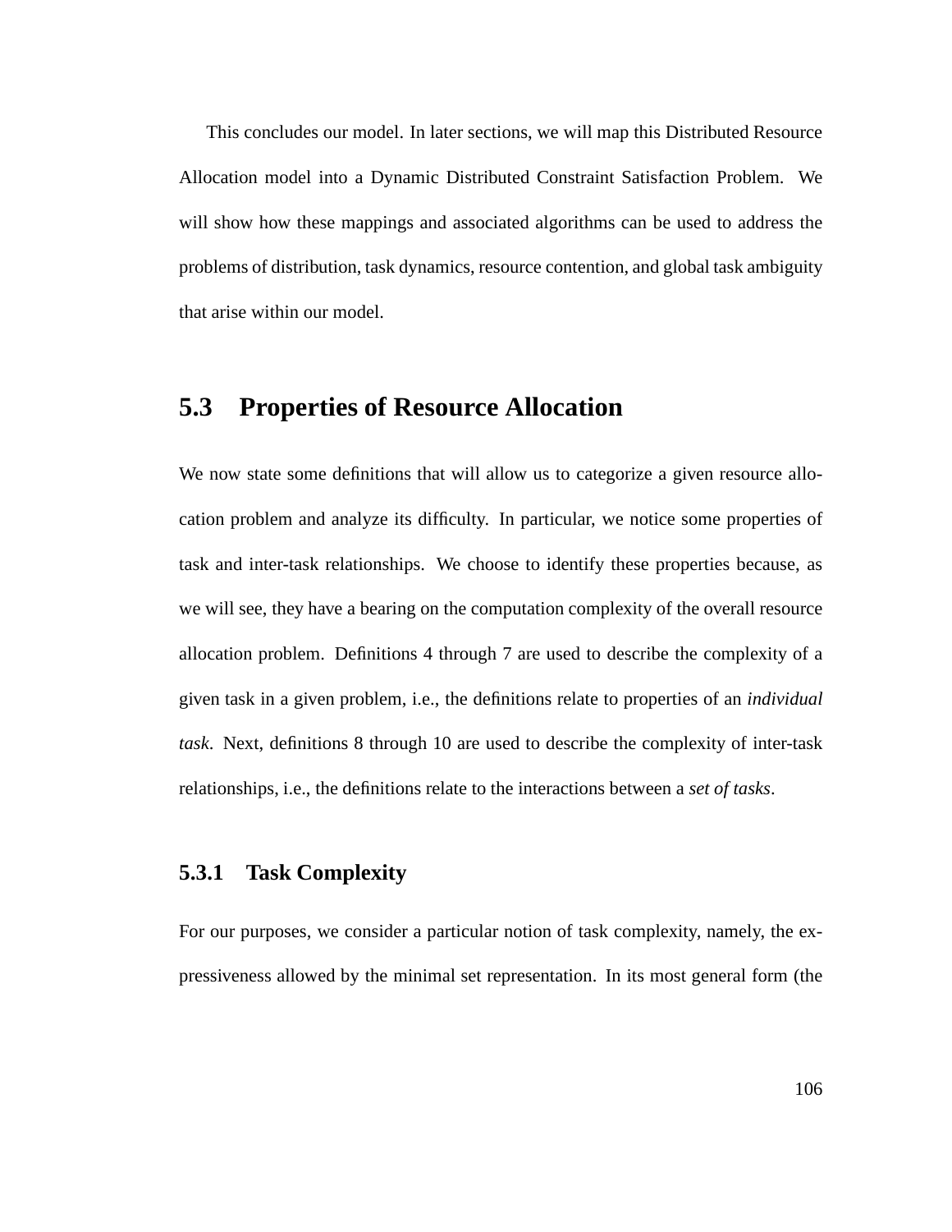This concludes our model. In later sections, we will map this Distributed Resource Allocation model into a Dynamic Distributed Constraint Satisfaction Problem. We will show how these mappings and associated algorithms can be used to address the problems of distribution, task dynamics, resource contention, and global task ambiguity that arise within our model.

## 5.3 Properties of Resource Allocation

We now state some definitions that will allow us to categorize a given resource allocation problem and analyze its difficulty. In particular, we notice some properties of task and inter-task relationships. We choose to identify these properties because, as we will see, they have a bearing on the computation complexity of the overall resource allocation problem. Definitions 4 through 7 are used to describe the complexity of a given task in a given problem, i.e., the definitions relate to properties of an *individual task*. Next, definitions 8 through 10 are used to describe the complexity of inter-task relationships, i.e., the definitions relate to the interactions between a *set of tasks*.

### 5.3.1 Task Complexity

For our purposes, we consider a particular notion of task complexity, namely, the expressiveness allowed by the minimal set representation. In its most general form (the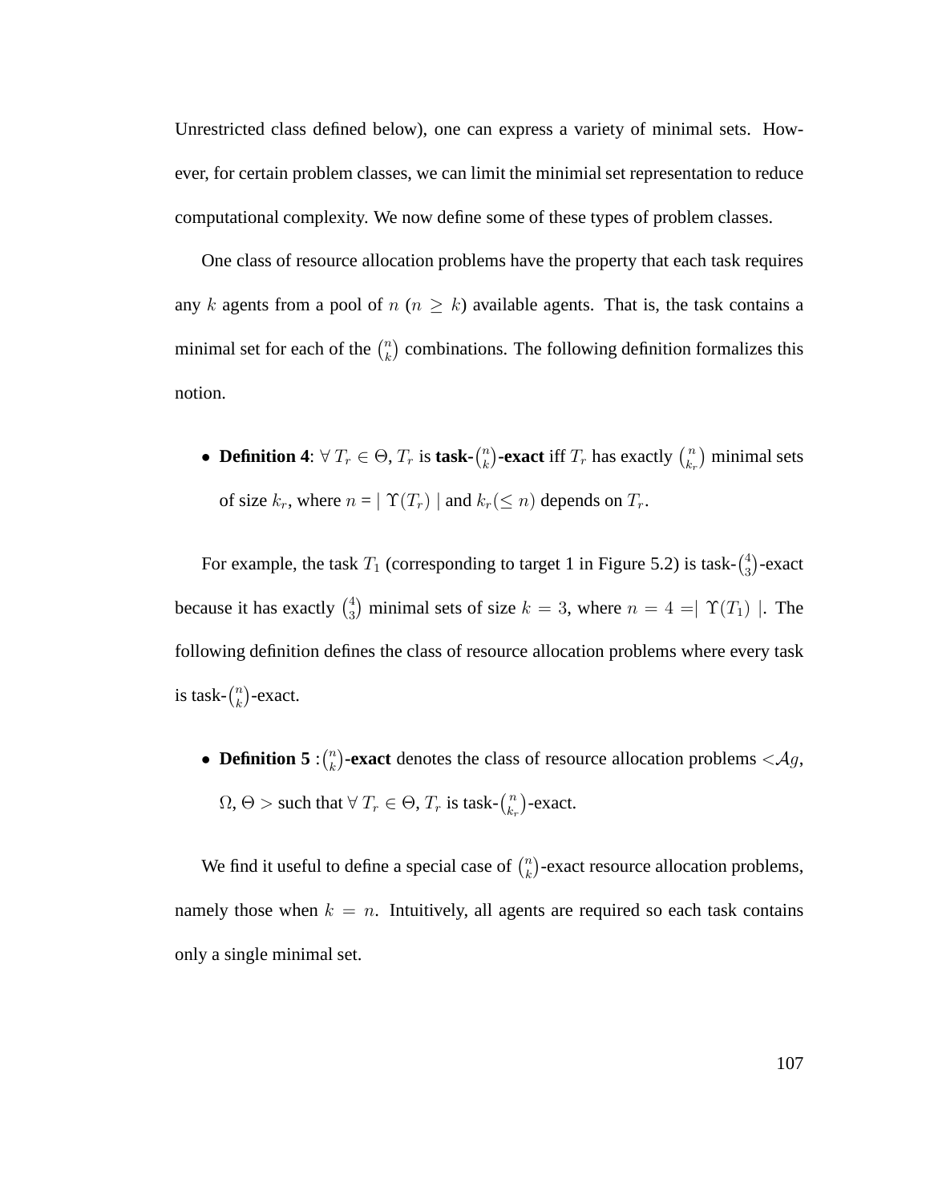Unrestricted class defined below), one can express a variety of minimal sets. However, for certain problem classes, we can limit the minimial set representation to reduce computational complexity. We now define some of these types of problem classes.

One class of resource allocation problems have the property that each task requires any $k$ agents from a pool of $n$ ($n \geq k$) available agents. That is, the task contains a minimal set for each of the $\binom{n}{k}$ combinations. The following definition formalizes this notion.

- **Definition 4**: $\forall\, T_r \in \Theta$, $T_r$ is **task-$\binom{n}{k}$-exact** iff $T_r$ has exactly $\binom{n}{k_r}$ minimal sets of size $k_r$, where $n = \mid \Upsilon(T_r) \mid$ and $k_r (\leq n)$ depends on $T_r$.

For example, the task $T_1$ (corresponding to target 1 in Figure 5.2) is task-$\binom{4}{3}$-exact because it has exactly $\binom{4}{3}$ minimal sets of size $k = 3$, where $n = 4 = \mid \Upsilon(T_1) \mid$. The following definition defines the class of resource allocation problems where every task is task-$\binom{n}{k}$-exact.

- **Definition 5** :$\binom{n}{k}$**-exact** denotes the class of resource allocation problems $<\mathcal{A}g$, $\Omega$, $\Theta>$ such that $\forall\, T_r \in \Theta$, $T_r$ is task-$\binom{n}{k_r}$-exact.

We find it useful to define a special case of $\binom{n}{k}$-exact resource allocation problems, namely those when $k = n$. Intuitively, all agents are required so each task contains only a single minimal set.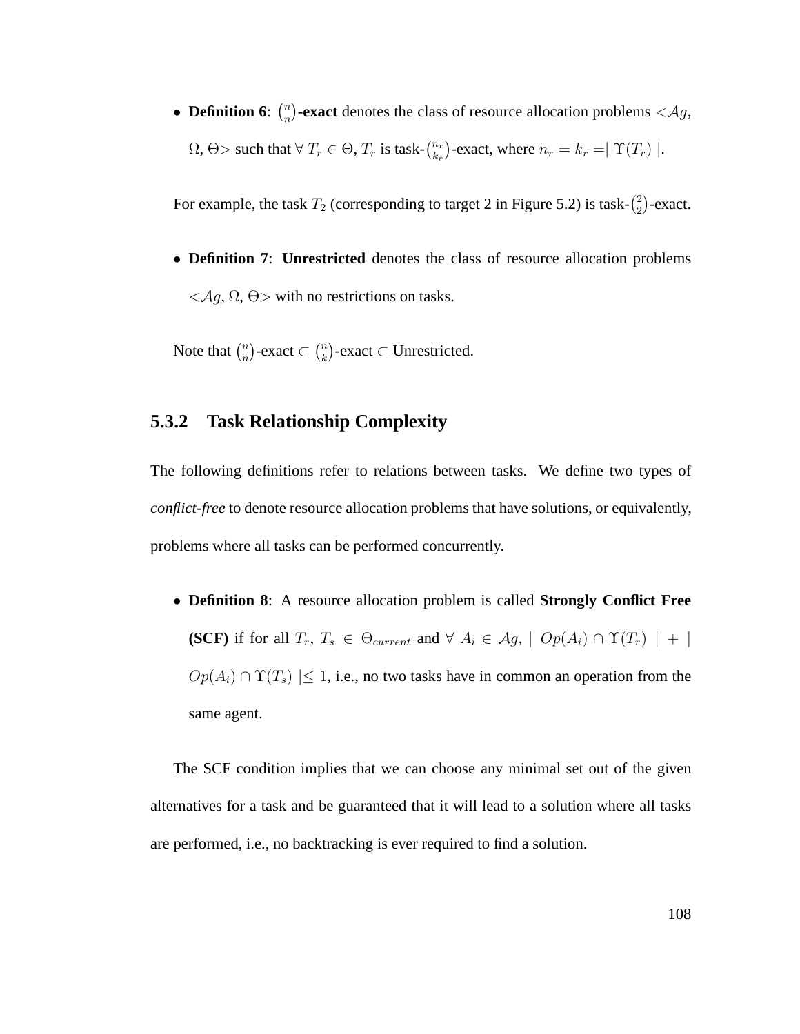- **Definition 6**: $\binom{n}{n}$**-exact** denotes the class of resource allocation problems $<\mathcal{A}g$, $\Omega$, $\Theta>$ such that $\forall\ T_r \in \Theta$, $T_r$ is task-$\binom{n_r}{k_r}$-exact, where $n_r = k_r =\mid \Upsilon(T_r) \mid$.

For example, the task $T_2$ (corresponding to target 2 in Figure 5.2) is task-$\binom{2}{2}$-exact.

- **Definition 7**: **Unrestricted** denotes the class of resource allocation problems $<\mathcal{A}g$, $\Omega$, $\Theta>$ with no restrictions on tasks.

Note that $\binom{n}{n}$-exact $\subset$ $\binom{n}{k}$-exact $\subset$ Unrestricted.

### 5.3.2 Task Relationship Complexity

The following definitions refer to relations between tasks. We define two types of *conflict-free* to denote resource allocation problems that have solutions, or equivalently, problems where all tasks can be performed concurrently.

- **Definition 8**: A resource allocation problem is called **Strongly Conflict Free (SCF)** if for all $T_r$, $T_s \in \Theta_{current}$ and $\forall\ A_i \in \mathcal{A}g$, $\mid Op(A_i) \cap \Upsilon(T_r) \mid + \mid Op(A_i) \cap \Upsilon(T_s) \mid \leq 1$, i.e., no two tasks have in common an operation from the same agent.

The SCF condition implies that we can choose any minimal set out of the given alternatives for a task and be guaranteed that it will lead to a solution where all tasks are performed, i.e., no backtracking is ever required to find a solution.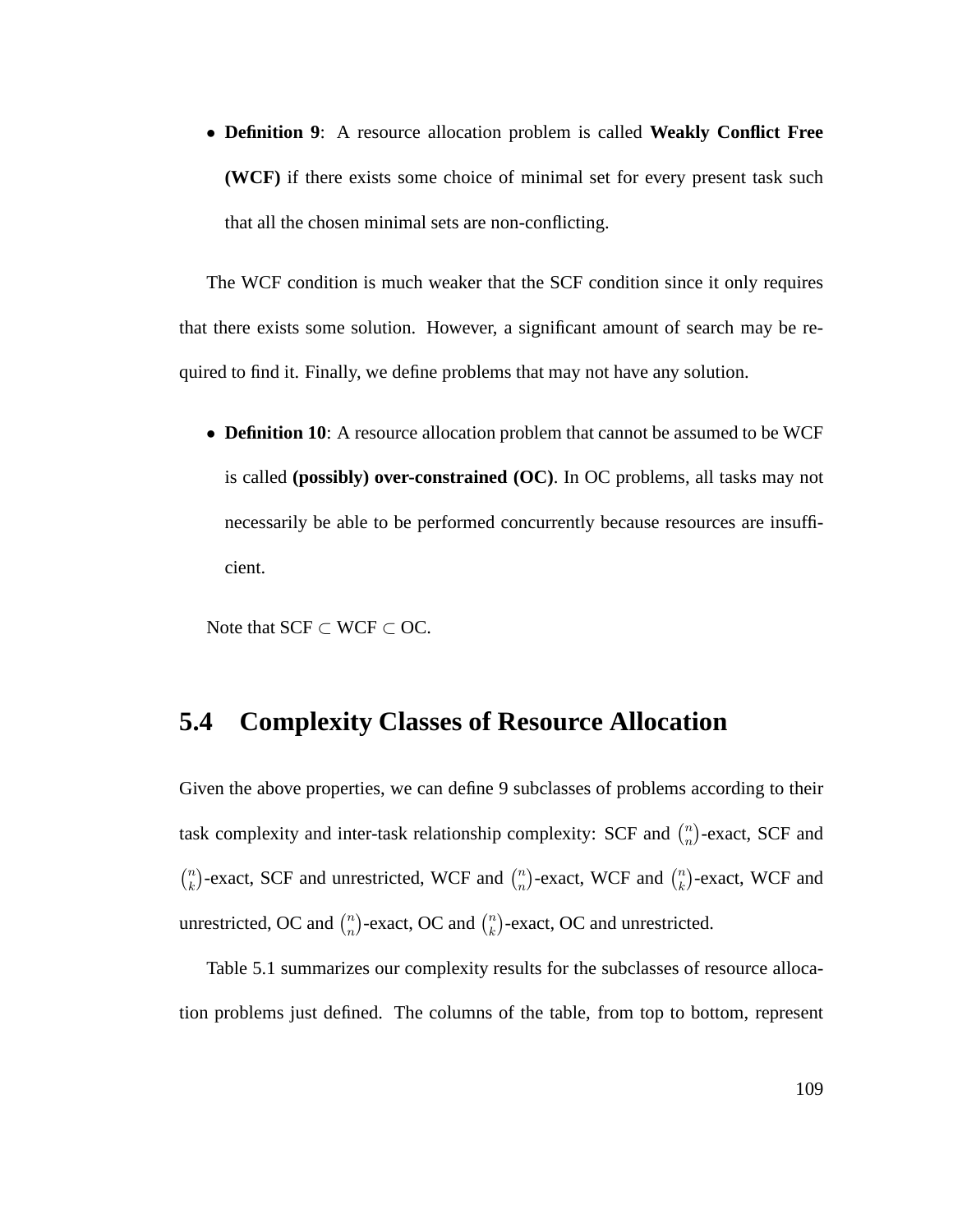- **Definition 9**: A resource allocation problem is called **Weakly Conflict Free (WCF)** if there exists some choice of minimal set for every present task such that all the chosen minimal sets are non-conflicting.

The WCF condition is much weaker that the SCF condition since it only requires that there exists some solution. However, a significant amount of search may be required to find it. Finally, we define problems that may not have any solution.

- **Definition 10**: A resource allocation problem that cannot be assumed to be WCF is called **(possibly) over-constrained (OC)**. In OC problems, all tasks may not necessarily be able to be performed concurrently because resources are insufficient.

Note that SCF $\subset$ WCF $\subset$ OC.

## 5.4 Complexity Classes of Resource Allocation

Given the above properties, we can define 9 subclasses of problems according to their task complexity and inter-task relationship complexity: SCF and $\binom{n}{n}$-exact, SCF and $\binom{n}{k}$-exact, SCF and unrestricted, WCF and $\binom{n}{n}$-exact, WCF and $\binom{n}{k}$-exact, WCF and unrestricted, OC and $\binom{n}{n}$-exact, OC and $\binom{n}{k}$-exact, OC and unrestricted.

Table 5.1 summarizes our complexity results for the subclasses of resource allocation problems just defined. The columns of the table, from top to bottom, represent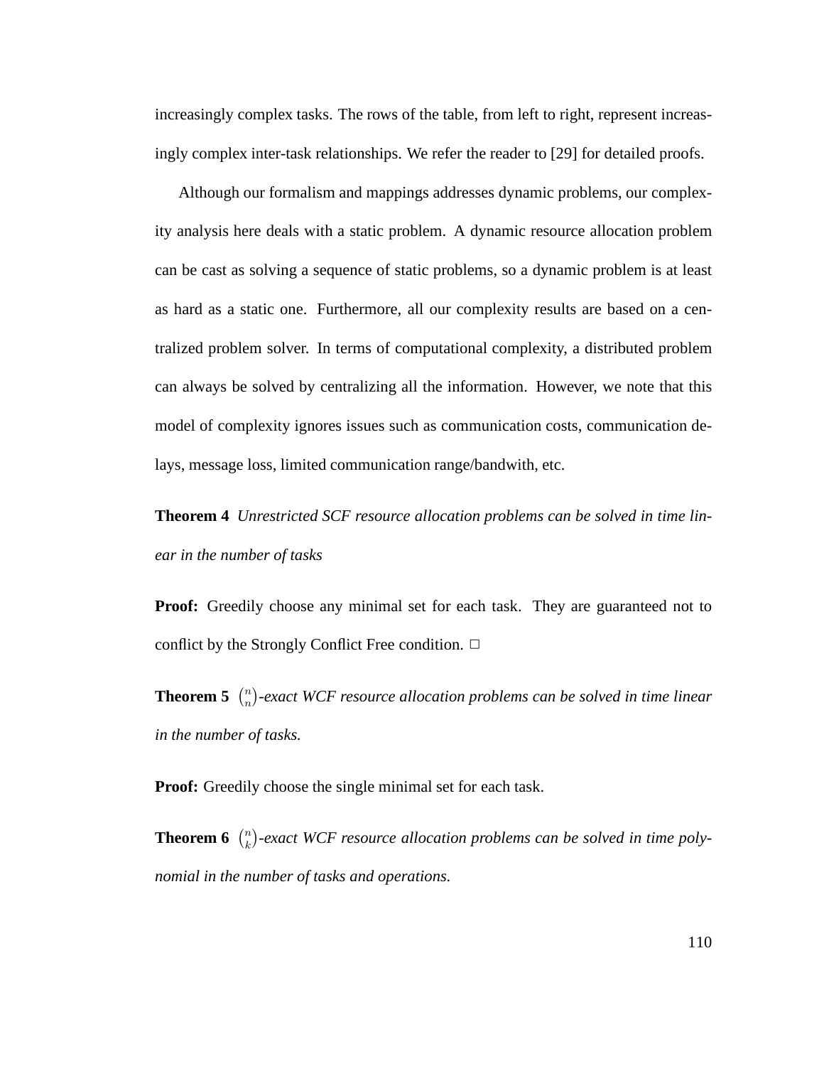increasingly complex tasks. The rows of the table, from left to right, represent increasingly complex inter-task relationships. We refer the reader to [29] for detailed proofs.

Although our formalism and mappings addresses dynamic problems, our complexity analysis here deals with a static problem. A dynamic resource allocation problem can be cast as solving a sequence of static problems, so a dynamic problem is at least as hard as a static one. Furthermore, all our complexity results are based on a centralized problem solver. In terms of computational complexity, a distributed problem can always be solved by centralizing all the information. However, we note that this model of complexity ignores issues such as communication costs, communication delays, message loss, limited communication range/bandwith, etc.

**Theorem 4** *Unrestricted SCF resource allocation problems can be solved in time linear in the number of tasks*

**Proof:** Greedily choose any minimal set for each task. They are guaranteed not to conflict by the Strongly Conflict Free condition. □

**Theorem 5** $\binom{n}{n}$*-exact WCF resource allocation problems can be solved in time linear in the number of tasks.*

**Proof:** Greedily choose the single minimal set for each task.

**Theorem 6** $\binom{n}{k}$*-exact WCF resource allocation problems can be solved in time polynomial in the number of tasks and operations.*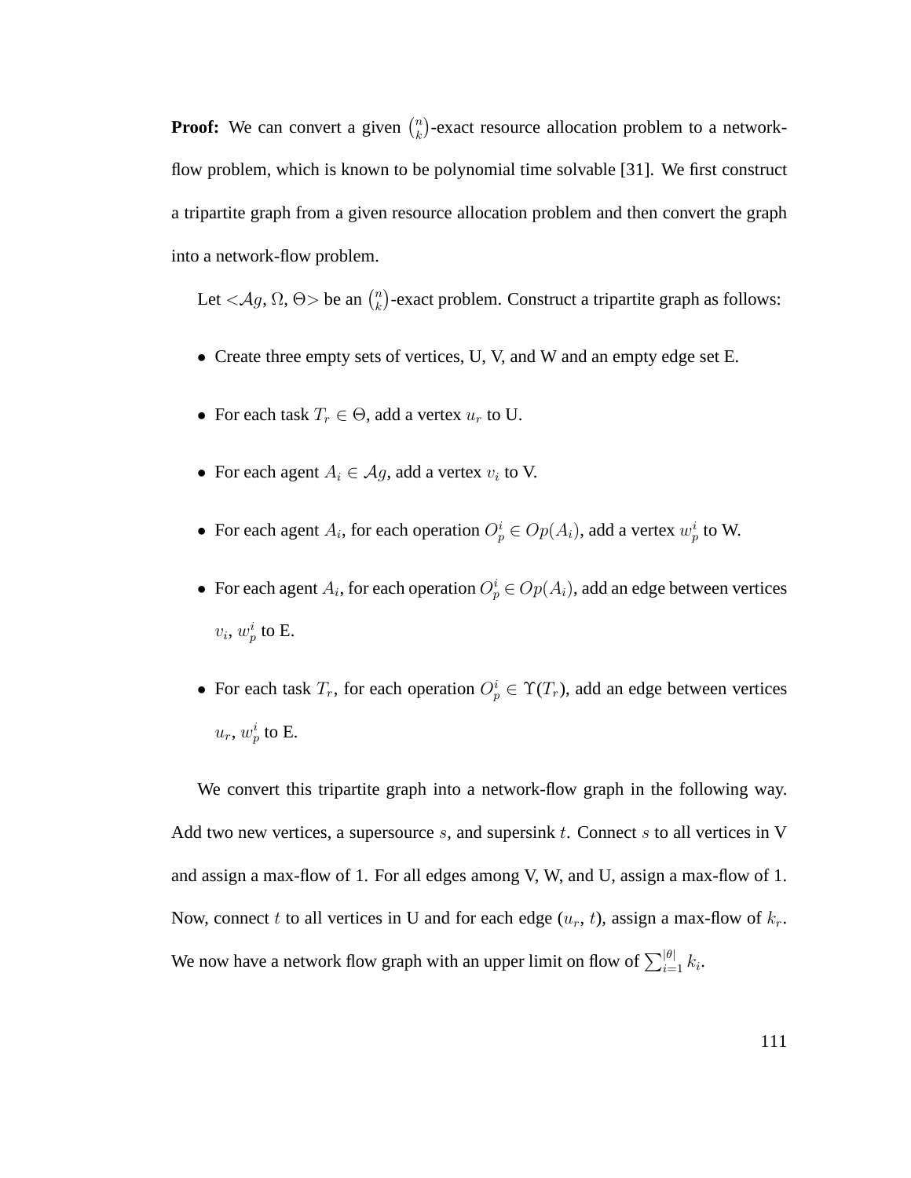**Proof:** We can convert a given $\binom{n}{k}$-exact resource allocation problem to a network-flow problem, which is known to be polynomial time solvable [31]. We first construct a tripartite graph from a given resource allocation problem and then convert the graph into a network-flow problem.

Let $<\mathcal{A}g, \Omega, \Theta>$ be an $\binom{n}{k}$-exact problem. Construct a tripartite graph as follows:

- Create three empty sets of vertices, U, V, and W and an empty edge set E.
- For each task $T_r \in \Theta$, add a vertex $u_r$ to U.
- For each agent $A_i \in \mathcal{A}g$, add a vertex $v_i$ to V.
- For each agent $A_i$, for each operation $O_p^i \in Op(A_i)$, add a vertex $w_p^i$ to W.
- For each agent $A_i$, for each operation $O_p^i \in Op(A_i)$, add an edge between vertices $v_i$, $w_p^i$ to E.
- For each task $T_r$, for each operation $O_p^i \in \Upsilon(T_r)$, add an edge between vertices $u_r$, $w_p^i$ to E.

We convert this tripartite graph into a network-flow graph in the following way. Add two new vertices, a supersource $s$, and supersink $t$. Connect $s$ to all vertices in V and assign a max-flow of 1. For all edges among V, W, and U, assign a max-flow of 1. Now, connect $t$ to all vertices in U and for each edge ($u_r$, $t$), assign a max-flow of $k_r$. We now have a network flow graph with an upper limit on flow of $\sum_{i=1}^{|\theta|} k_i$.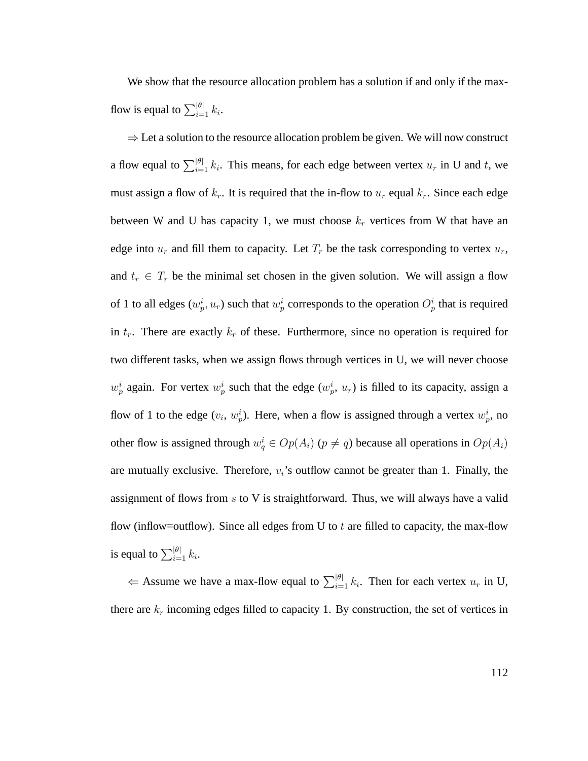We show that the resource allocation problem has a solution if and only if the max-flow is equal to $\sum_{i=1}^{|\theta|} k_i$.

$\Rightarrow$ Let a solution to the resource allocation problem be given. We will now construct a flow equal to $\sum_{i=1}^{|\theta|} k_i$. This means, for each edge between vertex $u_r$ in U and $t$, we must assign a flow of $k_r$. It is required that the in-flow to $u_r$ equal $k_r$. Since each edge between W and U has capacity 1, we must choose $k_r$ vertices from W that have an edge into $u_r$ and fill them to capacity. Let $T_r$ be the task corresponding to vertex $u_r$, and $t_r \in T_r$ be the minimal set chosen in the given solution. We will assign a flow of 1 to all edges $(w_p^i, u_r)$ such that $w_p^i$ corresponds to the operation $O_p^i$ that is required in $t_r$. There are exactly $k_r$ of these. Furthermore, since no operation is required for two different tasks, when we assign flows through vertices in U, we will never choose $w_p^i$ again. For vertex $w_p^i$ such that the edge $(w_p^i, u_r)$ is filled to its capacity, assign a flow of 1 to the edge $(v_i, w_p^i)$. Here, when a flow is assigned through a vertex $w_p^i$, no other flow is assigned through $w_q^i \in Op(A_i)$ $(p \neq q)$ because all operations in $Op(A_i)$ are mutually exclusive. Therefore, $v_i$'s outflow cannot be greater than 1. Finally, the assignment of flows from $s$ to V is straightforward. Thus, we will always have a valid flow (inflow=outflow). Since all edges from U to $t$ are filled to capacity, the max-flow is equal to $\sum_{i=1}^{|\theta|} k_i$.

$\Leftarrow$ Assume we have a max-flow equal to $\sum_{i=1}^{|\theta|} k_i$. Then for each vertex $u_r$ in U, there are $k_r$ incoming edges filled to capacity 1. By construction, the set of vertices in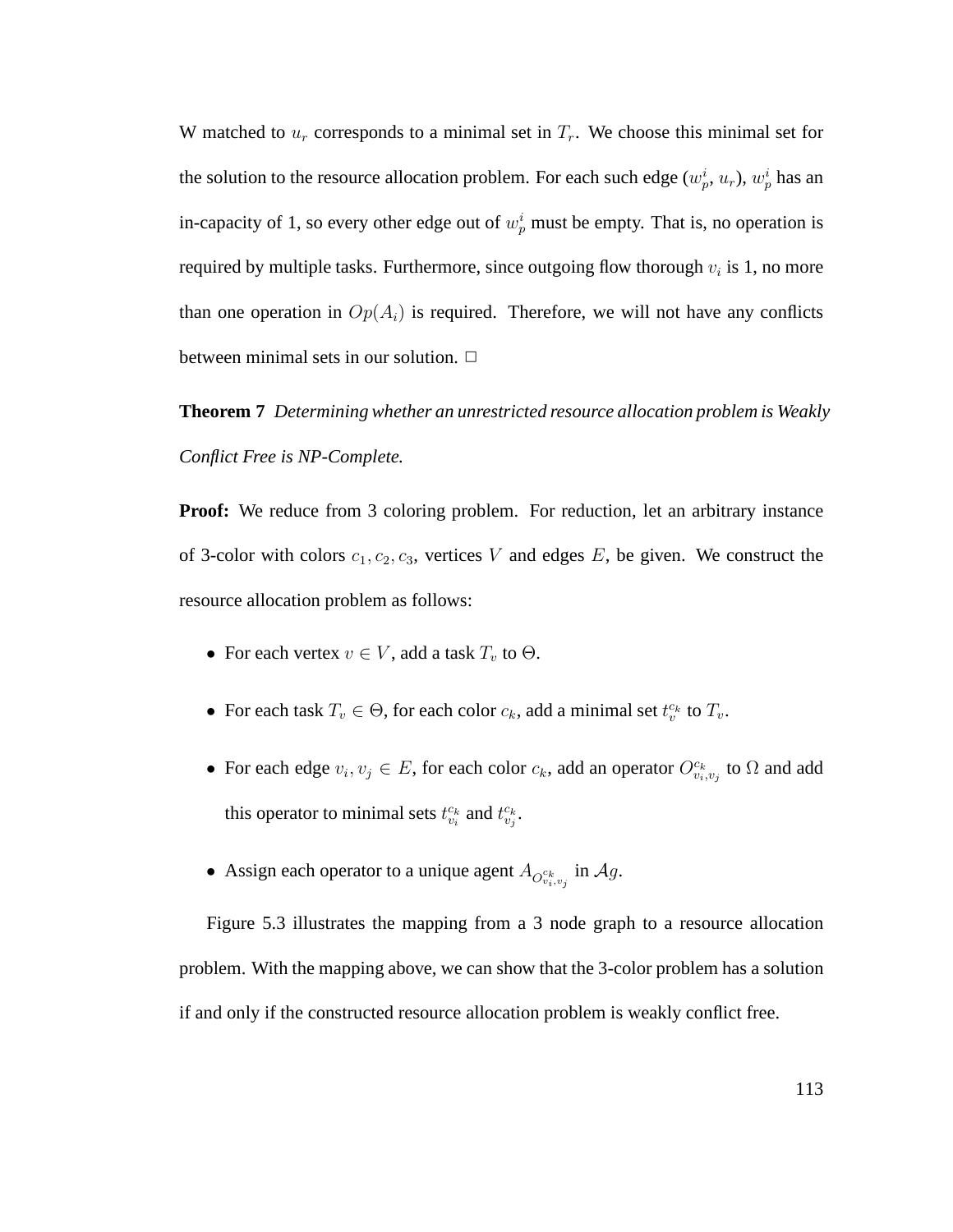W matched to $u_r$ corresponds to a minimal set in $T_r$. We choose this minimal set for the solution to the resource allocation problem. For each such edge ($w_p^i$, $u_r$), $w_p^i$ has an in-capacity of 1, so every other edge out of $w_p^i$ must be empty. That is, no operation is required by multiple tasks. Furthermore, since outgoing flow thorough $v_i$ is 1, no more than one operation in $Op(A_i)$ is required. Therefore, we will not have any conflicts between minimal sets in our solution. □

**Theorem 7** *Determining whether an unrestricted resource allocation problem is Weakly Conflict Free is NP-Complete.*

**Proof:** We reduce from 3 coloring problem. For reduction, let an arbitrary instance of 3-color with colors $c_1, c_2, c_3$, vertices $V$ and edges $E$, be given. We construct the resource allocation problem as follows:

- For each vertex $v \in V$, add a task $T_v$ to $\Theta$.
- For each task $T_v \in \Theta$, for each color $c_k$, add a minimal set $t_v^{c_k}$ to $T_v$.
- For each edge $v_i, v_j \in E$, for each color $c_k$, add an operator $O_{v_i,v_j}^{c_k}$ to $\Omega$ and add this operator to minimal sets $t_{v_i}^{c_k}$ and $t_{v_j}^{c_k}$.
- Assign each operator to a unique agent $A_{O_{v_i,v_j}^{c_k}}$ in $\mathcal{A}g$.

Figure 5.3 illustrates the mapping from a 3 node graph to a resource allocation problem. With the mapping above, we can show that the 3-color problem has a solution if and only if the constructed resource allocation problem is weakly conflict free.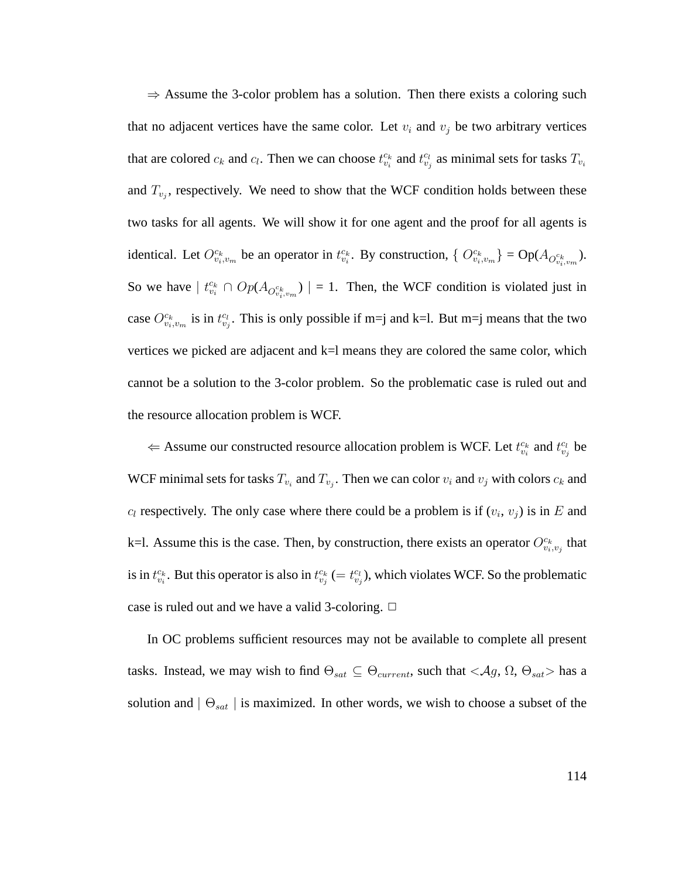$\Rightarrow$ Assume the 3-color problem has a solution. Then there exists a coloring such that no adjacent vertices have the same color. Let $v_i$ and $v_j$ be two arbitrary vertices that are colored $c_k$ and $c_l$. Then we can choose $t_{v_i}^{c_k}$ and $t_{v_j}^{c_l}$ as minimal sets for tasks $T_{v_i}$ and $T_{v_j}$, respectively. We need to show that the WCF condition holds between these two tasks for all agents. We will show it for one agent and the proof for all agents is identical. Let $O_{v_i,v_m}^{c_k}$ be an operator in $t_{v_i}^{c_k}$. By construction, { $O_{v_i,v_m}^{c_k}$} = Op($A_{O_{v_i,v_m}^{c_k}}$). So we have | $t_{v_i}^{c_k} \cap Op(A_{O_{v_i,v_m}^{c_k}})$ | = 1. Then, the WCF condition is violated just in case $O_{v_i,v_m}^{c_k}$ is in $t_{v_j}^{c_l}$. This is only possible if m=j and k=l. But m=j means that the two vertices we picked are adjacent and k=l means they are colored the same color, which cannot be a solution to the 3-color problem. So the problematic case is ruled out and the resource allocation problem is WCF.

$\Leftarrow$ Assume our constructed resource allocation problem is WCF. Let $t_{v_i}^{c_k}$ and $t_{v_j}^{c_l}$ be WCF minimal sets for tasks $T_{v_i}$ and $T_{v_j}$. Then we can color $v_i$ and $v_j$ with colors $c_k$ and $c_l$ respectively. The only case where there could be a problem is if ($v_i$, $v_j$) is in $E$ and k=l. Assume this is the case. Then, by construction, there exists an operator $O_{v_i,v_j}^{c_k}$ that is in $t_{v_i}^{c_k}$. But this operator is also in $t_{v_j}^{c_k}$ ($= t_{v_j}^{c_l}$), which violates WCF. So the problematic case is ruled out and we have a valid 3-coloring. $\Box$

In OC problems sufficient resources may not be available to complete all present tasks. Instead, we may wish to find $\Theta_{sat} \subseteq \Theta_{current}$, such that $<\mathcal{A}g$, $\Omega$, $\Theta_{sat}>$ has a solution and | $\Theta_{sat}$ | is maximized. In other words, we wish to choose a subset of the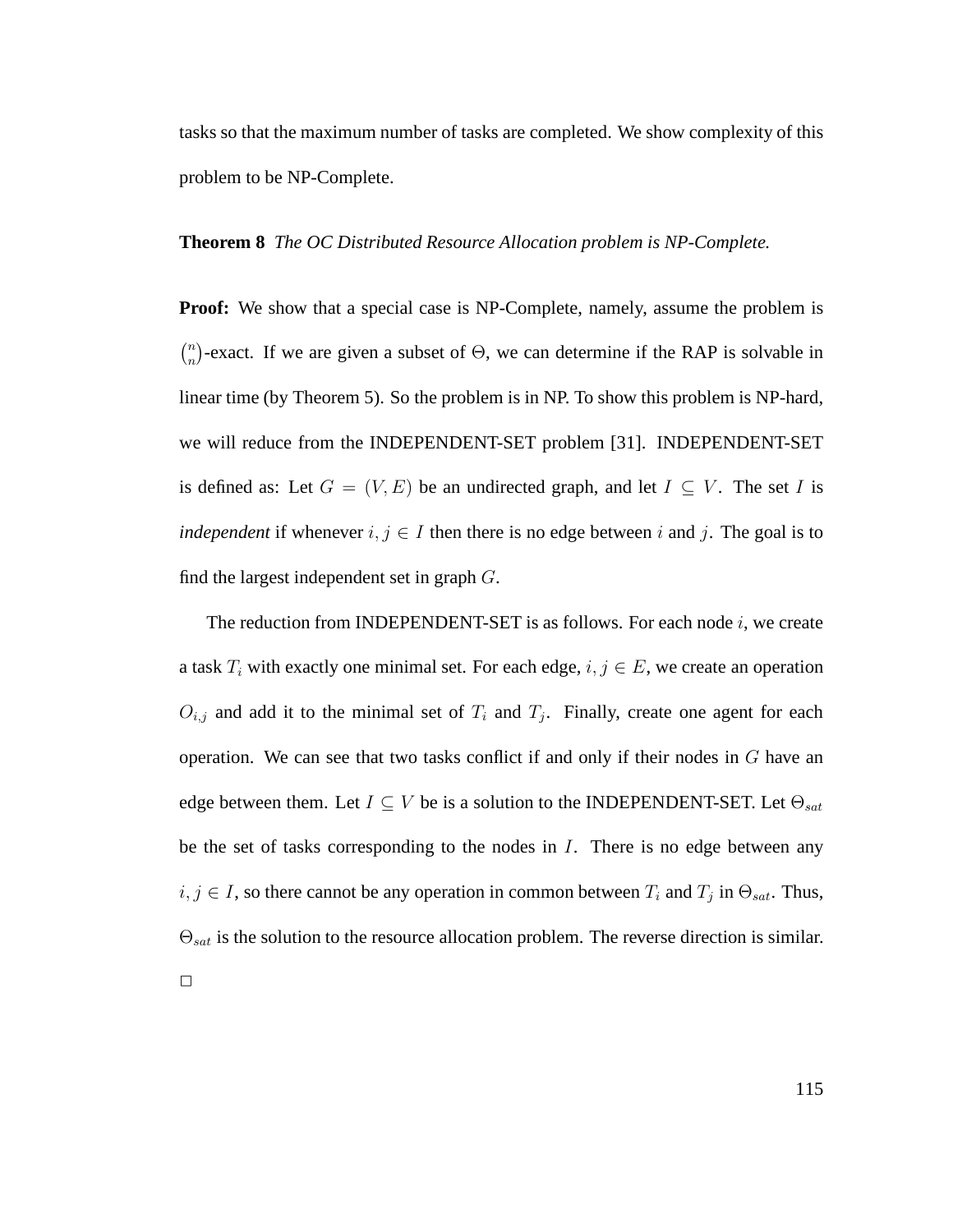tasks so that the maximum number of tasks are completed. We show complexity of this problem to be NP-Complete.

**Theorem 8** *The OC Distributed Resource Allocation problem is NP-Complete.*

**Proof:** We show that a special case is NP-Complete, namely, assume the problem is $\binom{n}{n}$-exact. If we are given a subset of $\Theta$, we can determine if the RAP is solvable in linear time (by Theorem 5). So the problem is in NP. To show this problem is NP-hard, we will reduce from the INDEPENDENT-SET problem [31]. INDEPENDENT-SET is defined as: Let $G = (V, E)$ be an undirected graph, and let $I \subseteq V$. The set $I$ is *independent* if whenever $i, j \in I$ then there is no edge between $i$ and $j$. The goal is to find the largest independent set in graph $G$.

The reduction from INDEPENDENT-SET is as follows. For each node $i$, we create a task $T_i$ with exactly one minimal set. For each edge, $i, j \in E$, we create an operation $O_{i,j}$ and add it to the minimal set of $T_i$ and $T_j$. Finally, create one agent for each operation. We can see that two tasks conflict if and only if their nodes in $G$ have an edge between them. Let $I \subseteq V$ be is a solution to the INDEPENDENT-SET. Let $\Theta_{sat}$ be the set of tasks corresponding to the nodes in $I$. There is no edge between any $i, j \in I$, so there cannot be any operation in common between $T_i$ and $T_j$ in $\Theta_{sat}$. Thus, $\Theta_{sat}$ is the solution to the resource allocation problem. The reverse direction is similar. $\square$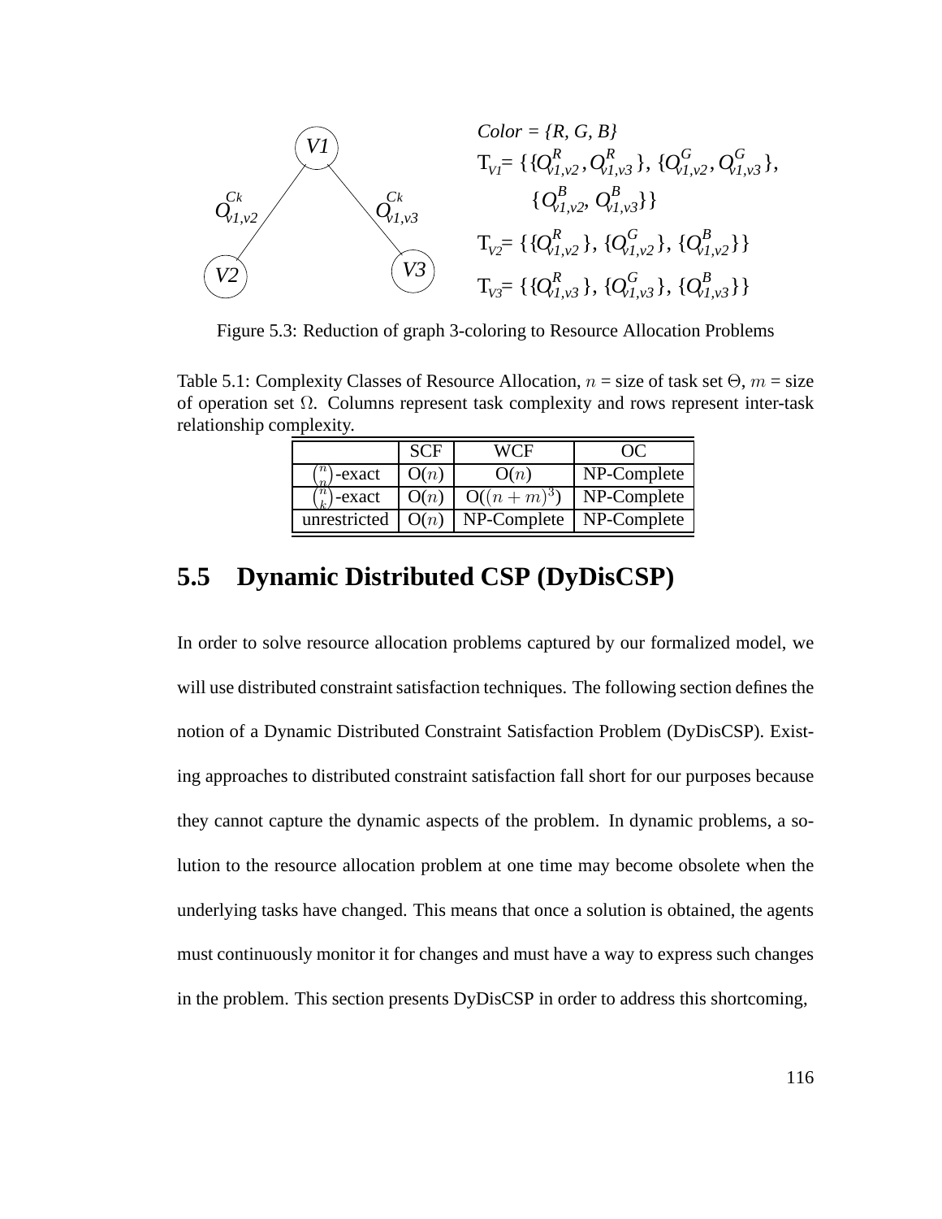$Color = \{R, G, B\}$

$T_{V1} = \{\{O^R_{v1,v2}, O^R_{v1,v3}\}, \{O^G_{v1,v2}, O^G_{v1,v3}\}, \{O^B_{v1,v2}, O^B_{v1,v3}\}\}$

$T_{V2} = \{\{O^R_{v1,v2}\}, \{O^G_{v1,v2}\}, \{O^B_{v1,v2}\}\}$

$T_{V3} = \{\{O^R_{v1,v3}\}, \{O^G_{v1,v3}\}, \{O^B_{v1,v3}\}\}$

Figure 5.3: Reduction of graph 3-coloring to Resource Allocation Problems

Table 5.1: Complexity Classes of Resource Allocation, $n$ = size of task set $\Theta$, $m$ = size of operation set $\Omega$. Columns represent task complexity and rows represent inter-task relationship complexity.

| | SCF | WCF | OC |
|---|---|---|---|
| $\binom{n}{n}$-exact | O($n$) | O($n$) | NP-Complete |
| $\binom{n}{k}$-exact | O($n$) | O($(n+m)^3$) | NP-Complete |
| unrestricted | O($n$) | NP-Complete | NP-Complete |

## 5.5 Dynamic Distributed CSP (DyDisCSP)

In order to solve resource allocation problems captured by our formalized model, we will use distributed constraint satisfaction techniques. The following section defines the notion of a Dynamic Distributed Constraint Satisfaction Problem (DyDisCSP). Existing approaches to distributed constraint satisfaction fall short for our purposes because they cannot capture the dynamic aspects of the problem. In dynamic problems, a solution to the resource allocation problem at one time may become obsolete when the underlying tasks have changed. This means that once a solution is obtained, the agents must continuously monitor it for changes and must have a way to express such changes in the problem. This section presents DyDisCSP in order to address this shortcoming,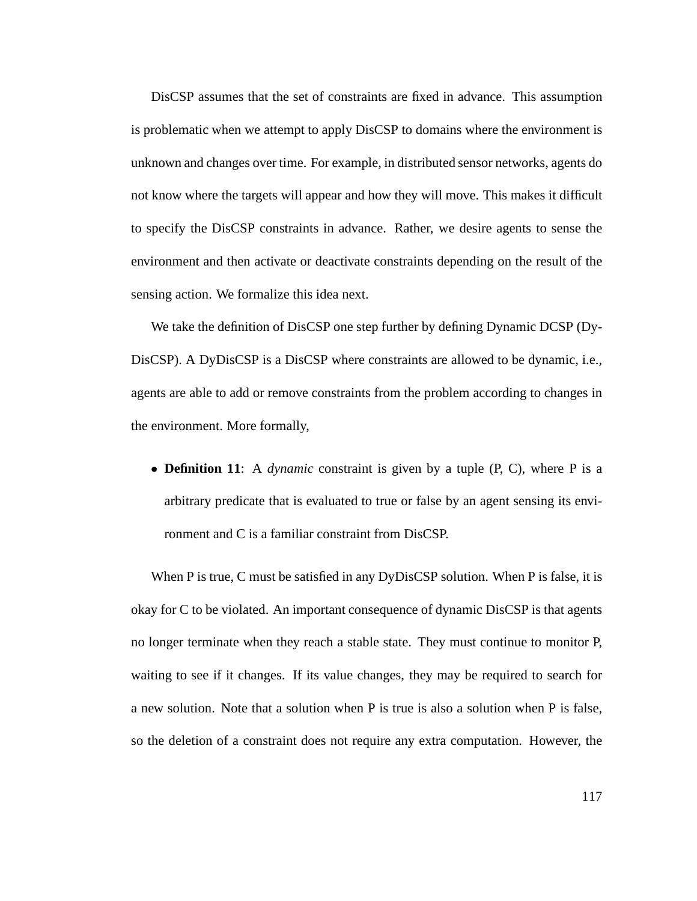DisCSP assumes that the set of constraints are fixed in advance. This assumption is problematic when we attempt to apply DisCSP to domains where the environment is unknown and changes over time. For example, in distributed sensor networks, agents do not know where the targets will appear and how they will move. This makes it difficult to specify the DisCSP constraints in advance. Rather, we desire agents to sense the environment and then activate or deactivate constraints depending on the result of the sensing action. We formalize this idea next.

We take the definition of DisCSP one step further by defining Dynamic DCSP (DyDisCSP). A DyDisCSP is a DisCSP where constraints are allowed to be dynamic, i.e., agents are able to add or remove constraints from the problem according to changes in the environment. More formally,

- **Definition 11**: A *dynamic* constraint is given by a tuple (P, C), where P is a arbitrary predicate that is evaluated to true or false by an agent sensing its environment and C is a familiar constraint from DisCSP.

When P is true, C must be satisfied in any DyDisCSP solution. When P is false, it is okay for C to be violated. An important consequence of dynamic DisCSP is that agents no longer terminate when they reach a stable state. They must continue to monitor P, waiting to see if it changes. If its value changes, they may be required to search for a new solution. Note that a solution when P is true is also a solution when P is false, so the deletion of a constraint does not require any extra computation. However, the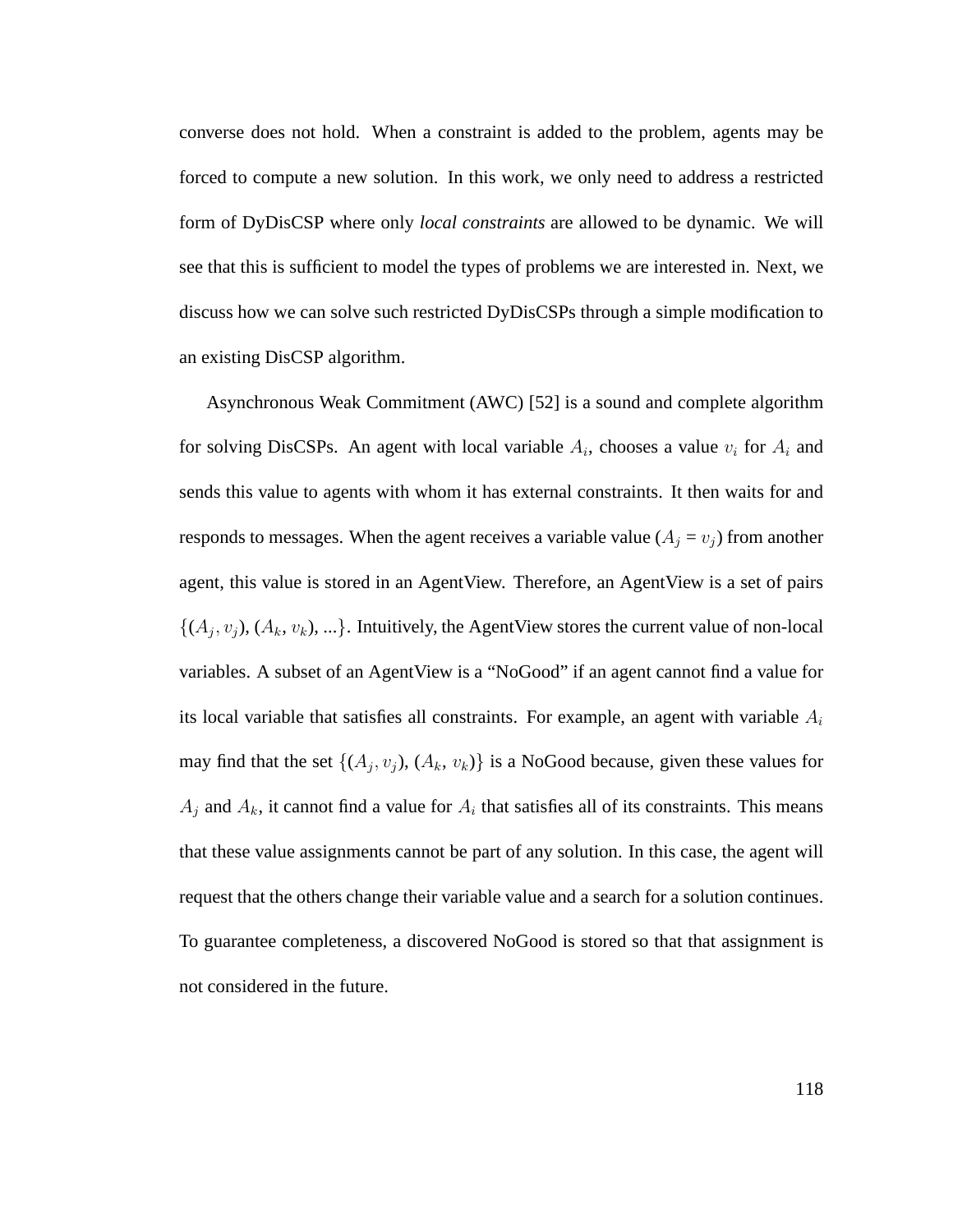converse does not hold. When a constraint is added to the problem, agents may be forced to compute a new solution. In this work, we only need to address a restricted form of DyDisCSP where only *local constraints* are allowed to be dynamic. We will see that this is sufficient to model the types of problems we are interested in. Next, we discuss how we can solve such restricted DyDisCSPs through a simple modification to an existing DisCSP algorithm.

Asynchronous Weak Commitment (AWC) [52] is a sound and complete algorithm for solving DisCSPs. An agent with local variable $A_i$, chooses a value $v_i$ for $A_i$ and sends this value to agents with whom it has external constraints. It then waits for and responds to messages. When the agent receives a variable value ($A_j = v_j$) from another agent, this value is stored in an AgentView. Therefore, an AgentView is a set of pairs $\{(A_j, v_j)$, $(A_k, v_k)$, ...$\}$. Intuitively, the AgentView stores the current value of non-local variables. A subset of an AgentView is a "NoGood" if an agent cannot find a value for its local variable that satisfies all constraints. For example, an agent with variable $A_i$ may find that the set $\{(A_j, v_j)$, $(A_k, v_k)\}$ is a NoGood because, given these values for $A_j$ and $A_k$, it cannot find a value for $A_i$ that satisfies all of its constraints. This means that these value assignments cannot be part of any solution. In this case, the agent will request that the others change their variable value and a search for a solution continues. To guarantee completeness, a discovered NoGood is stored so that that assignment is not considered in the future.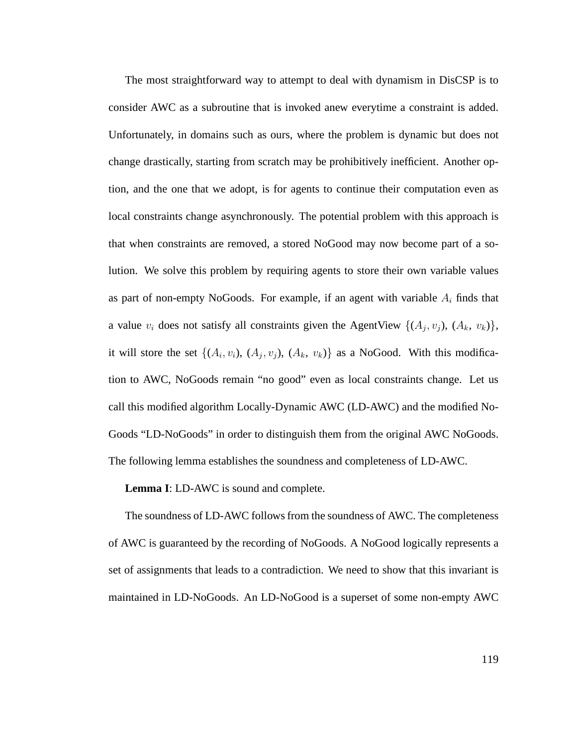The most straightforward way to attempt to deal with dynamism in DisCSP is to consider AWC as a subroutine that is invoked anew everytime a constraint is added. Unfortunately, in domains such as ours, where the problem is dynamic but does not change drastically, starting from scratch may be prohibitively inefficient. Another option, and the one that we adopt, is for agents to continue their computation even as local constraints change asynchronously. The potential problem with this approach is that when constraints are removed, a stored NoGood may now become part of a solution. We solve this problem by requiring agents to store their own variable values as part of non-empty NoGoods. For example, if an agent with variable $A_i$ finds that a value $v_i$ does not satisfy all constraints given the AgentView $\{(A_j, v_j), (A_k, v_k)\}$, it will store the set $\{(A_i, v_i), (A_j, v_j), (A_k, v_k)\}$ as a NoGood. With this modification to AWC, NoGoods remain "no good" even as local constraints change. Let us call this modified algorithm Locally-Dynamic AWC (LD-AWC) and the modified NoGoods "LD-NoGoods" in order to distinguish them from the original AWC NoGoods. The following lemma establishes the soundness and completeness of LD-AWC.

**Lemma I**: LD-AWC is sound and complete.

The soundness of LD-AWC follows from the soundness of AWC. The completeness of AWC is guaranteed by the recording of NoGoods. A NoGood logically represents a set of assignments that leads to a contradiction. We need to show that this invariant is maintained in LD-NoGoods. An LD-NoGood is a superset of some non-empty AWC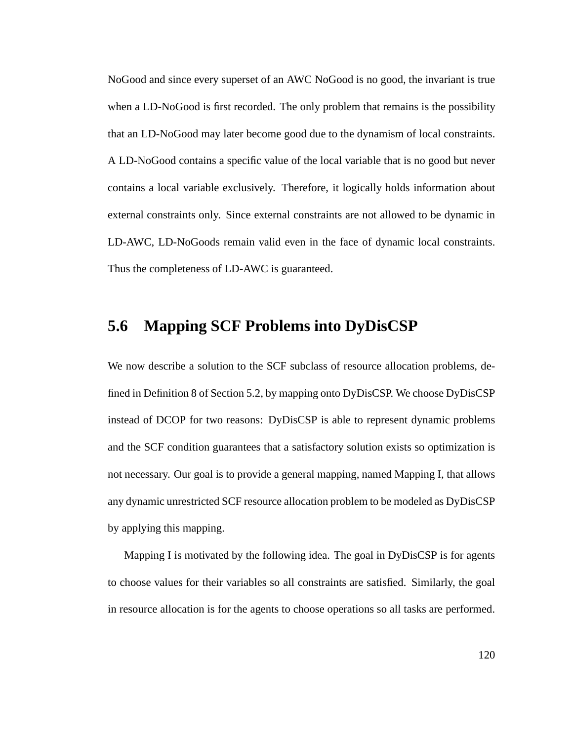NoGood and since every superset of an AWC NoGood is no good, the invariant is true when a LD-NoGood is first recorded. The only problem that remains is the possibility that an LD-NoGood may later become good due to the dynamism of local constraints. A LD-NoGood contains a specific value of the local variable that is no good but never contains a local variable exclusively. Therefore, it logically holds information about external constraints only. Since external constraints are not allowed to be dynamic in LD-AWC, LD-NoGoods remain valid even in the face of dynamic local constraints. Thus the completeness of LD-AWC is guaranteed.

## 5.6 Mapping SCF Problems into DyDisCSP

We now describe a solution to the SCF subclass of resource allocation problems, defined in Definition 8 of Section 5.2, by mapping onto DyDisCSP. We choose DyDisCSP instead of DCOP for two reasons: DyDisCSP is able to represent dynamic problems and the SCF condition guarantees that a satisfactory solution exists so optimization is not necessary. Our goal is to provide a general mapping, named Mapping I, that allows any dynamic unrestricted SCF resource allocation problem to be modeled as DyDisCSP by applying this mapping.

Mapping I is motivated by the following idea. The goal in DyDisCSP is for agents to choose values for their variables so all constraints are satisfied. Similarly, the goal in resource allocation is for the agents to choose operations so all tasks are performed.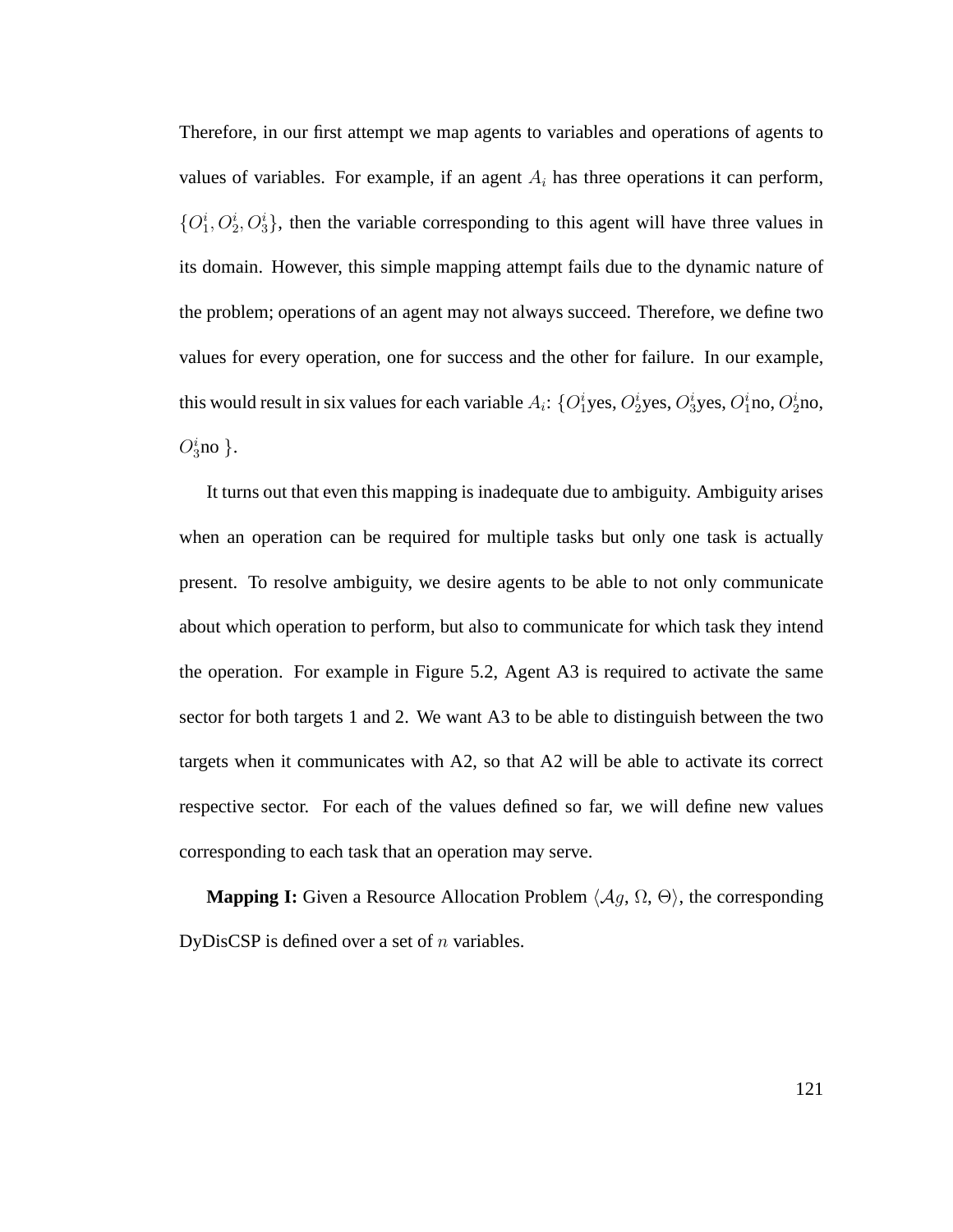Therefore, in our first attempt we map agents to variables and operations of agents to values of variables. For example, if an agent $A_i$ has three operations it can perform, $\{O_1^i, O_2^i, O_3^i\}$, then the variable corresponding to this agent will have three values in its domain. However, this simple mapping attempt fails due to the dynamic nature of the problem; operations of an agent may not always succeed. Therefore, we define two values for every operation, one for success and the other for failure. In our example, this would result in six values for each variable $A_i$: $\{O_1^i$yes, $O_2^i$yes, $O_3^i$yes, $O_1^i$no, $O_2^i$no, $O_3^i$no $\}$.

It turns out that even this mapping is inadequate due to ambiguity. Ambiguity arises when an operation can be required for multiple tasks but only one task is actually present. To resolve ambiguity, we desire agents to be able to not only communicate about which operation to perform, but also to communicate for which task they intend the operation. For example in Figure 5.2, Agent A3 is required to activate the same sector for both targets 1 and 2. We want A3 to be able to distinguish between the two targets when it communicates with A2, so that A2 will be able to activate its correct respective sector. For each of the values defined so far, we will define new values corresponding to each task that an operation may serve.

**Mapping I:** Given a Resource Allocation Problem $\langle \mathcal{A}g, \Omega, \Theta \rangle$, the corresponding DyDisCSP is defined over a set of $n$ variables.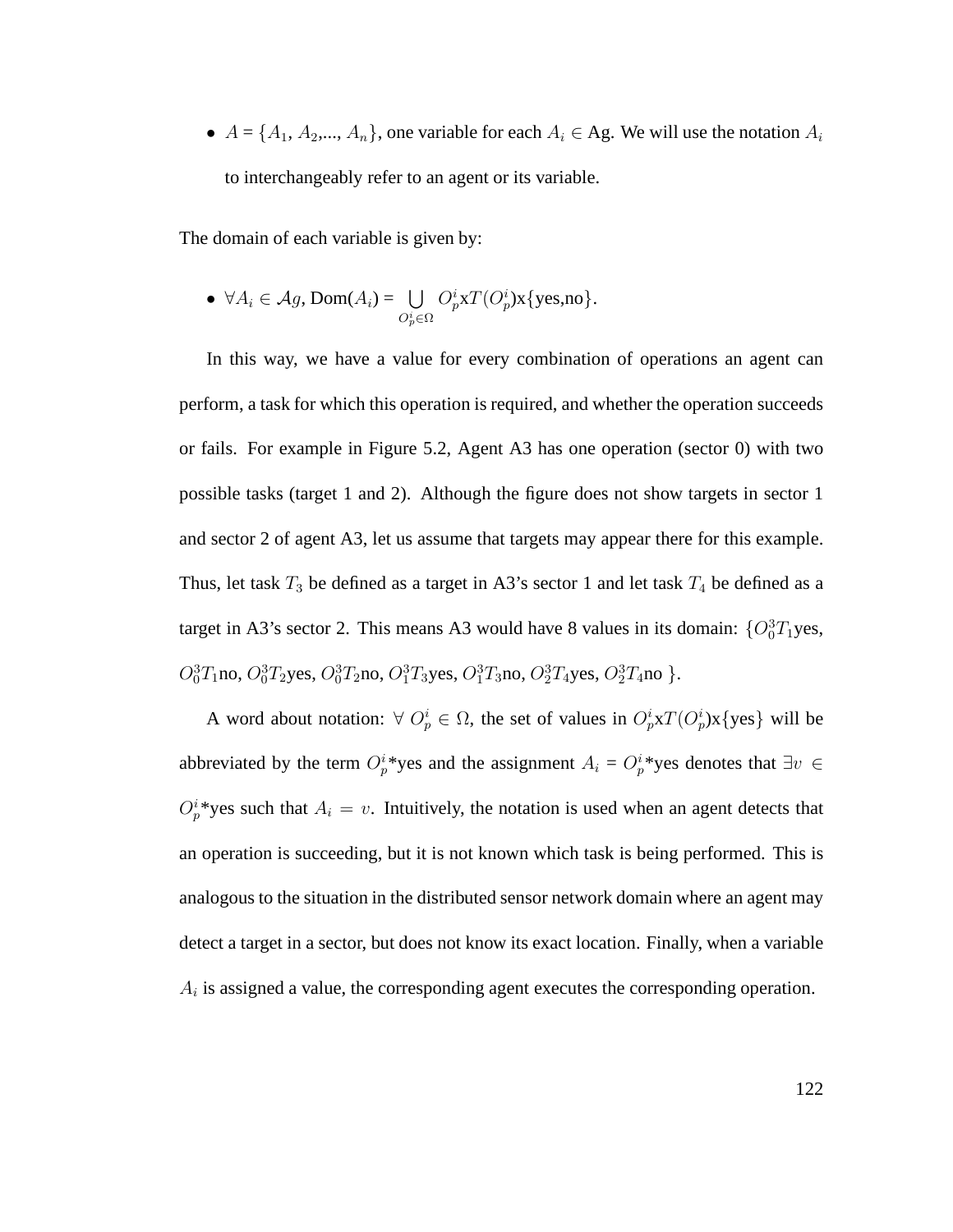- $A = \{A_1, A_2, ..., A_n\}$, one variable for each $A_i \in$ Ag. We will use the notation $A_i$ to interchangeably refer to an agent or its variable.

The domain of each variable is given by:

- $\forall A_i \in \mathcal{A}g$, Dom($A_i$) = $\bigcup_{O^i_p \in \Omega} O^i_p$x$T(O^i_p)$x{yes,no}.

In this way, we have a value for every combination of operations an agent can perform, a task for which this operation is required, and whether the operation succeeds or fails. For example in Figure 5.2, Agent A3 has one operation (sector 0) with two possible tasks (target 1 and 2). Although the figure does not show targets in sector 1 and sector 2 of agent A3, let us assume that targets may appear there for this example. Thus, let task $T_3$ be defined as a target in A3's sector 1 and let task $T_4$ be defined as a target in A3's sector 2. This means A3 would have 8 values in its domain: {$O^3_0T_1$yes, $O^3_0T_1$no, $O^3_0T_2$yes, $O^3_0T_2$no, $O^3_1T_3$yes, $O^3_1T_3$no, $O^3_2T_4$yes, $O^3_2T_4$no }.

A word about notation: $\forall$ $O^i_p \in \Omega$, the set of values in $O^i_p$x$T(O^i_p)$x{yes} will be abbreviated by the term $O^i_p$*yes and the assignment $A_i$ = $O^i_p$*yes denotes that $\exists v \in$ $O^i_p$*yes such that $A_i = v$. Intuitively, the notation is used when an agent detects that an operation is succeeding, but it is not known which task is being performed. This is analogous to the situation in the distributed sensor network domain where an agent may detect a target in a sector, but does not know its exact location. Finally, when a variable $A_i$ is assigned a value, the corresponding agent executes the corresponding operation.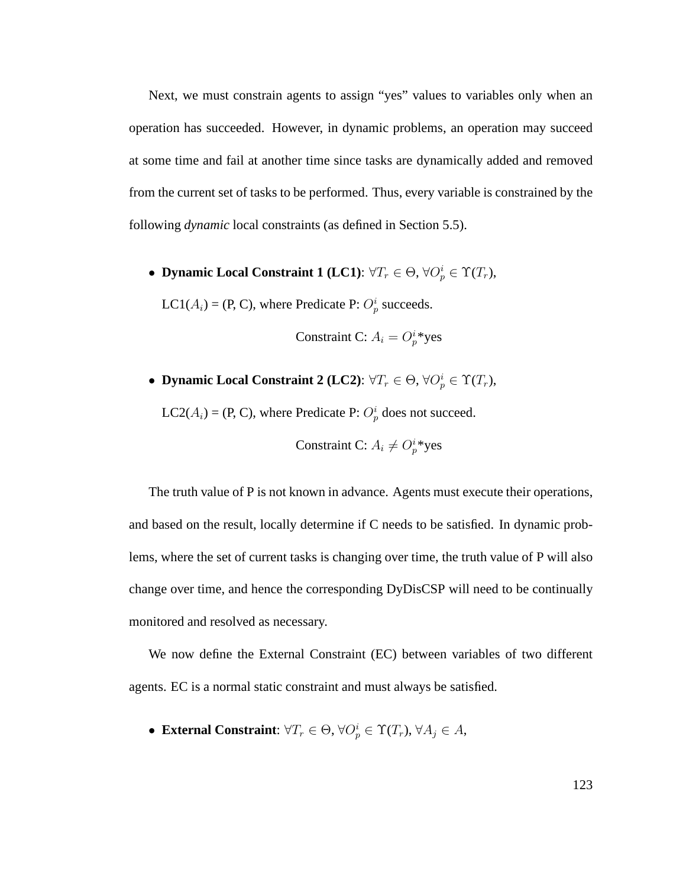Next, we must constrain agents to assign "yes" values to variables only when an operation has succeeded. However, in dynamic problems, an operation may succeed at some time and fail at another time since tasks are dynamically added and removed from the current set of tasks to be performed. Thus, every variable is constrained by the following *dynamic* local constraints (as defined in Section 5.5).

- **Dynamic Local Constraint 1 (LC1)**: $\forall T_r \in \Theta$, $\forall O_p^i \in \Upsilon(T_r)$,

  LC1($A_i$) = (P, C), where Predicate P: $O_p^i$ succeeds.

  Constraint C: $A_i = O_p^i$*yes

- **Dynamic Local Constraint 2 (LC2)**: $\forall T_r \in \Theta$, $\forall O_p^i \in \Upsilon(T_r)$,

  LC2($A_i$) = (P, C), where Predicate P: $O_p^i$ does not succeed.

  Constraint C: $A_i \neq O_p^i$*yes

The truth value of P is not known in advance. Agents must execute their operations, and based on the result, locally determine if C needs to be satisfied. In dynamic problems, where the set of current tasks is changing over time, the truth value of P will also change over time, and hence the corresponding DyDisCSP will need to be continually monitored and resolved as necessary.

We now define the External Constraint (EC) between variables of two different agents. EC is a normal static constraint and must always be satisfied.

- **External Constraint**: $\forall T_r \in \Theta$, $\forall O_p^i \in \Upsilon(T_r)$, $\forall A_j \in A$,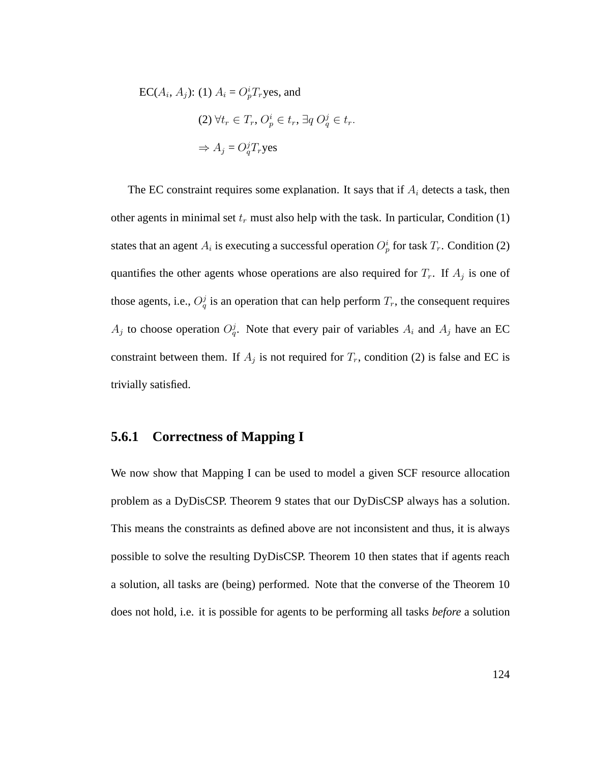EC($A_i$, $A_j$): (1) $A_i$ = $O_p^i T_r$yes, and

(2) $\forall t_r \in T_r$, $O_p^i \in t_r$, $\exists q \; O_q^j \in t_r$.

$\Rightarrow A_j$ = $O_q^j T_r$yes

The EC constraint requires some explanation. It says that if $A_i$ detects a task, then other agents in minimal set $t_r$ must also help with the task. In particular, Condition (1) states that an agent $A_i$ is executing a successful operation $O_p^i$ for task $T_r$. Condition (2) quantifies the other agents whose operations are also required for $T_r$. If $A_j$ is one of those agents, i.e., $O_q^j$ is an operation that can help perform $T_r$, the consequent requires $A_j$ to choose operation $O_q^j$. Note that every pair of variables $A_i$ and $A_j$ have an EC constraint between them. If $A_j$ is not required for $T_r$, condition (2) is false and EC is trivially satisfied.

### 5.6.1 Correctness of Mapping I

We now show that Mapping I can be used to model a given SCF resource allocation problem as a DyDisCSP. Theorem 9 states that our DyDisCSP always has a solution. This means the constraints as defined above are not inconsistent and thus, it is always possible to solve the resulting DyDisCSP. Theorem 10 then states that if agents reach a solution, all tasks are (being) performed. Note that the converse of the Theorem 10 does not hold, i.e. it is possible for agents to be performing all tasks *before* a solution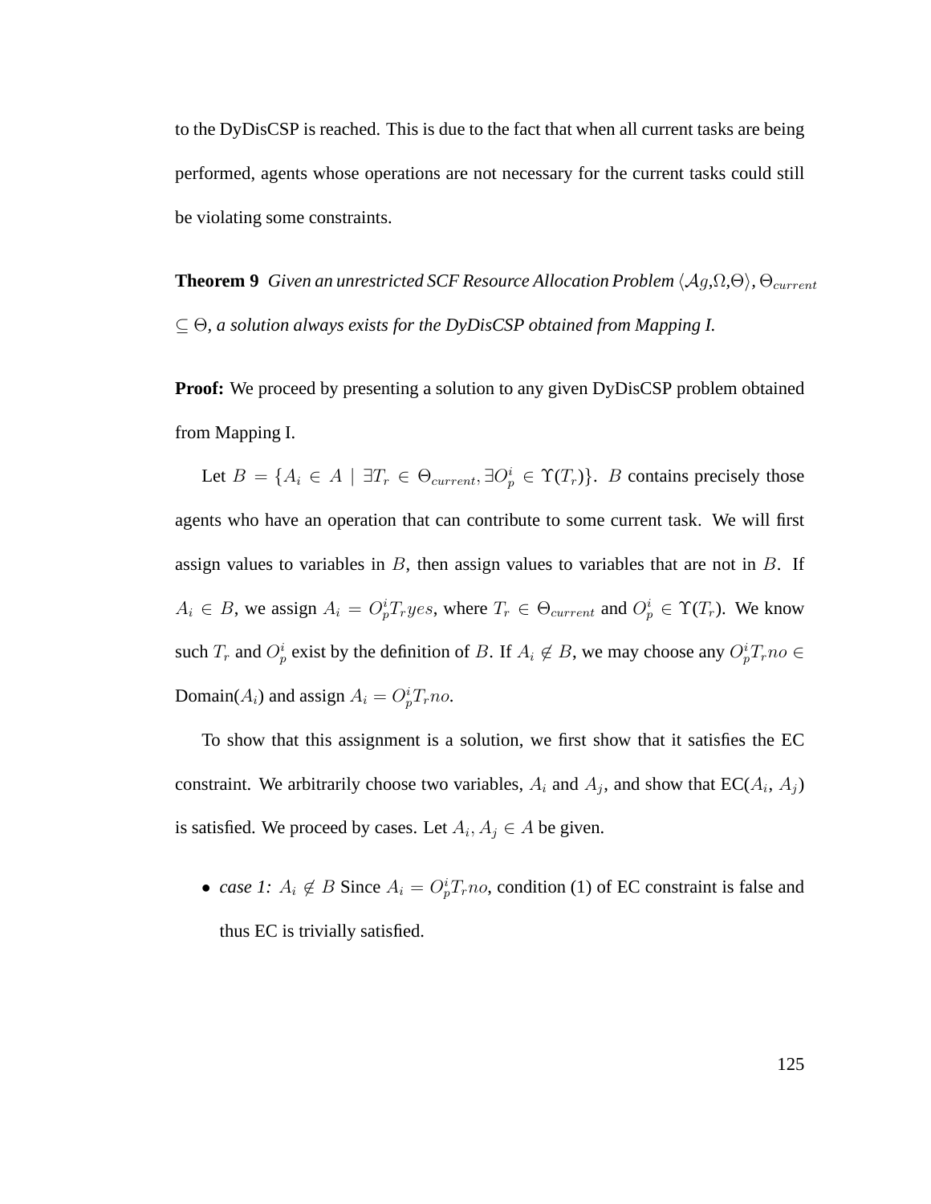to the DyDisCSP is reached. This is due to the fact that when all current tasks are being performed, agents whose operations are not necessary for the current tasks could still be violating some constraints.

**Theorem 9** *Given an unrestricted SCF Resource Allocation Problem* $\langle \mathcal{A}g, \Omega, \Theta \rangle$*,* $\Theta_{current} \subseteq \Theta$*, a solution always exists for the DyDisCSP obtained from Mapping I.*

**Proof:** We proceed by presenting a solution to any given DyDisCSP problem obtained from Mapping I.

Let $B = \{A_i \in A \mid \exists T_r \in \Theta_{current}, \exists O_p^i \in \Upsilon(T_r)\}$. $B$ contains precisely those agents who have an operation that can contribute to some current task. We will first assign values to variables in $B$, then assign values to variables that are not in $B$. If $A_i \in B$, we assign $A_i = O_p^i T_r yes$, where $T_r \in \Theta_{current}$ and $O_p^i \in \Upsilon(T_r)$. We know such $T_r$ and $O_p^i$ exist by the definition of $B$. If $A_i \notin B$, we may choose any $O_p^i T_r no \in$ Domain($A_i$) and assign $A_i = O_p^i T_r no$.

To show that this assignment is a solution, we first show that it satisfies the EC constraint. We arbitrarily choose two variables, $A_i$ and $A_j$, and show that EC($A_i$, $A_j$) is satisfied. We proceed by cases. Let $A_i, A_j \in A$ be given.

- *case 1:* $A_i \notin B$ Since $A_i = O_p^i T_r no$, condition (1) of EC constraint is false and thus EC is trivially satisfied.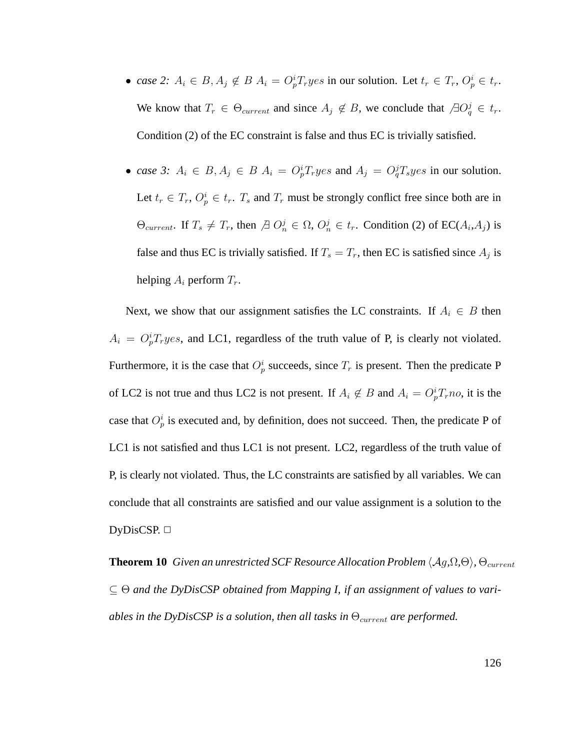- *case 2:* $A_i \in B, A_j \notin B$ $A_i = O_p^i T_r yes$ in our solution. Let $t_r \in T_r$, $O_p^i \in t_r$. We know that $T_r \in \Theta_{current}$ and since $A_j \notin B$, we conclude that $\nexists O_q^j \in t_r$. Condition (2) of the EC constraint is false and thus EC is trivially satisfied.

- *case 3:* $A_i \in B, A_j \in B$ $A_i = O_p^i T_r yes$ and $A_j = O_q^j T_s yes$ in our solution. Let $t_r \in T_r$, $O_p^i \in t_r$. $T_s$ and $T_r$ must be strongly conflict free since both are in $\Theta_{current}$. If $T_s \neq T_r$, then $\nexists$ $O_n^j \in \Omega$, $O_n^j \in t_r$. Condition (2) of EC($A_i$,$A_j$) is false and thus EC is trivially satisfied. If $T_s = T_r$, then EC is satisfied since $A_j$ is helping $A_i$ perform $T_r$.

Next, we show that our assignment satisfies the LC constraints. If $A_i \in B$ then $A_i = O_p^i T_r yes$, and LC1, regardless of the truth value of P, is clearly not violated. Furthermore, it is the case that $O_p^i$ succeeds, since $T_r$ is present. Then the predicate P of LC2 is not true and thus LC2 is not present. If $A_i \notin B$ and $A_i = O_p^i T_r no$, it is the case that $O_p^i$ is executed and, by definition, does not succeed. Then, the predicate P of LC1 is not satisfied and thus LC1 is not present. LC2, regardless of the truth value of P, is clearly not violated. Thus, the LC constraints are satisfied by all variables. We can conclude that all constraints are satisfied and our value assignment is a solution to the DyDisCSP. □

**Theorem 10** *Given an unrestricted SCF Resource Allocation Problem $\langle \mathcal{A}g,\Omega,\Theta\rangle$, $\Theta_{current} \subseteq \Theta$ and the DyDisCSP obtained from Mapping I, if an assignment of values to variables in the DyDisCSP is a solution, then all tasks in $\Theta_{current}$ are performed.*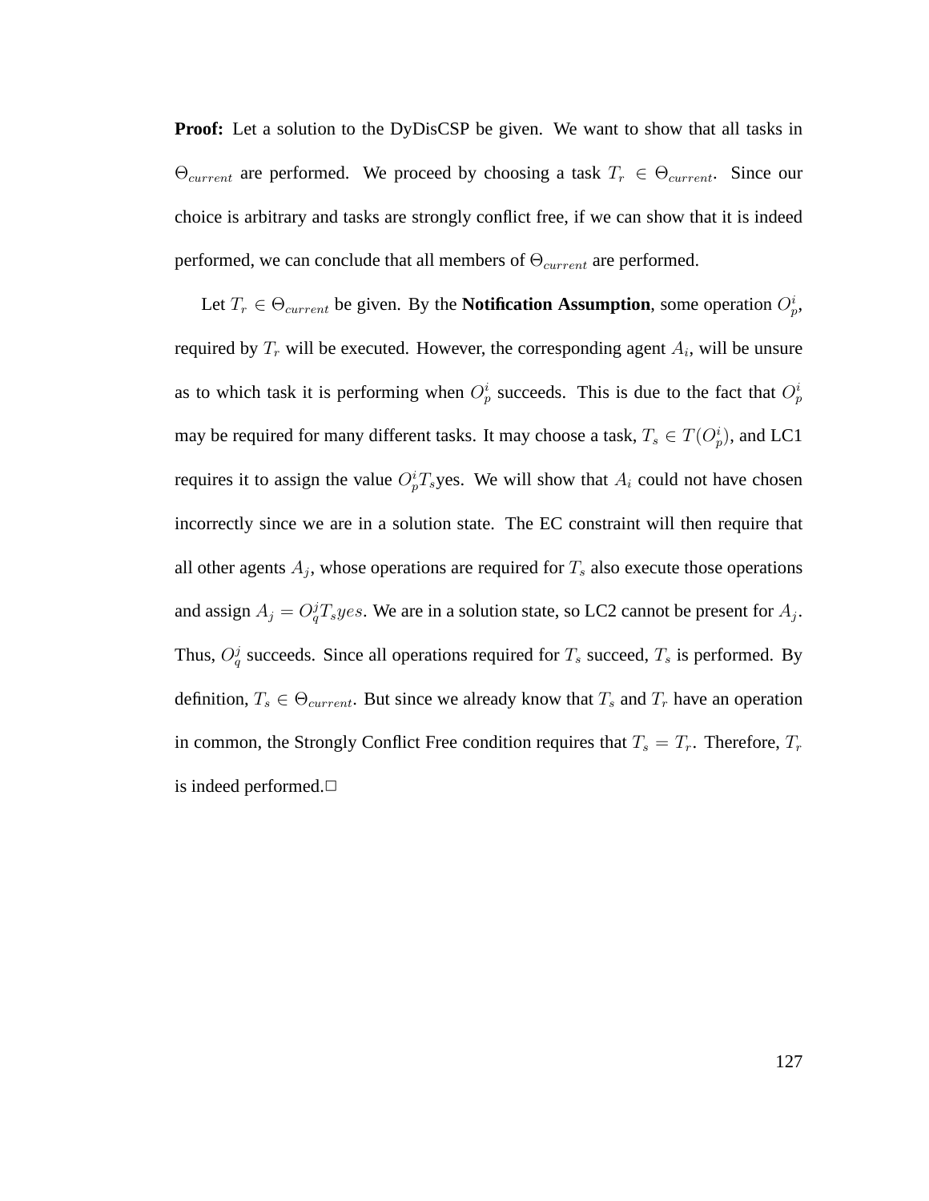**Proof:** Let a solution to the DyDisCSP be given. We want to show that all tasks in $\Theta_{current}$ are performed. We proceed by choosing a task $T_r \in \Theta_{current}$. Since our choice is arbitrary and tasks are strongly conflict free, if we can show that it is indeed performed, we can conclude that all members of $\Theta_{current}$ are performed.

Let $T_r \in \Theta_{current}$ be given. By the **Notification Assumption**, some operation $O_p^i$, required by $T_r$ will be executed. However, the corresponding agent $A_i$, will be unsure as to which task it is performing when $O_p^i$ succeeds. This is due to the fact that $O_p^i$ may be required for many different tasks. It may choose a task, $T_s \in T(O_p^i)$, and LC1 requires it to assign the value $O_p^i T_s$yes. We will show that $A_i$ could not have chosen incorrectly since we are in a solution state. The EC constraint will then require that all other agents $A_j$, whose operations are required for $T_s$ also execute those operations and assign $A_j = O_q^j T_s yes$. We are in a solution state, so LC2 cannot be present for $A_j$. Thus, $O_q^j$ succeeds. Since all operations required for $T_s$ succeed, $T_s$ is performed. By definition, $T_s \in \Theta_{current}$. But since we already know that $T_s$ and $T_r$ have an operation in common, the Strongly Conflict Free condition requires that $T_s = T_r$. Therefore, $T_r$ is indeed performed.□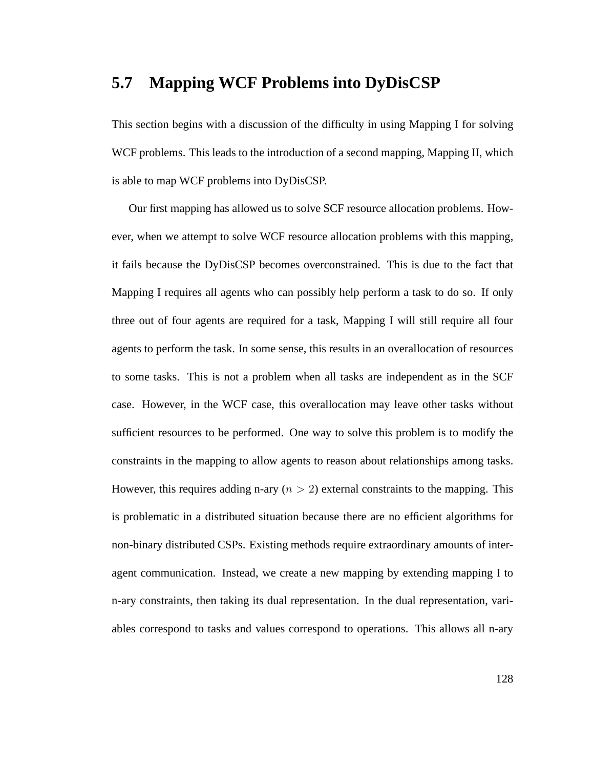## 5.7 Mapping WCF Problems into DyDisCSP

This section begins with a discussion of the difficulty in using Mapping I for solving WCF problems. This leads to the introduction of a second mapping, Mapping II, which is able to map WCF problems into DyDisCSP.

Our first mapping has allowed us to solve SCF resource allocation problems. However, when we attempt to solve WCF resource allocation problems with this mapping, it fails because the DyDisCSP becomes overconstrained. This is due to the fact that Mapping I requires all agents who can possibly help perform a task to do so. If only three out of four agents are required for a task, Mapping I will still require all four agents to perform the task. In some sense, this results in an overallocation of resources to some tasks. This is not a problem when all tasks are independent as in the SCF case. However, in the WCF case, this overallocation may leave other tasks without sufficient resources to be performed. One way to solve this problem is to modify the constraints in the mapping to allow agents to reason about relationships among tasks. However, this requires adding n-ary ($n > 2$) external constraints to the mapping. This is problematic in a distributed situation because there are no efficient algorithms for non-binary distributed CSPs. Existing methods require extraordinary amounts of inter-agent communication. Instead, we create a new mapping by extending mapping I to n-ary constraints, then taking its dual representation. In the dual representation, variables correspond to tasks and values correspond to operations. This allows all n-ary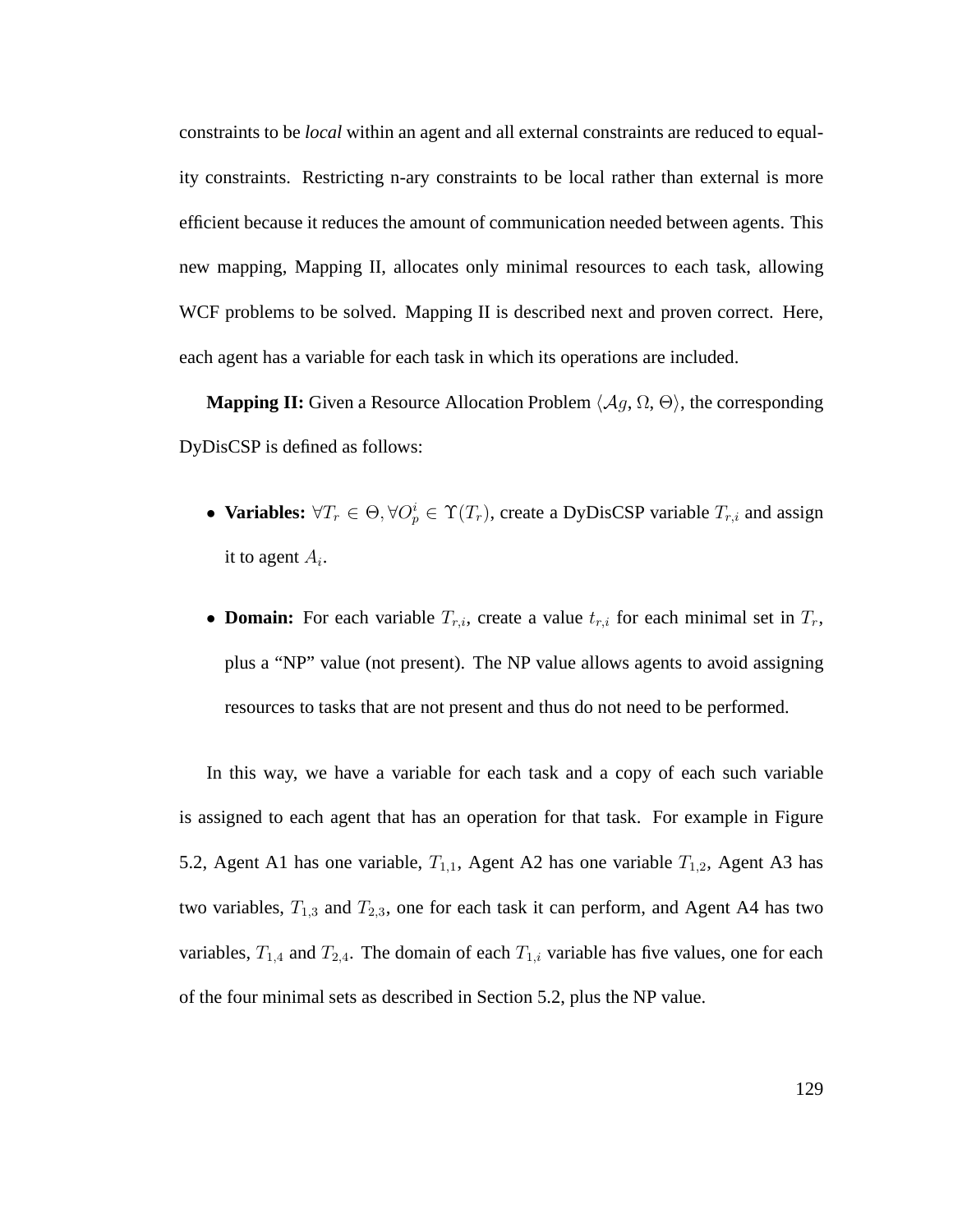constraints to be *local* within an agent and all external constraints are reduced to equality constraints. Restricting n-ary constraints to be local rather than external is more efficient because it reduces the amount of communication needed between agents. This new mapping, Mapping II, allocates only minimal resources to each task, allowing WCF problems to be solved. Mapping II is described next and proven correct. Here, each agent has a variable for each task in which its operations are included.

**Mapping II:** Given a Resource Allocation Problem $\langle \mathcal{A}g, \Omega, \Theta \rangle$, the corresponding DyDisCSP is defined as follows:

- **Variables:** $\forall T_r \in \Theta, \forall O_p^i \in \Upsilon(T_r)$, create a DyDisCSP variable $T_{r,i}$ and assign it to agent $A_i$.
- **Domain:** For each variable $T_{r,i}$, create a value $t_{r,i}$ for each minimal set in $T_r$, plus a "NP" value (not present). The NP value allows agents to avoid assigning resources to tasks that are not present and thus do not need to be performed.

In this way, we have a variable for each task and a copy of each such variable is assigned to each agent that has an operation for that task. For example in Figure 5.2, Agent A1 has one variable, $T_{1,1}$, Agent A2 has one variable $T_{1,2}$, Agent A3 has two variables, $T_{1,3}$ and $T_{2,3}$, one for each task it can perform, and Agent A4 has two variables, $T_{1,4}$ and $T_{2,4}$. The domain of each $T_{1,i}$ variable has five values, one for each of the four minimal sets as described in Section 5.2, plus the NP value.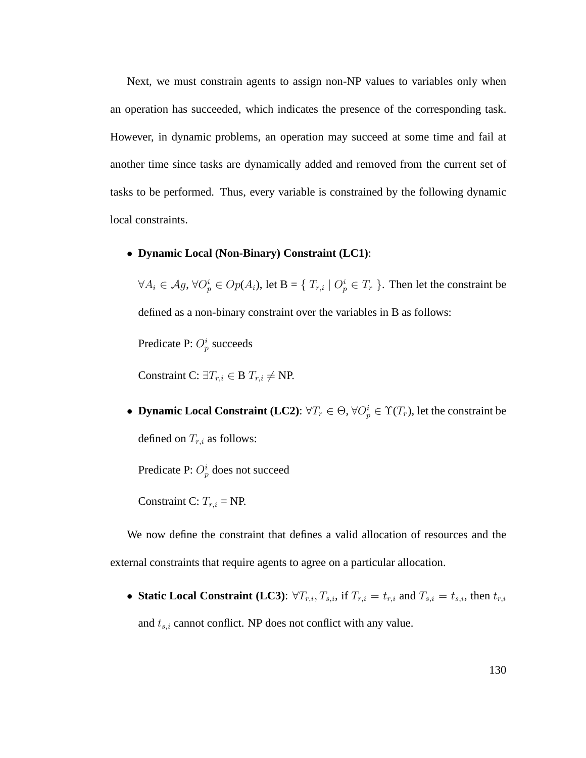Next, we must constrain agents to assign non-NP values to variables only when an operation has succeeded, which indicates the presence of the corresponding task. However, in dynamic problems, an operation may succeed at some time and fail at another time since tasks are dynamically added and removed from the current set of tasks to be performed. Thus, every variable is constrained by the following dynamic local constraints.

- **Dynamic Local (Non-Binary) Constraint (LC1)**:

  $\forall A_i \in \mathcal{A}g$, $\forall O_p^i \in Op(A_i)$, let B = $\{ T_{r,i} \mid O_p^i \in T_r \}$. Then let the constraint be defined as a non-binary constraint over the variables in B as follows:

  Predicate P: $O_p^i$ succeeds

  Constraint C: $\exists T_{r,i} \in$ B $T_{r,i} \neq$ NP.

- **Dynamic Local Constraint (LC2)**: $\forall T_r \in \Theta$, $\forall O_p^i \in \Upsilon(T_r)$, let the constraint be defined on $T_{r,i}$ as follows:

  Predicate P: $O_p^i$ does not succeed

  Constraint C: $T_{r,i}$ = NP.

We now define the constraint that defines a valid allocation of resources and the external constraints that require agents to agree on a particular allocation.

- **Static Local Constraint (LC3)**: $\forall T_{r,i}, T_{s,i}$, if $T_{r,i} = t_{r,i}$ and $T_{s,i} = t_{s,i}$, then $t_{r,i}$ and $t_{s,i}$ cannot conflict. NP does not conflict with any value.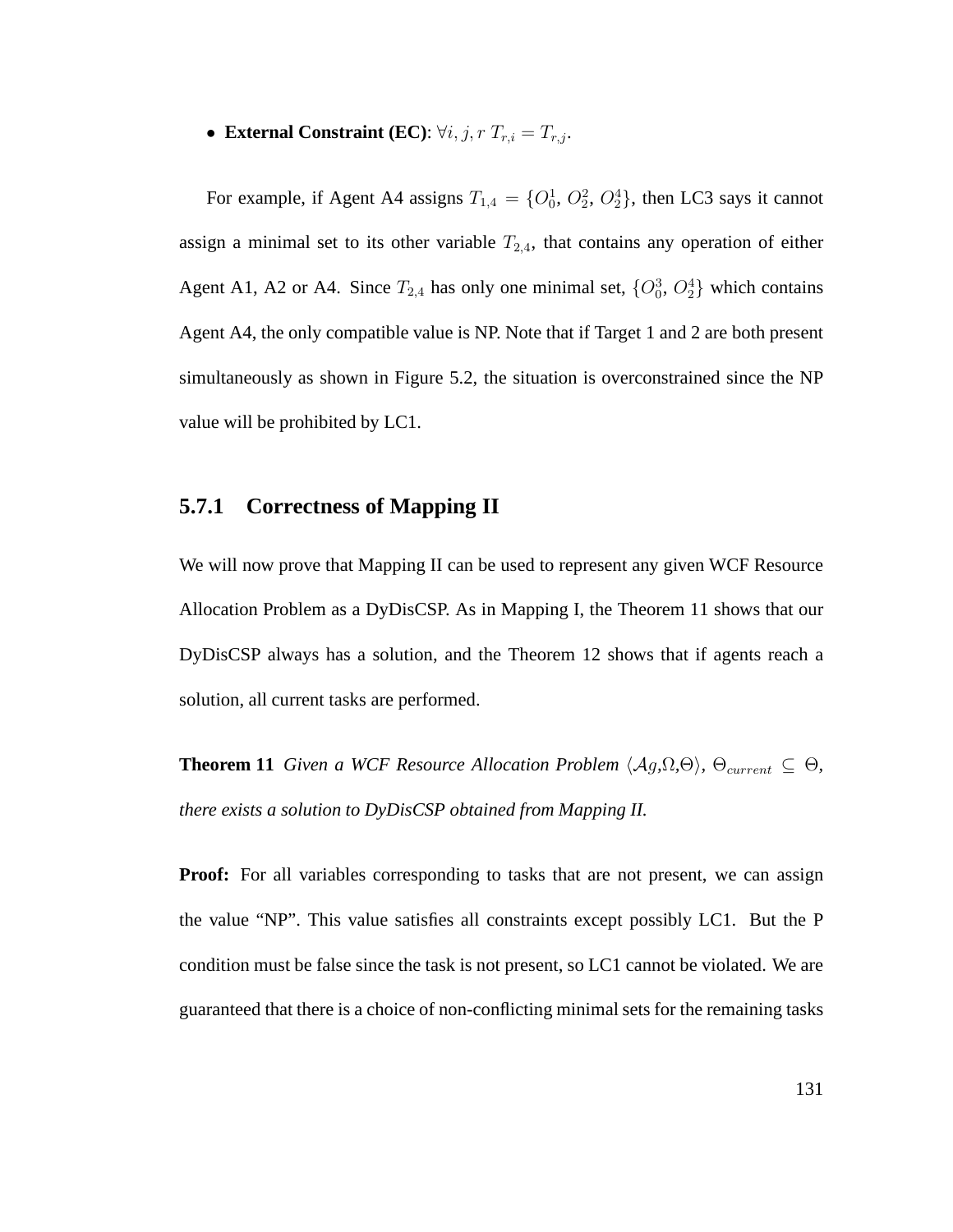- **External Constraint (EC)**: $\forall i, j, r \; T_{r,i} = T_{r,j}$.

For example, if Agent A4 assigns $T_{1,4} = \{O_0^1, O_2^2, O_2^4\}$, then LC3 says it cannot assign a minimal set to its other variable $T_{2,4}$, that contains any operation of either Agent A1, A2 or A4. Since $T_{2,4}$ has only one minimal set, $\{O_0^3, O_2^4\}$ which contains Agent A4, the only compatible value is NP. Note that if Target 1 and 2 are both present simultaneously as shown in Figure 5.2, the situation is overconstrained since the NP value will be prohibited by LC1.

### 5.7.1 Correctness of Mapping II

We will now prove that Mapping II can be used to represent any given WCF Resource Allocation Problem as a DyDisCSP. As in Mapping I, the Theorem 11 shows that our DyDisCSP always has a solution, and the Theorem 12 shows that if agents reach a solution, all current tasks are performed.

**Theorem 11** *Given a WCF Resource Allocation Problem $\langle \mathcal{A}g,\Omega,\Theta \rangle$, $\Theta_{current} \subseteq \Theta$, there exists a solution to DyDisCSP obtained from Mapping II.*

**Proof:** For all variables corresponding to tasks that are not present, we can assign the value "NP". This value satisfies all constraints except possibly LC1. But the P condition must be false since the task is not present, so LC1 cannot be violated. We are guaranteed that there is a choice of non-conflicting minimal sets for the remaining tasks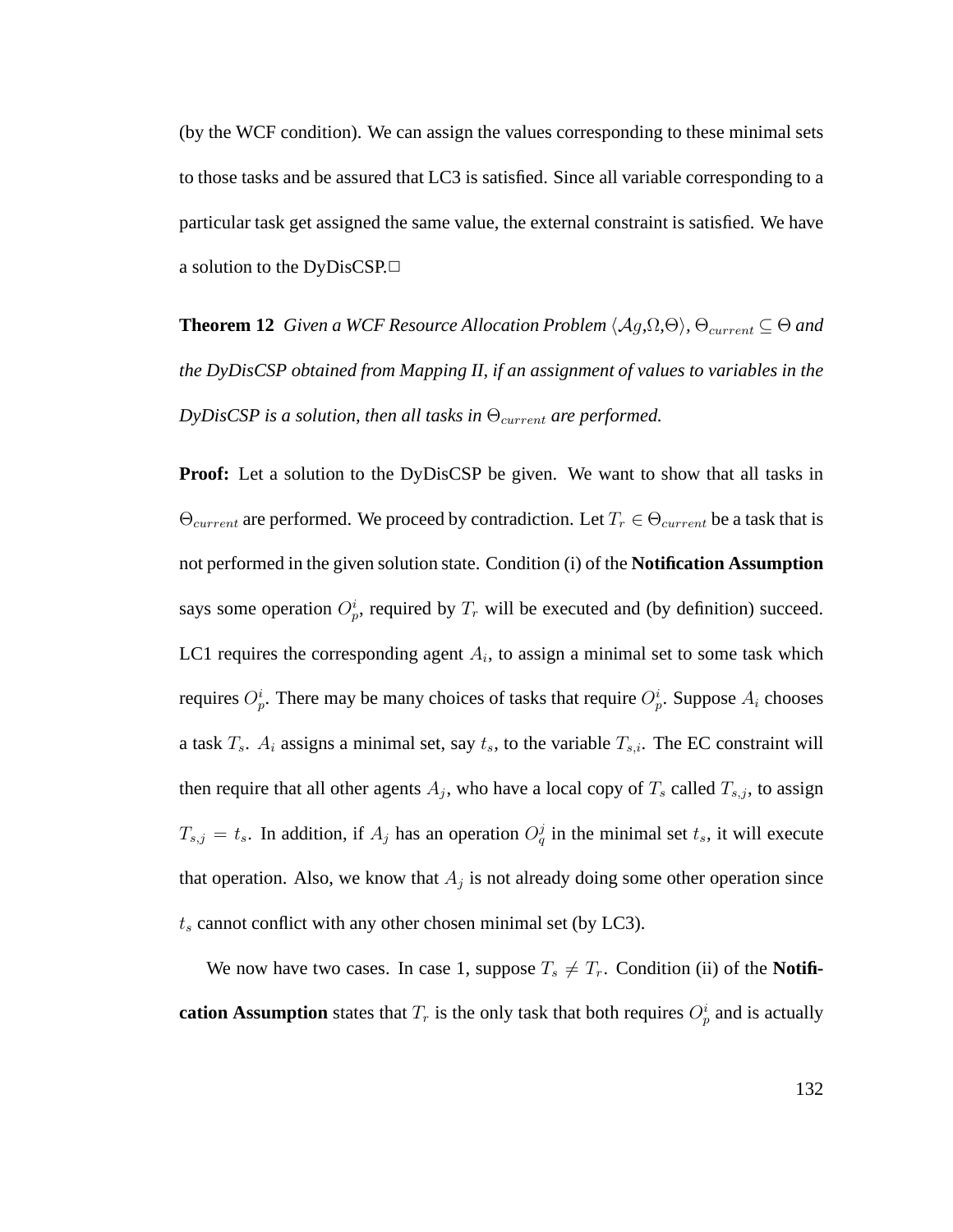(by the WCF condition). We can assign the values corresponding to these minimal sets to those tasks and be assured that LC3 is satisfied. Since all variable corresponding to a particular task get assigned the same value, the external constraint is satisfied. We have a solution to the DyDisCSP.□

**Theorem 12** *Given a WCF Resource Allocation Problem* $\langle \mathcal{A}g, \Omega, \Theta \rangle$, $\Theta_{current} \subseteq \Theta$ *and the DyDisCSP obtained from Mapping II, if an assignment of values to variables in the DyDisCSP is a solution, then all tasks in* $\Theta_{current}$ *are performed.*

**Proof:** Let a solution to the DyDisCSP be given. We want to show that all tasks in $\Theta_{current}$ are performed. We proceed by contradiction. Let $T_r \in \Theta_{current}$ be a task that is not performed in the given solution state. Condition (i) of the **Notification Assumption** says some operation $O^i_p$, required by $T_r$ will be executed and (by definition) succeed. LC1 requires the corresponding agent $A_i$, to assign a minimal set to some task which requires $O^i_p$. There may be many choices of tasks that require $O^i_p$. Suppose $A_i$ chooses a task $T_s$. $A_i$ assigns a minimal set, say $t_s$, to the variable $T_{s,i}$. The EC constraint will then require that all other agents $A_j$, who have a local copy of $T_s$ called $T_{s,j}$, to assign $T_{s,j} = t_s$. In addition, if $A_j$ has an operation $O^j_q$ in the minimal set $t_s$, it will execute that operation. Also, we know that $A_j$ is not already doing some other operation since $t_s$ cannot conflict with any other chosen minimal set (by LC3).

We now have two cases. In case 1, suppose $T_s \neq T_r$. Condition (ii) of the **Notification Assumption** states that $T_r$ is the only task that both requires $O^i_p$ and is actually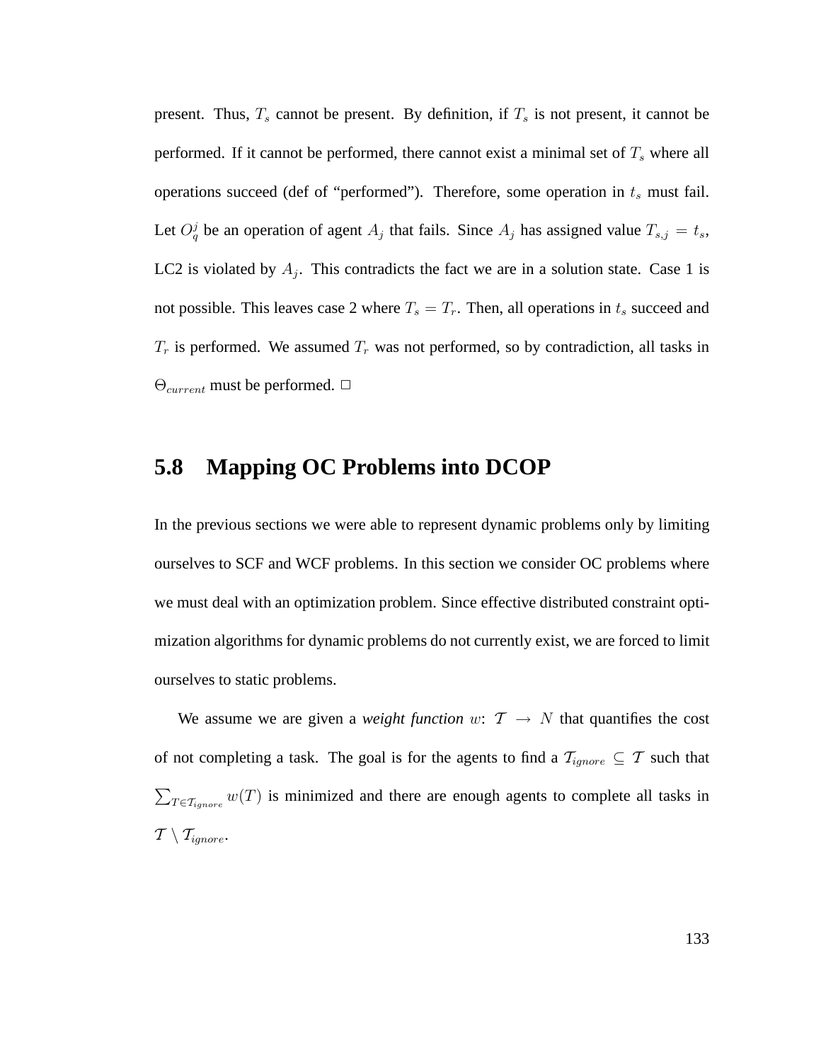present. Thus, $T_s$ cannot be present. By definition, if $T_s$ is not present, it cannot be performed. If it cannot be performed, there cannot exist a minimal set of $T_s$ where all operations succeed (def of "performed"). Therefore, some operation in $t_s$ must fail. Let $O_q^j$ be an operation of agent $A_j$ that fails. Since $A_j$ has assigned value $T_{s,j} = t_s$, LC2 is violated by $A_j$. This contradicts the fact we are in a solution state. Case 1 is not possible. This leaves case 2 where $T_s = T_r$. Then, all operations in $t_s$ succeed and $T_r$ is performed. We assumed $T_r$ was not performed, so by contradiction, all tasks in $\Theta_{current}$ must be performed. □

## 5.8 Mapping OC Problems into DCOP

In the previous sections we were able to represent dynamic problems only by limiting ourselves to SCF and WCF problems. In this section we consider OC problems where we must deal with an optimization problem. Since effective distributed constraint optimization algorithms for dynamic problems do not currently exist, we are forced to limit ourselves to static problems.

We assume we are given a *weight function* $w$: $\mathcal{T} \rightarrow N$ that quantifies the cost of not completing a task. The goal is for the agents to find a $\mathcal{T}_{ignore} \subseteq \mathcal{T}$ such that $\sum_{T \in \mathcal{T}_{ignore}} w(T)$ is minimized and there are enough agents to complete all tasks in $\mathcal{T} \setminus \mathcal{T}_{ignore}$.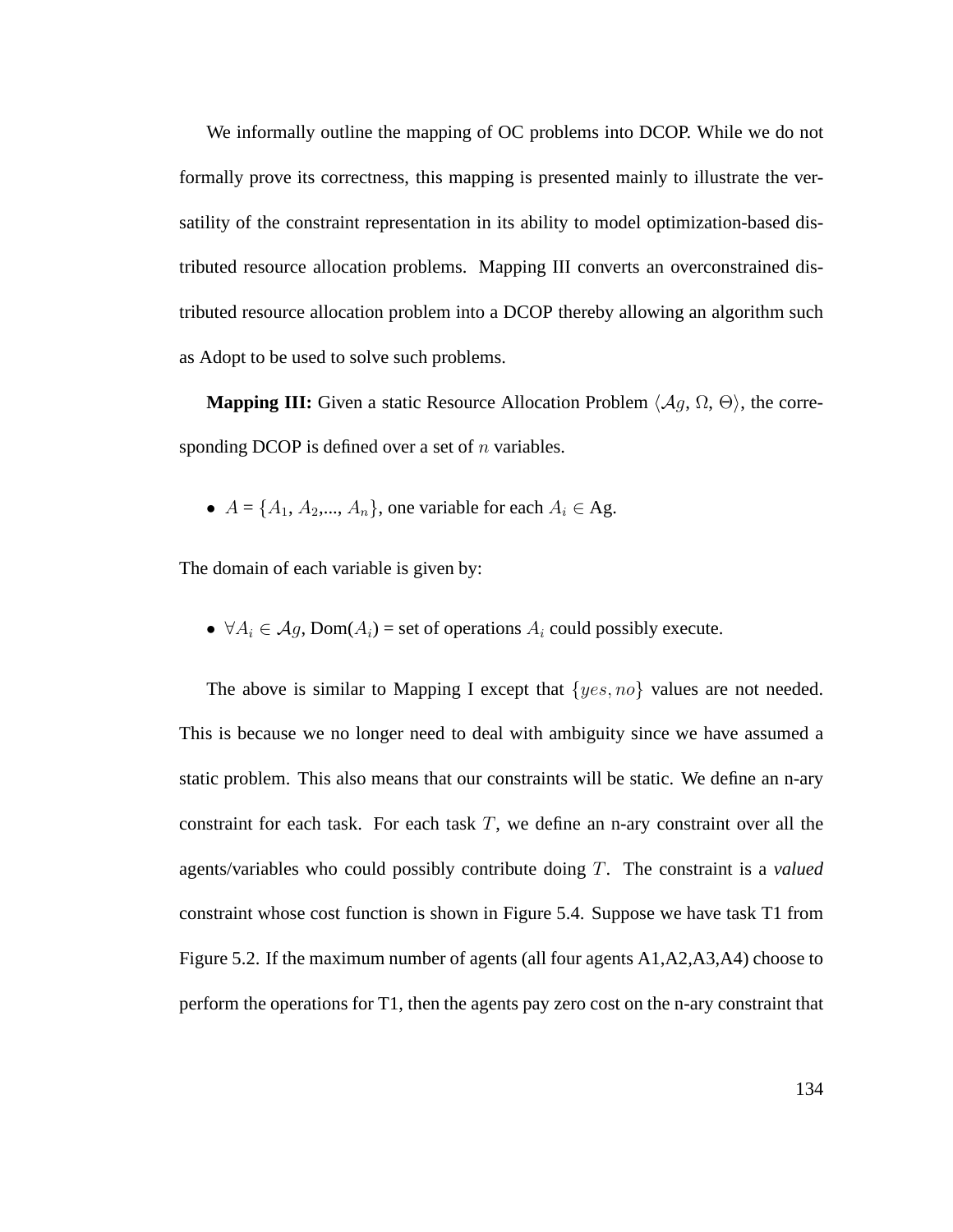We informally outline the mapping of OC problems into DCOP. While we do not formally prove its correctness, this mapping is presented mainly to illustrate the versatility of the constraint representation in its ability to model optimization-based distributed resource allocation problems. Mapping III converts an overconstrained distributed resource allocation problem into a DCOP thereby allowing an algorithm such as Adopt to be used to solve such problems.

**Mapping III:** Given a static Resource Allocation Problem $\langle \mathcal{A}g, \Omega, \Theta \rangle$, the corresponding DCOP is defined over a set of $n$ variables.

- $A = \{A_1, A_2, ..., A_n\}$, one variable for each $A_i \in$ Ag.

The domain of each variable is given by:

- $\forall A_i \in \mathcal{A}g$, Dom($A_i$) = set of operations $A_i$ could possibly execute.

The above is similar to Mapping I except that $\{yes, no\}$ values are not needed. This is because we no longer need to deal with ambiguity since we have assumed a static problem. This also means that our constraints will be static. We define an n-ary constraint for each task. For each task $T$, we define an n-ary constraint over all the agents/variables who could possibly contribute doing $T$. The constraint is a *valued* constraint whose cost function is shown in Figure 5.4. Suppose we have task T1 from Figure 5.2. If the maximum number of agents (all four agents A1,A2,A3,A4) choose to perform the operations for T1, then the agents pay zero cost on the n-ary constraint that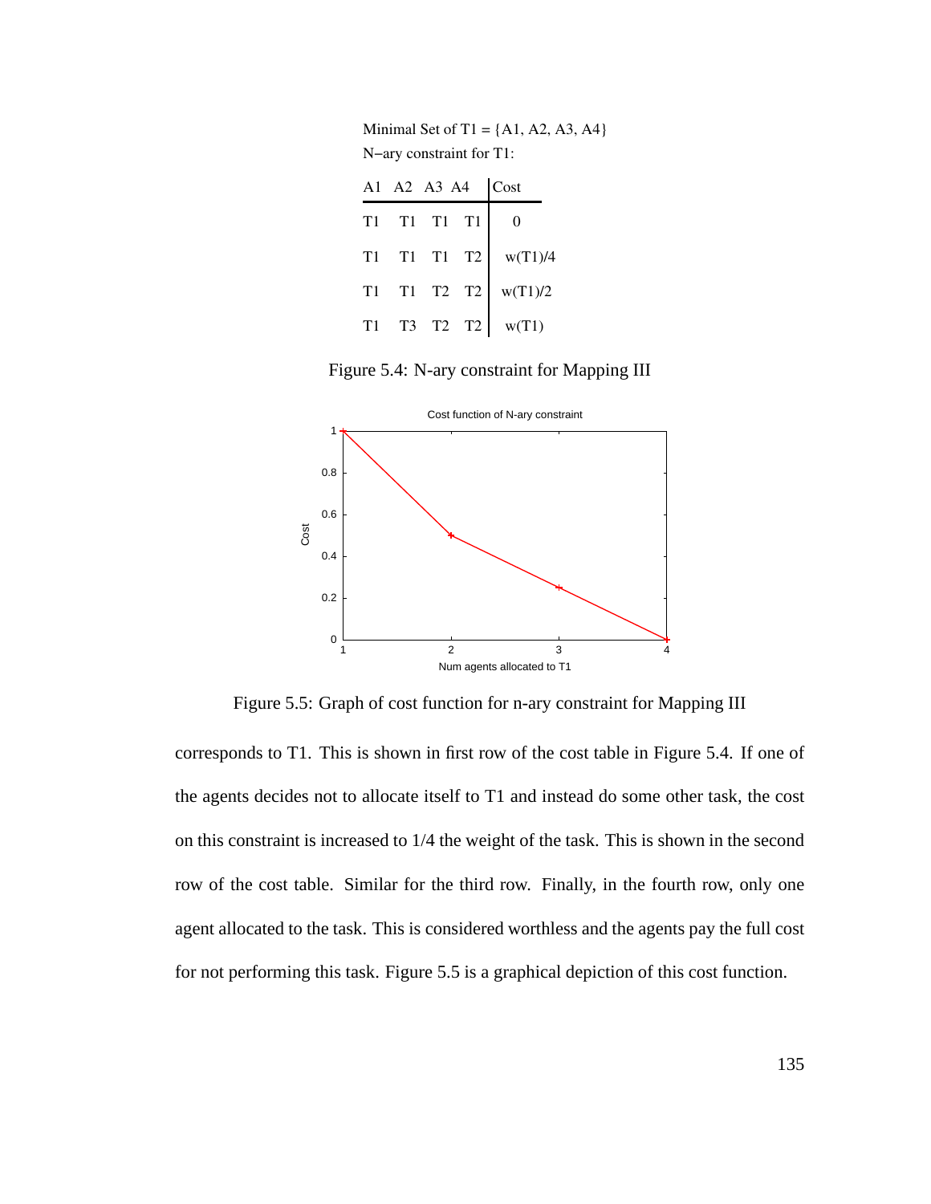Minimal Set of T1 = {A1, A2, A3, A4}

N−ary constraint for T1:

| A1 | A2 | A3 | A4 | Cost |
|---|---|---|---|---|
| T1 | T1 | T1 | T1 | 0 |
| T1 | T1 | T1 | T2 | w(T1)/4 |
| T1 | T1 | T2 | T2 | w(T1)/2 |
| T1 | T3 | T2 | T2 | w(T1) |

Figure 5.4: N-ary constraint for Mapping III

Figure 5.5: Graph of cost function for n-ary constraint for Mapping III

corresponds to T1. This is shown in first row of the cost table in Figure 5.4. If one of the agents decides not to allocate itself to T1 and instead do some other task, the cost on this constraint is increased to 1/4 the weight of the task. This is shown in the second row of the cost table. Similar for the third row. Finally, in the fourth row, only one agent allocated to the task. This is considered worthless and the agents pay the full cost for not performing this task. Figure 5.5 is a graphical depiction of this cost function.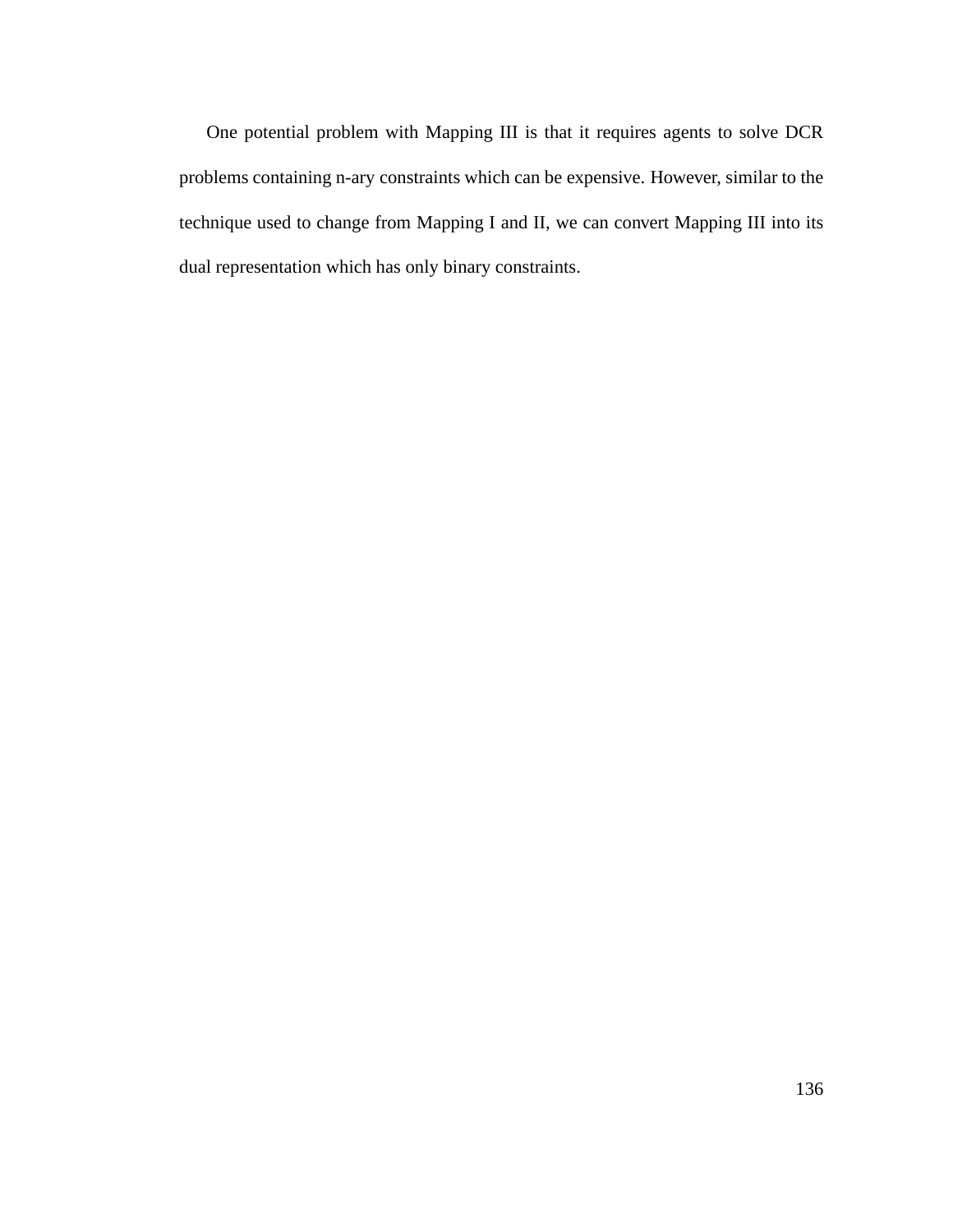One potential problem with Mapping III is that it requires agents to solve DCR problems containing n-ary constraints which can be expensive. However, similar to the technique used to change from Mapping I and II, we can convert Mapping III into its dual representation which has only binary constraints.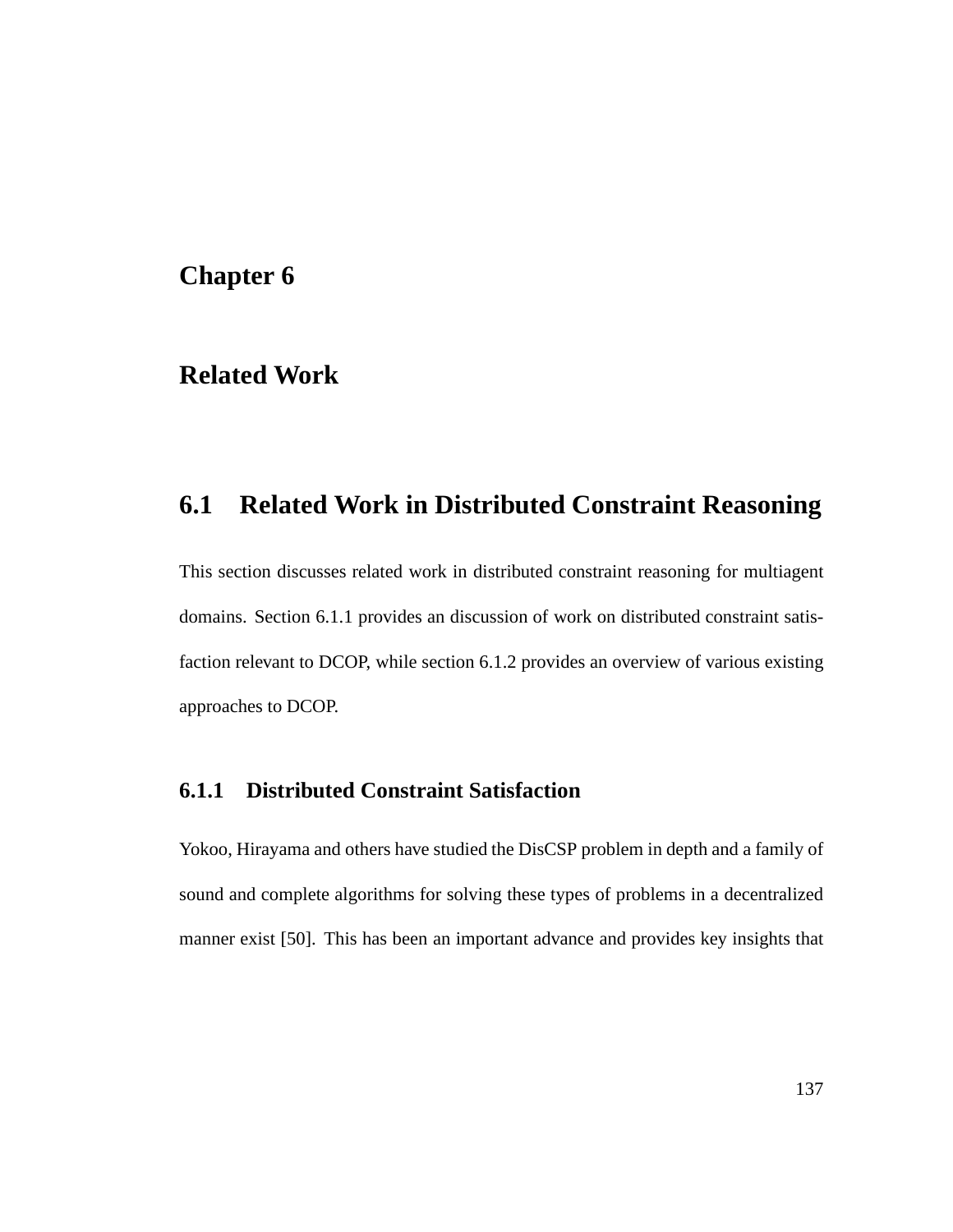# Chapter 6

# Related Work

## 6.1 Related Work in Distributed Constraint Reasoning

This section discusses related work in distributed constraint reasoning for multiagent domains. Section 6.1.1 provides an discussion of work on distributed constraint satisfaction relevant to DCOP, while section 6.1.2 provides an overview of various existing approaches to DCOP.

### 6.1.1 Distributed Constraint Satisfaction

Yokoo, Hirayama and others have studied the DisCSP problem in depth and a family of sound and complete algorithms for solving these types of problems in a decentralized manner exist [50]. This has been an important advance and provides key insights that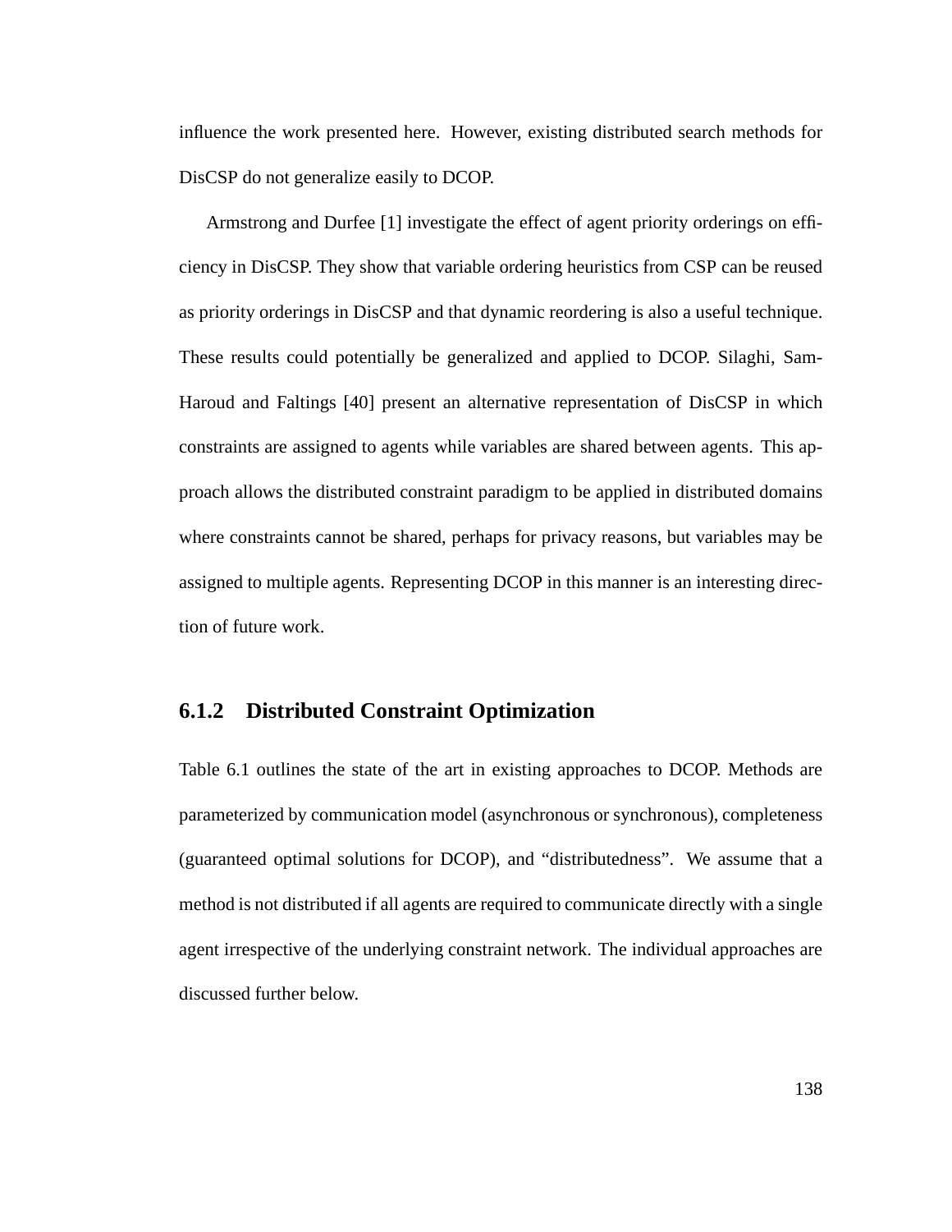influence the work presented here. However, existing distributed search methods for DisCSP do not generalize easily to DCOP.

Armstrong and Durfee [1] investigate the effect of agent priority orderings on efficiency in DisCSP. They show that variable ordering heuristics from CSP can be reused as priority orderings in DisCSP and that dynamic reordering is also a useful technique. These results could potentially be generalized and applied to DCOP. Silaghi, Sam-Haroud and Faltings [40] present an alternative representation of DisCSP in which constraints are assigned to agents while variables are shared between agents. This approach allows the distributed constraint paradigm to be applied in distributed domains where constraints cannot be shared, perhaps for privacy reasons, but variables may be assigned to multiple agents. Representing DCOP in this manner is an interesting direction of future work.

### 6.1.2 Distributed Constraint Optimization

Table 6.1 outlines the state of the art in existing approaches to DCOP. Methods are parameterized by communication model (asynchronous or synchronous), completeness (guaranteed optimal solutions for DCOP), and "distributedness". We assume that a method is not distributed if all agents are required to communicate directly with a single agent irrespective of the underlying constraint network. The individual approaches are discussed further below.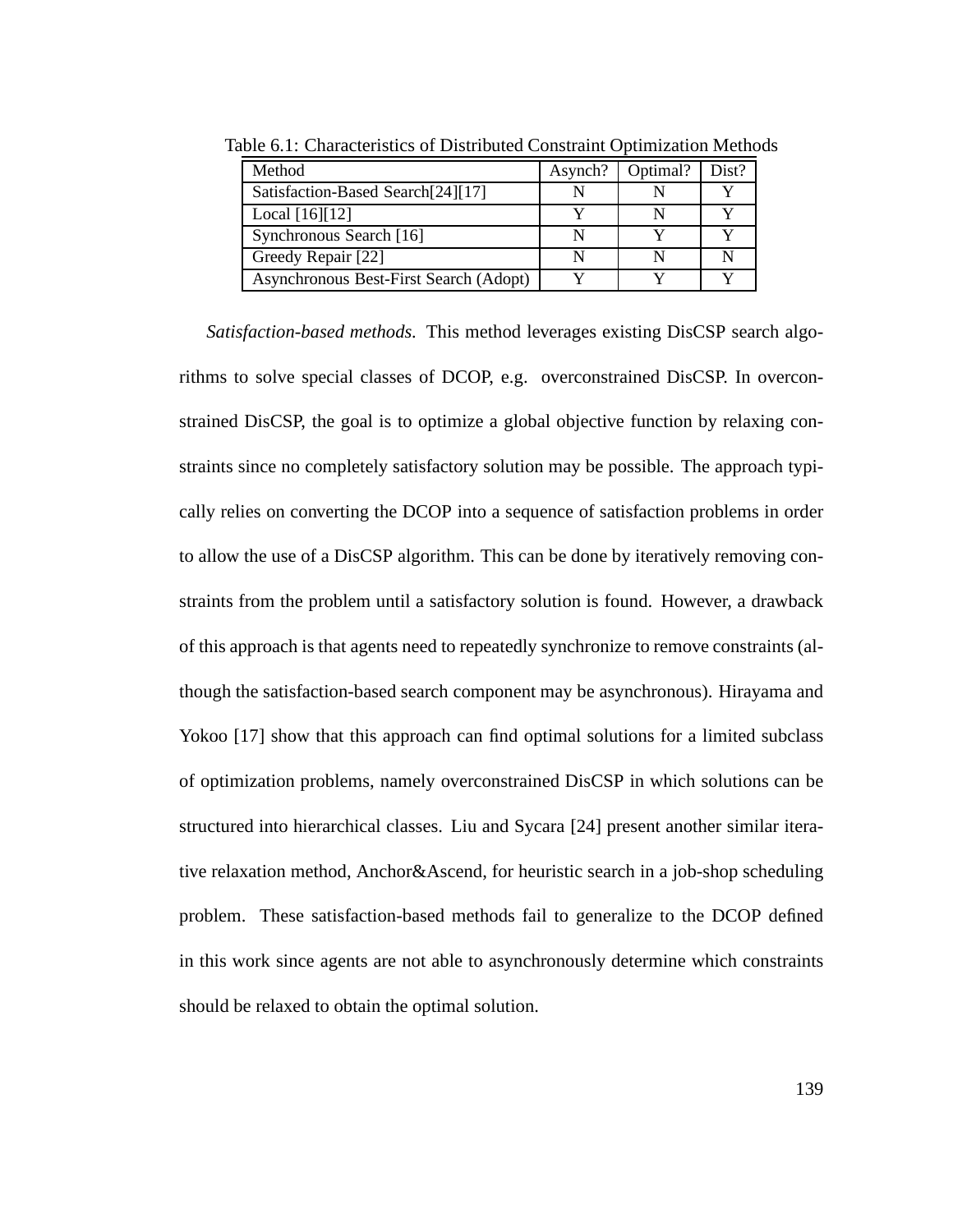Table 6.1: Characteristics of Distributed Constraint Optimization Methods

| Method | Asynch? | Optimal? | Dist? |
|---|---|---|---|
| Satisfaction-Based Search[24][17] | N | N | Y |
| Local [16][12] | Y | N | Y |
| Synchronous Search [16] | N | Y | Y |
| Greedy Repair [22] | N | N | N |
| Asynchronous Best-First Search (Adopt) | Y | Y | Y |

*Satisfaction-based methods.* This method leverages existing DisCSP search algorithms to solve special classes of DCOP, e.g. overconstrained DisCSP. In overconstrained DisCSP, the goal is to optimize a global objective function by relaxing constraints since no completely satisfactory solution may be possible. The approach typically relies on converting the DCOP into a sequence of satisfaction problems in order to allow the use of a DisCSP algorithm. This can be done by iteratively removing constraints from the problem until a satisfactory solution is found. However, a drawback of this approach is that agents need to repeatedly synchronize to remove constraints (although the satisfaction-based search component may be asynchronous). Hirayama and Yokoo [17] show that this approach can find optimal solutions for a limited subclass of optimization problems, namely overconstrained DisCSP in which solutions can be structured into hierarchical classes. Liu and Sycara [24] present another similar iterative relaxation method, Anchor&Ascend, for heuristic search in a job-shop scheduling problem. These satisfaction-based methods fail to generalize to the DCOP defined in this work since agents are not able to asynchronously determine which constraints should be relaxed to obtain the optimal solution.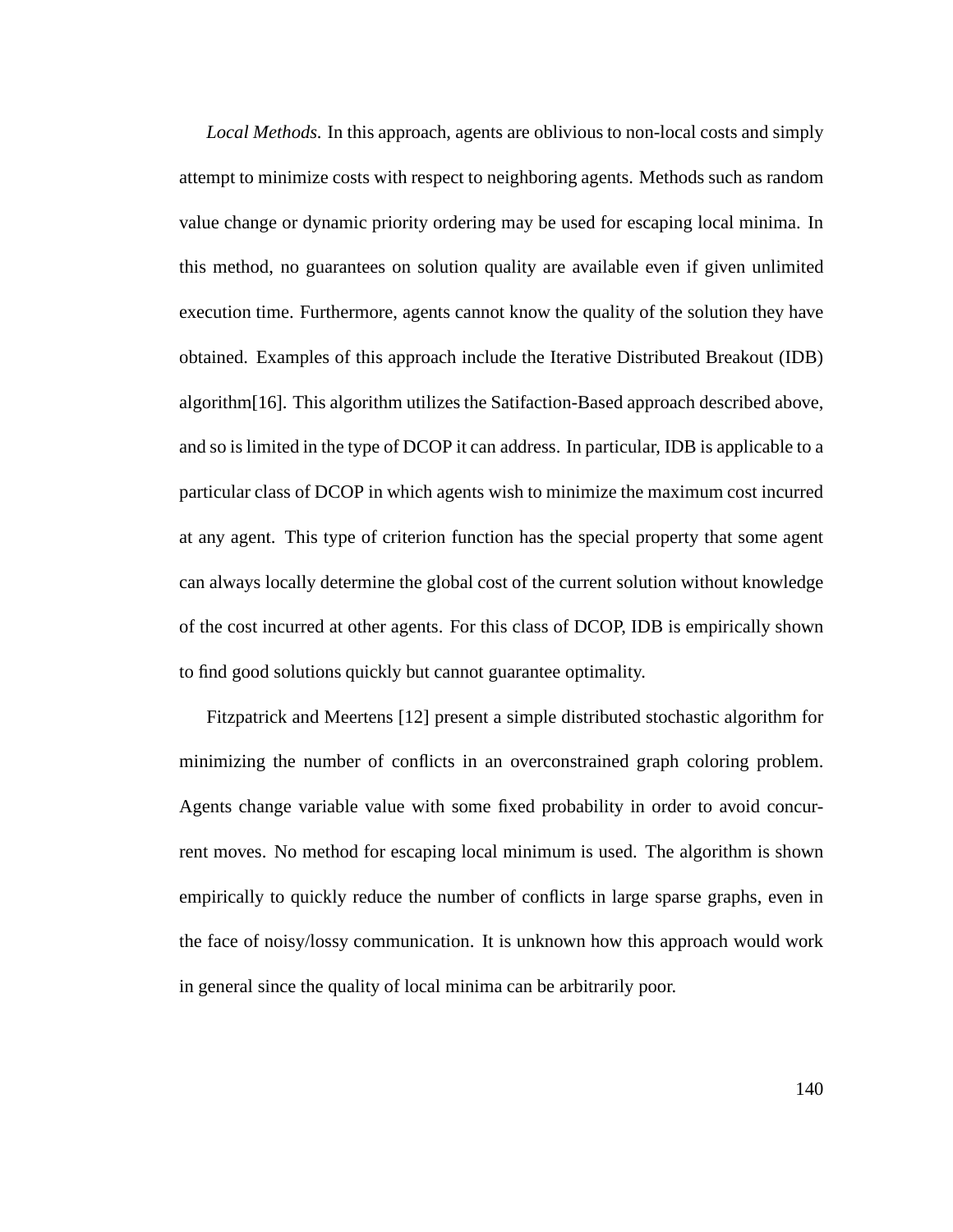*Local Methods.* In this approach, agents are oblivious to non-local costs and simply attempt to minimize costs with respect to neighboring agents. Methods such as random value change or dynamic priority ordering may be used for escaping local minima. In this method, no guarantees on solution quality are available even if given unlimited execution time. Furthermore, agents cannot know the quality of the solution they have obtained. Examples of this approach include the Iterative Distributed Breakout (IDB) algorithm[16]. This algorithm utilizes the Satifaction-Based approach described above, and so is limited in the type of DCOP it can address. In particular, IDB is applicable to a particular class of DCOP in which agents wish to minimize the maximum cost incurred at any agent. This type of criterion function has the special property that some agent can always locally determine the global cost of the current solution without knowledge of the cost incurred at other agents. For this class of DCOP, IDB is empirically shown to find good solutions quickly but cannot guarantee optimality.

Fitzpatrick and Meertens [12] present a simple distributed stochastic algorithm for minimizing the number of conflicts in an overconstrained graph coloring problem. Agents change variable value with some fixed probability in order to avoid concurrent moves. No method for escaping local minimum is used. The algorithm is shown empirically to quickly reduce the number of conflicts in large sparse graphs, even in the face of noisy/lossy communication. It is unknown how this approach would work in general since the quality of local minima can be arbitrarily poor.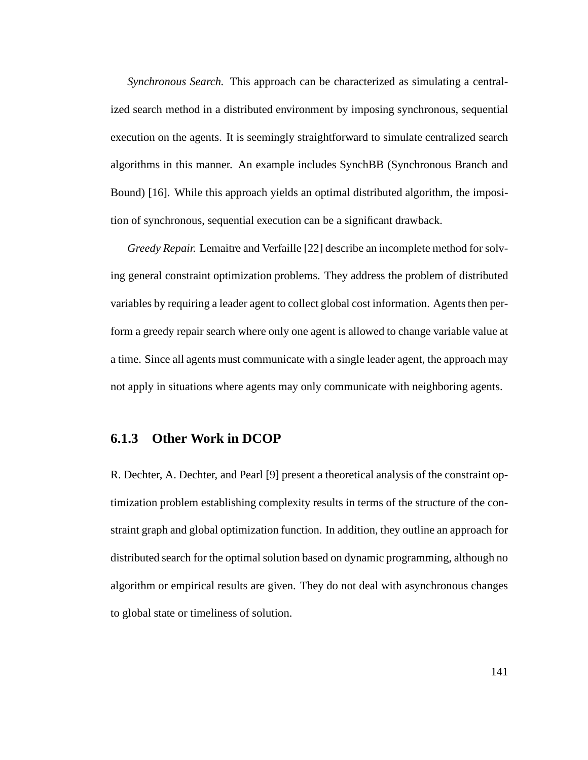*Synchronous Search.* This approach can be characterized as simulating a centralized search method in a distributed environment by imposing synchronous, sequential execution on the agents. It is seemingly straightforward to simulate centralized search algorithms in this manner. An example includes SynchBB (Synchronous Branch and Bound) [16]. While this approach yields an optimal distributed algorithm, the imposition of synchronous, sequential execution can be a significant drawback.

*Greedy Repair.* Lemaitre and Verfaille [22] describe an incomplete method for solving general constraint optimization problems. They address the problem of distributed variables by requiring a leader agent to collect global cost information. Agents then perform a greedy repair search where only one agent is allowed to change variable value at a time. Since all agents must communicate with a single leader agent, the approach may not apply in situations where agents may only communicate with neighboring agents.

### 6.1.3 Other Work in DCOP

R. Dechter, A. Dechter, and Pearl [9] present a theoretical analysis of the constraint optimization problem establishing complexity results in terms of the structure of the constraint graph and global optimization function. In addition, they outline an approach for distributed search for the optimal solution based on dynamic programming, although no algorithm or empirical results are given. They do not deal with asynchronous changes to global state or timeliness of solution.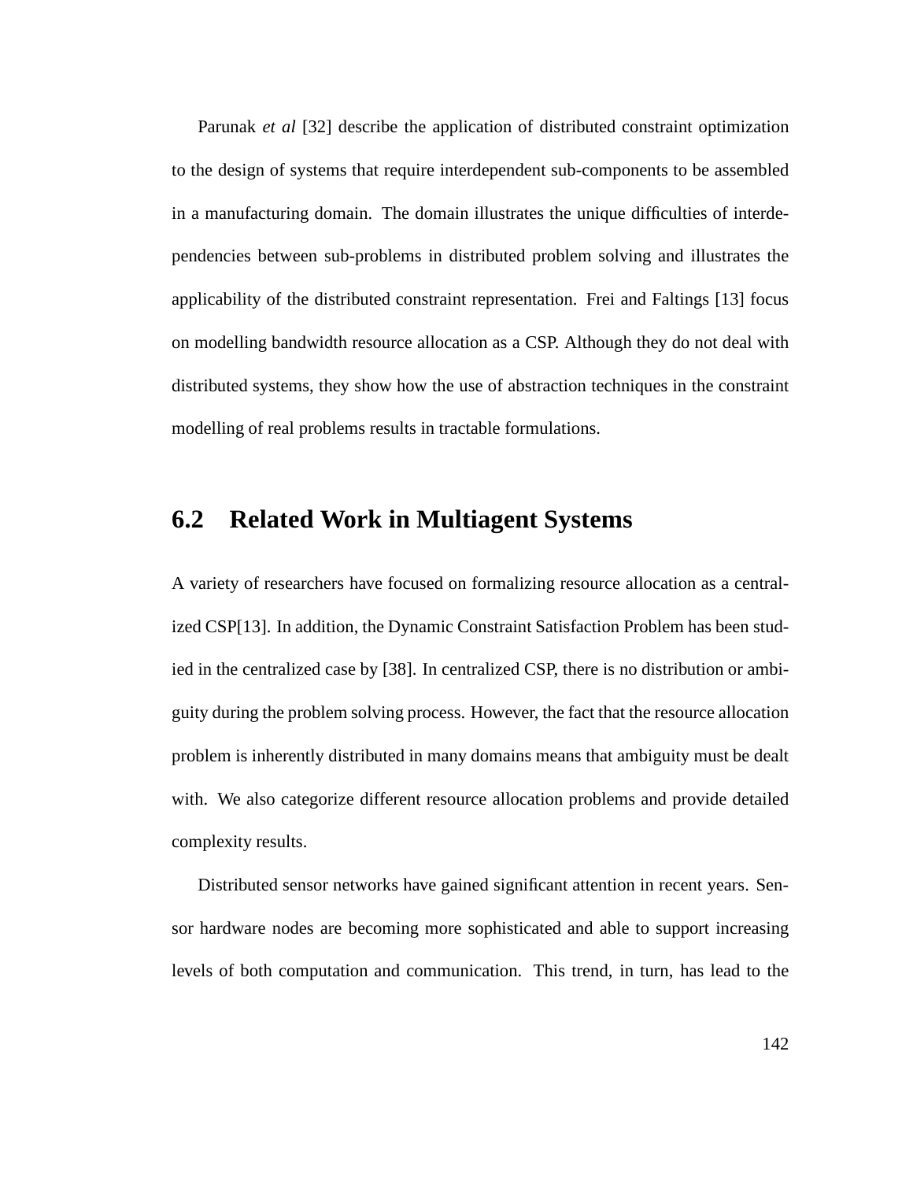Parunak *et al* [32] describe the application of distributed constraint optimization to the design of systems that require interdependent sub-components to be assembled in a manufacturing domain. The domain illustrates the unique difficulties of interdependencies between sub-problems in distributed problem solving and illustrates the applicability of the distributed constraint representation. Frei and Faltings [13] focus on modelling bandwidth resource allocation as a CSP. Although they do not deal with distributed systems, they show how the use of abstraction techniques in the constraint modelling of real problems results in tractable formulations.

## 6.2 Related Work in Multiagent Systems

A variety of researchers have focused on formalizing resource allocation as a centralized CSP[13]. In addition, the Dynamic Constraint Satisfaction Problem has been studied in the centralized case by [38]. In centralized CSP, there is no distribution or ambiguity during the problem solving process. However, the fact that the resource allocation problem is inherently distributed in many domains means that ambiguity must be dealt with. We also categorize different resource allocation problems and provide detailed complexity results.

Distributed sensor networks have gained significant attention in recent years. Sensor hardware nodes are becoming more sophisticated and able to support increasing levels of both computation and communication. This trend, in turn, has lead to the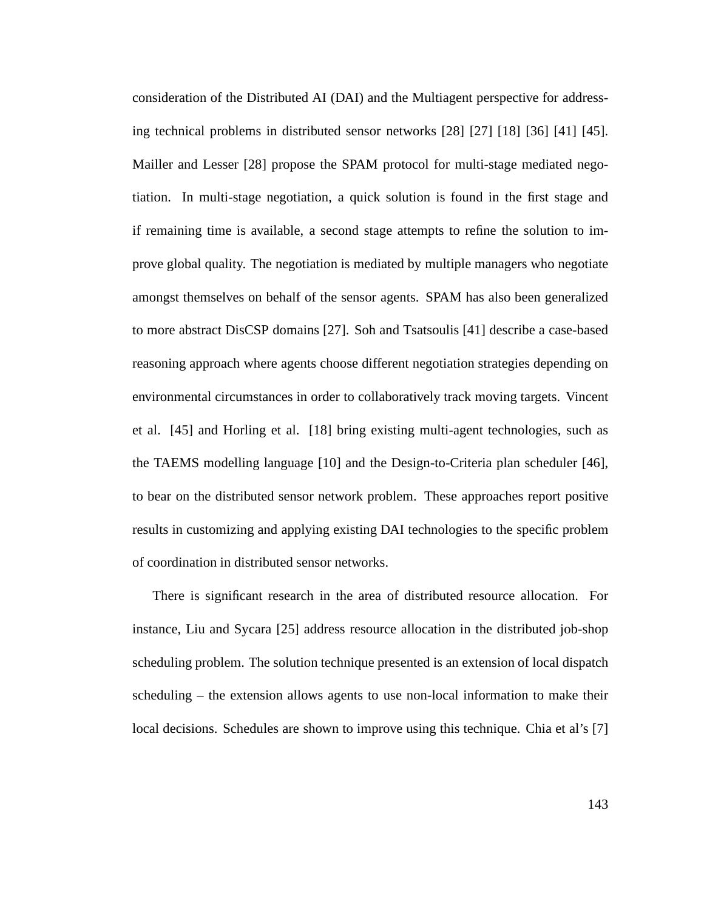consideration of the Distributed AI (DAI) and the Multiagent perspective for addressing technical problems in distributed sensor networks [28] [27] [18] [36] [41] [45]. Mailler and Lesser [28] propose the SPAM protocol for multi-stage mediated negotiation. In multi-stage negotiation, a quick solution is found in the first stage and if remaining time is available, a second stage attempts to refine the solution to improve global quality. The negotiation is mediated by multiple managers who negotiate amongst themselves on behalf of the sensor agents. SPAM has also been generalized to more abstract DisCSP domains [27]. Soh and Tsatsoulis [41] describe a case-based reasoning approach where agents choose different negotiation strategies depending on environmental circumstances in order to collaboratively track moving targets. Vincent et al. [45] and Horling et al. [18] bring existing multi-agent technologies, such as the TAEMS modelling language [10] and the Design-to-Criteria plan scheduler [46], to bear on the distributed sensor network problem. These approaches report positive results in customizing and applying existing DAI technologies to the specific problem of coordination in distributed sensor networks.

There is significant research in the area of distributed resource allocation. For instance, Liu and Sycara [25] address resource allocation in the distributed job-shop scheduling problem. The solution technique presented is an extension of local dispatch scheduling – the extension allows agents to use non-local information to make their local decisions. Schedules are shown to improve using this technique. Chia et al's [7]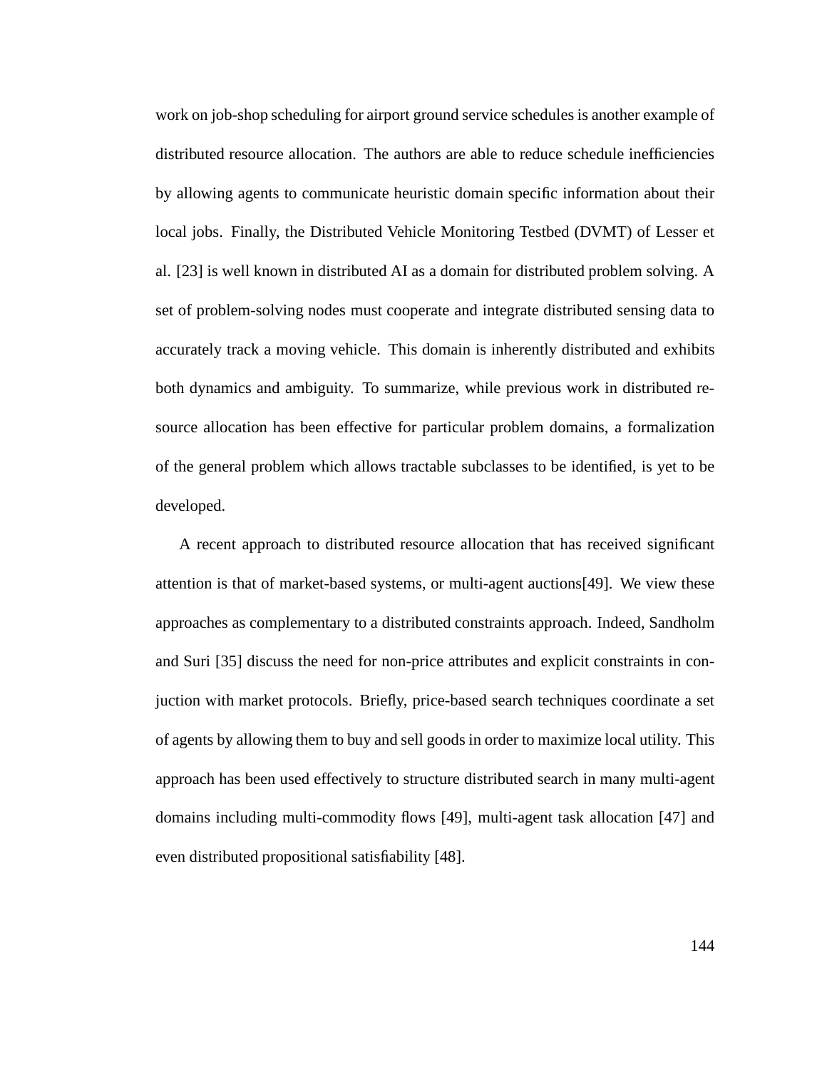work on job-shop scheduling for airport ground service schedules is another example of distributed resource allocation. The authors are able to reduce schedule inefficiencies by allowing agents to communicate heuristic domain specific information about their local jobs. Finally, the Distributed Vehicle Monitoring Testbed (DVMT) of Lesser et al. [23] is well known in distributed AI as a domain for distributed problem solving. A set of problem-solving nodes must cooperate and integrate distributed sensing data to accurately track a moving vehicle. This domain is inherently distributed and exhibits both dynamics and ambiguity. To summarize, while previous work in distributed resource allocation has been effective for particular problem domains, a formalization of the general problem which allows tractable subclasses to be identified, is yet to be developed.

A recent approach to distributed resource allocation that has received significant attention is that of market-based systems, or multi-agent auctions[49]. We view these approaches as complementary to a distributed constraints approach. Indeed, Sandholm and Suri [35] discuss the need for non-price attributes and explicit constraints in conjuction with market protocols. Briefly, price-based search techniques coordinate a set of agents by allowing them to buy and sell goods in order to maximize local utility. This approach has been used effectively to structure distributed search in many multi-agent domains including multi-commodity flows [49], multi-agent task allocation [47] and even distributed propositional satisfiability [48].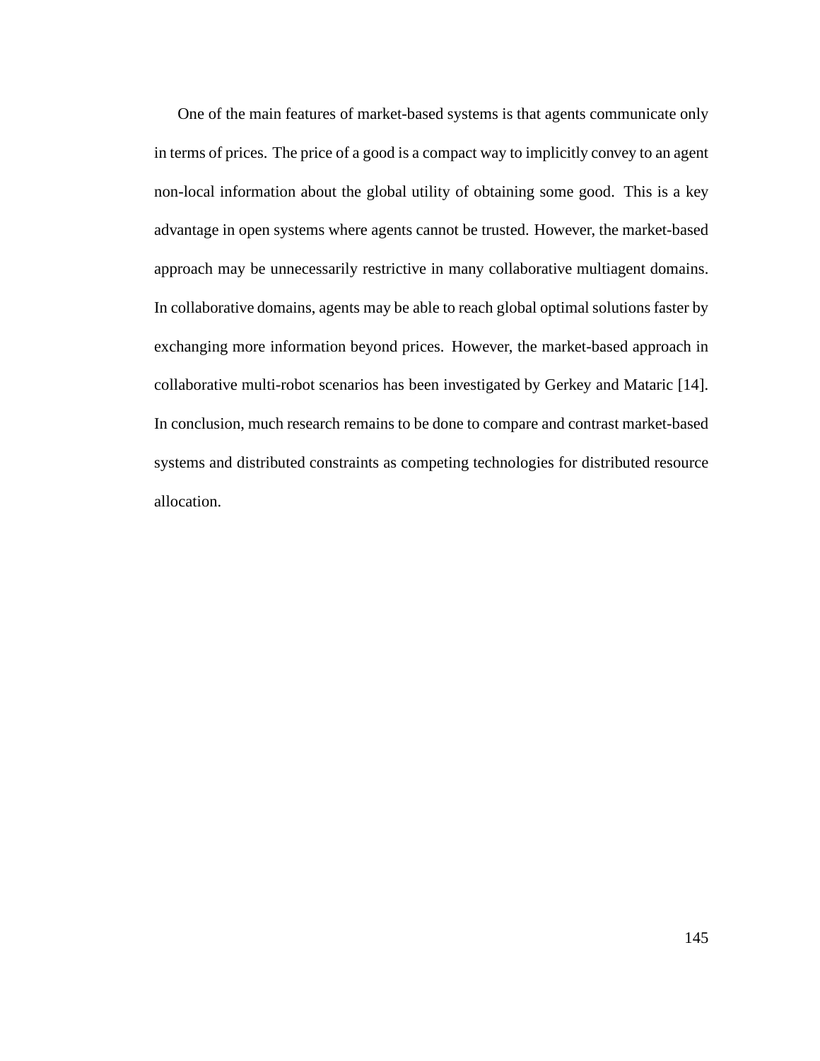One of the main features of market-based systems is that agents communicate only in terms of prices. The price of a good is a compact way to implicitly convey to an agent non-local information about the global utility of obtaining some good. This is a key advantage in open systems where agents cannot be trusted. However, the market-based approach may be unnecessarily restrictive in many collaborative multiagent domains. In collaborative domains, agents may be able to reach global optimal solutions faster by exchanging more information beyond prices. However, the market-based approach in collaborative multi-robot scenarios has been investigated by Gerkey and Mataric [14]. In conclusion, much research remains to be done to compare and contrast market-based systems and distributed constraints as competing technologies for distributed resource allocation.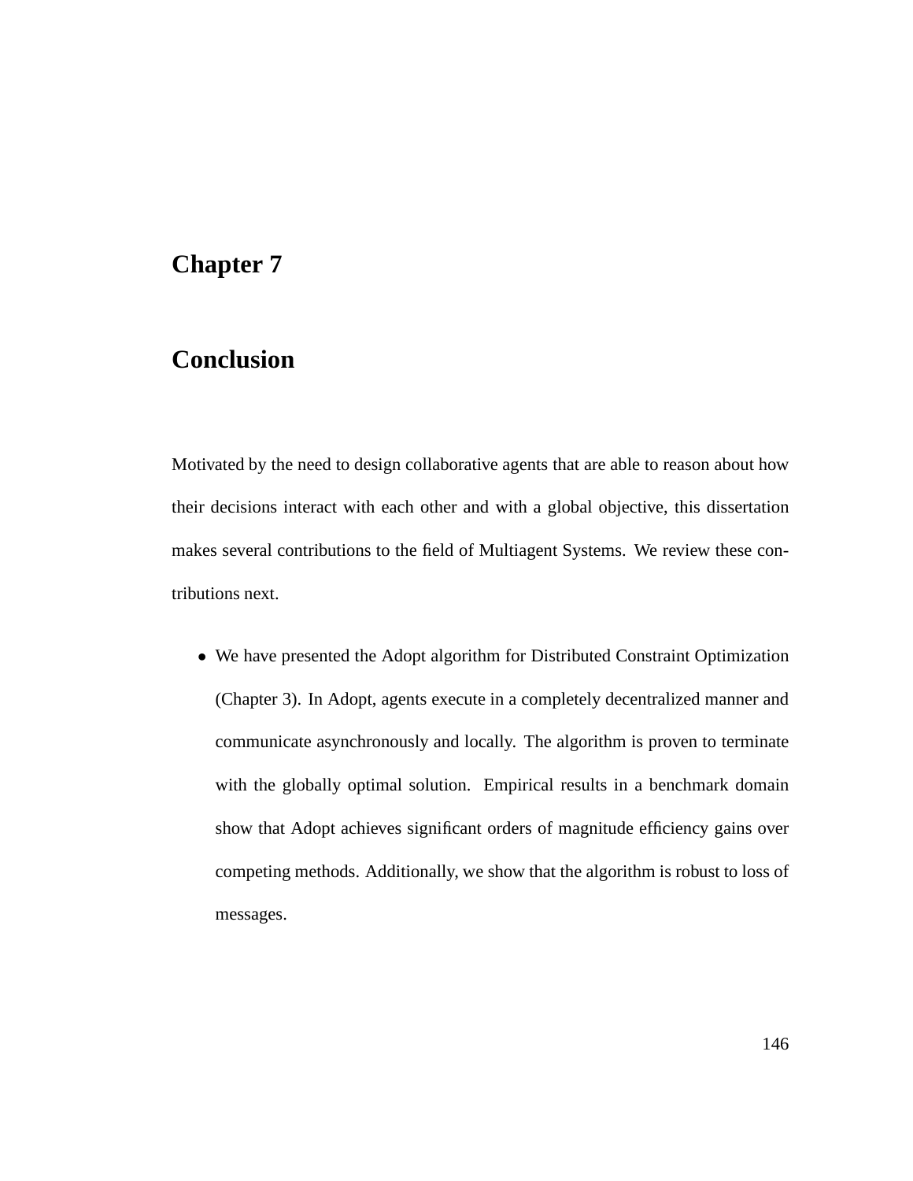# Chapter 7

# Conclusion

Motivated by the need to design collaborative agents that are able to reason about how their decisions interact with each other and with a global objective, this dissertation makes several contributions to the field of Multiagent Systems. We review these contributions next.

- We have presented the Adopt algorithm for Distributed Constraint Optimization (Chapter 3). In Adopt, agents execute in a completely decentralized manner and communicate asynchronously and locally. The algorithm is proven to terminate with the globally optimal solution. Empirical results in a benchmark domain show that Adopt achieves significant orders of magnitude efficiency gains over competing methods. Additionally, we show that the algorithm is robust to loss of messages.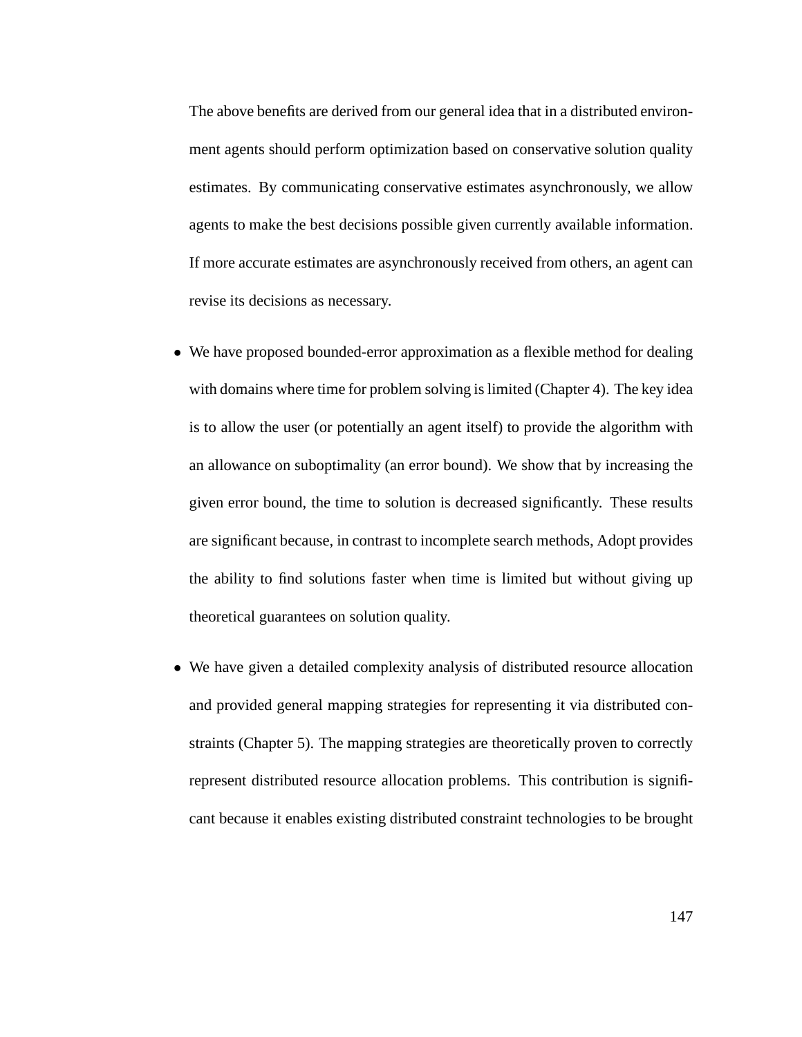The above benefits are derived from our general idea that in a distributed environment agents should perform optimization based on conservative solution quality estimates. By communicating conservative estimates asynchronously, we allow agents to make the best decisions possible given currently available information. If more accurate estimates are asynchronously received from others, an agent can revise its decisions as necessary.

- We have proposed bounded-error approximation as a flexible method for dealing with domains where time for problem solving is limited (Chapter 4). The key idea is to allow the user (or potentially an agent itself) to provide the algorithm with an allowance on suboptimality (an error bound). We show that by increasing the given error bound, the time to solution is decreased significantly. These results are significant because, in contrast to incomplete search methods, Adopt provides the ability to find solutions faster when time is limited but without giving up theoretical guarantees on solution quality.

- We have given a detailed complexity analysis of distributed resource allocation and provided general mapping strategies for representing it via distributed constraints (Chapter 5). The mapping strategies are theoretically proven to correctly represent distributed resource allocation problems. This contribution is significant because it enables existing distributed constraint technologies to be brought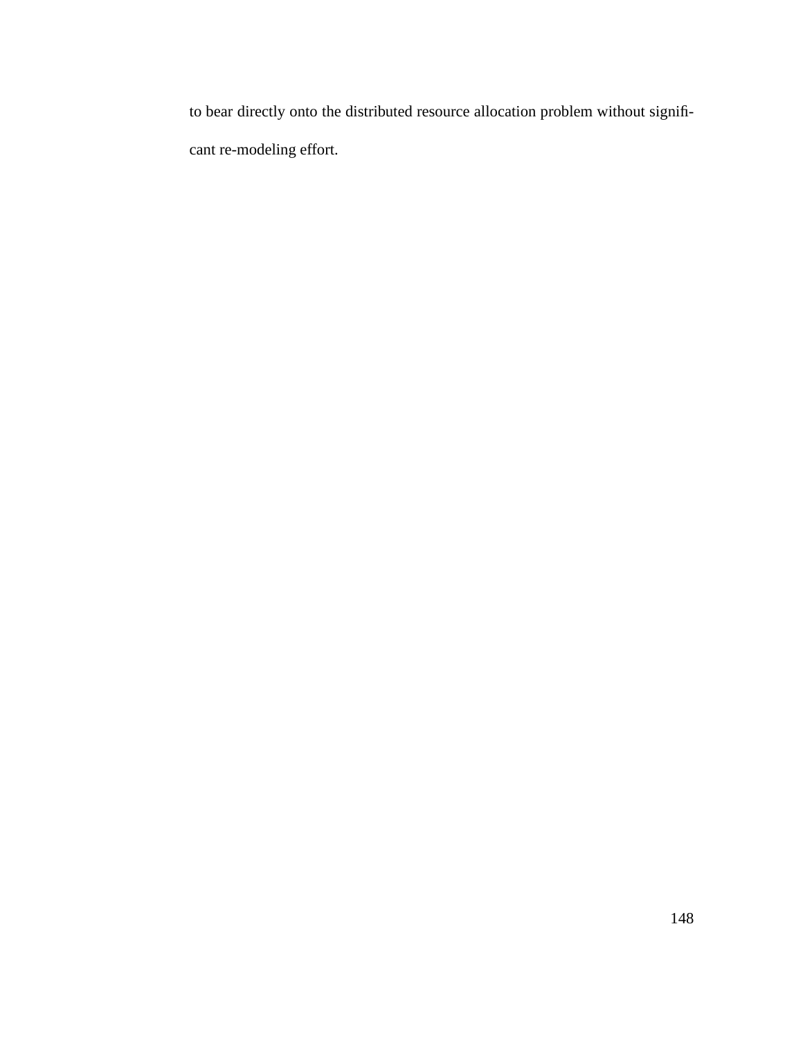to bear directly onto the distributed resource allocation problem without significant re-modeling effort.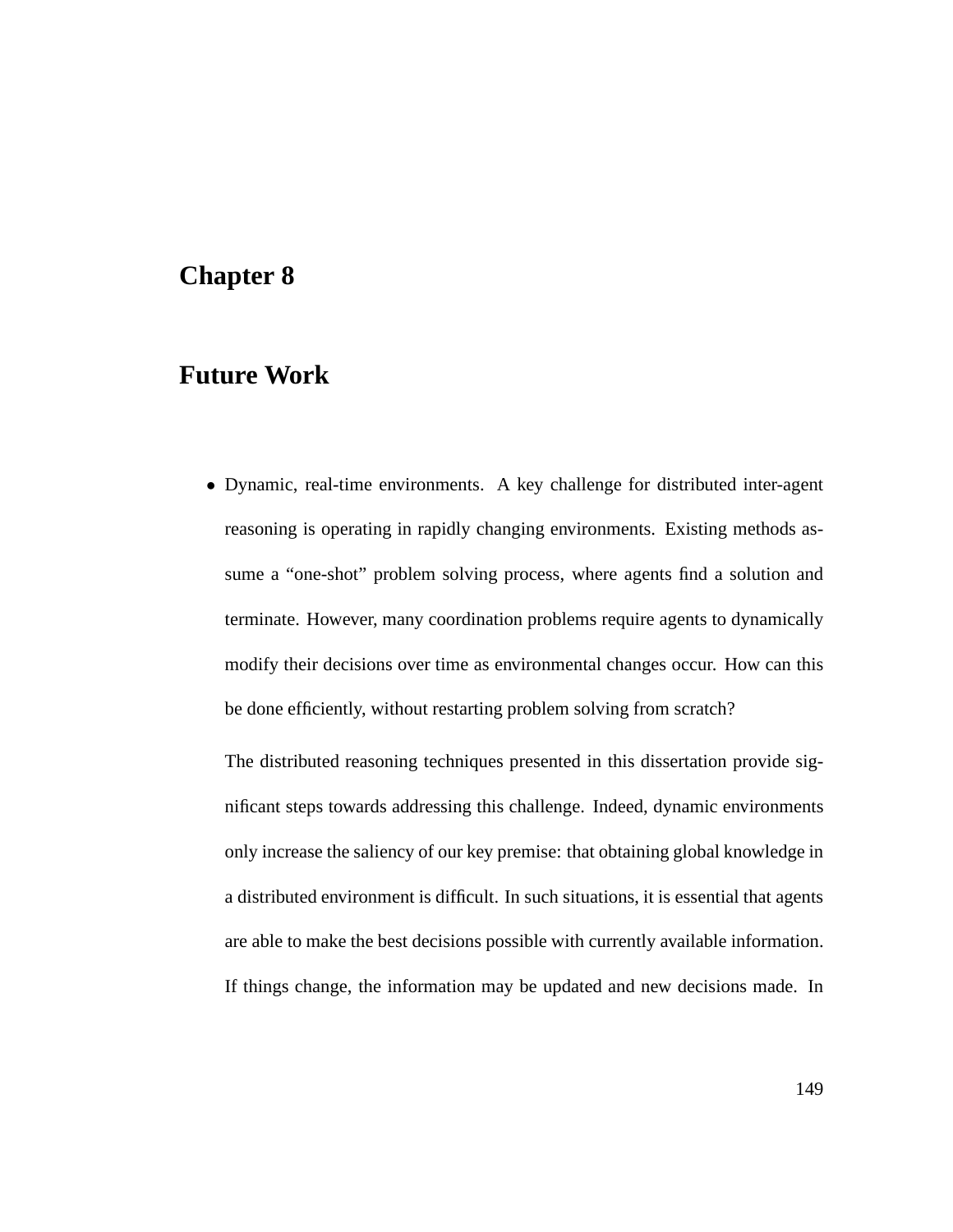# Chapter 8

# Future Work

- Dynamic, real-time environments. A key challenge for distributed inter-agent reasoning is operating in rapidly changing environments. Existing methods assume a "one-shot" problem solving process, where agents find a solution and terminate. However, many coordination problems require agents to dynamically modify their decisions over time as environmental changes occur. How can this be done efficiently, without restarting problem solving from scratch?

  The distributed reasoning techniques presented in this dissertation provide significant steps towards addressing this challenge. Indeed, dynamic environments only increase the saliency of our key premise: that obtaining global knowledge in a distributed environment is difficult. In such situations, it is essential that agents are able to make the best decisions possible with currently available information. If things change, the information may be updated and new decisions made. In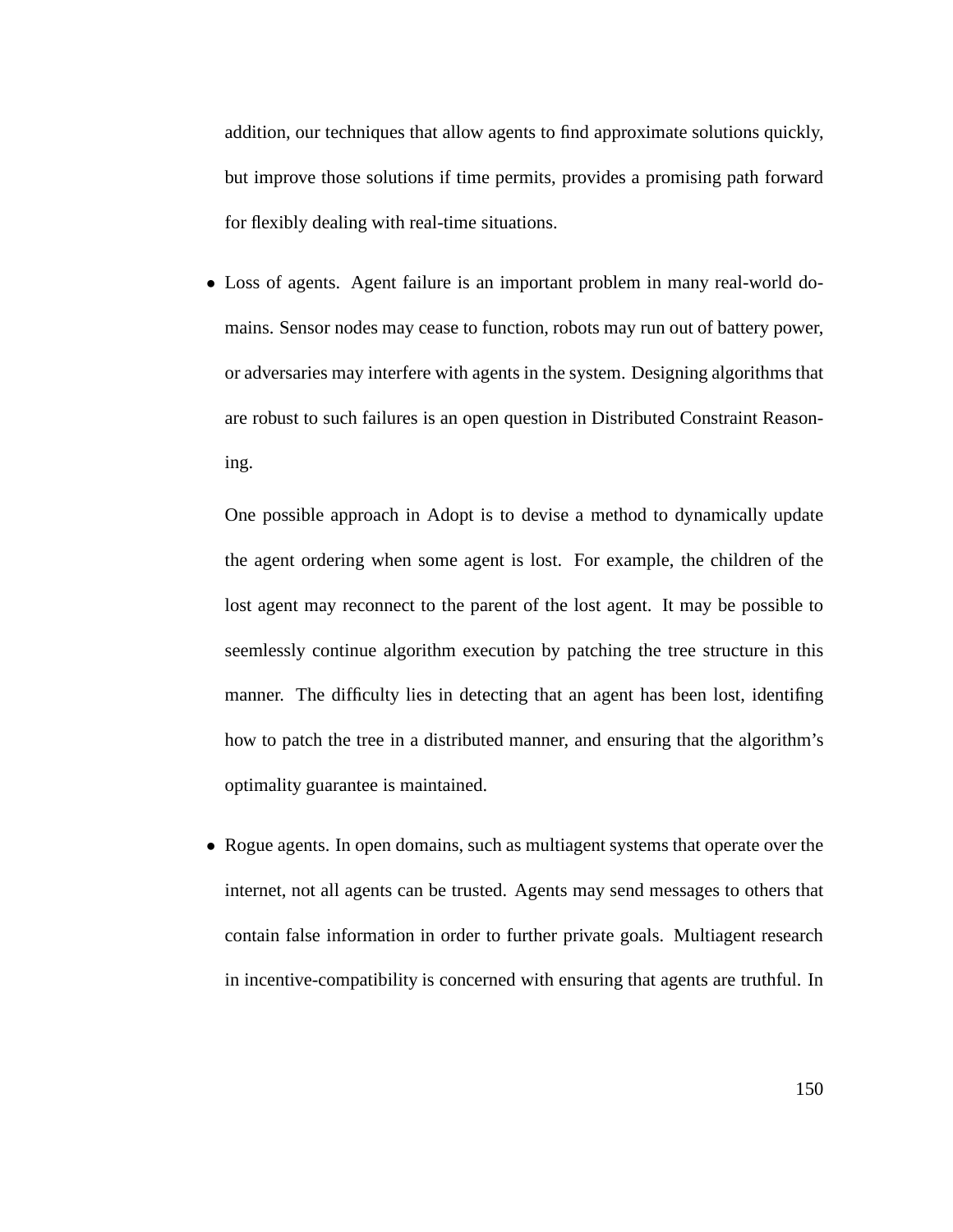addition, our techniques that allow agents to find approximate solutions quickly, but improve those solutions if time permits, provides a promising path forward for flexibly dealing with real-time situations.

- Loss of agents. Agent failure is an important problem in many real-world domains. Sensor nodes may cease to function, robots may run out of battery power, or adversaries may interfere with agents in the system. Designing algorithms that are robust to such failures is an open question in Distributed Constraint Reasoning.

  One possible approach in Adopt is to devise a method to dynamically update the agent ordering when some agent is lost. For example, the children of the lost agent may reconnect to the parent of the lost agent. It may be possible to seemlessly continue algorithm execution by patching the tree structure in this manner. The difficulty lies in detecting that an agent has been lost, identifing how to patch the tree in a distributed manner, and ensuring that the algorithm's optimality guarantee is maintained.

- Rogue agents. In open domains, such as multiagent systems that operate over the internet, not all agents can be trusted. Agents may send messages to others that contain false information in order to further private goals. Multiagent research in incentive-compatibility is concerned with ensuring that agents are truthful. In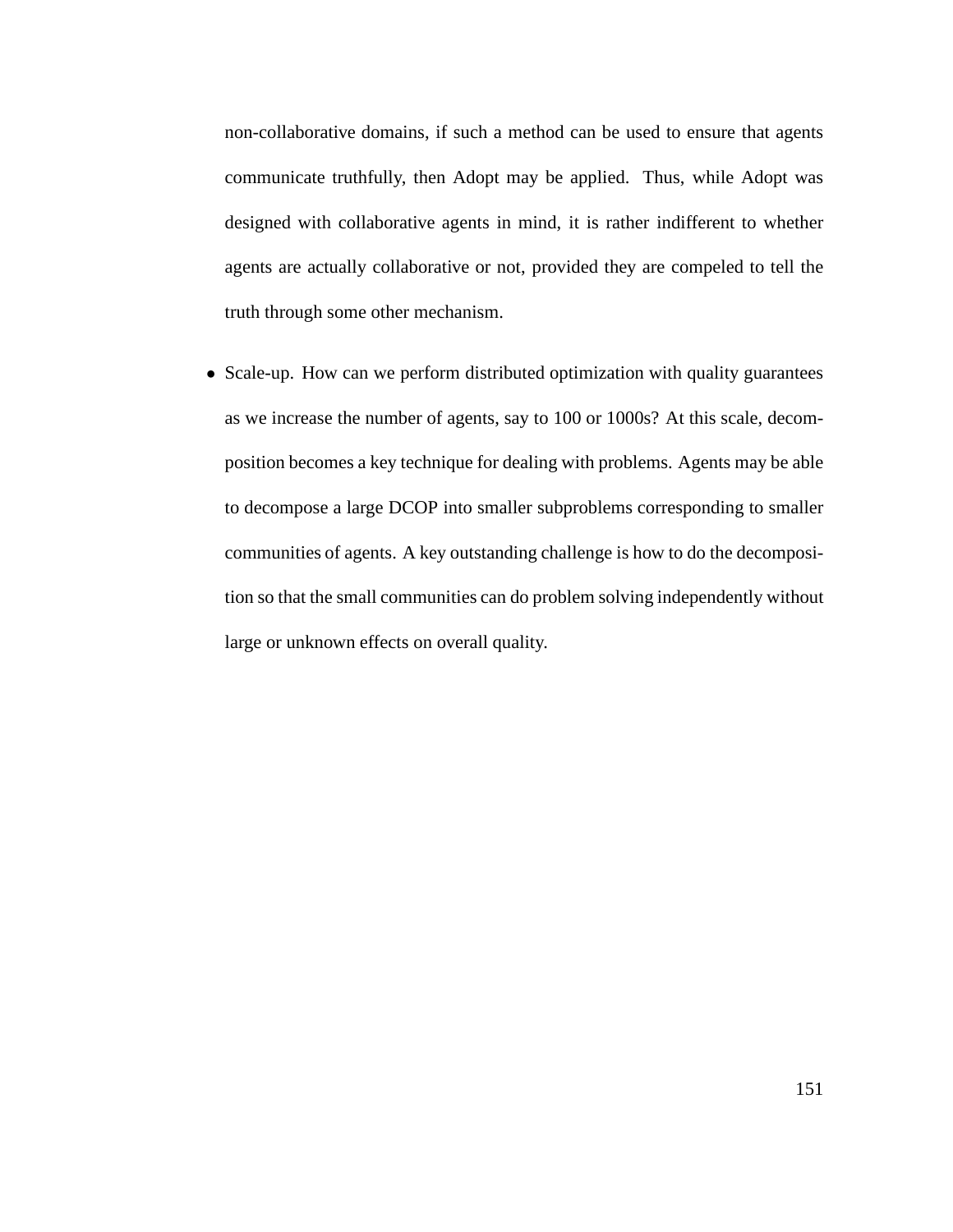non-collaborative domains, if such a method can be used to ensure that agents communicate truthfully, then Adopt may be applied. Thus, while Adopt was designed with collaborative agents in mind, it is rather indifferent to whether agents are actually collaborative or not, provided they are compeled to tell the truth through some other mechanism.

- Scale-up. How can we perform distributed optimization with quality guarantees as we increase the number of agents, say to 100 or 1000s? At this scale, decomposition becomes a key technique for dealing with problems. Agents may be able to decompose a large DCOP into smaller subproblems corresponding to smaller communities of agents. A key outstanding challenge is how to do the decomposition so that the small communities can do problem solving independently without large or unknown effects on overall quality.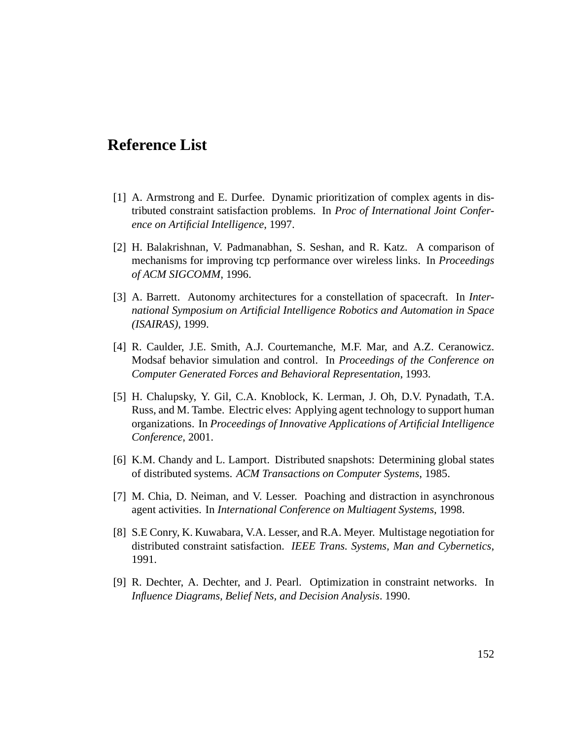# Reference List

[1] A. Armstrong and E. Durfee. Dynamic prioritization of complex agents in distributed constraint satisfaction problems. In *Proc of International Joint Conference on Artificial Intelligence*, 1997.

[2] H. Balakrishnan, V. Padmanabhan, S. Seshan, and R. Katz. A comparison of mechanisms for improving tcp performance over wireless links. In *Proceedings of ACM SIGCOMM*, 1996.

[3] A. Barrett. Autonomy architectures for a constellation of spacecraft. In *International Symposium on Artificial Intelligence Robotics and Automation in Space (ISAIRAS)*, 1999.

[4] R. Caulder, J.E. Smith, A.J. Courtemanche, M.F. Mar, and A.Z. Ceranowicz. Modsaf behavior simulation and control. In *Proceedings of the Conference on Computer Generated Forces and Behavioral Representation*, 1993.

[5] H. Chalupsky, Y. Gil, C.A. Knoblock, K. Lerman, J. Oh, D.V. Pynadath, T.A. Russ, and M. Tambe. Electric elves: Applying agent technology to support human organizations. In *Proceedings of Innovative Applications of Artificial Intelligence Conference*, 2001.

[6] K.M. Chandy and L. Lamport. Distributed snapshots: Determining global states of distributed systems. *ACM Transactions on Computer Systems*, 1985.

[7] M. Chia, D. Neiman, and V. Lesser. Poaching and distraction in asynchronous agent activities. In *International Conference on Multiagent Systems*, 1998.

[8] S.E Conry, K. Kuwabara, V.A. Lesser, and R.A. Meyer. Multistage negotiation for distributed constraint satisfaction. *IEEE Trans. Systems, Man and Cybernetics*, 1991.

[9] R. Dechter, A. Dechter, and J. Pearl. Optimization in constraint networks. In *Influence Diagrams, Belief Nets, and Decision Analysis*. 1990.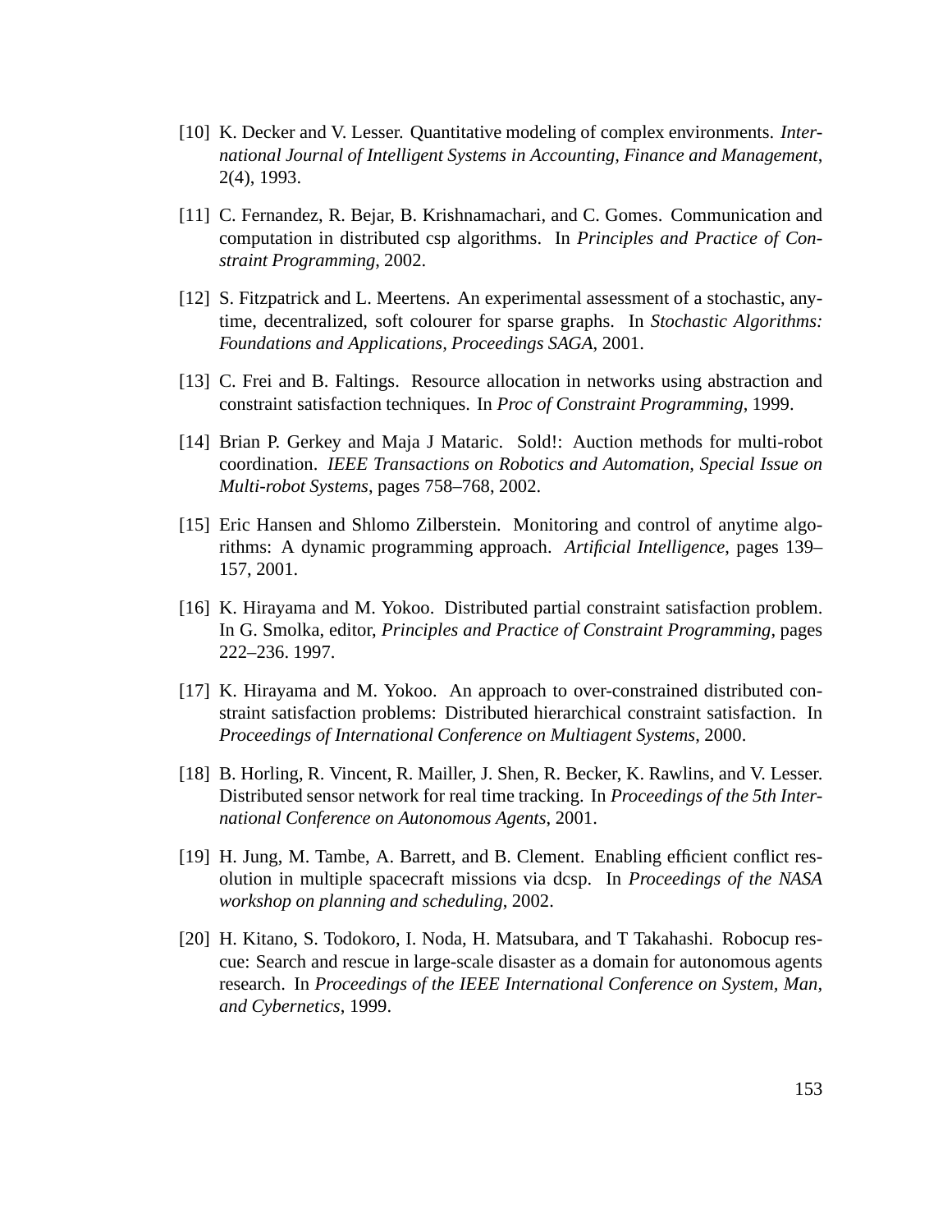[10] K. Decker and V. Lesser. Quantitative modeling of complex environments. *International Journal of Intelligent Systems in Accounting, Finance and Management*, 2(4), 1993.

[11] C. Fernandez, R. Bejar, B. Krishnamachari, and C. Gomes. Communication and computation in distributed csp algorithms. In *Principles and Practice of Constraint Programming*, 2002.

[12] S. Fitzpatrick and L. Meertens. An experimental assessment of a stochastic, anytime, decentralized, soft colourer for sparse graphs. In *Stochastic Algorithms: Foundations and Applications, Proceedings SAGA*, 2001.

[13] C. Frei and B. Faltings. Resource allocation in networks using abstraction and constraint satisfaction techniques. In *Proc of Constraint Programming*, 1999.

[14] Brian P. Gerkey and Maja J Mataric. Sold!: Auction methods for multi-robot coordination. *IEEE Transactions on Robotics and Automation, Special Issue on Multi-robot Systems*, pages 758–768, 2002.

[15] Eric Hansen and Shlomo Zilberstein. Monitoring and control of anytime algorithms: A dynamic programming approach. *Artificial Intelligence*, pages 139–157, 2001.

[16] K. Hirayama and M. Yokoo. Distributed partial constraint satisfaction problem. In G. Smolka, editor, *Principles and Practice of Constraint Programming*, pages 222–236. 1997.

[17] K. Hirayama and M. Yokoo. An approach to over-constrained distributed constraint satisfaction problems: Distributed hierarchical constraint satisfaction. In *Proceedings of International Conference on Multiagent Systems*, 2000.

[18] B. Horling, R. Vincent, R. Mailler, J. Shen, R. Becker, K. Rawlins, and V. Lesser. Distributed sensor network for real time tracking. In *Proceedings of the 5th International Conference on Autonomous Agents*, 2001.

[19] H. Jung, M. Tambe, A. Barrett, and B. Clement. Enabling efficient conflict resolution in multiple spacecraft missions via dcsp. In *Proceedings of the NASA workshop on planning and scheduling*, 2002.

[20] H. Kitano, S. Todokoro, I. Noda, H. Matsubara, and T Takahashi. Robocup rescue: Search and rescue in large-scale disaster as a domain for autonomous agents research. In *Proceedings of the IEEE International Conference on System, Man, and Cybernetics*, 1999.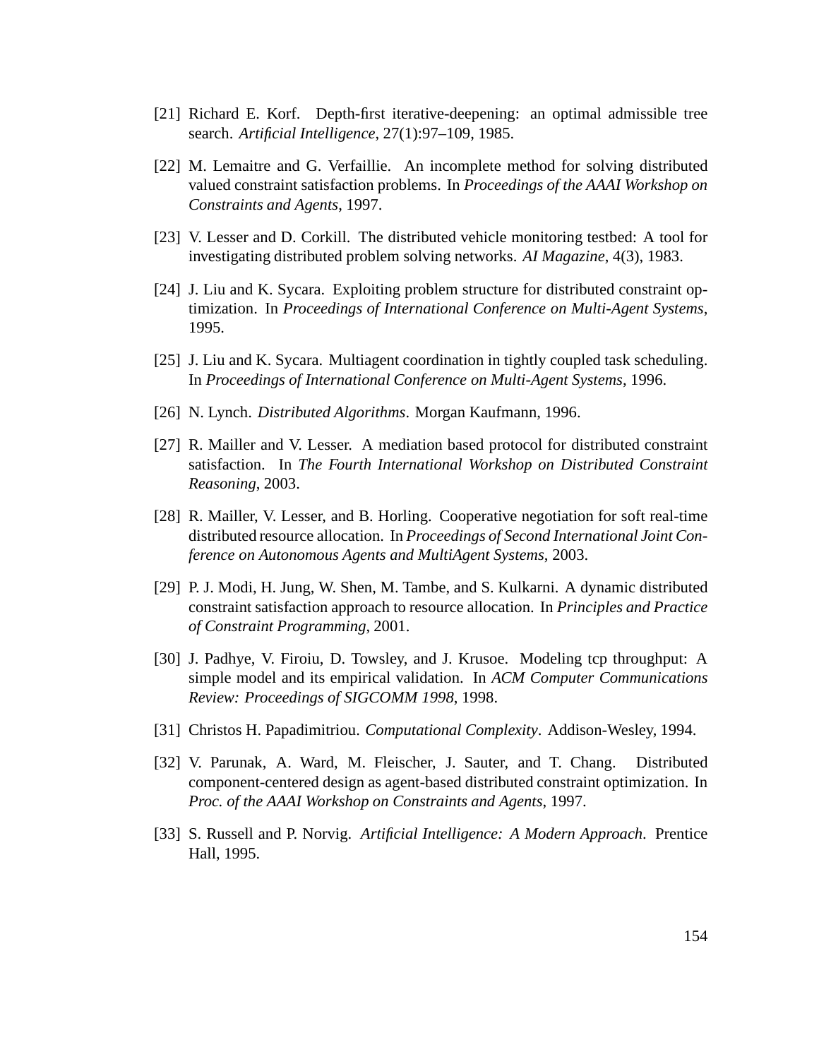[21] Richard E. Korf. Depth-first iterative-deepening: an optimal admissible tree search. *Artificial Intelligence*, 27(1):97–109, 1985.

[22] M. Lemaitre and G. Verfaillie. An incomplete method for solving distributed valued constraint satisfaction problems. In *Proceedings of the AAAI Workshop on Constraints and Agents*, 1997.

[23] V. Lesser and D. Corkill. The distributed vehicle monitoring testbed: A tool for investigating distributed problem solving networks. *AI Magazine*, 4(3), 1983.

[24] J. Liu and K. Sycara. Exploiting problem structure for distributed constraint optimization. In *Proceedings of International Conference on Multi-Agent Systems*, 1995.

[25] J. Liu and K. Sycara. Multiagent coordination in tightly coupled task scheduling. In *Proceedings of International Conference on Multi-Agent Systems*, 1996.

[26] N. Lynch. *Distributed Algorithms*. Morgan Kaufmann, 1996.

[27] R. Mailler and V. Lesser. A mediation based protocol for distributed constraint satisfaction. In *The Fourth International Workshop on Distributed Constraint Reasoning*, 2003.

[28] R. Mailler, V. Lesser, and B. Horling. Cooperative negotiation for soft real-time distributed resource allocation. In *Proceedings of Second International Joint Conference on Autonomous Agents and MultiAgent Systems*, 2003.

[29] P. J. Modi, H. Jung, W. Shen, M. Tambe, and S. Kulkarni. A dynamic distributed constraint satisfaction approach to resource allocation. In *Principles and Practice of Constraint Programming*, 2001.

[30] J. Padhye, V. Firoiu, D. Towsley, and J. Krusoe. Modeling tcp throughput: A simple model and its empirical validation. In *ACM Computer Communications Review: Proceedings of SIGCOMM 1998*, 1998.

[31] Christos H. Papadimitriou. *Computational Complexity*. Addison-Wesley, 1994.

[32] V. Parunak, A. Ward, M. Fleischer, J. Sauter, and T. Chang. Distributed component-centered design as agent-based distributed constraint optimization. In *Proc. of the AAAI Workshop on Constraints and Agents*, 1997.

[33] S. Russell and P. Norvig. *Artificial Intelligence: A Modern Approach*. Prentice Hall, 1995.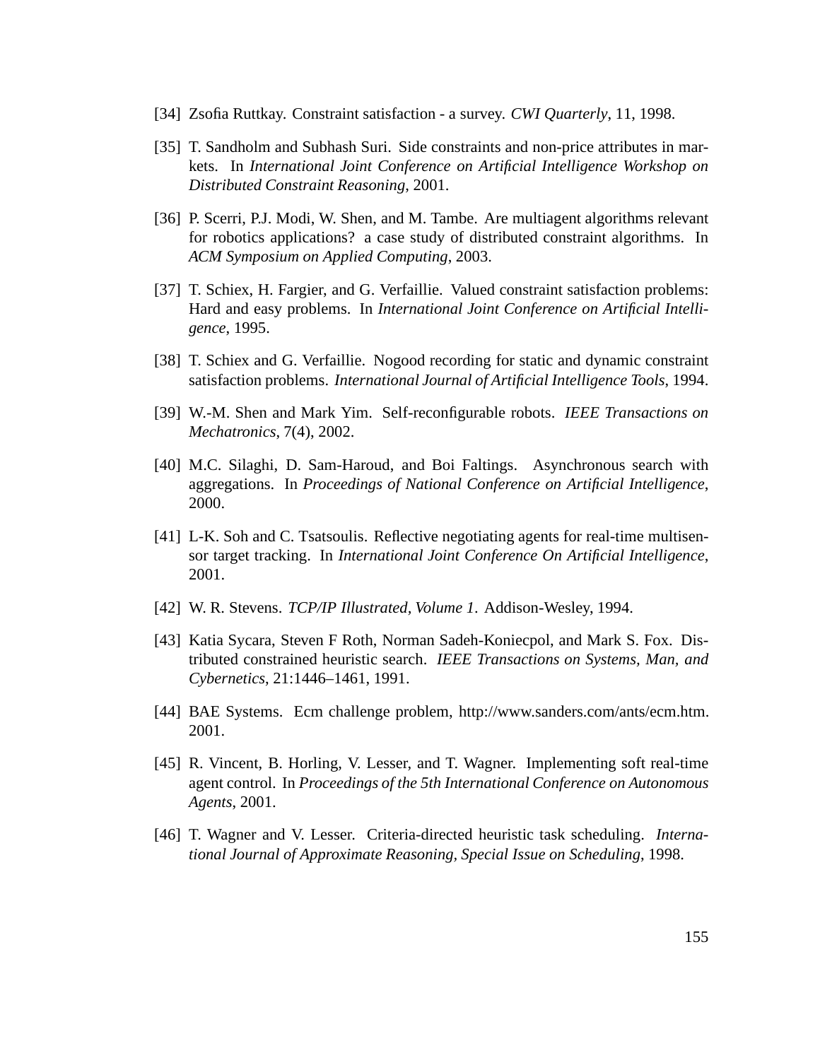[34] Zsofia Ruttkay. Constraint satisfaction - a survey. *CWI Quarterly*, 11, 1998.

[35] T. Sandholm and Subhash Suri. Side constraints and non-price attributes in markets. In *International Joint Conference on Artificial Intelligence Workshop on Distributed Constraint Reasoning*, 2001.

[36] P. Scerri, P.J. Modi, W. Shen, and M. Tambe. Are multiagent algorithms relevant for robotics applications? a case study of distributed constraint algorithms. In *ACM Symposium on Applied Computing*, 2003.

[37] T. Schiex, H. Fargier, and G. Verfaillie. Valued constraint satisfaction problems: Hard and easy problems. In *International Joint Conference on Artificial Intelligence*, 1995.

[38] T. Schiex and G. Verfaillie. Nogood recording for static and dynamic constraint satisfaction problems. *International Journal of Artificial Intelligence Tools*, 1994.

[39] W.-M. Shen and Mark Yim. Self-reconfigurable robots. *IEEE Transactions on Mechatronics*, 7(4), 2002.

[40] M.C. Silaghi, D. Sam-Haroud, and Boi Faltings. Asynchronous search with aggregations. In *Proceedings of National Conference on Artificial Intelligence*, 2000.

[41] L-K. Soh and C. Tsatsoulis. Reflective negotiating agents for real-time multisensor target tracking. In *International Joint Conference On Artificial Intelligence*, 2001.

[42] W. R. Stevens. *TCP/IP Illustrated, Volume 1*. Addison-Wesley, 1994.

[43] Katia Sycara, Steven F Roth, Norman Sadeh-Koniecpol, and Mark S. Fox. Distributed constrained heuristic search. *IEEE Transactions on Systems, Man, and Cybernetics*, 21:1446–1461, 1991.

[44] BAE Systems. Ecm challenge problem, http://www.sanders.com/ants/ecm.htm. 2001.

[45] R. Vincent, B. Horling, V. Lesser, and T. Wagner. Implementing soft real-time agent control. In *Proceedings of the 5th International Conference on Autonomous Agents*, 2001.

[46] T. Wagner and V. Lesser. Criteria-directed heuristic task scheduling. *International Journal of Approximate Reasoning, Special Issue on Scheduling*, 1998.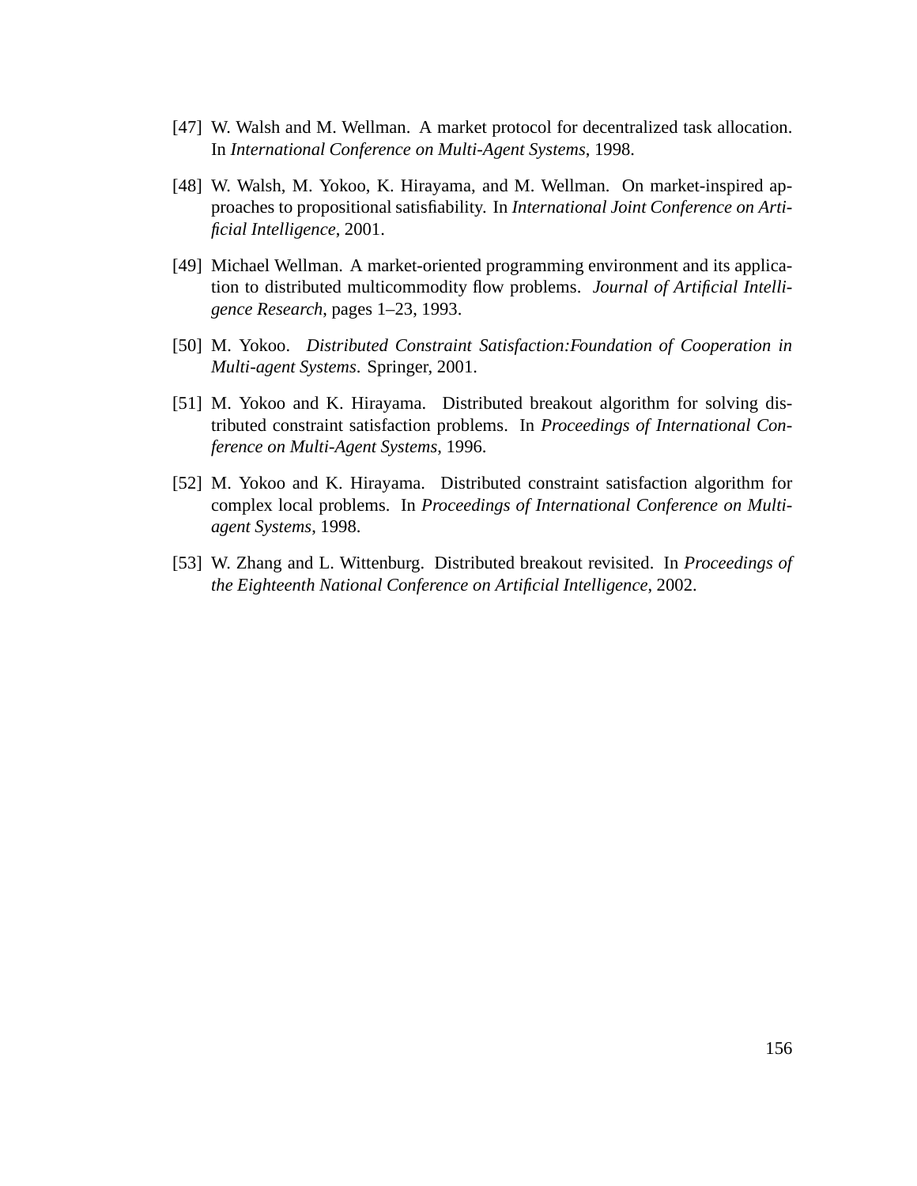[47] W. Walsh and M. Wellman. A market protocol for decentralized task allocation. In *International Conference on Multi-Agent Systems*, 1998.

[48] W. Walsh, M. Yokoo, K. Hirayama, and M. Wellman. On market-inspired approaches to propositional satisfiability. In *International Joint Conference on Artificial Intelligence*, 2001.

[49] Michael Wellman. A market-oriented programming environment and its application to distributed multicommodity flow problems. *Journal of Artificial Intelligence Research*, pages 1–23, 1993.

[50] M. Yokoo. *Distributed Constraint Satisfaction:Foundation of Cooperation in Multi-agent Systems*. Springer, 2001.

[51] M. Yokoo and K. Hirayama. Distributed breakout algorithm for solving distributed constraint satisfaction problems. In *Proceedings of International Conference on Multi-Agent Systems*, 1996.

[52] M. Yokoo and K. Hirayama. Distributed constraint satisfaction algorithm for complex local problems. In *Proceedings of International Conference on Multiagent Systems*, 1998.

[53] W. Zhang and L. Wittenburg. Distributed breakout revisited. In *Proceedings of the Eighteenth National Conference on Artificial Intelligence*, 2002.